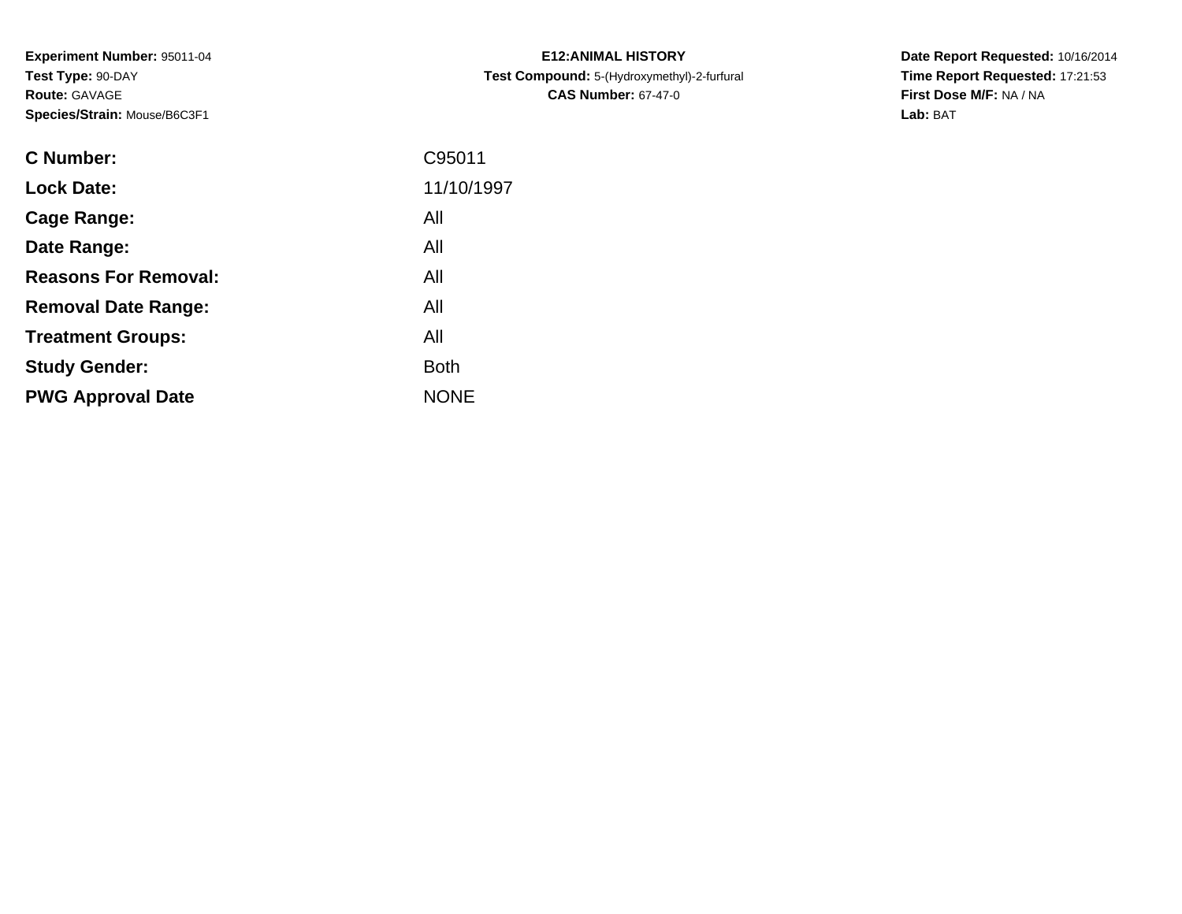**Experiment Number:** 95011-04
**Test Type:** 90-DAY
**Route:** GAVAGE
**Species/Strain:** Mouse/B6C3F1

**E12:ANIMAL HISTORY**
**Test Compound:** 5-(Hydroxymethyl)-2-furfural
**CAS Number:** 67-47-0

**Date Report Requested:** 10/16/2014
**Time Report Requested:** 17:21:53
**First Dose M/F:** NA / NA
**Lab:** BAT

| | |
|---|---|
| **C Number:** | C95011 |
| **Lock Date:** | 11/10/1997 |
| **Cage Range:** | All |
| **Date Range:** | All |
| **Reasons For Removal:** | All |
| **Removal Date Range:** | All |
| **Treatment Groups:** | All |
| **Study Gender:** | Both |
| **PWG Approval Date** | NONE |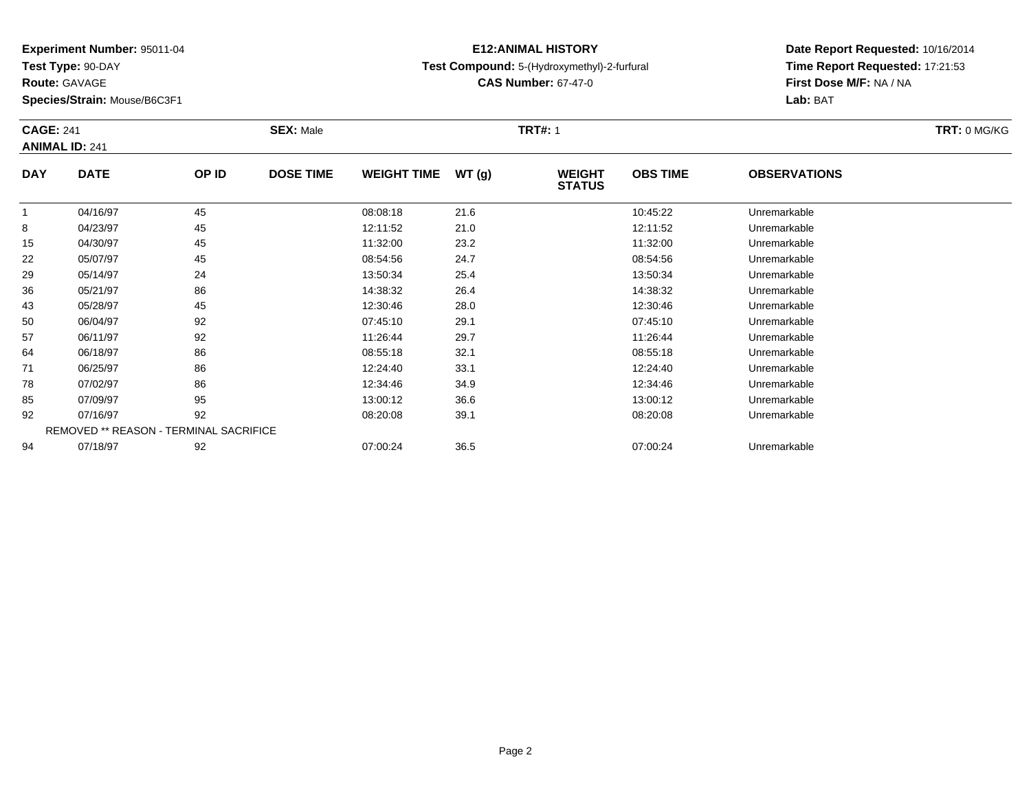**Experiment Number:** 95011-04
**Test Type:** 90-DAY
**Route:** GAVAGE
**Species/Strain:** Mouse/B6C3F1

**E12:ANIMAL HISTORY**
**Test Compound:** 5-(Hydroxymethyl)-2-furfural
**CAS Number:** 67-47-0

**Date Report Requested:** 10/16/2014
**Time Report Requested:** 17:21:53
**First Dose M/F:** NA / NA
**Lab:** BAT

**CAGE:** 241 | **SEX:** Male | **TRT#:** 1 | **TRT:** 0 MG/KG
**ANIMAL ID:** 241

| DAY | DATE | OP ID | DOSE TIME | WEIGHT TIME | WT (g) | WEIGHT STATUS | OBS TIME | OBSERVATIONS |
|---|---|---|---|---|---|---|---|---|
| 1 | 04/16/97 | 45 | | 08:08:18 | 21.6 | | 10:45:22 | Unremarkable |
| 8 | 04/23/97 | 45 | | 12:11:52 | 21.0 | | 12:11:52 | Unremarkable |
| 15 | 04/30/97 | 45 | | 11:32:00 | 23.2 | | 11:32:00 | Unremarkable |
| 22 | 05/07/97 | 45 | | 08:54:56 | 24.7 | | 08:54:56 | Unremarkable |
| 29 | 05/14/97 | 24 | | 13:50:34 | 25.4 | | 13:50:34 | Unremarkable |
| 36 | 05/21/97 | 86 | | 14:38:32 | 26.4 | | 14:38:32 | Unremarkable |
| 43 | 05/28/97 | 45 | | 12:30:46 | 28.0 | | 12:30:46 | Unremarkable |
| 50 | 06/04/97 | 92 | | 07:45:10 | 29.1 | | 07:45:10 | Unremarkable |
| 57 | 06/11/97 | 92 | | 11:26:44 | 29.7 | | 11:26:44 | Unremarkable |
| 64 | 06/18/97 | 86 | | 08:55:18 | 32.1 | | 08:55:18 | Unremarkable |
| 71 | 06/25/97 | 86 | | 12:24:40 | 33.1 | | 12:24:40 | Unremarkable |
| 78 | 07/02/97 | 86 | | 12:34:46 | 34.9 | | 12:34:46 | Unremarkable |
| 85 | 07/09/97 | 95 | | 13:00:12 | 36.6 | | 13:00:12 | Unremarkable |
| 92 | 07/16/97 | 92 | | 08:20:08 | 39.1 | | 08:20:08 | Unremarkable |
| REMOVED ** REASON - TERMINAL SACRIFICE | | | | | | | | |
| 94 | 07/18/97 | 92 | | 07:00:24 | 36.5 | | 07:00:24 | Unremarkable |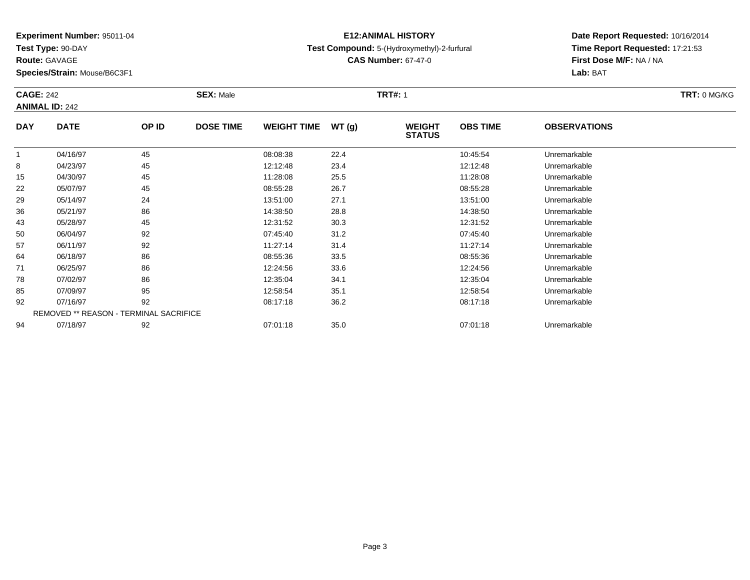**Experiment Number:** 95011-04
**Test Type:** 90-DAY
**Route:** GAVAGE
**Species/Strain:** Mouse/B6C3F1

**E12:ANIMAL HISTORY**
**Test Compound:** 5-(Hydroxymethyl)-2-furfural
**CAS Number:** 67-47-0

**Date Report Requested:** 10/16/2014
**Time Report Requested:** 17:21:53
**First Dose M/F:** NA / NA
**Lab:** BAT

**CAGE:** 242
**ANIMAL ID:** 242
**SEX:** Male
**TRT#:** 1
**TRT:** 0 MG/KG

| DAY | DATE | OP ID | DOSE TIME | WEIGHT TIME | WT (g) | WEIGHT STATUS | OBS TIME | OBSERVATIONS |
|---|---|---|---|---|---|---|---|---|
| 1 | 04/16/97 | 45 | | 08:08:38 | 22.4 | | 10:45:54 | Unremarkable |
| 8 | 04/23/97 | 45 | | 12:12:48 | 23.4 | | 12:12:48 | Unremarkable |
| 15 | 04/30/97 | 45 | | 11:28:08 | 25.5 | | 11:28:08 | Unremarkable |
| 22 | 05/07/97 | 45 | | 08:55:28 | 26.7 | | 08:55:28 | Unremarkable |
| 29 | 05/14/97 | 24 | | 13:51:00 | 27.1 | | 13:51:00 | Unremarkable |
| 36 | 05/21/97 | 86 | | 14:38:50 | 28.8 | | 14:38:50 | Unremarkable |
| 43 | 05/28/97 | 45 | | 12:31:52 | 30.3 | | 12:31:52 | Unremarkable |
| 50 | 06/04/97 | 92 | | 07:45:40 | 31.2 | | 07:45:40 | Unremarkable |
| 57 | 06/11/97 | 92 | | 11:27:14 | 31.4 | | 11:27:14 | Unremarkable |
| 64 | 06/18/97 | 86 | | 08:55:36 | 33.5 | | 08:55:36 | Unremarkable |
| 71 | 06/25/97 | 86 | | 12:24:56 | 33.6 | | 12:24:56 | Unremarkable |
| 78 | 07/02/97 | 86 | | 12:35:04 | 34.1 | | 12:35:04 | Unremarkable |
| 85 | 07/09/97 | 95 | | 12:58:54 | 35.1 | | 12:58:54 | Unremarkable |
| 92 | 07/16/97 | 92 | | 08:17:18 | 36.2 | | 08:17:18 | Unremarkable |
| REMOVED ** REASON - TERMINAL SACRIFICE | | | | | | | | |
| 94 | 07/18/97 | 92 | | 07:01:18 | 35.0 | | 07:01:18 | Unremarkable |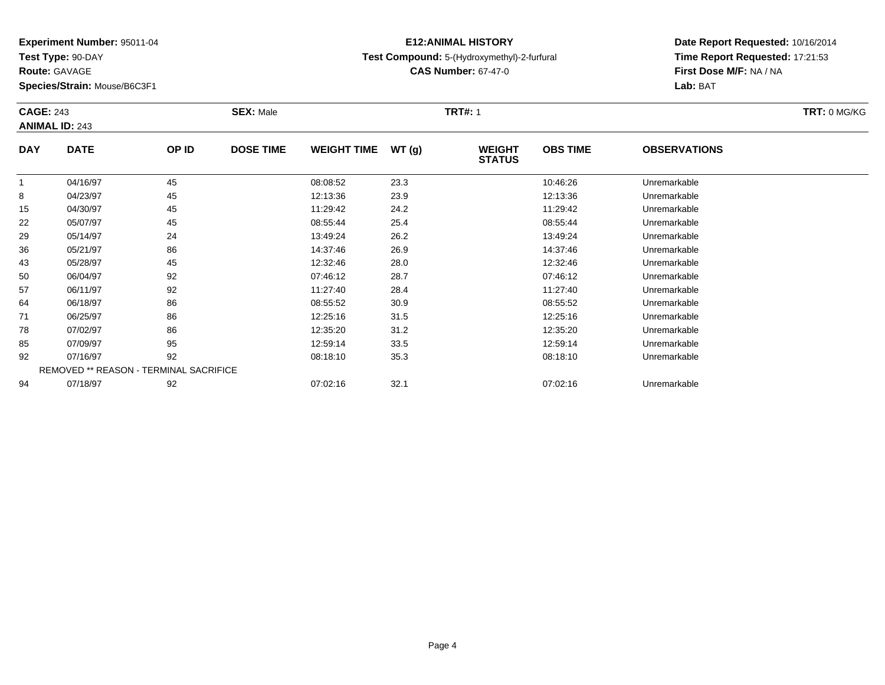**Experiment Number:** 95011-04
**Test Type:** 90-DAY
**Route:** GAVAGE
**Species/Strain:** Mouse/B6C3F1

# E12:ANIMAL HISTORY

**Test Compound:** 5-(Hydroxymethyl)-2-furfural
**CAS Number:** 67-47-0

**Date Report Requested:** 10/16/2014
**Time Report Requested:** 17:21:53
**First Dose M/F:** NA / NA
**Lab:** BAT

**CAGE:** 243 **SEX:** Male **TRT#:** 1 **TRT:** 0 MG/KG
**ANIMAL ID:** 243

| DAY | DATE | OP ID | DOSE TIME | WEIGHT TIME | WT (g) | WEIGHT STATUS | OBS TIME | OBSERVATIONS |
|---|---|---|---|---|---|---|---|---|
| 1 | 04/16/97 | 45 | | 08:08:52 | 23.3 | | 10:46:26 | Unremarkable |
| 8 | 04/23/97 | 45 | | 12:13:36 | 23.9 | | 12:13:36 | Unremarkable |
| 15 | 04/30/97 | 45 | | 11:29:42 | 24.2 | | 11:29:42 | Unremarkable |
| 22 | 05/07/97 | 45 | | 08:55:44 | 25.4 | | 08:55:44 | Unremarkable |
| 29 | 05/14/97 | 24 | | 13:49:24 | 26.2 | | 13:49:24 | Unremarkable |
| 36 | 05/21/97 | 86 | | 14:37:46 | 26.9 | | 14:37:46 | Unremarkable |
| 43 | 05/28/97 | 45 | | 12:32:46 | 28.0 | | 12:32:46 | Unremarkable |
| 50 | 06/04/97 | 92 | | 07:46:12 | 28.7 | | 07:46:12 | Unremarkable |
| 57 | 06/11/97 | 92 | | 11:27:40 | 28.4 | | 11:27:40 | Unremarkable |
| 64 | 06/18/97 | 86 | | 08:55:52 | 30.9 | | 08:55:52 | Unremarkable |
| 71 | 06/25/97 | 86 | | 12:25:16 | 31.5 | | 12:25:16 | Unremarkable |
| 78 | 07/02/97 | 86 | | 12:35:20 | 31.2 | | 12:35:20 | Unremarkable |
| 85 | 07/09/97 | 95 | | 12:59:14 | 33.5 | | 12:59:14 | Unremarkable |
| 92 | 07/16/97 | 92 | | 08:18:10 | 35.3 | | 08:18:10 | Unremarkable |
| | REMOVED ** REASON - TERMINAL SACRIFICE | | | | | | | |
| 94 | 07/18/97 | 92 | | 07:02:16 | 32.1 | | 07:02:16 | Unremarkable |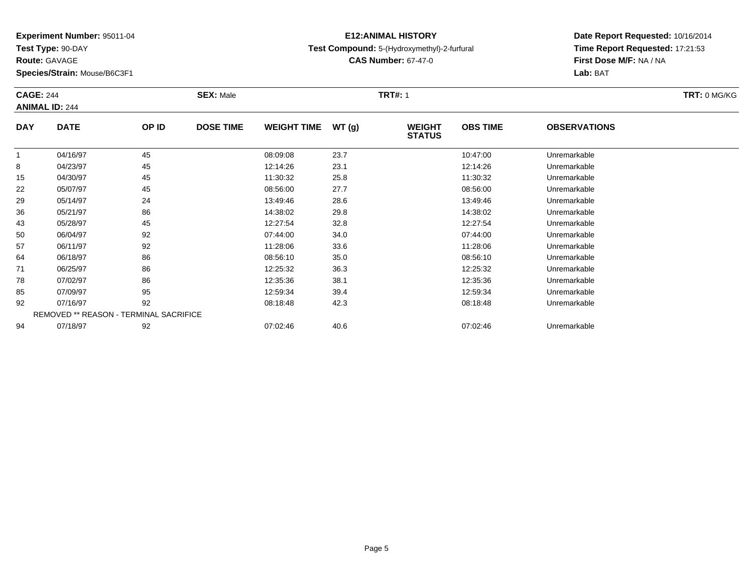**Experiment Number:** 95011-04
**Test Type:** 90-DAY
**Route:** GAVAGE
**Species/Strain:** Mouse/B6C3F1

**E12:ANIMAL HISTORY**
**Test Compound:** 5-(Hydroxymethyl)-2-furfural
**CAS Number:** 67-47-0

**Date Report Requested:** 10/16/2014
**Time Report Requested:** 17:21:53
**First Dose M/F:** NA / NA
**Lab:** BAT

**CAGE:** 244 **SEX:** Male **TRT#:** 1 **TRT:** 0 MG/KG
**ANIMAL ID:** 244

| DAY | DATE | OP ID | DOSE TIME | WEIGHT TIME | WT (g) | WEIGHT STATUS | OBS TIME | OBSERVATIONS |
|---|---|---|---|---|---|---|---|---|
| 1 | 04/16/97 | 45 | | 08:09:08 | 23.7 | | 10:47:00 | Unremarkable |
| 8 | 04/23/97 | 45 | | 12:14:26 | 23.1 | | 12:14:26 | Unremarkable |
| 15 | 04/30/97 | 45 | | 11:30:32 | 25.8 | | 11:30:32 | Unremarkable |
| 22 | 05/07/97 | 45 | | 08:56:00 | 27.7 | | 08:56:00 | Unremarkable |
| 29 | 05/14/97 | 24 | | 13:49:46 | 28.6 | | 13:49:46 | Unremarkable |
| 36 | 05/21/97 | 86 | | 14:38:02 | 29.8 | | 14:38:02 | Unremarkable |
| 43 | 05/28/97 | 45 | | 12:27:54 | 32.8 | | 12:27:54 | Unremarkable |
| 50 | 06/04/97 | 92 | | 07:44:00 | 34.0 | | 07:44:00 | Unremarkable |
| 57 | 06/11/97 | 92 | | 11:28:06 | 33.6 | | 11:28:06 | Unremarkable |
| 64 | 06/18/97 | 86 | | 08:56:10 | 35.0 | | 08:56:10 | Unremarkable |
| 71 | 06/25/97 | 86 | | 12:25:32 | 36.3 | | 12:25:32 | Unremarkable |
| 78 | 07/02/97 | 86 | | 12:35:36 | 38.1 | | 12:35:36 | Unremarkable |
| 85 | 07/09/97 | 95 | | 12:59:34 | 39.4 | | 12:59:34 | Unremarkable |
| 92 | 07/16/97 | 92 | | 08:18:48 | 42.3 | | 08:18:48 | Unremarkable |
| REMOVED ** REASON - TERMINAL SACRIFICE | | | | | | | | |
| 94 | 07/18/97 | 92 | | 07:02:46 | 40.6 | | 07:02:46 | Unremarkable |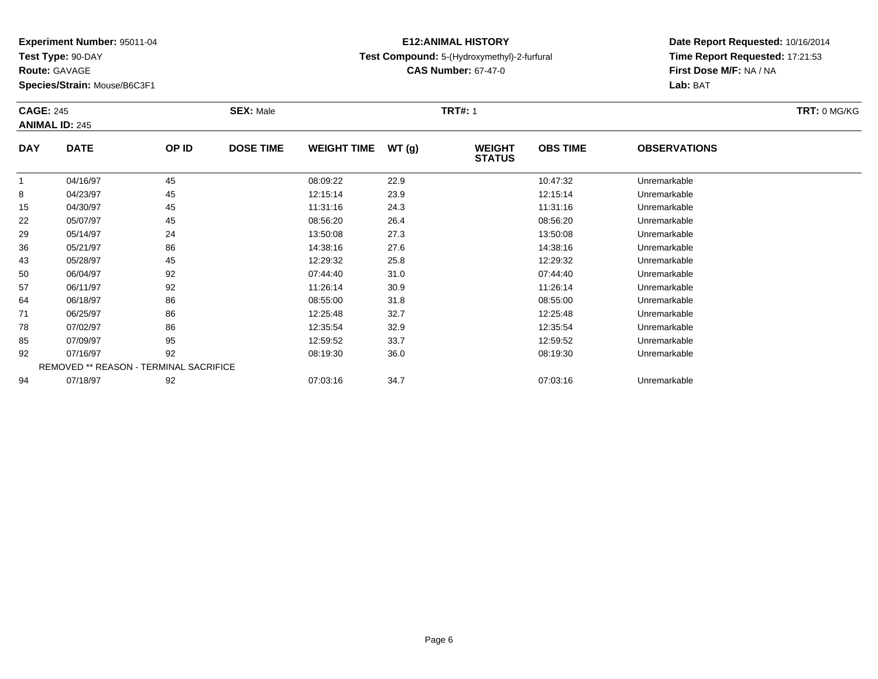**Experiment Number:** 95011-04
**Test Type:** 90-DAY
**Route:** GAVAGE
**Species/Strain:** Mouse/B6C3F1

**E12:ANIMAL HISTORY**
**Test Compound:** 5-(Hydroxymethyl)-2-furfural
**CAS Number:** 67-47-0

**Date Report Requested:** 10/16/2014
**Time Report Requested:** 17:21:53
**First Dose M/F:** NA / NA
**Lab:** BAT

**CAGE:** 245 **SEX:** Male **TRT#:** 1 **TRT:** 0 MG/KG
**ANIMAL ID:** 245

| DAY | DATE | OP ID | DOSE TIME | WEIGHT TIME | WT (g) | WEIGHT STATUS | OBS TIME | OBSERVATIONS |
|---|---|---|---|---|---|---|---|---|
| 1 | 04/16/97 | 45 | | 08:09:22 | 22.9 | | 10:47:32 | Unremarkable |
| 8 | 04/23/97 | 45 | | 12:15:14 | 23.9 | | 12:15:14 | Unremarkable |
| 15 | 04/30/97 | 45 | | 11:31:16 | 24.3 | | 11:31:16 | Unremarkable |
| 22 | 05/07/97 | 45 | | 08:56:20 | 26.4 | | 08:56:20 | Unremarkable |
| 29 | 05/14/97 | 24 | | 13:50:08 | 27.3 | | 13:50:08 | Unremarkable |
| 36 | 05/21/97 | 86 | | 14:38:16 | 27.6 | | 14:38:16 | Unremarkable |
| 43 | 05/28/97 | 45 | | 12:29:32 | 25.8 | | 12:29:32 | Unremarkable |
| 50 | 06/04/97 | 92 | | 07:44:40 | 31.0 | | 07:44:40 | Unremarkable |
| 57 | 06/11/97 | 92 | | 11:26:14 | 30.9 | | 11:26:14 | Unremarkable |
| 64 | 06/18/97 | 86 | | 08:55:00 | 31.8 | | 08:55:00 | Unremarkable |
| 71 | 06/25/97 | 86 | | 12:25:48 | 32.7 | | 12:25:48 | Unremarkable |
| 78 | 07/02/97 | 86 | | 12:35:54 | 32.9 | | 12:35:54 | Unremarkable |
| 85 | 07/09/97 | 95 | | 12:59:52 | 33.7 | | 12:59:52 | Unremarkable |
| 92 | 07/16/97 | 92 | | 08:19:30 | 36.0 | | 08:19:30 | Unremarkable |
| REMOVED ** REASON - TERMINAL SACRIFICE | | | | | | | | |
| 94 | 07/18/97 | 92 | | 07:03:16 | 34.7 | | 07:03:16 | Unremarkable |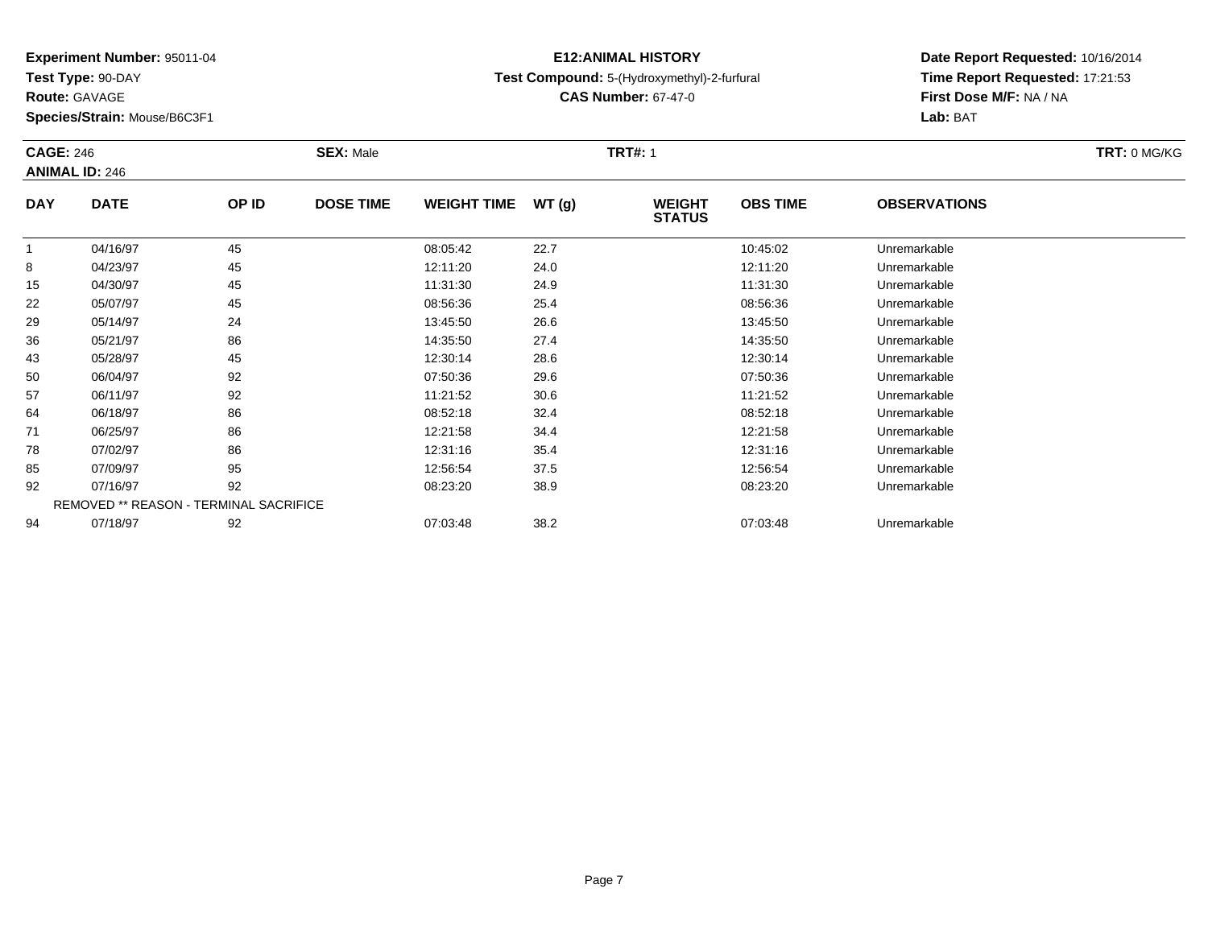**Experiment Number:** 95011-04
**Test Type:** 90-DAY
**Route:** GAVAGE
**Species/Strain:** Mouse/B6C3F1

**E12:ANIMAL HISTORY**
**Test Compound:** 5-(Hydroxymethyl)-2-furfural
**CAS Number:** 67-47-0

**Date Report Requested:** 10/16/2014
**Time Report Requested:** 17:21:53
**First Dose M/F:** NA / NA
**Lab:** BAT

**CAGE:** 246 **SEX:** Male **TRT#:** 1 **TRT:** 0 MG/KG
**ANIMAL ID:** 246

| DAY | DATE | OP ID | DOSE TIME | WEIGHT TIME | WT (g) | WEIGHT STATUS | OBS TIME | OBSERVATIONS |
|---|---|---|---|---|---|---|---|---|
| 1 | 04/16/97 | 45 | | 08:05:42 | 22.7 | | 10:45:02 | Unremarkable |
| 8 | 04/23/97 | 45 | | 12:11:20 | 24.0 | | 12:11:20 | Unremarkable |
| 15 | 04/30/97 | 45 | | 11:31:30 | 24.9 | | 11:31:30 | Unremarkable |
| 22 | 05/07/97 | 45 | | 08:56:36 | 25.4 | | 08:56:36 | Unremarkable |
| 29 | 05/14/97 | 24 | | 13:45:50 | 26.6 | | 13:45:50 | Unremarkable |
| 36 | 05/21/97 | 86 | | 14:35:50 | 27.4 | | 14:35:50 | Unremarkable |
| 43 | 05/28/97 | 45 | | 12:30:14 | 28.6 | | 12:30:14 | Unremarkable |
| 50 | 06/04/97 | 92 | | 07:50:36 | 29.6 | | 07:50:36 | Unremarkable |
| 57 | 06/11/97 | 92 | | 11:21:52 | 30.6 | | 11:21:52 | Unremarkable |
| 64 | 06/18/97 | 86 | | 08:52:18 | 32.4 | | 08:52:18 | Unremarkable |
| 71 | 06/25/97 | 86 | | 12:21:58 | 34.4 | | 12:21:58 | Unremarkable |
| 78 | 07/02/97 | 86 | | 12:31:16 | 35.4 | | 12:31:16 | Unremarkable |
| 85 | 07/09/97 | 95 | | 12:56:54 | 37.5 | | 12:56:54 | Unremarkable |
| 92 | 07/16/97 | 92 | | 08:23:20 | 38.9 | | 08:23:20 | Unremarkable |
| REMOVED ** REASON - TERMINAL SACRIFICE | | | | | | | | |
| 94 | 07/18/97 | 92 | | 07:03:48 | 38.2 | | 07:03:48 | Unremarkable |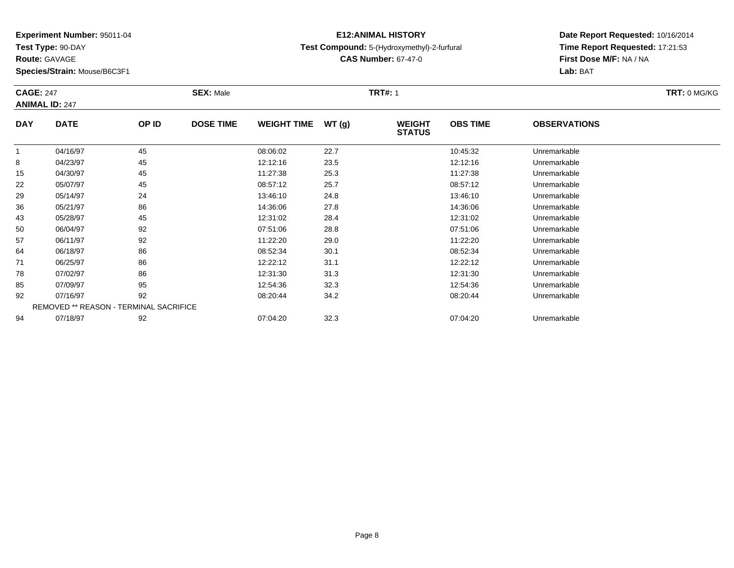**Experiment Number:** 95011-04
**Test Type:** 90-DAY
**Route:** GAVAGE
**Species/Strain:** Mouse/B6C3F1

**E12:ANIMAL HISTORY**
**Test Compound:** 5-(Hydroxymethyl)-2-furfural
**CAS Number:** 67-47-0

**Date Report Requested:** 10/16/2014
**Time Report Requested:** 17:21:53
**First Dose M/F:** NA / NA
**Lab:** BAT

**CAGE:** 247 **SEX:** Male **TRT#:** 1 **TRT:** 0 MG/KG
**ANIMAL ID:** 247

| DAY | DATE | OP ID | DOSE TIME | WEIGHT TIME | WT (g) | WEIGHT STATUS | OBS TIME | OBSERVATIONS |
|---|---|---|---|---|---|---|---|---|
| 1 | 04/16/97 | 45 | | 08:06:02 | 22.7 | | 10:45:32 | Unremarkable |
| 8 | 04/23/97 | 45 | | 12:12:16 | 23.5 | | 12:12:16 | Unremarkable |
| 15 | 04/30/97 | 45 | | 11:27:38 | 25.3 | | 11:27:38 | Unremarkable |
| 22 | 05/07/97 | 45 | | 08:57:12 | 25.7 | | 08:57:12 | Unremarkable |
| 29 | 05/14/97 | 24 | | 13:46:10 | 24.8 | | 13:46:10 | Unremarkable |
| 36 | 05/21/97 | 86 | | 14:36:06 | 27.8 | | 14:36:06 | Unremarkable |
| 43 | 05/28/97 | 45 | | 12:31:02 | 28.4 | | 12:31:02 | Unremarkable |
| 50 | 06/04/97 | 92 | | 07:51:06 | 28.8 | | 07:51:06 | Unremarkable |
| 57 | 06/11/97 | 92 | | 11:22:20 | 29.0 | | 11:22:20 | Unremarkable |
| 64 | 06/18/97 | 86 | | 08:52:34 | 30.1 | | 08:52:34 | Unremarkable |
| 71 | 06/25/97 | 86 | | 12:22:12 | 31.1 | | 12:22:12 | Unremarkable |
| 78 | 07/02/97 | 86 | | 12:31:30 | 31.3 | | 12:31:30 | Unremarkable |
| 85 | 07/09/97 | 95 | | 12:54:36 | 32.3 | | 12:54:36 | Unremarkable |
| 92 | 07/16/97 | 92 | | 08:20:44 | 34.2 | | 08:20:44 | Unremarkable |
| | REMOVED ** REASON - TERMINAL SACRIFICE | | | | | | | |
| 94 | 07/18/97 | 92 | | 07:04:20 | 32.3 | | 07:04:20 | Unremarkable |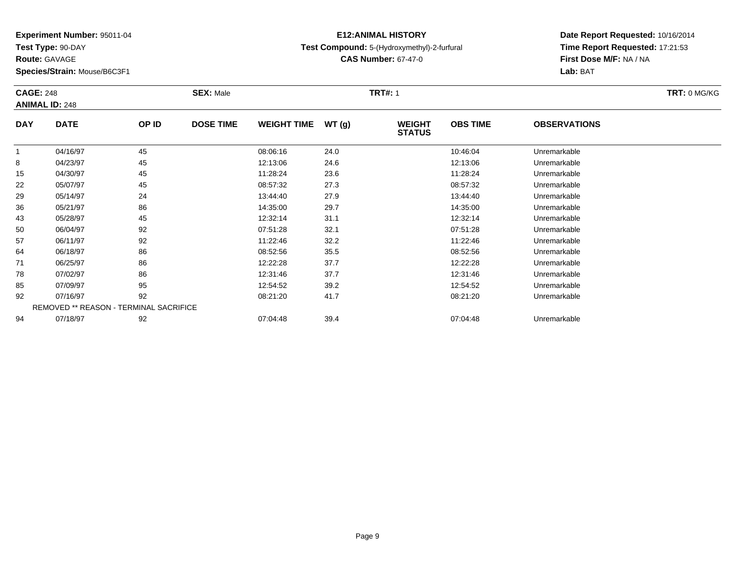**Experiment Number:** 95011-04
**Test Type:** 90-DAY
**Route:** GAVAGE
**Species/Strain:** Mouse/B6C3F1

**E12:ANIMAL HISTORY**
**Test Compound:** 5-(Hydroxymethyl)-2-furfural
**CAS Number:** 67-47-0

**Date Report Requested:** 10/16/2014
**Time Report Requested:** 17:21:53
**First Dose M/F:** NA / NA
**Lab:** BAT

**CAGE:** 248
**ANIMAL ID:** 248
**SEX:** Male
**TRT#:** 1
**TRT:** 0 MG/KG

| DAY | DATE | OP ID | DOSE TIME | WEIGHT TIME | WT (g) | WEIGHT STATUS | OBS TIME | OBSERVATIONS |
|---|---|---|---|---|---|---|---|---|
| 1 | 04/16/97 | 45 | | 08:06:16 | 24.0 | | 10:46:04 | Unremarkable |
| 8 | 04/23/97 | 45 | | 12:13:06 | 24.6 | | 12:13:06 | Unremarkable |
| 15 | 04/30/97 | 45 | | 11:28:24 | 23.6 | | 11:28:24 | Unremarkable |
| 22 | 05/07/97 | 45 | | 08:57:32 | 27.3 | | 08:57:32 | Unremarkable |
| 29 | 05/14/97 | 24 | | 13:44:40 | 27.9 | | 13:44:40 | Unremarkable |
| 36 | 05/21/97 | 86 | | 14:35:00 | 29.7 | | 14:35:00 | Unremarkable |
| 43 | 05/28/97 | 45 | | 12:32:14 | 31.1 | | 12:32:14 | Unremarkable |
| 50 | 06/04/97 | 92 | | 07:51:28 | 32.1 | | 07:51:28 | Unremarkable |
| 57 | 06/11/97 | 92 | | 11:22:46 | 32.2 | | 11:22:46 | Unremarkable |
| 64 | 06/18/97 | 86 | | 08:52:56 | 35.5 | | 08:52:56 | Unremarkable |
| 71 | 06/25/97 | 86 | | 12:22:28 | 37.7 | | 12:22:28 | Unremarkable |
| 78 | 07/02/97 | 86 | | 12:31:46 | 37.7 | | 12:31:46 | Unremarkable |
| 85 | 07/09/97 | 95 | | 12:54:52 | 39.2 | | 12:54:52 | Unremarkable |
| 92 | 07/16/97 | 92 | | 08:21:20 | 41.7 | | 08:21:20 | Unremarkable |
| REMOVED ** REASON - TERMINAL SACRIFICE | | | | | | | | |
| 94 | 07/18/97 | 92 | | 07:04:48 | 39.4 | | 07:04:48 | Unremarkable |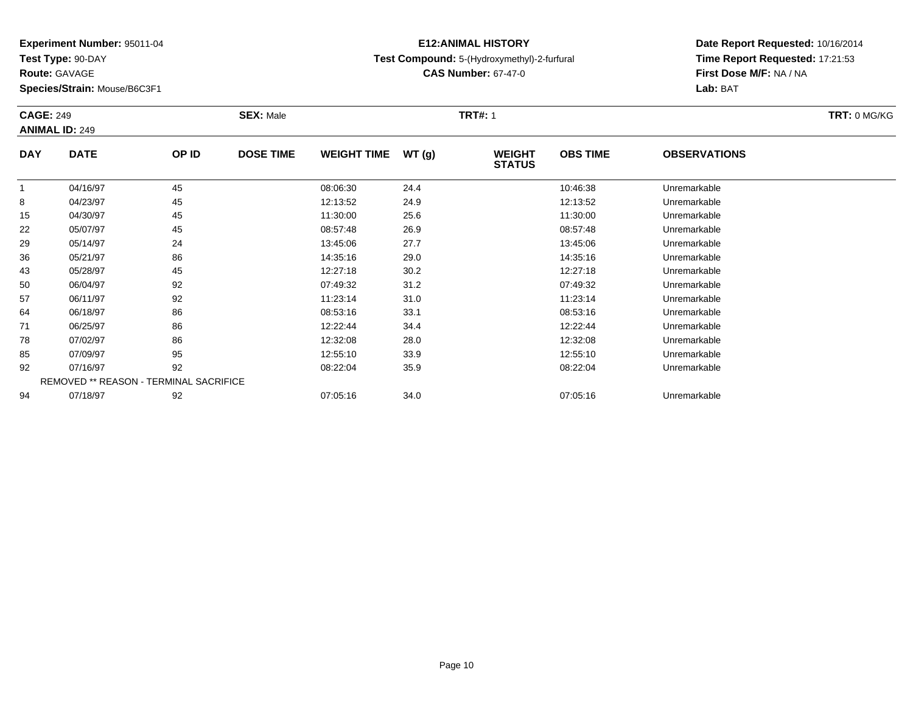**Experiment Number:** 95011-04
**Test Type:** 90-DAY
**Route:** GAVAGE
**Species/Strain:** Mouse/B6C3F1

**E12:ANIMAL HISTORY**
**Test Compound:** 5-(Hydroxymethyl)-2-furfural
**CAS Number:** 67-47-0

**Date Report Requested:** 10/16/2014
**Time Report Requested:** 17:21:53
**First Dose M/F:** NA / NA
**Lab:** BAT

**CAGE:** 249 **SEX:** Male **TRT#:** 1 **TRT:** 0 MG/KG
**ANIMAL ID:** 249

| DAY | DATE | OP ID | DOSE TIME | WEIGHT TIME | WT (g) | WEIGHT STATUS | OBS TIME | OBSERVATIONS |
|---|---|---|---|---|---|---|---|---|
| 1 | 04/16/97 | 45 | | 08:06:30 | 24.4 | | 10:46:38 | Unremarkable |
| 8 | 04/23/97 | 45 | | 12:13:52 | 24.9 | | 12:13:52 | Unremarkable |
| 15 | 04/30/97 | 45 | | 11:30:00 | 25.6 | | 11:30:00 | Unremarkable |
| 22 | 05/07/97 | 45 | | 08:57:48 | 26.9 | | 08:57:48 | Unremarkable |
| 29 | 05/14/97 | 24 | | 13:45:06 | 27.7 | | 13:45:06 | Unremarkable |
| 36 | 05/21/97 | 86 | | 14:35:16 | 29.0 | | 14:35:16 | Unremarkable |
| 43 | 05/28/97 | 45 | | 12:27:18 | 30.2 | | 12:27:18 | Unremarkable |
| 50 | 06/04/97 | 92 | | 07:49:32 | 31.2 | | 07:49:32 | Unremarkable |
| 57 | 06/11/97 | 92 | | 11:23:14 | 31.0 | | 11:23:14 | Unremarkable |
| 64 | 06/18/97 | 86 | | 08:53:16 | 33.1 | | 08:53:16 | Unremarkable |
| 71 | 06/25/97 | 86 | | 12:22:44 | 34.4 | | 12:22:44 | Unremarkable |
| 78 | 07/02/97 | 86 | | 12:32:08 | 28.0 | | 12:32:08 | Unremarkable |
| 85 | 07/09/97 | 95 | | 12:55:10 | 33.9 | | 12:55:10 | Unremarkable |
| 92 | 07/16/97 | 92 | | 08:22:04 | 35.9 | | 08:22:04 | Unremarkable |
| REMOVED ** REASON - TERMINAL SACRIFICE | | | | | | | | |
| 94 | 07/18/97 | 92 | | 07:05:16 | 34.0 | | 07:05:16 | Unremarkable |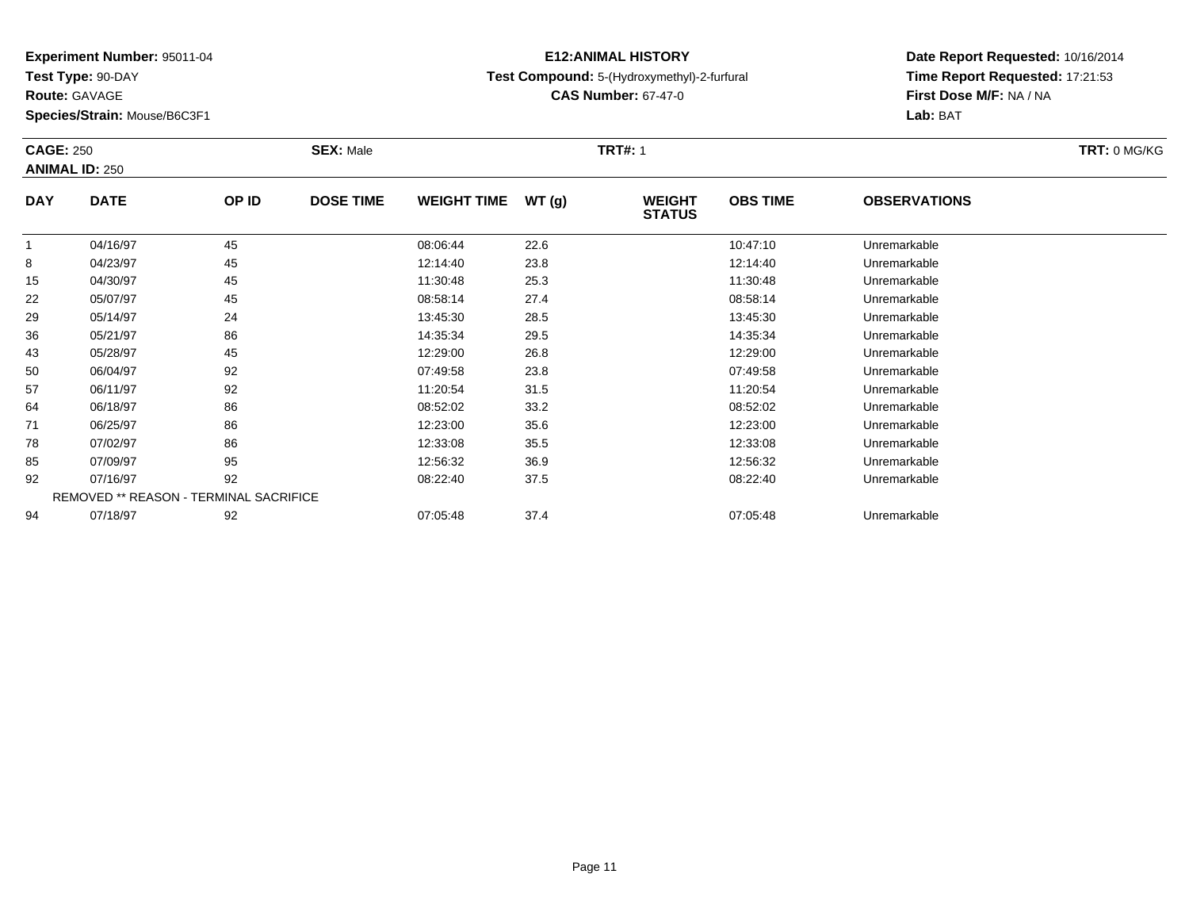**Experiment Number:** 95011-04
**Test Type:** 90-DAY
**Route:** GAVAGE
**Species/Strain:** Mouse/B6C3F1

**E12:ANIMAL HISTORY**
**Test Compound:** 5-(Hydroxymethyl)-2-furfural
**CAS Number:** 67-47-0

**Date Report Requested:** 10/16/2014
**Time Report Requested:** 17:21:53
**First Dose M/F:** NA / NA
**Lab:** BAT

**CAGE:** 250 **SEX:** Male **TRT#:** 1 **TRT:** 0 MG/KG
**ANIMAL ID:** 250

| DAY | DATE | OP ID | DOSE TIME | WEIGHT TIME | WT (g) | WEIGHT STATUS | OBS TIME | OBSERVATIONS |
|---|---|---|---|---|---|---|---|---|
| 1 | 04/16/97 | 45 | | 08:06:44 | 22.6 | | 10:47:10 | Unremarkable |
| 8 | 04/23/97 | 45 | | 12:14:40 | 23.8 | | 12:14:40 | Unremarkable |
| 15 | 04/30/97 | 45 | | 11:30:48 | 25.3 | | 11:30:48 | Unremarkable |
| 22 | 05/07/97 | 45 | | 08:58:14 | 27.4 | | 08:58:14 | Unremarkable |
| 29 | 05/14/97 | 24 | | 13:45:30 | 28.5 | | 13:45:30 | Unremarkable |
| 36 | 05/21/97 | 86 | | 14:35:34 | 29.5 | | 14:35:34 | Unremarkable |
| 43 | 05/28/97 | 45 | | 12:29:00 | 26.8 | | 12:29:00 | Unremarkable |
| 50 | 06/04/97 | 92 | | 07:49:58 | 23.8 | | 07:49:58 | Unremarkable |
| 57 | 06/11/97 | 92 | | 11:20:54 | 31.5 | | 11:20:54 | Unremarkable |
| 64 | 06/18/97 | 86 | | 08:52:02 | 33.2 | | 08:52:02 | Unremarkable |
| 71 | 06/25/97 | 86 | | 12:23:00 | 35.6 | | 12:23:00 | Unremarkable |
| 78 | 07/02/97 | 86 | | 12:33:08 | 35.5 | | 12:33:08 | Unremarkable |
| 85 | 07/09/97 | 95 | | 12:56:32 | 36.9 | | 12:56:32 | Unremarkable |
| 92 | 07/16/97 | 92 | | 08:22:40 | 37.5 | | 08:22:40 | Unremarkable |
| REMOVED ** REASON - TERMINAL SACRIFICE | | | | | | | | |
| 94 | 07/18/97 | 92 | | 07:05:48 | 37.4 | | 07:05:48 | Unremarkable |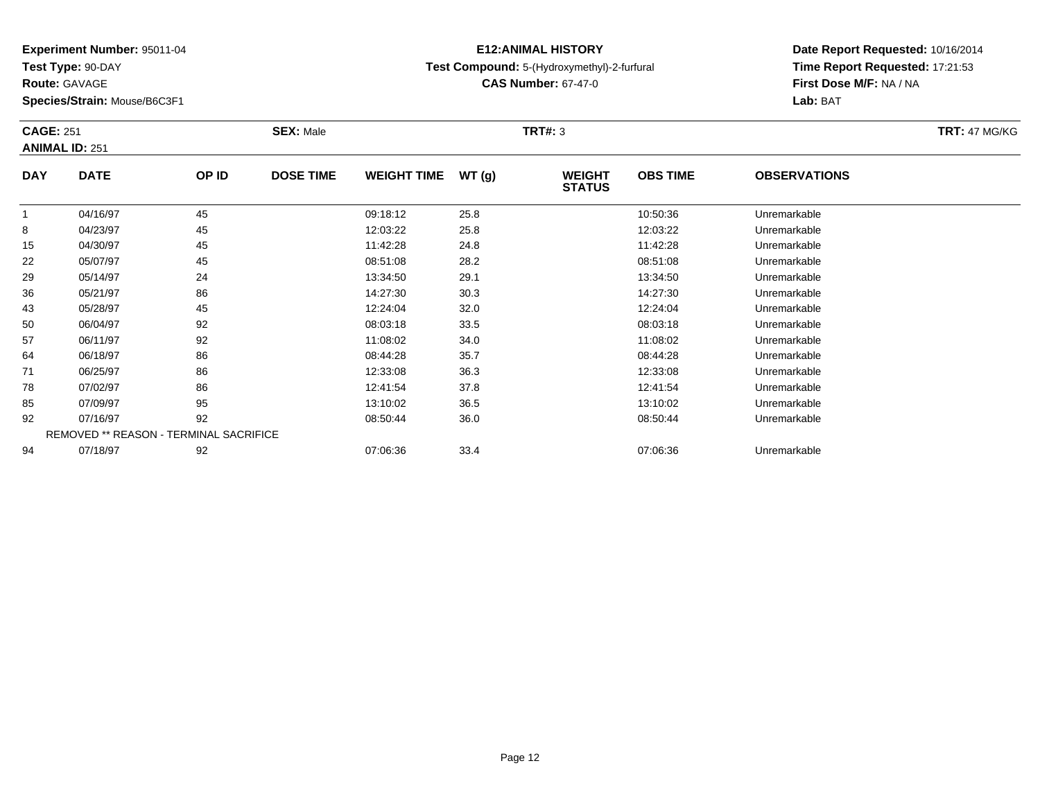**Experiment Number:** 95011-04
**Test Type:** 90-DAY
**Route:** GAVAGE
**Species/Strain:** Mouse/B6C3F1

**E12:ANIMAL HISTORY**
**Test Compound:** 5-(Hydroxymethyl)-2-furfural
**CAS Number:** 67-47-0

**Date Report Requested:** 10/16/2014
**Time Report Requested:** 17:21:53
**First Dose M/F:** NA / NA
**Lab:** BAT

**CAGE:** 251 **SEX:** Male **TRT#:** 3 **TRT:** 47 MG/KG
**ANIMAL ID:** 251

| DAY | DATE | OP ID | DOSE TIME | WEIGHT TIME | WT (g) | WEIGHT STATUS | OBS TIME | OBSERVATIONS |
|---|---|---|---|---|---|---|---|---|
| 1 | 04/16/97 | 45 | | 09:18:12 | 25.8 | | 10:50:36 | Unremarkable |
| 8 | 04/23/97 | 45 | | 12:03:22 | 25.8 | | 12:03:22 | Unremarkable |
| 15 | 04/30/97 | 45 | | 11:42:28 | 24.8 | | 11:42:28 | Unremarkable |
| 22 | 05/07/97 | 45 | | 08:51:08 | 28.2 | | 08:51:08 | Unremarkable |
| 29 | 05/14/97 | 24 | | 13:34:50 | 29.1 | | 13:34:50 | Unremarkable |
| 36 | 05/21/97 | 86 | | 14:27:30 | 30.3 | | 14:27:30 | Unremarkable |
| 43 | 05/28/97 | 45 | | 12:24:04 | 32.0 | | 12:24:04 | Unremarkable |
| 50 | 06/04/97 | 92 | | 08:03:18 | 33.5 | | 08:03:18 | Unremarkable |
| 57 | 06/11/97 | 92 | | 11:08:02 | 34.0 | | 11:08:02 | Unremarkable |
| 64 | 06/18/97 | 86 | | 08:44:28 | 35.7 | | 08:44:28 | Unremarkable |
| 71 | 06/25/97 | 86 | | 12:33:08 | 36.3 | | 12:33:08 | Unremarkable |
| 78 | 07/02/97 | 86 | | 12:41:54 | 37.8 | | 12:41:54 | Unremarkable |
| 85 | 07/09/97 | 95 | | 13:10:02 | 36.5 | | 13:10:02 | Unremarkable |
| 92 | 07/16/97 | 92 | | 08:50:44 | 36.0 | | 08:50:44 | Unremarkable |
| REMOVED ** REASON - TERMINAL SACRIFICE | | | | | | | | |
| 94 | 07/18/97 | 92 | | 07:06:36 | 33.4 | | 07:06:36 | Unremarkable |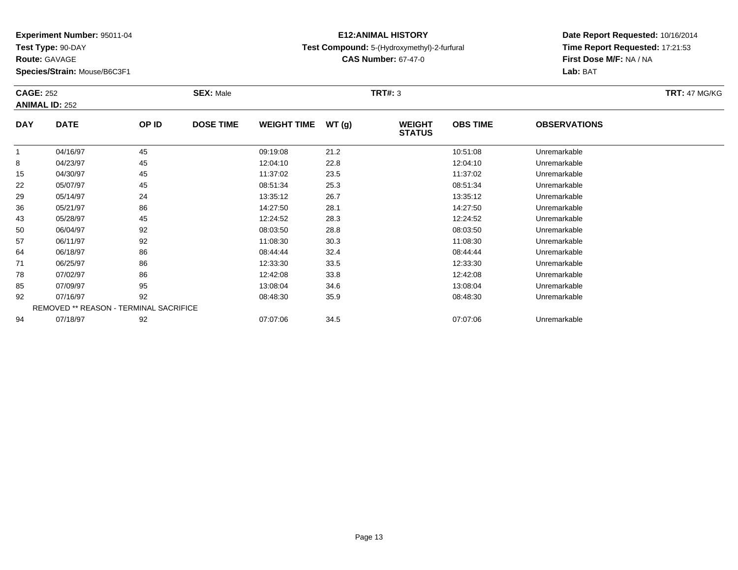**Experiment Number:** 95011-04
**Test Type:** 90-DAY
**Route:** GAVAGE
**Species/Strain:** Mouse/B6C3F1

**E12:ANIMAL HISTORY**
**Test Compound:** 5-(Hydroxymethyl)-2-furfural
**CAS Number:** 67-47-0

**Date Report Requested:** 10/16/2014
**Time Report Requested:** 17:21:53
**First Dose M/F:** NA / NA
**Lab:** BAT

**CAGE:** 252 **SEX:** Male **TRT#:** 3 **TRT:** 47 MG/KG
**ANIMAL ID:** 252

| DAY | DATE | OP ID | DOSE TIME | WEIGHT TIME | WT (g) | WEIGHT STATUS | OBS TIME | OBSERVATIONS |
|---|---|---|---|---|---|---|---|---|
| 1 | 04/16/97 | 45 | | 09:19:08 | 21.2 | | 10:51:08 | Unremarkable |
| 8 | 04/23/97 | 45 | | 12:04:10 | 22.8 | | 12:04:10 | Unremarkable |
| 15 | 04/30/97 | 45 | | 11:37:02 | 23.5 | | 11:37:02 | Unremarkable |
| 22 | 05/07/97 | 45 | | 08:51:34 | 25.3 | | 08:51:34 | Unremarkable |
| 29 | 05/14/97 | 24 | | 13:35:12 | 26.7 | | 13:35:12 | Unremarkable |
| 36 | 05/21/97 | 86 | | 14:27:50 | 28.1 | | 14:27:50 | Unremarkable |
| 43 | 05/28/97 | 45 | | 12:24:52 | 28.3 | | 12:24:52 | Unremarkable |
| 50 | 06/04/97 | 92 | | 08:03:50 | 28.8 | | 08:03:50 | Unremarkable |
| 57 | 06/11/97 | 92 | | 11:08:30 | 30.3 | | 11:08:30 | Unremarkable |
| 64 | 06/18/97 | 86 | | 08:44:44 | 32.4 | | 08:44:44 | Unremarkable |
| 71 | 06/25/97 | 86 | | 12:33:30 | 33.5 | | 12:33:30 | Unremarkable |
| 78 | 07/02/97 | 86 | | 12:42:08 | 33.8 | | 12:42:08 | Unremarkable |
| 85 | 07/09/97 | 95 | | 13:08:04 | 34.6 | | 13:08:04 | Unremarkable |
| 92 | 07/16/97 | 92 | | 08:48:30 | 35.9 | | 08:48:30 | Unremarkable |
| REMOVED ** REASON - TERMINAL SACRIFICE | | | | | | | | |
| 94 | 07/18/97 | 92 | | 07:07:06 | 34.5 | | 07:07:06 | Unremarkable |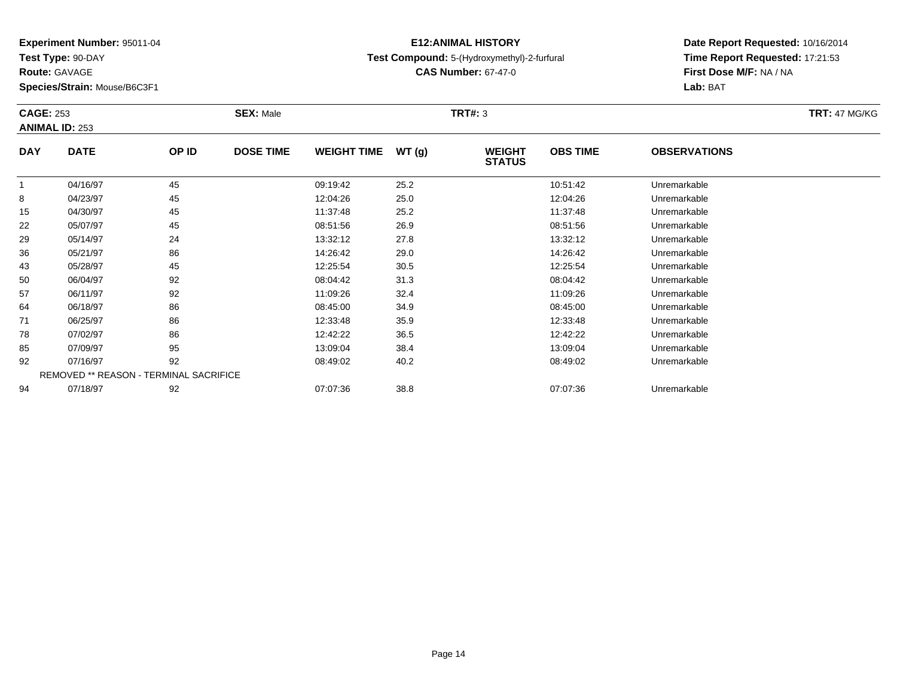**Experiment Number:** 95011-04
**Test Type:** 90-DAY
**Route:** GAVAGE
**Species/Strain:** Mouse/B6C3F1

**E12:ANIMAL HISTORY**
**Test Compound:** 5-(Hydroxymethyl)-2-furfural
**CAS Number:** 67-47-0

**Date Report Requested:** 10/16/2014
**Time Report Requested:** 17:21:53
**First Dose M/F:** NA / NA
**Lab:** BAT

**CAGE:** 253 **SEX:** Male **TRT#:** 3 **TRT:** 47 MG/KG
**ANIMAL ID:** 253

| DAY | DATE | OP ID | DOSE TIME | WEIGHT TIME | WT (g) | WEIGHT STATUS | OBS TIME | OBSERVATIONS |
|---|---|---|---|---|---|---|---|---|
| 1 | 04/16/97 | 45 | | 09:19:42 | 25.2 | | 10:51:42 | Unremarkable |
| 8 | 04/23/97 | 45 | | 12:04:26 | 25.0 | | 12:04:26 | Unremarkable |
| 15 | 04/30/97 | 45 | | 11:37:48 | 25.2 | | 11:37:48 | Unremarkable |
| 22 | 05/07/97 | 45 | | 08:51:56 | 26.9 | | 08:51:56 | Unremarkable |
| 29 | 05/14/97 | 24 | | 13:32:12 | 27.8 | | 13:32:12 | Unremarkable |
| 36 | 05/21/97 | 86 | | 14:26:42 | 29.0 | | 14:26:42 | Unremarkable |
| 43 | 05/28/97 | 45 | | 12:25:54 | 30.5 | | 12:25:54 | Unremarkable |
| 50 | 06/04/97 | 92 | | 08:04:42 | 31.3 | | 08:04:42 | Unremarkable |
| 57 | 06/11/97 | 92 | | 11:09:26 | 32.4 | | 11:09:26 | Unremarkable |
| 64 | 06/18/97 | 86 | | 08:45:00 | 34.9 | | 08:45:00 | Unremarkable |
| 71 | 06/25/97 | 86 | | 12:33:48 | 35.9 | | 12:33:48 | Unremarkable |
| 78 | 07/02/97 | 86 | | 12:42:22 | 36.5 | | 12:42:22 | Unremarkable |
| 85 | 07/09/97 | 95 | | 13:09:04 | 38.4 | | 13:09:04 | Unremarkable |
| 92 | 07/16/97 | 92 | | 08:49:02 | 40.2 | | 08:49:02 | Unremarkable |
| REMOVED ** REASON - TERMINAL SACRIFICE | | | | | | | | |
| 94 | 07/18/97 | 92 | | 07:07:36 | 38.8 | | 07:07:36 | Unremarkable |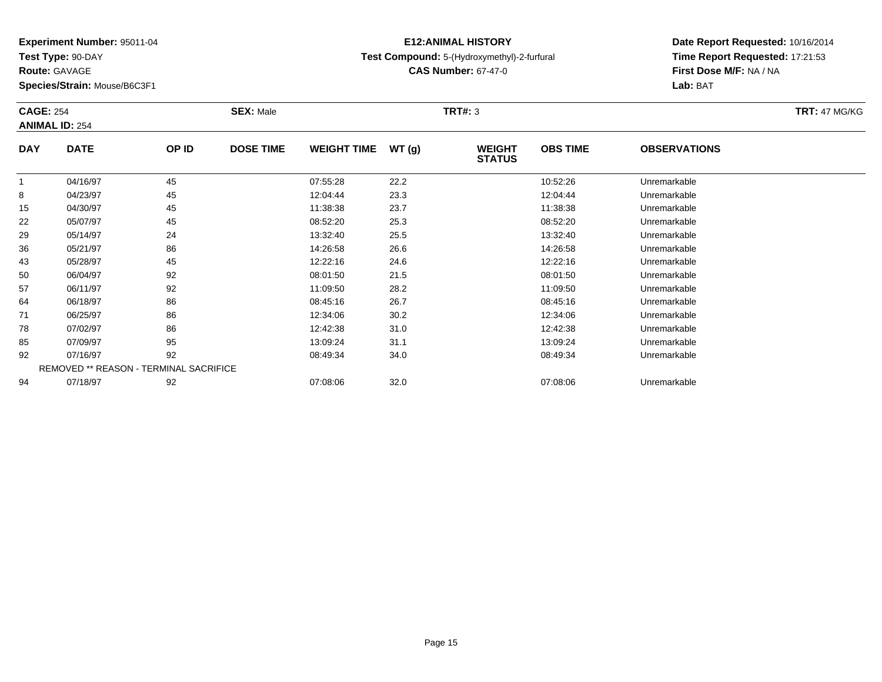**Experiment Number:** 95011-04
**Test Type:** 90-DAY
**Route:** GAVAGE
**Species/Strain:** Mouse/B6C3F1

**E12:ANIMAL HISTORY**
**Test Compound:** 5-(Hydroxymethyl)-2-furfural
**CAS Number:** 67-47-0

**Date Report Requested:** 10/16/2014
**Time Report Requested:** 17:21:53
**First Dose M/F:** NA / NA
**Lab:** BAT

**CAGE:** 254 **SEX:** Male **TRT#:** 3 **TRT:** 47 MG/KG
**ANIMAL ID:** 254

| DAY | DATE | OP ID | DOSE TIME | WEIGHT TIME | WT (g) | WEIGHT STATUS | OBS TIME | OBSERVATIONS |
|---|---|---|---|---|---|---|---|---|
| 1 | 04/16/97 | 45 | | 07:55:28 | 22.2 | | 10:52:26 | Unremarkable |
| 8 | 04/23/97 | 45 | | 12:04:44 | 23.3 | | 12:04:44 | Unremarkable |
| 15 | 04/30/97 | 45 | | 11:38:38 | 23.7 | | 11:38:38 | Unremarkable |
| 22 | 05/07/97 | 45 | | 08:52:20 | 25.3 | | 08:52:20 | Unremarkable |
| 29 | 05/14/97 | 24 | | 13:32:40 | 25.5 | | 13:32:40 | Unremarkable |
| 36 | 05/21/97 | 86 | | 14:26:58 | 26.6 | | 14:26:58 | Unremarkable |
| 43 | 05/28/97 | 45 | | 12:22:16 | 24.6 | | 12:22:16 | Unremarkable |
| 50 | 06/04/97 | 92 | | 08:01:50 | 21.5 | | 08:01:50 | Unremarkable |
| 57 | 06/11/97 | 92 | | 11:09:50 | 28.2 | | 11:09:50 | Unremarkable |
| 64 | 06/18/97 | 86 | | 08:45:16 | 26.7 | | 08:45:16 | Unremarkable |
| 71 | 06/25/97 | 86 | | 12:34:06 | 30.2 | | 12:34:06 | Unremarkable |
| 78 | 07/02/97 | 86 | | 12:42:38 | 31.0 | | 12:42:38 | Unremarkable |
| 85 | 07/09/97 | 95 | | 13:09:24 | 31.1 | | 13:09:24 | Unremarkable |
| 92 | 07/16/97 | 92 | | 08:49:34 | 34.0 | | 08:49:34 | Unremarkable |
| REMOVED ** REASON - TERMINAL SACRIFICE | | | | | | | | |
| 94 | 07/18/97 | 92 | | 07:08:06 | 32.0 | | 07:08:06 | Unremarkable |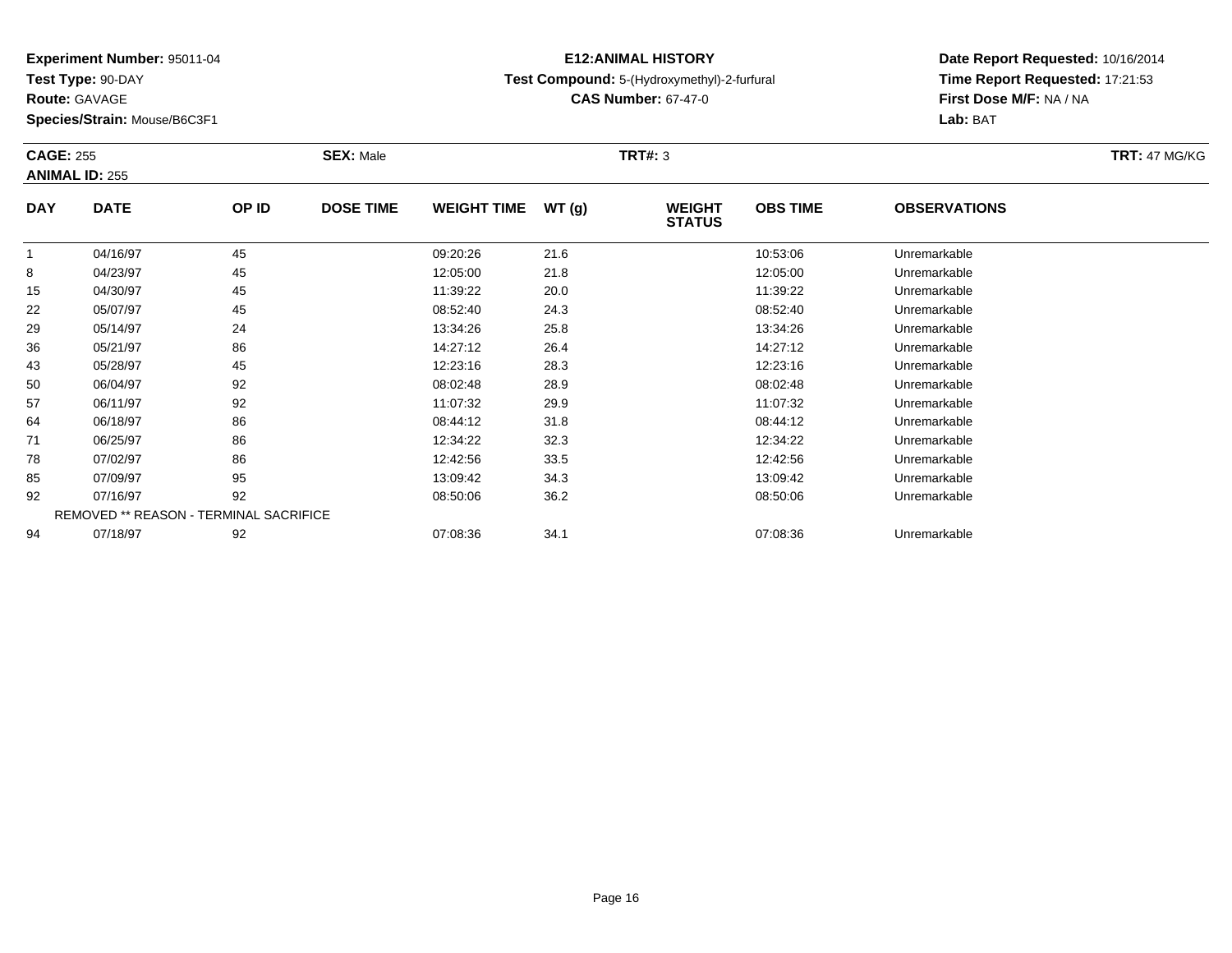**Experiment Number:** 95011-04
**Test Type:** 90-DAY
**Route:** GAVAGE
**Species/Strain:** Mouse/B6C3F1

**E12:ANIMAL HISTORY**
**Test Compound:** 5-(Hydroxymethyl)-2-furfural
**CAS Number:** 67-47-0

**Date Report Requested:** 10/16/2014
**Time Report Requested:** 17:21:53
**First Dose M/F:** NA / NA
**Lab:** BAT

**CAGE:** 255 **SEX:** Male **TRT#:** 3 **TRT:** 47 MG/KG
**ANIMAL ID:** 255

| DAY | DATE | OP ID | DOSE TIME | WEIGHT TIME | WT (g) | WEIGHT STATUS | OBS TIME | OBSERVATIONS |
|---|---|---|---|---|---|---|---|---|
| 1 | 04/16/97 | 45 | | 09:20:26 | 21.6 | | 10:53:06 | Unremarkable |
| 8 | 04/23/97 | 45 | | 12:05:00 | 21.8 | | 12:05:00 | Unremarkable |
| 15 | 04/30/97 | 45 | | 11:39:22 | 20.0 | | 11:39:22 | Unremarkable |
| 22 | 05/07/97 | 45 | | 08:52:40 | 24.3 | | 08:52:40 | Unremarkable |
| 29 | 05/14/97 | 24 | | 13:34:26 | 25.8 | | 13:34:26 | Unremarkable |
| 36 | 05/21/97 | 86 | | 14:27:12 | 26.4 | | 14:27:12 | Unremarkable |
| 43 | 05/28/97 | 45 | | 12:23:16 | 28.3 | | 12:23:16 | Unremarkable |
| 50 | 06/04/97 | 92 | | 08:02:48 | 28.9 | | 08:02:48 | Unremarkable |
| 57 | 06/11/97 | 92 | | 11:07:32 | 29.9 | | 11:07:32 | Unremarkable |
| 64 | 06/18/97 | 86 | | 08:44:12 | 31.8 | | 08:44:12 | Unremarkable |
| 71 | 06/25/97 | 86 | | 12:34:22 | 32.3 | | 12:34:22 | Unremarkable |
| 78 | 07/02/97 | 86 | | 12:42:56 | 33.5 | | 12:42:56 | Unremarkable |
| 85 | 07/09/97 | 95 | | 13:09:42 | 34.3 | | 13:09:42 | Unremarkable |
| 92 | 07/16/97 | 92 | | 08:50:06 | 36.2 | | 08:50:06 | Unremarkable |
| REMOVED ** REASON - TERMINAL SACRIFICE | | | | | | | | |
| 94 | 07/18/97 | 92 | | 07:08:36 | 34.1 | | 07:08:36 | Unremarkable |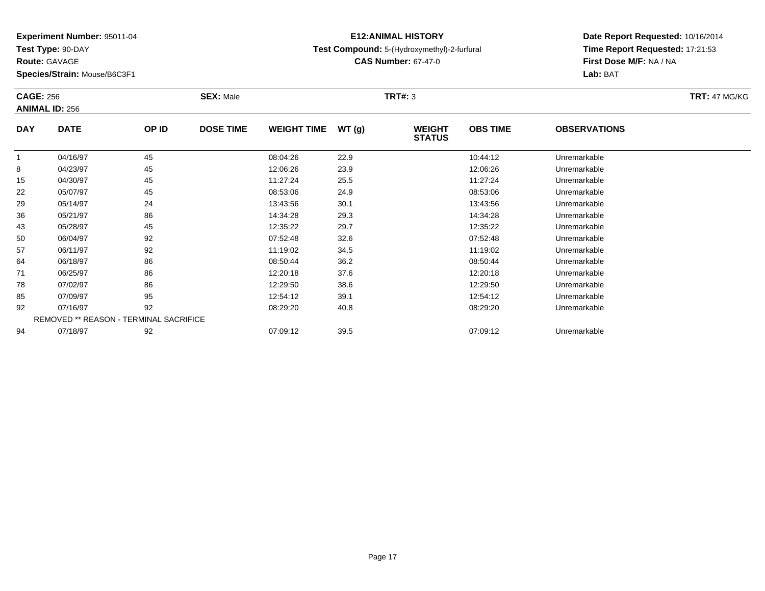**Experiment Number:** 95011-04
**Test Type:** 90-DAY
**Route:** GAVAGE
**Species/Strain:** Mouse/B6C3F1

**E12:ANIMAL HISTORY**
**Test Compound:** 5-(Hydroxymethyl)-2-furfural
**CAS Number:** 67-47-0

**Date Report Requested:** 10/16/2014
**Time Report Requested:** 17:21:53
**First Dose M/F:** NA / NA
**Lab:** BAT

**CAGE:** 256 **SEX:** Male **TRT#:** 3 **TRT:** 47 MG/KG
**ANIMAL ID:** 256

| DAY | DATE | OP ID | DOSE TIME | WEIGHT TIME | WT (g) | WEIGHT STATUS | OBS TIME | OBSERVATIONS |
|---|---|---|---|---|---|---|---|---|
| 1 | 04/16/97 | 45 | | 08:04:26 | 22.9 | | 10:44:12 | Unremarkable |
| 8 | 04/23/97 | 45 | | 12:06:26 | 23.9 | | 12:06:26 | Unremarkable |
| 15 | 04/30/97 | 45 | | 11:27:24 | 25.5 | | 11:27:24 | Unremarkable |
| 22 | 05/07/97 | 45 | | 08:53:06 | 24.9 | | 08:53:06 | Unremarkable |
| 29 | 05/14/97 | 24 | | 13:43:56 | 30.1 | | 13:43:56 | Unremarkable |
| 36 | 05/21/97 | 86 | | 14:34:28 | 29.3 | | 14:34:28 | Unremarkable |
| 43 | 05/28/97 | 45 | | 12:35:22 | 29.7 | | 12:35:22 | Unremarkable |
| 50 | 06/04/97 | 92 | | 07:52:48 | 32.6 | | 07:52:48 | Unremarkable |
| 57 | 06/11/97 | 92 | | 11:19:02 | 34.5 | | 11:19:02 | Unremarkable |
| 64 | 06/18/97 | 86 | | 08:50:44 | 36.2 | | 08:50:44 | Unremarkable |
| 71 | 06/25/97 | 86 | | 12:20:18 | 37.6 | | 12:20:18 | Unremarkable |
| 78 | 07/02/97 | 86 | | 12:29:50 | 38.6 | | 12:29:50 | Unremarkable |
| 85 | 07/09/97 | 95 | | 12:54:12 | 39.1 | | 12:54:12 | Unremarkable |
| 92 | 07/16/97 | 92 | | 08:29:20 | 40.8 | | 08:29:20 | Unremarkable |
| REMOVED ** REASON - TERMINAL SACRIFICE | | | | | | | | |
| 94 | 07/18/97 | 92 | | 07:09:12 | 39.5 | | 07:09:12 | Unremarkable |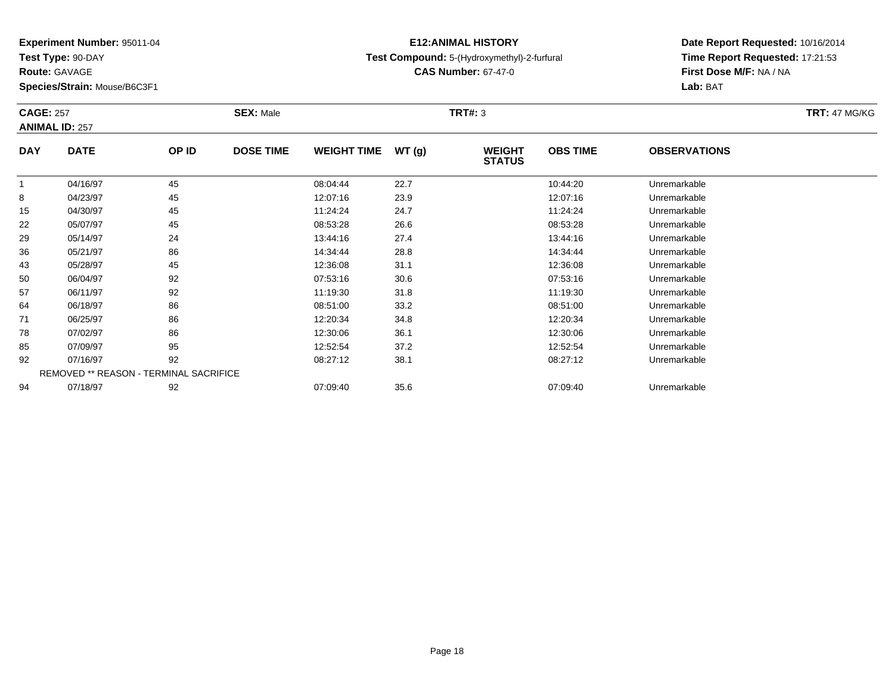**Experiment Number:** 95011-04
**Test Type:** 90-DAY
**Route:** GAVAGE
**Species/Strain:** Mouse/B6C3F1

## E12:ANIMAL HISTORY

**Test Compound:** 5-(Hydroxymethyl)-2-furfural
**CAS Number:** 67-47-0

**Date Report Requested:** 10/16/2014
**Time Report Requested:** 17:21:53
**First Dose M/F:** NA / NA
**Lab:** BAT

**CAGE:** 257 **SEX:** Male **TRT#:** 3 **TRT:** 47 MG/KG
**ANIMAL ID:** 257

| DAY | DATE | OP ID | DOSE TIME | WEIGHT TIME | WT (g) | WEIGHT STATUS | OBS TIME | OBSERVATIONS |
|---|---|---|---|---|---|---|---|---|
| 1 | 04/16/97 | 45 | | 08:04:44 | 22.7 | | 10:44:20 | Unremarkable |
| 8 | 04/23/97 | 45 | | 12:07:16 | 23.9 | | 12:07:16 | Unremarkable |
| 15 | 04/30/97 | 45 | | 11:24:24 | 24.7 | | 11:24:24 | Unremarkable |
| 22 | 05/07/97 | 45 | | 08:53:28 | 26.6 | | 08:53:28 | Unremarkable |
| 29 | 05/14/97 | 24 | | 13:44:16 | 27.4 | | 13:44:16 | Unremarkable |
| 36 | 05/21/97 | 86 | | 14:34:44 | 28.8 | | 14:34:44 | Unremarkable |
| 43 | 05/28/97 | 45 | | 12:36:08 | 31.1 | | 12:36:08 | Unremarkable |
| 50 | 06/04/97 | 92 | | 07:53:16 | 30.6 | | 07:53:16 | Unremarkable |
| 57 | 06/11/97 | 92 | | 11:19:30 | 31.8 | | 11:19:30 | Unremarkable |
| 64 | 06/18/97 | 86 | | 08:51:00 | 33.2 | | 08:51:00 | Unremarkable |
| 71 | 06/25/97 | 86 | | 12:20:34 | 34.8 | | 12:20:34 | Unremarkable |
| 78 | 07/02/97 | 86 | | 12:30:06 | 36.1 | | 12:30:06 | Unremarkable |
| 85 | 07/09/97 | 95 | | 12:52:54 | 37.2 | | 12:52:54 | Unremarkable |
| 92 | 07/16/97 | 92 | | 08:27:12 | 38.1 | | 08:27:12 | Unremarkable |
| REMOVED ** REASON - TERMINAL SACRIFICE | | | | | | | | |
| 94 | 07/18/97 | 92 | | 07:09:40 | 35.6 | | 07:09:40 | Unremarkable |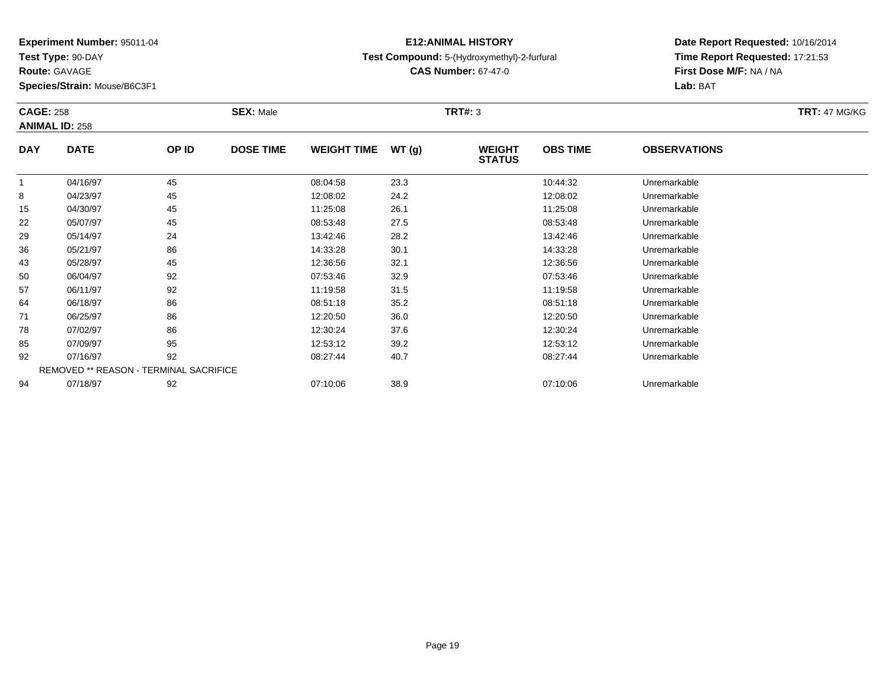**Experiment Number:** 95011-04
**Test Type:** 90-DAY
**Route:** GAVAGE
**Species/Strain:** Mouse/B6C3F1

**E12:ANIMAL HISTORY**
**Test Compound:** 5-(Hydroxymethyl)-2-furfural
**CAS Number:** 67-47-0

**Date Report Requested:** 10/16/2014
**Time Report Requested:** 17:21:53
**First Dose M/F:** NA / NA
**Lab:** BAT

**CAGE:** 258 | **SEX:** Male | **TRT#:** 3 | **TRT:** 47 MG/KG
**ANIMAL ID:** 258

| DAY | DATE | OP ID | DOSE TIME | WEIGHT TIME | WT (g) | WEIGHT STATUS | OBS TIME | OBSERVATIONS |
|---|---|---|---|---|---|---|---|---|
| 1 | 04/16/97 | 45 | | 08:04:58 | 23.3 | | 10:44:32 | Unremarkable |
| 8 | 04/23/97 | 45 | | 12:08:02 | 24.2 | | 12:08:02 | Unremarkable |
| 15 | 04/30/97 | 45 | | 11:25:08 | 26.1 | | 11:25:08 | Unremarkable |
| 22 | 05/07/97 | 45 | | 08:53:48 | 27.5 | | 08:53:48 | Unremarkable |
| 29 | 05/14/97 | 24 | | 13:42:46 | 28.2 | | 13:42:46 | Unremarkable |
| 36 | 05/21/97 | 86 | | 14:33:28 | 30.1 | | 14:33:28 | Unremarkable |
| 43 | 05/28/97 | 45 | | 12:36:56 | 32.1 | | 12:36:56 | Unremarkable |
| 50 | 06/04/97 | 92 | | 07:53:46 | 32.9 | | 07:53:46 | Unremarkable |
| 57 | 06/11/97 | 92 | | 11:19:58 | 31.5 | | 11:19:58 | Unremarkable |
| 64 | 06/18/97 | 86 | | 08:51:18 | 35.2 | | 08:51:18 | Unremarkable |
| 71 | 06/25/97 | 86 | | 12:20:50 | 36.0 | | 12:20:50 | Unremarkable |
| 78 | 07/02/97 | 86 | | 12:30:24 | 37.6 | | 12:30:24 | Unremarkable |
| 85 | 07/09/97 | 95 | | 12:53:12 | 39.2 | | 12:53:12 | Unremarkable |
| 92 | 07/16/97 | 92 | | 08:27:44 | 40.7 | | 08:27:44 | Unremarkable |
| | REMOVED ** REASON - TERMINAL SACRIFICE | | | | | | | |
| 94 | 07/18/97 | 92 | | 07:10:06 | 38.9 | | 07:10:06 | Unremarkable |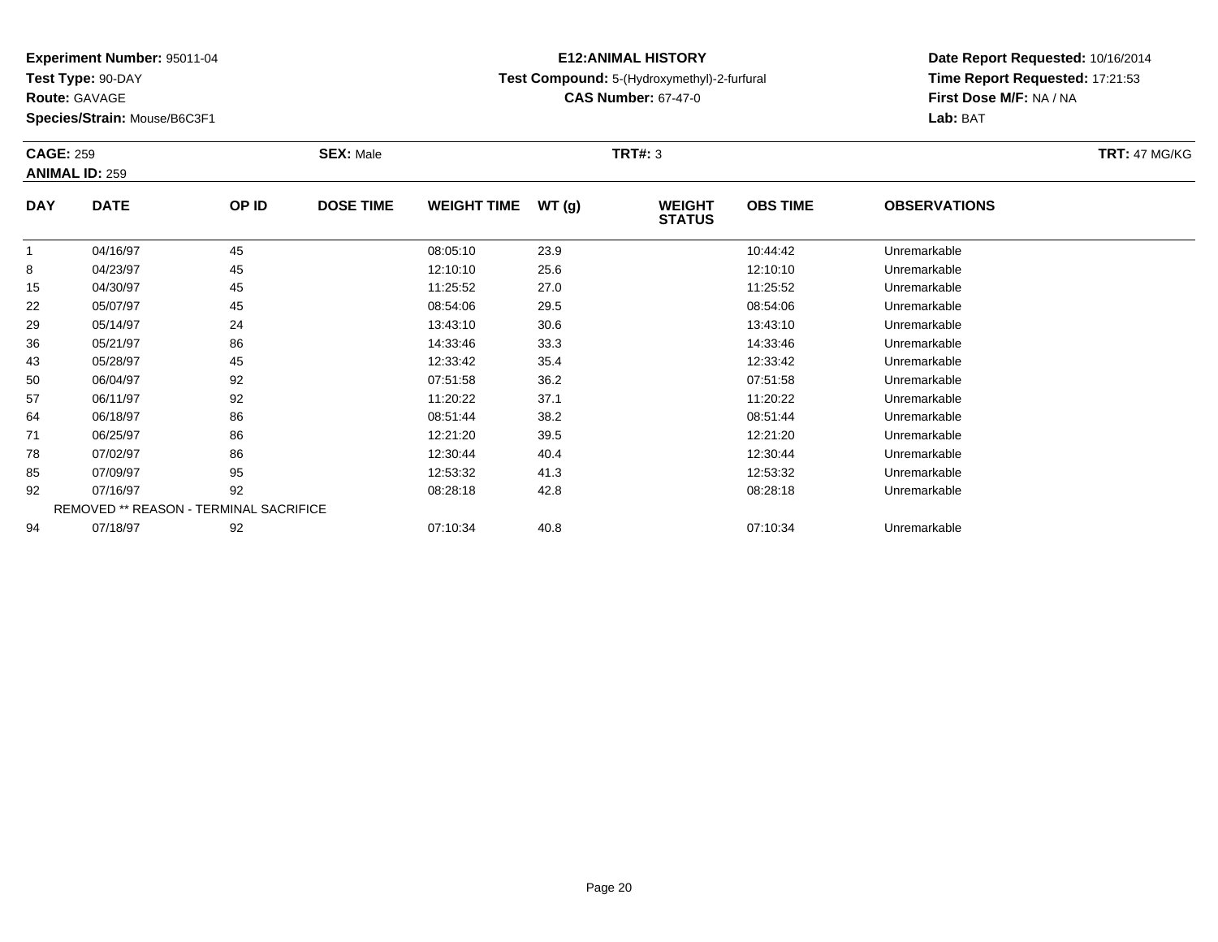**Experiment Number:** 95011-04
**Test Type:** 90-DAY
**Route:** GAVAGE
**Species/Strain:** Mouse/B6C3F1

**E12:ANIMAL HISTORY**
**Test Compound:** 5-(Hydroxymethyl)-2-furfural
**CAS Number:** 67-47-0

**Date Report Requested:** 10/16/2014
**Time Report Requested:** 17:21:53
**First Dose M/F:** NA / NA
**Lab:** BAT

**CAGE:** 259
**ANIMAL ID:** 259
**SEX:** Male
**TRT#:** 3
**TRT:** 47 MG/KG

| DAY | DATE | OP ID | DOSE TIME | WEIGHT TIME | WT (g) | WEIGHT STATUS | OBS TIME | OBSERVATIONS |
|---|---|---|---|---|---|---|---|---|
| 1 | 04/16/97 | 45 | | 08:05:10 | 23.9 | | 10:44:42 | Unremarkable |
| 8 | 04/23/97 | 45 | | 12:10:10 | 25.6 | | 12:10:10 | Unremarkable |
| 15 | 04/30/97 | 45 | | 11:25:52 | 27.0 | | 11:25:52 | Unremarkable |
| 22 | 05/07/97 | 45 | | 08:54:06 | 29.5 | | 08:54:06 | Unremarkable |
| 29 | 05/14/97 | 24 | | 13:43:10 | 30.6 | | 13:43:10 | Unremarkable |
| 36 | 05/21/97 | 86 | | 14:33:46 | 33.3 | | 14:33:46 | Unremarkable |
| 43 | 05/28/97 | 45 | | 12:33:42 | 35.4 | | 12:33:42 | Unremarkable |
| 50 | 06/04/97 | 92 | | 07:51:58 | 36.2 | | 07:51:58 | Unremarkable |
| 57 | 06/11/97 | 92 | | 11:20:22 | 37.1 | | 11:20:22 | Unremarkable |
| 64 | 06/18/97 | 86 | | 08:51:44 | 38.2 | | 08:51:44 | Unremarkable |
| 71 | 06/25/97 | 86 | | 12:21:20 | 39.5 | | 12:21:20 | Unremarkable |
| 78 | 07/02/97 | 86 | | 12:30:44 | 40.4 | | 12:30:44 | Unremarkable |
| 85 | 07/09/97 | 95 | | 12:53:32 | 41.3 | | 12:53:32 | Unremarkable |
| 92 | 07/16/97 | 92 | | 08:28:18 | 42.8 | | 08:28:18 | Unremarkable |
| | REMOVED ** REASON - TERMINAL SACRIFICE | | | | | | | |
| 94 | 07/18/97 | 92 | | 07:10:34 | 40.8 | | 07:10:34 | Unremarkable |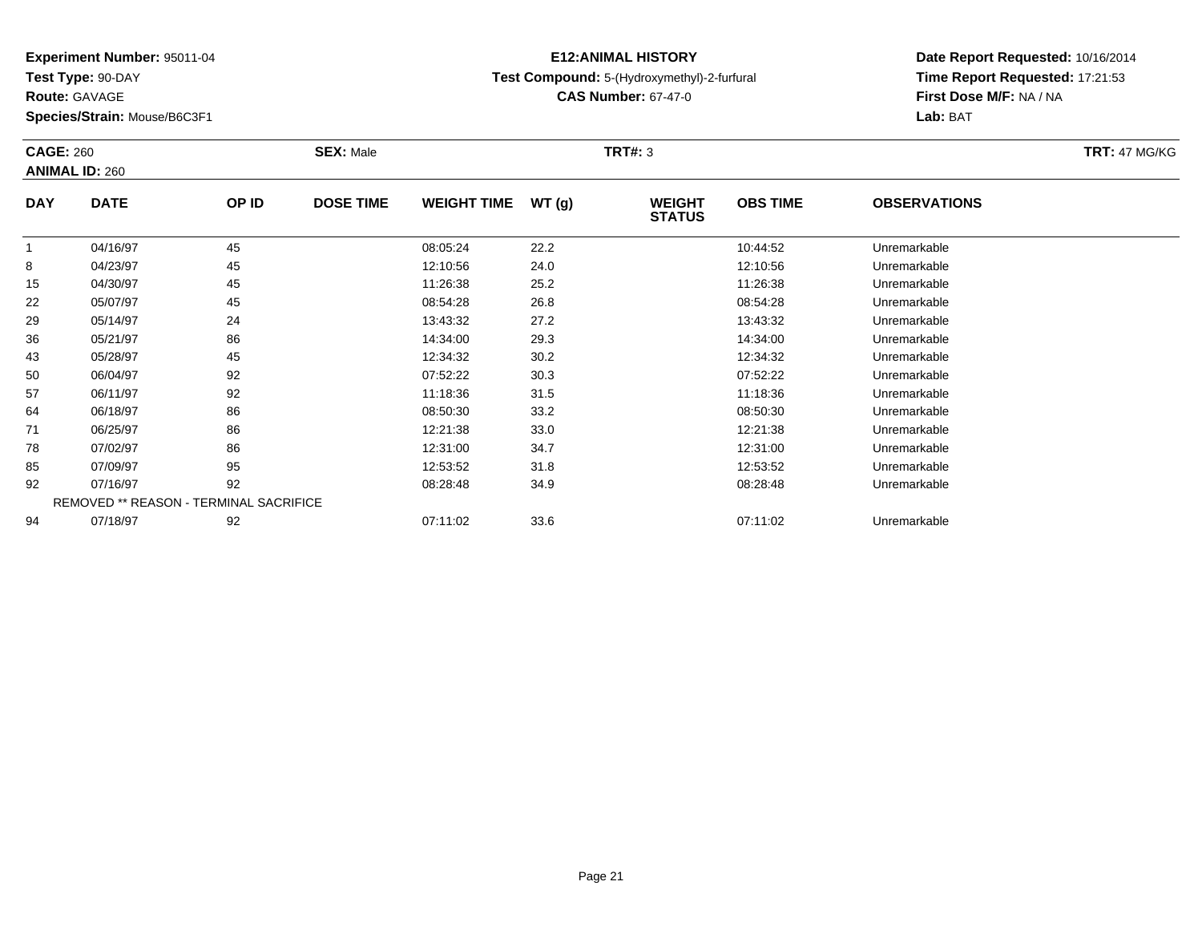**Experiment Number:** 95011-04
**Test Type:** 90-DAY
**Route:** GAVAGE
**Species/Strain:** Mouse/B6C3F1

**E12:ANIMAL HISTORY**
**Test Compound:** 5-(Hydroxymethyl)-2-furfural
**CAS Number:** 67-47-0

**Date Report Requested:** 10/16/2014
**Time Report Requested:** 17:21:53
**First Dose M/F:** NA / NA
**Lab:** BAT

**CAGE:** 260
**ANIMAL ID:** 260
**SEX:** Male
**TRT#:** 3
**TRT:** 47 MG/KG

| DAY | DATE | OP ID | DOSE TIME | WEIGHT TIME | WT (g) | WEIGHT STATUS | OBS TIME | OBSERVATIONS |
|---|---|---|---|---|---|---|---|---|
| 1 | 04/16/97 | 45 | | 08:05:24 | 22.2 | | 10:44:52 | Unremarkable |
| 8 | 04/23/97 | 45 | | 12:10:56 | 24.0 | | 12:10:56 | Unremarkable |
| 15 | 04/30/97 | 45 | | 11:26:38 | 25.2 | | 11:26:38 | Unremarkable |
| 22 | 05/07/97 | 45 | | 08:54:28 | 26.8 | | 08:54:28 | Unremarkable |
| 29 | 05/14/97 | 24 | | 13:43:32 | 27.2 | | 13:43:32 | Unremarkable |
| 36 | 05/21/97 | 86 | | 14:34:00 | 29.3 | | 14:34:00 | Unremarkable |
| 43 | 05/28/97 | 45 | | 12:34:32 | 30.2 | | 12:34:32 | Unremarkable |
| 50 | 06/04/97 | 92 | | 07:52:22 | 30.3 | | 07:52:22 | Unremarkable |
| 57 | 06/11/97 | 92 | | 11:18:36 | 31.5 | | 11:18:36 | Unremarkable |
| 64 | 06/18/97 | 86 | | 08:50:30 | 33.2 | | 08:50:30 | Unremarkable |
| 71 | 06/25/97 | 86 | | 12:21:38 | 33.0 | | 12:21:38 | Unremarkable |
| 78 | 07/02/97 | 86 | | 12:31:00 | 34.7 | | 12:31:00 | Unremarkable |
| 85 | 07/09/97 | 95 | | 12:53:52 | 31.8 | | 12:53:52 | Unremarkable |
| 92 | 07/16/97 | 92 | | 08:28:48 | 34.9 | | 08:28:48 | Unremarkable |
| REMOVED ** REASON - TERMINAL SACRIFICE | | | | | | | | |
| 94 | 07/18/97 | 92 | | 07:11:02 | 33.6 | | 07:11:02 | Unremarkable |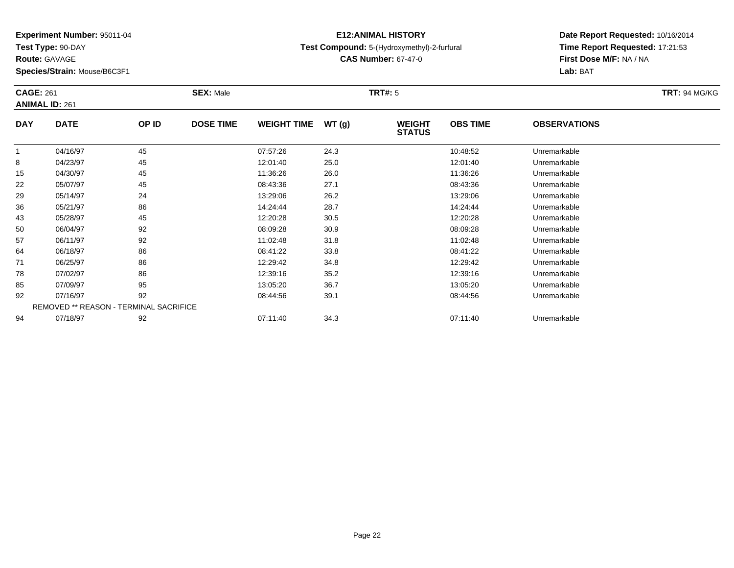**Experiment Number:** 95011-04
**Test Type:** 90-DAY
**Route:** GAVAGE
**Species/Strain:** Mouse/B6C3F1

**E12:ANIMAL HISTORY**
**Test Compound:** 5-(Hydroxymethyl)-2-furfural
**CAS Number:** 67-47-0

**Date Report Requested:** 10/16/2014
**Time Report Requested:** 17:21:53
**First Dose M/F:** NA / NA
**Lab:** BAT

**CAGE:** 261 **SEX:** Male **TRT#:** 5 **TRT:** 94 MG/KG
**ANIMAL ID:** 261

| DAY | DATE | OP ID | DOSE TIME | WEIGHT TIME | WT (g) | WEIGHT STATUS | OBS TIME | OBSERVATIONS |
|---|---|---|---|---|---|---|---|---|
| 1 | 04/16/97 | 45 | | 07:57:26 | 24.3 | | 10:48:52 | Unremarkable |
| 8 | 04/23/97 | 45 | | 12:01:40 | 25.0 | | 12:01:40 | Unremarkable |
| 15 | 04/30/97 | 45 | | 11:36:26 | 26.0 | | 11:36:26 | Unremarkable |
| 22 | 05/07/97 | 45 | | 08:43:36 | 27.1 | | 08:43:36 | Unremarkable |
| 29 | 05/14/97 | 24 | | 13:29:06 | 26.2 | | 13:29:06 | Unremarkable |
| 36 | 05/21/97 | 86 | | 14:24:44 | 28.7 | | 14:24:44 | Unremarkable |
| 43 | 05/28/97 | 45 | | 12:20:28 | 30.5 | | 12:20:28 | Unremarkable |
| 50 | 06/04/97 | 92 | | 08:09:28 | 30.9 | | 08:09:28 | Unremarkable |
| 57 | 06/11/97 | 92 | | 11:02:48 | 31.8 | | 11:02:48 | Unremarkable |
| 64 | 06/18/97 | 86 | | 08:41:22 | 33.8 | | 08:41:22 | Unremarkable |
| 71 | 06/25/97 | 86 | | 12:29:42 | 34.8 | | 12:29:42 | Unremarkable |
| 78 | 07/02/97 | 86 | | 12:39:16 | 35.2 | | 12:39:16 | Unremarkable |
| 85 | 07/09/97 | 95 | | 13:05:20 | 36.7 | | 13:05:20 | Unremarkable |
| 92 | 07/16/97 | 92 | | 08:44:56 | 39.1 | | 08:44:56 | Unremarkable |
| REMOVED ** REASON - TERMINAL SACRIFICE | | | | | | | | |
| 94 | 07/18/97 | 92 | | 07:11:40 | 34.3 | | 07:11:40 | Unremarkable |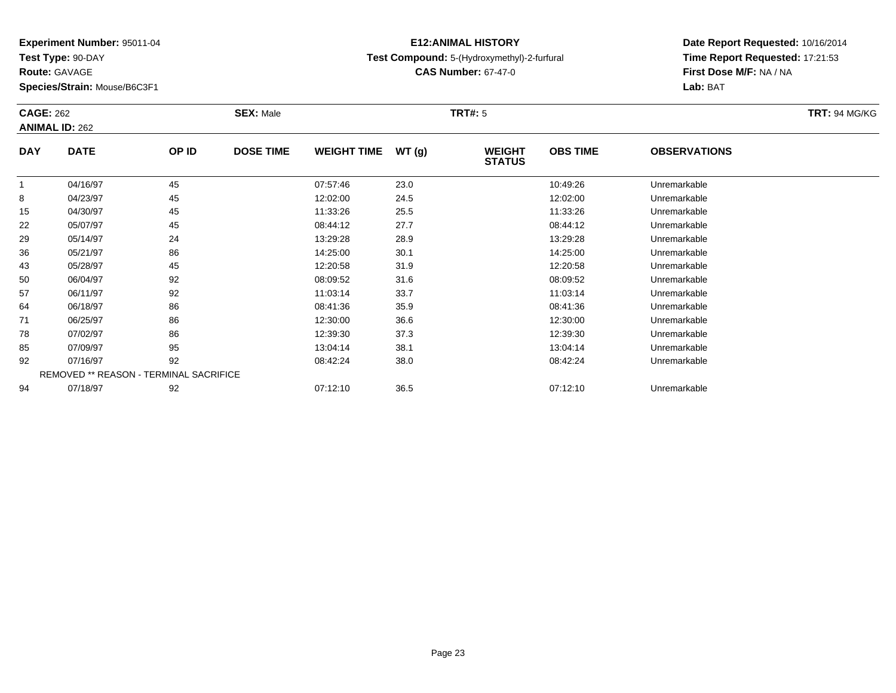**Experiment Number:** 95011-04
**Test Type:** 90-DAY
**Route:** GAVAGE
**Species/Strain:** Mouse/B6C3F1

**E12:ANIMAL HISTORY**
**Test Compound:** 5-(Hydroxymethyl)-2-furfural
**CAS Number:** 67-47-0

**Date Report Requested:** 10/16/2014
**Time Report Requested:** 17:21:53
**First Dose M/F:** NA / NA
**Lab:** BAT

**CAGE:** 262 **SEX:** Male **TRT#:** 5 **TRT:** 94 MG/KG
**ANIMAL ID:** 262

| DAY | DATE | OP ID | DOSE TIME | WEIGHT TIME | WT (g) | WEIGHT STATUS | OBS TIME | OBSERVATIONS |
|---|---|---|---|---|---|---|---|---|
| 1 | 04/16/97 | 45 | | 07:57:46 | 23.0 | | 10:49:26 | Unremarkable |
| 8 | 04/23/97 | 45 | | 12:02:00 | 24.5 | | 12:02:00 | Unremarkable |
| 15 | 04/30/97 | 45 | | 11:33:26 | 25.5 | | 11:33:26 | Unremarkable |
| 22 | 05/07/97 | 45 | | 08:44:12 | 27.7 | | 08:44:12 | Unremarkable |
| 29 | 05/14/97 | 24 | | 13:29:28 | 28.9 | | 13:29:28 | Unremarkable |
| 36 | 05/21/97 | 86 | | 14:25:00 | 30.1 | | 14:25:00 | Unremarkable |
| 43 | 05/28/97 | 45 | | 12:20:58 | 31.9 | | 12:20:58 | Unremarkable |
| 50 | 06/04/97 | 92 | | 08:09:52 | 31.6 | | 08:09:52 | Unremarkable |
| 57 | 06/11/97 | 92 | | 11:03:14 | 33.7 | | 11:03:14 | Unremarkable |
| 64 | 06/18/97 | 86 | | 08:41:36 | 35.9 | | 08:41:36 | Unremarkable |
| 71 | 06/25/97 | 86 | | 12:30:00 | 36.6 | | 12:30:00 | Unremarkable |
| 78 | 07/02/97 | 86 | | 12:39:30 | 37.3 | | 12:39:30 | Unremarkable |
| 85 | 07/09/97 | 95 | | 13:04:14 | 38.1 | | 13:04:14 | Unremarkable |
| 92 | 07/16/97 | 92 | | 08:42:24 | 38.0 | | 08:42:24 | Unremarkable |
| REMOVED ** REASON - TERMINAL SACRIFICE | | | | | | | | |
| 94 | 07/18/97 | 92 | | 07:12:10 | 36.5 | | 07:12:10 | Unremarkable |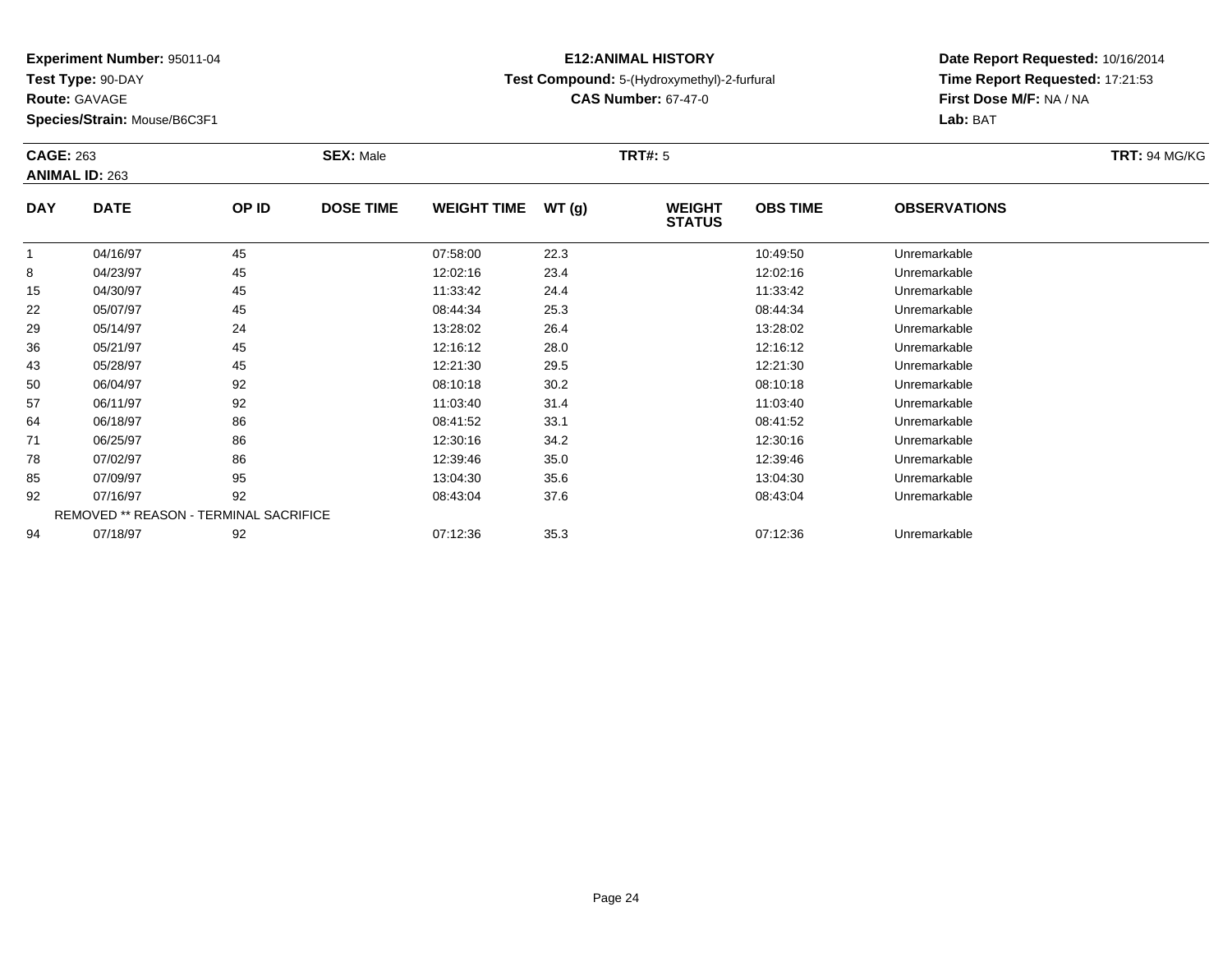**Experiment Number:** 95011-04
**Test Type:** 90-DAY
**Route:** GAVAGE
**Species/Strain:** Mouse/B6C3F1

**E12:ANIMAL HISTORY**
**Test Compound:** 5-(Hydroxymethyl)-2-furfural
**CAS Number:** 67-47-0

**Date Report Requested:** 10/16/2014
**Time Report Requested:** 17:21:53
**First Dose M/F:** NA / NA
**Lab:** BAT

**CAGE:** 263 **SEX:** Male **TRT#:** 5 **TRT:** 94 MG/KG
**ANIMAL ID:** 263

| DAY | DATE | OP ID | DOSE TIME | WEIGHT TIME | WT (g) | WEIGHT STATUS | OBS TIME | OBSERVATIONS |
|---|---|---|---|---|---|---|---|---|
| 1 | 04/16/97 | 45 | | 07:58:00 | 22.3 | | 10:49:50 | Unremarkable |
| 8 | 04/23/97 | 45 | | 12:02:16 | 23.4 | | 12:02:16 | Unremarkable |
| 15 | 04/30/97 | 45 | | 11:33:42 | 24.4 | | 11:33:42 | Unremarkable |
| 22 | 05/07/97 | 45 | | 08:44:34 | 25.3 | | 08:44:34 | Unremarkable |
| 29 | 05/14/97 | 24 | | 13:28:02 | 26.4 | | 13:28:02 | Unremarkable |
| 36 | 05/21/97 | 45 | | 12:16:12 | 28.0 | | 12:16:12 | Unremarkable |
| 43 | 05/28/97 | 45 | | 12:21:30 | 29.5 | | 12:21:30 | Unremarkable |
| 50 | 06/04/97 | 92 | | 08:10:18 | 30.2 | | 08:10:18 | Unremarkable |
| 57 | 06/11/97 | 92 | | 11:03:40 | 31.4 | | 11:03:40 | Unremarkable |
| 64 | 06/18/97 | 86 | | 08:41:52 | 33.1 | | 08:41:52 | Unremarkable |
| 71 | 06/25/97 | 86 | | 12:30:16 | 34.2 | | 12:30:16 | Unremarkable |
| 78 | 07/02/97 | 86 | | 12:39:46 | 35.0 | | 12:39:46 | Unremarkable |
| 85 | 07/09/97 | 95 | | 13:04:30 | 35.6 | | 13:04:30 | Unremarkable |
| 92 | 07/16/97 | 92 | | 08:43:04 | 37.6 | | 08:43:04 | Unremarkable |
| REMOVED ** REASON - TERMINAL SACRIFICE | | | | | | | | |
| 94 | 07/18/97 | 92 | | 07:12:36 | 35.3 | | 07:12:36 | Unremarkable |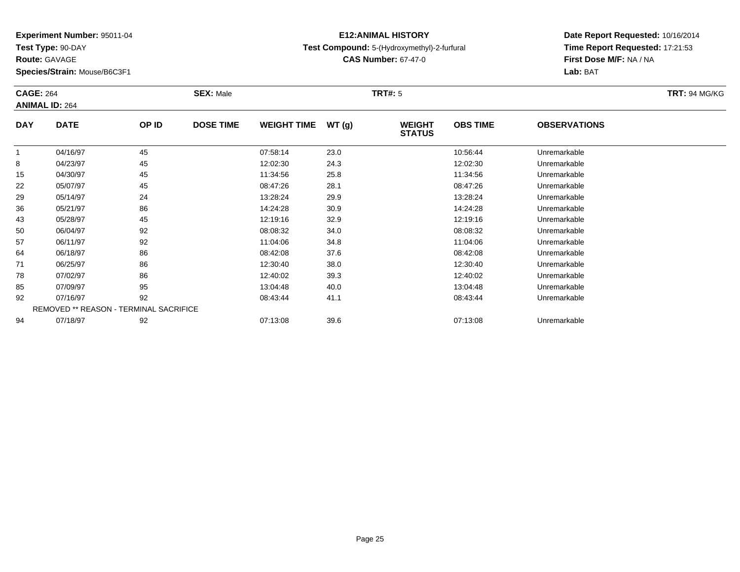**Experiment Number:** 95011-04
**Test Type:** 90-DAY
**Route:** GAVAGE
**Species/Strain:** Mouse/B6C3F1

## E12:ANIMAL HISTORY

**Test Compound:** 5-(Hydroxymethyl)-2-furfural
**CAS Number:** 67-47-0

**Date Report Requested:** 10/16/2014
**Time Report Requested:** 17:21:53
**First Dose M/F:** NA / NA
**Lab:** BAT

**CAGE:** 264 **SEX:** Male **TRT#:** 5 **TRT:** 94 MG/KG
**ANIMAL ID:** 264

| DAY | DATE | OP ID | DOSE TIME | WEIGHT TIME | WT (g) | WEIGHT STATUS | OBS TIME | OBSERVATIONS |
|---|---|---|---|---|---|---|---|---|
| 1 | 04/16/97 | 45 | | 07:58:14 | 23.0 | | 10:56:44 | Unremarkable |
| 8 | 04/23/97 | 45 | | 12:02:30 | 24.3 | | 12:02:30 | Unremarkable |
| 15 | 04/30/97 | 45 | | 11:34:56 | 25.8 | | 11:34:56 | Unremarkable |
| 22 | 05/07/97 | 45 | | 08:47:26 | 28.1 | | 08:47:26 | Unremarkable |
| 29 | 05/14/97 | 24 | | 13:28:24 | 29.9 | | 13:28:24 | Unremarkable |
| 36 | 05/21/97 | 86 | | 14:24:28 | 30.9 | | 14:24:28 | Unremarkable |
| 43 | 05/28/97 | 45 | | 12:19:16 | 32.9 | | 12:19:16 | Unremarkable |
| 50 | 06/04/97 | 92 | | 08:08:32 | 34.0 | | 08:08:32 | Unremarkable |
| 57 | 06/11/97 | 92 | | 11:04:06 | 34.8 | | 11:04:06 | Unremarkable |
| 64 | 06/18/97 | 86 | | 08:42:08 | 37.6 | | 08:42:08 | Unremarkable |
| 71 | 06/25/97 | 86 | | 12:30:40 | 38.0 | | 12:30:40 | Unremarkable |
| 78 | 07/02/97 | 86 | | 12:40:02 | 39.3 | | 12:40:02 | Unremarkable |
| 85 | 07/09/97 | 95 | | 13:04:48 | 40.0 | | 13:04:48 | Unremarkable |
| 92 | 07/16/97 | 92 | | 08:43:44 | 41.1 | | 08:43:44 | Unremarkable |
| REMOVED ** REASON - TERMINAL SACRIFICE | | | | | | | | |
| 94 | 07/18/97 | 92 | | 07:13:08 | 39.6 | | 07:13:08 | Unremarkable |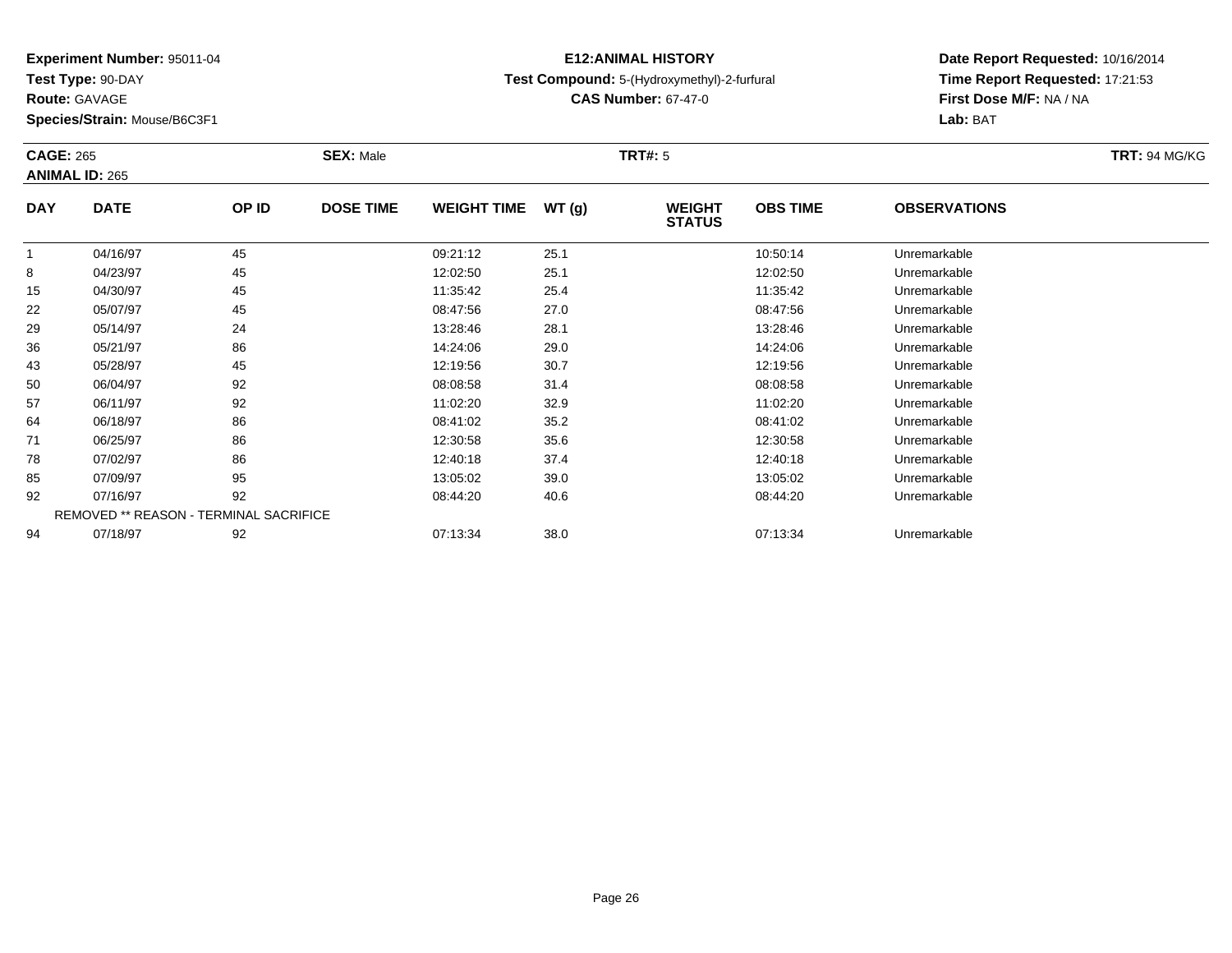**Experiment Number:** 95011-04
**Test Type:** 90-DAY
**Route:** GAVAGE
**Species/Strain:** Mouse/B6C3F1

**E12:ANIMAL HISTORY**
**Test Compound:** 5-(Hydroxymethyl)-2-furfural
**CAS Number:** 67-47-0

**Date Report Requested:** 10/16/2014
**Time Report Requested:** 17:21:53
**First Dose M/F:** NA / NA
**Lab:** BAT

**CAGE:** 265
**ANIMAL ID:** 265
**SEX:** Male
**TRT#:** 5
**TRT:** 94 MG/KG

| DAY | DATE | OP ID | DOSE TIME | WEIGHT TIME | WT (g) | WEIGHT STATUS | OBS TIME | OBSERVATIONS |
|---|---|---|---|---|---|---|---|---|
| 1 | 04/16/97 | 45 | | 09:21:12 | 25.1 | | 10:50:14 | Unremarkable |
| 8 | 04/23/97 | 45 | | 12:02:50 | 25.1 | | 12:02:50 | Unremarkable |
| 15 | 04/30/97 | 45 | | 11:35:42 | 25.4 | | 11:35:42 | Unremarkable |
| 22 | 05/07/97 | 45 | | 08:47:56 | 27.0 | | 08:47:56 | Unremarkable |
| 29 | 05/14/97 | 24 | | 13:28:46 | 28.1 | | 13:28:46 | Unremarkable |
| 36 | 05/21/97 | 86 | | 14:24:06 | 29.0 | | 14:24:06 | Unremarkable |
| 43 | 05/28/97 | 45 | | 12:19:56 | 30.7 | | 12:19:56 | Unremarkable |
| 50 | 06/04/97 | 92 | | 08:08:58 | 31.4 | | 08:08:58 | Unremarkable |
| 57 | 06/11/97 | 92 | | 11:02:20 | 32.9 | | 11:02:20 | Unremarkable |
| 64 | 06/18/97 | 86 | | 08:41:02 | 35.2 | | 08:41:02 | Unremarkable |
| 71 | 06/25/97 | 86 | | 12:30:58 | 35.6 | | 12:30:58 | Unremarkable |
| 78 | 07/02/97 | 86 | | 12:40:18 | 37.4 | | 12:40:18 | Unremarkable |
| 85 | 07/09/97 | 95 | | 13:05:02 | 39.0 | | 13:05:02 | Unremarkable |
| 92 | 07/16/97 | 92 | | 08:44:20 | 40.6 | | 08:44:20 | Unremarkable |
| REMOVED ** REASON - TERMINAL SACRIFICE | | | | | | | | |
| 94 | 07/18/97 | 92 | | 07:13:34 | 38.0 | | 07:13:34 | Unremarkable |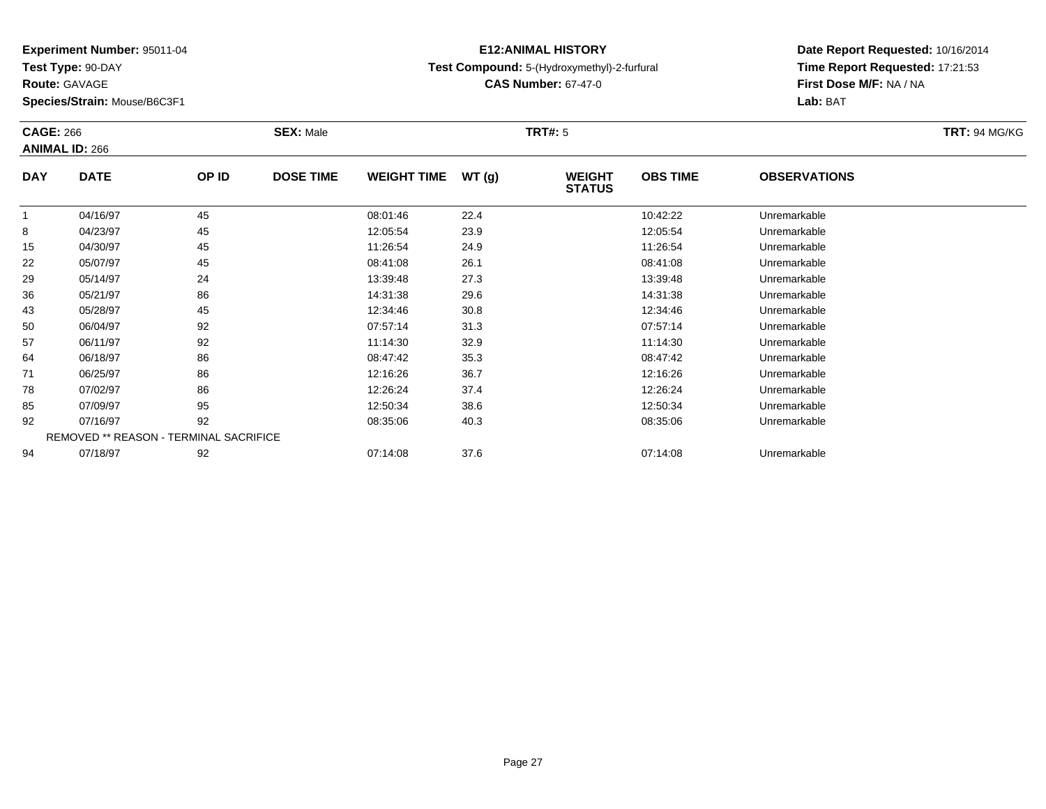**Experiment Number:** 95011-04
**Test Type:** 90-DAY
**Route:** GAVAGE
**Species/Strain:** Mouse/B6C3F1

**E12:ANIMAL HISTORY**
**Test Compound:** 5-(Hydroxymethyl)-2-furfural
**CAS Number:** 67-47-0

**Date Report Requested:** 10/16/2014
**Time Report Requested:** 17:21:53
**First Dose M/F:** NA / NA
**Lab:** BAT

**CAGE:** 266 **SEX:** Male **TRT#:** 5 **TRT:** 94 MG/KG
**ANIMAL ID:** 266

| DAY | DATE | OP ID | DOSE TIME | WEIGHT TIME | WT (g) | WEIGHT STATUS | OBS TIME | OBSERVATIONS |
|---|---|---|---|---|---|---|---|---|
| 1 | 04/16/97 | 45 | | 08:01:46 | 22.4 | | 10:42:22 | Unremarkable |
| 8 | 04/23/97 | 45 | | 12:05:54 | 23.9 | | 12:05:54 | Unremarkable |
| 15 | 04/30/97 | 45 | | 11:26:54 | 24.9 | | 11:26:54 | Unremarkable |
| 22 | 05/07/97 | 45 | | 08:41:08 | 26.1 | | 08:41:08 | Unremarkable |
| 29 | 05/14/97 | 24 | | 13:39:48 | 27.3 | | 13:39:48 | Unremarkable |
| 36 | 05/21/97 | 86 | | 14:31:38 | 29.6 | | 14:31:38 | Unremarkable |
| 43 | 05/28/97 | 45 | | 12:34:46 | 30.8 | | 12:34:46 | Unremarkable |
| 50 | 06/04/97 | 92 | | 07:57:14 | 31.3 | | 07:57:14 | Unremarkable |
| 57 | 06/11/97 | 92 | | 11:14:30 | 32.9 | | 11:14:30 | Unremarkable |
| 64 | 06/18/97 | 86 | | 08:47:42 | 35.3 | | 08:47:42 | Unremarkable |
| 71 | 06/25/97 | 86 | | 12:16:26 | 36.7 | | 12:16:26 | Unremarkable |
| 78 | 07/02/97 | 86 | | 12:26:24 | 37.4 | | 12:26:24 | Unremarkable |
| 85 | 07/09/97 | 95 | | 12:50:34 | 38.6 | | 12:50:34 | Unremarkable |
| 92 | 07/16/97 | 92 | | 08:35:06 | 40.3 | | 08:35:06 | Unremarkable |
| REMOVED ** REASON - TERMINAL SACRIFICE | | | | | | | | |
| 94 | 07/18/97 | 92 | | 07:14:08 | 37.6 | | 07:14:08 | Unremarkable |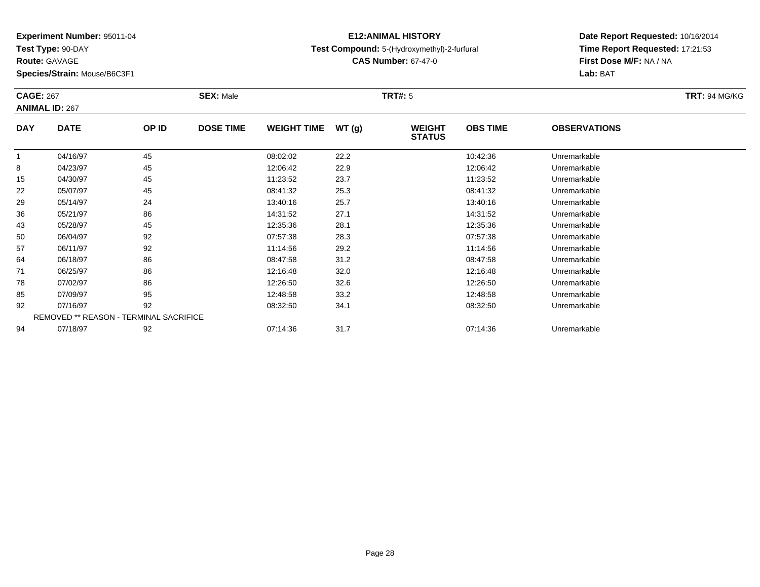**Experiment Number:** 95011-04
**Test Type:** 90-DAY
**Route:** GAVAGE
**Species/Strain:** Mouse/B6C3F1

**E12:ANIMAL HISTORY**
**Test Compound:** 5-(Hydroxymethyl)-2-furfural
**CAS Number:** 67-47-0

**Date Report Requested:** 10/16/2014
**Time Report Requested:** 17:21:53
**First Dose M/F:** NA / NA
**Lab:** BAT

**CAGE:** 267
**ANIMAL ID:** 267
**SEX:** Male
**TRT#:** 5
**TRT:** 94 MG/KG

| DAY | DATE | OP ID | DOSE TIME | WEIGHT TIME | WT (g) | WEIGHT STATUS | OBS TIME | OBSERVATIONS |
|---|---|---|---|---|---|---|---|---|
| 1 | 04/16/97 | 45 | | 08:02:02 | 22.2 | | 10:42:36 | Unremarkable |
| 8 | 04/23/97 | 45 | | 12:06:42 | 22.9 | | 12:06:42 | Unremarkable |
| 15 | 04/30/97 | 45 | | 11:23:52 | 23.7 | | 11:23:52 | Unremarkable |
| 22 | 05/07/97 | 45 | | 08:41:32 | 25.3 | | 08:41:32 | Unremarkable |
| 29 | 05/14/97 | 24 | | 13:40:16 | 25.7 | | 13:40:16 | Unremarkable |
| 36 | 05/21/97 | 86 | | 14:31:52 | 27.1 | | 14:31:52 | Unremarkable |
| 43 | 05/28/97 | 45 | | 12:35:36 | 28.1 | | 12:35:36 | Unremarkable |
| 50 | 06/04/97 | 92 | | 07:57:38 | 28.3 | | 07:57:38 | Unremarkable |
| 57 | 06/11/97 | 92 | | 11:14:56 | 29.2 | | 11:14:56 | Unremarkable |
| 64 | 06/18/97 | 86 | | 08:47:58 | 31.2 | | 08:47:58 | Unremarkable |
| 71 | 06/25/97 | 86 | | 12:16:48 | 32.0 | | 12:16:48 | Unremarkable |
| 78 | 07/02/97 | 86 | | 12:26:50 | 32.6 | | 12:26:50 | Unremarkable |
| 85 | 07/09/97 | 95 | | 12:48:58 | 33.2 | | 12:48:58 | Unremarkable |
| 92 | 07/16/97 | 92 | | 08:32:50 | 34.1 | | 08:32:50 | Unremarkable |
| REMOVED ** REASON - TERMINAL SACRIFICE | | | | | | | | |
| 94 | 07/18/97 | 92 | | 07:14:36 | 31.7 | | 07:14:36 | Unremarkable |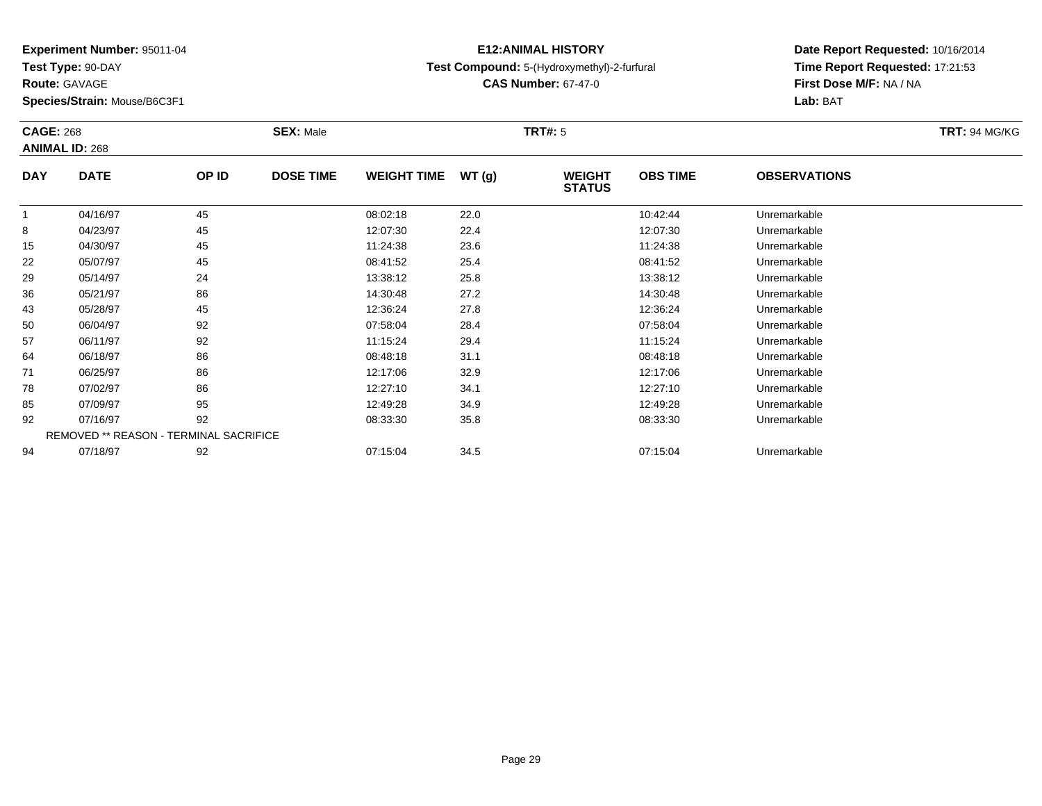**Experiment Number:** 95011-04
**Test Type:** 90-DAY
**Route:** GAVAGE
**Species/Strain:** Mouse/B6C3F1

**E12:ANIMAL HISTORY**
**Test Compound:** 5-(Hydroxymethyl)-2-furfural
**CAS Number:** 67-47-0

**Date Report Requested:** 10/16/2014
**Time Report Requested:** 17:21:53
**First Dose M/F:** NA / NA
**Lab:** BAT

**CAGE:** 268 **SEX:** Male **TRT#:** 5 **TRT:** 94 MG/KG
**ANIMAL ID:** 268

| DAY | DATE | OP ID | DOSE TIME | WEIGHT TIME | WT (g) | WEIGHT STATUS | OBS TIME | OBSERVATIONS |
|---|---|---|---|---|---|---|---|---|
| 1 | 04/16/97 | 45 | | 08:02:18 | 22.0 | | 10:42:44 | Unremarkable |
| 8 | 04/23/97 | 45 | | 12:07:30 | 22.4 | | 12:07:30 | Unremarkable |
| 15 | 04/30/97 | 45 | | 11:24:38 | 23.6 | | 11:24:38 | Unremarkable |
| 22 | 05/07/97 | 45 | | 08:41:52 | 25.4 | | 08:41:52 | Unremarkable |
| 29 | 05/14/97 | 24 | | 13:38:12 | 25.8 | | 13:38:12 | Unremarkable |
| 36 | 05/21/97 | 86 | | 14:30:48 | 27.2 | | 14:30:48 | Unremarkable |
| 43 | 05/28/97 | 45 | | 12:36:24 | 27.8 | | 12:36:24 | Unremarkable |
| 50 | 06/04/97 | 92 | | 07:58:04 | 28.4 | | 07:58:04 | Unremarkable |
| 57 | 06/11/97 | 92 | | 11:15:24 | 29.4 | | 11:15:24 | Unremarkable |
| 64 | 06/18/97 | 86 | | 08:48:18 | 31.1 | | 08:48:18 | Unremarkable |
| 71 | 06/25/97 | 86 | | 12:17:06 | 32.9 | | 12:17:06 | Unremarkable |
| 78 | 07/02/97 | 86 | | 12:27:10 | 34.1 | | 12:27:10 | Unremarkable |
| 85 | 07/09/97 | 95 | | 12:49:28 | 34.9 | | 12:49:28 | Unremarkable |
| 92 | 07/16/97 | 92 | | 08:33:30 | 35.8 | | 08:33:30 | Unremarkable |
| REMOVED ** REASON - TERMINAL SACRIFICE | | | | | | | | |
| 94 | 07/18/97 | 92 | | 07:15:04 | 34.5 | | 07:15:04 | Unremarkable |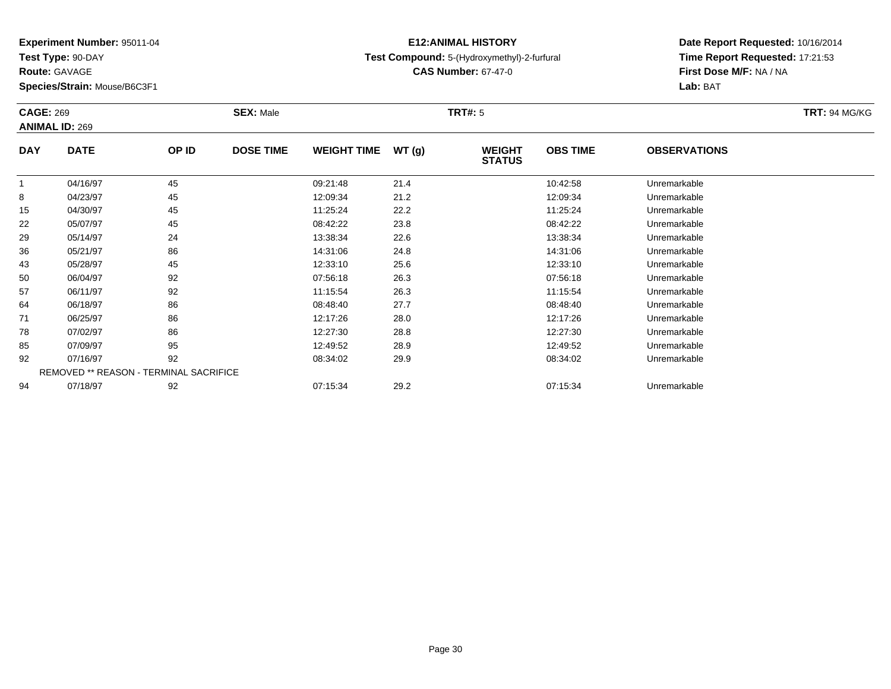**Experiment Number:** 95011-04
**Test Type:** 90-DAY
**Route:** GAVAGE
**Species/Strain:** Mouse/B6C3F1

**E12:ANIMAL HISTORY**
**Test Compound:** 5-(Hydroxymethyl)-2-furfural
**CAS Number:** 67-47-0

**Date Report Requested:** 10/16/2014
**Time Report Requested:** 17:21:53
**First Dose M/F:** NA / NA
**Lab:** BAT

**CAGE:** 269 **SEX:** Male **TRT#:** 5 **TRT:** 94 MG/KG
**ANIMAL ID:** 269

| DAY | DATE | OP ID | DOSE TIME | WEIGHT TIME | WT (g) | WEIGHT STATUS | OBS TIME | OBSERVATIONS |
|---|---|---|---|---|---|---|---|---|
| 1 | 04/16/97 | 45 | | 09:21:48 | 21.4 | | 10:42:58 | Unremarkable |
| 8 | 04/23/97 | 45 | | 12:09:34 | 21.2 | | 12:09:34 | Unremarkable |
| 15 | 04/30/97 | 45 | | 11:25:24 | 22.2 | | 11:25:24 | Unremarkable |
| 22 | 05/07/97 | 45 | | 08:42:22 | 23.8 | | 08:42:22 | Unremarkable |
| 29 | 05/14/97 | 24 | | 13:38:34 | 22.6 | | 13:38:34 | Unremarkable |
| 36 | 05/21/97 | 86 | | 14:31:06 | 24.8 | | 14:31:06 | Unremarkable |
| 43 | 05/28/97 | 45 | | 12:33:10 | 25.6 | | 12:33:10 | Unremarkable |
| 50 | 06/04/97 | 92 | | 07:56:18 | 26.3 | | 07:56:18 | Unremarkable |
| 57 | 06/11/97 | 92 | | 11:15:54 | 26.3 | | 11:15:54 | Unremarkable |
| 64 | 06/18/97 | 86 | | 08:48:40 | 27.7 | | 08:48:40 | Unremarkable |
| 71 | 06/25/97 | 86 | | 12:17:26 | 28.0 | | 12:17:26 | Unremarkable |
| 78 | 07/02/97 | 86 | | 12:27:30 | 28.8 | | 12:27:30 | Unremarkable |
| 85 | 07/09/97 | 95 | | 12:49:52 | 28.9 | | 12:49:52 | Unremarkable |
| 92 | 07/16/97 | 92 | | 08:34:02 | 29.9 | | 08:34:02 | Unremarkable |
| REMOVED ** REASON - TERMINAL SACRIFICE | | | | | | | | |
| 94 | 07/18/97 | 92 | | 07:15:34 | 29.2 | | 07:15:34 | Unremarkable |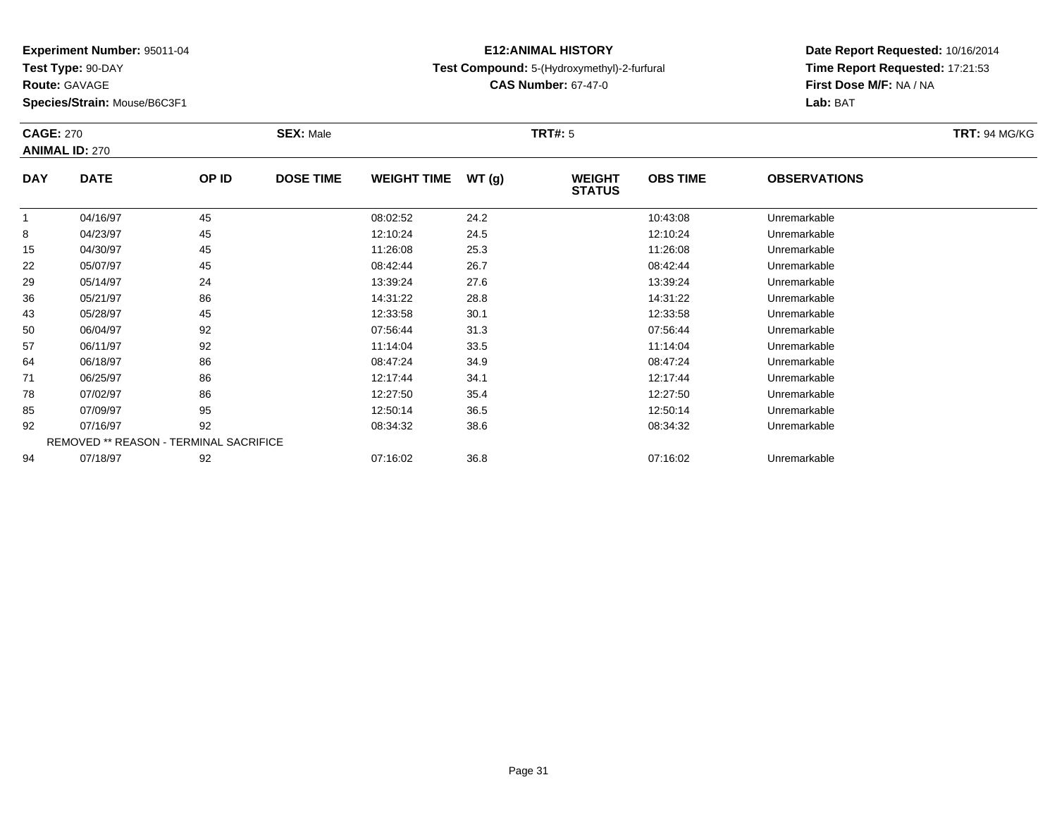**Experiment Number:** 95011-04
**Test Type:** 90-DAY
**Route:** GAVAGE
**Species/Strain:** Mouse/B6C3F1

**E12:ANIMAL HISTORY**
**Test Compound:** 5-(Hydroxymethyl)-2-furfural
**CAS Number:** 67-47-0

**Date Report Requested:** 10/16/2014
**Time Report Requested:** 17:21:53
**First Dose M/F:** NA / NA
**Lab:** BAT

**CAGE:** 270
**ANIMAL ID:** 270
**SEX:** Male
**TRT#:** 5
**TRT:** 94 MG/KG

| DAY | DATE | OP ID | DOSE TIME | WEIGHT TIME | WT (g) | WEIGHT STATUS | OBS TIME | OBSERVATIONS |
|---|---|---|---|---|---|---|---|---|
| 1 | 04/16/97 | 45 | | 08:02:52 | 24.2 | | 10:43:08 | Unremarkable |
| 8 | 04/23/97 | 45 | | 12:10:24 | 24.5 | | 12:10:24 | Unremarkable |
| 15 | 04/30/97 | 45 | | 11:26:08 | 25.3 | | 11:26:08 | Unremarkable |
| 22 | 05/07/97 | 45 | | 08:42:44 | 26.7 | | 08:42:44 | Unremarkable |
| 29 | 05/14/97 | 24 | | 13:39:24 | 27.6 | | 13:39:24 | Unremarkable |
| 36 | 05/21/97 | 86 | | 14:31:22 | 28.8 | | 14:31:22 | Unremarkable |
| 43 | 05/28/97 | 45 | | 12:33:58 | 30.1 | | 12:33:58 | Unremarkable |
| 50 | 06/04/97 | 92 | | 07:56:44 | 31.3 | | 07:56:44 | Unremarkable |
| 57 | 06/11/97 | 92 | | 11:14:04 | 33.5 | | 11:14:04 | Unremarkable |
| 64 | 06/18/97 | 86 | | 08:47:24 | 34.9 | | 08:47:24 | Unremarkable |
| 71 | 06/25/97 | 86 | | 12:17:44 | 34.1 | | 12:17:44 | Unremarkable |
| 78 | 07/02/97 | 86 | | 12:27:50 | 35.4 | | 12:27:50 | Unremarkable |
| 85 | 07/09/97 | 95 | | 12:50:14 | 36.5 | | 12:50:14 | Unremarkable |
| 92 | 07/16/97 | 92 | | 08:34:32 | 38.6 | | 08:34:32 | Unremarkable |
| REMOVED ** REASON - TERMINAL SACRIFICE | | | | | | | | |
| 94 | 07/18/97 | 92 | | 07:16:02 | 36.8 | | 07:16:02 | Unremarkable |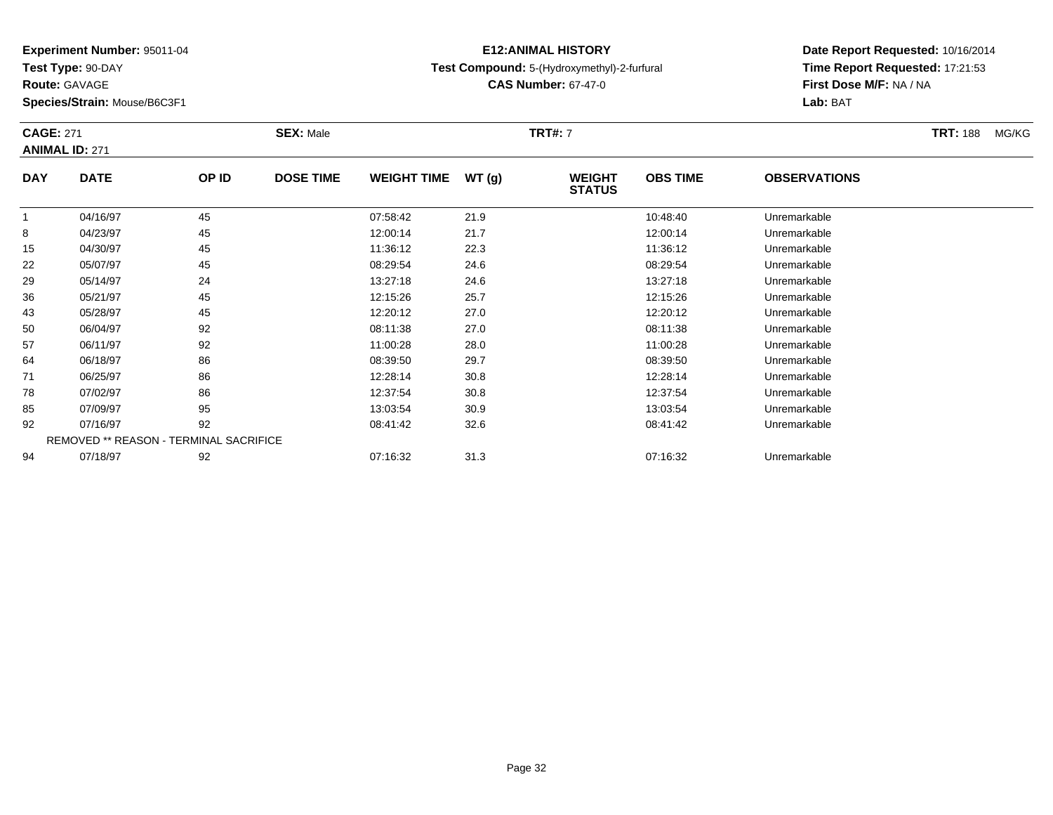**Experiment Number:** 95011-04
**Test Type:** 90-DAY
**Route:** GAVAGE
**Species/Strain:** Mouse/B6C3F1

**E12:ANIMAL HISTORY**
**Test Compound:** 5-(Hydroxymethyl)-2-furfural
**CAS Number:** 67-47-0

**Date Report Requested:** 10/16/2014
**Time Report Requested:** 17:21:53
**First Dose M/F:** NA / NA
**Lab:** BAT

**CAGE:** 271 **SEX:** Male **TRT#:** 7 **TRT:** 188 MG/KG
**ANIMAL ID:** 271

| DAY | DATE | OP ID | DOSE TIME | WEIGHT TIME | WT (g) | WEIGHT STATUS | OBS TIME | OBSERVATIONS |
|---|---|---|---|---|---|---|---|---|
| 1 | 04/16/97 | 45 | | 07:58:42 | 21.9 | | 10:48:40 | Unremarkable |
| 8 | 04/23/97 | 45 | | 12:00:14 | 21.7 | | 12:00:14 | Unremarkable |
| 15 | 04/30/97 | 45 | | 11:36:12 | 22.3 | | 11:36:12 | Unremarkable |
| 22 | 05/07/97 | 45 | | 08:29:54 | 24.6 | | 08:29:54 | Unremarkable |
| 29 | 05/14/97 | 24 | | 13:27:18 | 24.6 | | 13:27:18 | Unremarkable |
| 36 | 05/21/97 | 45 | | 12:15:26 | 25.7 | | 12:15:26 | Unremarkable |
| 43 | 05/28/97 | 45 | | 12:20:12 | 27.0 | | 12:20:12 | Unremarkable |
| 50 | 06/04/97 | 92 | | 08:11:38 | 27.0 | | 08:11:38 | Unremarkable |
| 57 | 06/11/97 | 92 | | 11:00:28 | 28.0 | | 11:00:28 | Unremarkable |
| 64 | 06/18/97 | 86 | | 08:39:50 | 29.7 | | 08:39:50 | Unremarkable |
| 71 | 06/25/97 | 86 | | 12:28:14 | 30.8 | | 12:28:14 | Unremarkable |
| 78 | 07/02/97 | 86 | | 12:37:54 | 30.8 | | 12:37:54 | Unremarkable |
| 85 | 07/09/97 | 95 | | 13:03:54 | 30.9 | | 13:03:54 | Unremarkable |
| 92 | 07/16/97 | 92 | | 08:41:42 | 32.6 | | 08:41:42 | Unremarkable |
| REMOVED ** REASON - TERMINAL SACRIFICE | | | | | | | | |
| 94 | 07/18/97 | 92 | | 07:16:32 | 31.3 | | 07:16:32 | Unremarkable |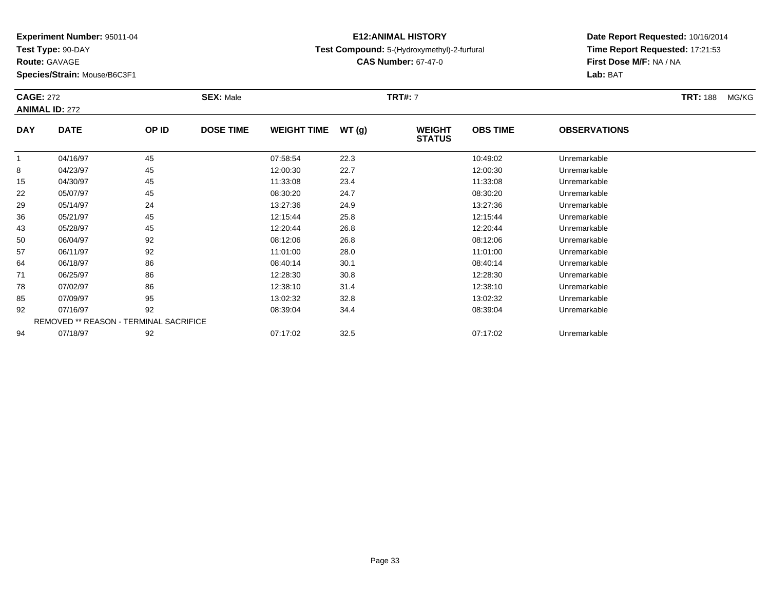**Experiment Number:** 95011-04
**Test Type:** 90-DAY
**Route:** GAVAGE
**Species/Strain:** Mouse/B6C3F1

**E12:ANIMAL HISTORY**
**Test Compound:** 5-(Hydroxymethyl)-2-furfural
**CAS Number:** 67-47-0

**Date Report Requested:** 10/16/2014
**Time Report Requested:** 17:21:53
**First Dose M/F:** NA / NA
**Lab:** BAT

**CAGE:** 272 **SEX:** Male **TRT#:** 7 **TRT:** 188 MG/KG
**ANIMAL ID:** 272

| DAY | DATE | OP ID | DOSE TIME | WEIGHT TIME | WT (g) | WEIGHT STATUS | OBS TIME | OBSERVATIONS |
|---|---|---|---|---|---|---|---|---|
| 1 | 04/16/97 | 45 | | 07:58:54 | 22.3 | | 10:49:02 | Unremarkable |
| 8 | 04/23/97 | 45 | | 12:00:30 | 22.7 | | 12:00:30 | Unremarkable |
| 15 | 04/30/97 | 45 | | 11:33:08 | 23.4 | | 11:33:08 | Unremarkable |
| 22 | 05/07/97 | 45 | | 08:30:20 | 24.7 | | 08:30:20 | Unremarkable |
| 29 | 05/14/97 | 24 | | 13:27:36 | 24.9 | | 13:27:36 | Unremarkable |
| 36 | 05/21/97 | 45 | | 12:15:44 | 25.8 | | 12:15:44 | Unremarkable |
| 43 | 05/28/97 | 45 | | 12:20:44 | 26.8 | | 12:20:44 | Unremarkable |
| 50 | 06/04/97 | 92 | | 08:12:06 | 26.8 | | 08:12:06 | Unremarkable |
| 57 | 06/11/97 | 92 | | 11:01:00 | 28.0 | | 11:01:00 | Unremarkable |
| 64 | 06/18/97 | 86 | | 08:40:14 | 30.1 | | 08:40:14 | Unremarkable |
| 71 | 06/25/97 | 86 | | 12:28:30 | 30.8 | | 12:28:30 | Unremarkable |
| 78 | 07/02/97 | 86 | | 12:38:10 | 31.4 | | 12:38:10 | Unremarkable |
| 85 | 07/09/97 | 95 | | 13:02:32 | 32.8 | | 13:02:32 | Unremarkable |
| 92 | 07/16/97 | 92 | | 08:39:04 | 34.4 | | 08:39:04 | Unremarkable |
| REMOVED ** REASON - TERMINAL SACRIFICE | | | | | | | | |
| 94 | 07/18/97 | 92 | | 07:17:02 | 32.5 | | 07:17:02 | Unremarkable |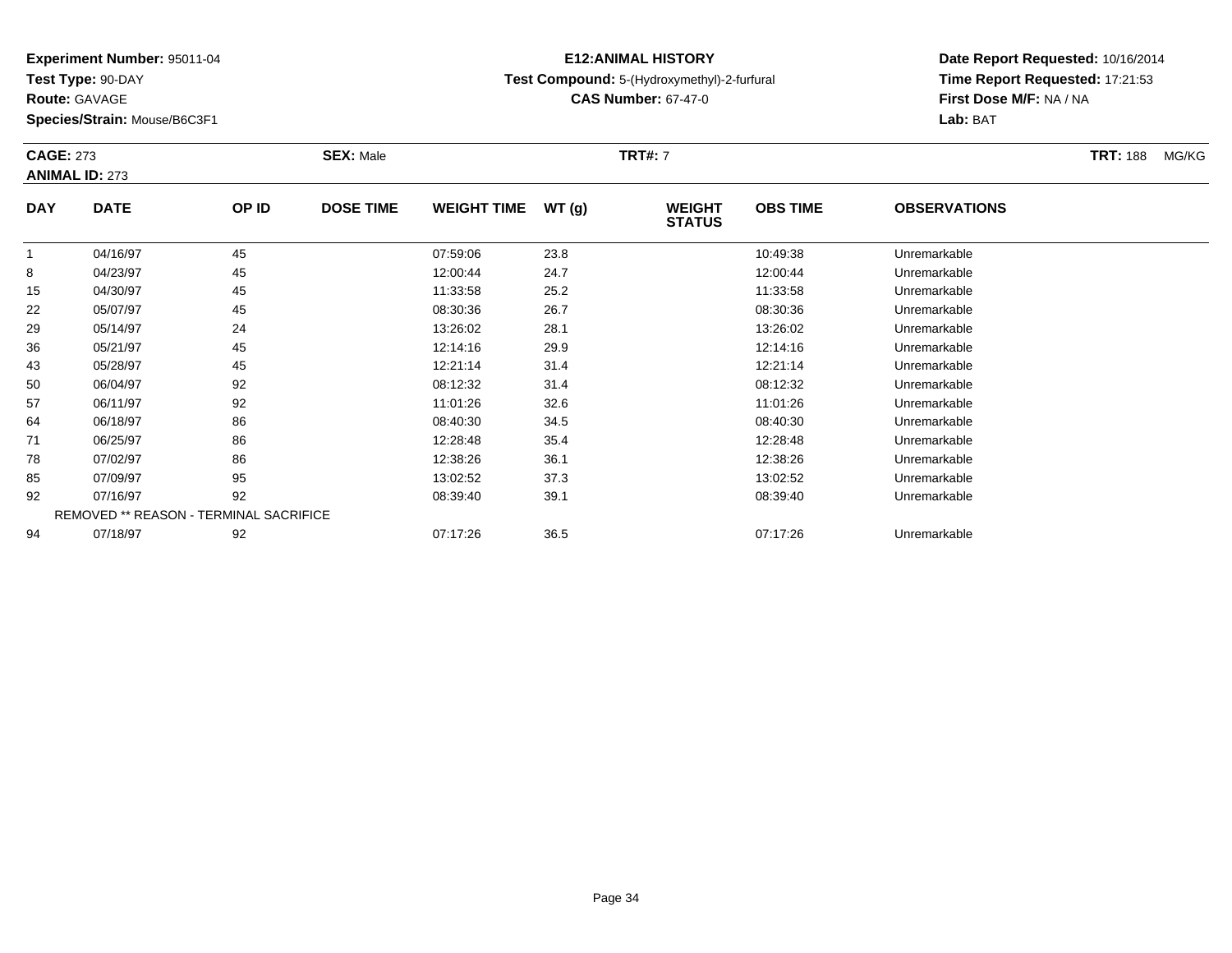**Experiment Number:** 95011-04
**Test Type:** 90-DAY
**Route:** GAVAGE
**Species/Strain:** Mouse/B6C3F1

**E12:ANIMAL HISTORY**
**Test Compound:** 5-(Hydroxymethyl)-2-furfural
**CAS Number:** 67-47-0

**Date Report Requested:** 10/16/2014
**Time Report Requested:** 17:21:53
**First Dose M/F:** NA / NA
**Lab:** BAT

**CAGE:** 273 **SEX:** Male **TRT#:** 7 **TRT:** 188 MG/KG
**ANIMAL ID:** 273

| DAY | DATE | OP ID | DOSE TIME | WEIGHT TIME | WT (g) | WEIGHT STATUS | OBS TIME | OBSERVATIONS |
|---|---|---|---|---|---|---|---|---|
| 1 | 04/16/97 | 45 | | 07:59:06 | 23.8 | | 10:49:38 | Unremarkable |
| 8 | 04/23/97 | 45 | | 12:00:44 | 24.7 | | 12:00:44 | Unremarkable |
| 15 | 04/30/97 | 45 | | 11:33:58 | 25.2 | | 11:33:58 | Unremarkable |
| 22 | 05/07/97 | 45 | | 08:30:36 | 26.7 | | 08:30:36 | Unremarkable |
| 29 | 05/14/97 | 24 | | 13:26:02 | 28.1 | | 13:26:02 | Unremarkable |
| 36 | 05/21/97 | 45 | | 12:14:16 | 29.9 | | 12:14:16 | Unremarkable |
| 43 | 05/28/97 | 45 | | 12:21:14 | 31.4 | | 12:21:14 | Unremarkable |
| 50 | 06/04/97 | 92 | | 08:12:32 | 31.4 | | 08:12:32 | Unremarkable |
| 57 | 06/11/97 | 92 | | 11:01:26 | 32.6 | | 11:01:26 | Unremarkable |
| 64 | 06/18/97 | 86 | | 08:40:30 | 34.5 | | 08:40:30 | Unremarkable |
| 71 | 06/25/97 | 86 | | 12:28:48 | 35.4 | | 12:28:48 | Unremarkable |
| 78 | 07/02/97 | 86 | | 12:38:26 | 36.1 | | 12:38:26 | Unremarkable |
| 85 | 07/09/97 | 95 | | 13:02:52 | 37.3 | | 13:02:52 | Unremarkable |
| 92 | 07/16/97 | 92 | | 08:39:40 | 39.1 | | 08:39:40 | Unremarkable |
| | REMOVED ** REASON - TERMINAL SACRIFICE | | | | | | | |
| 94 | 07/18/97 | 92 | | 07:17:26 | 36.5 | | 07:17:26 | Unremarkable |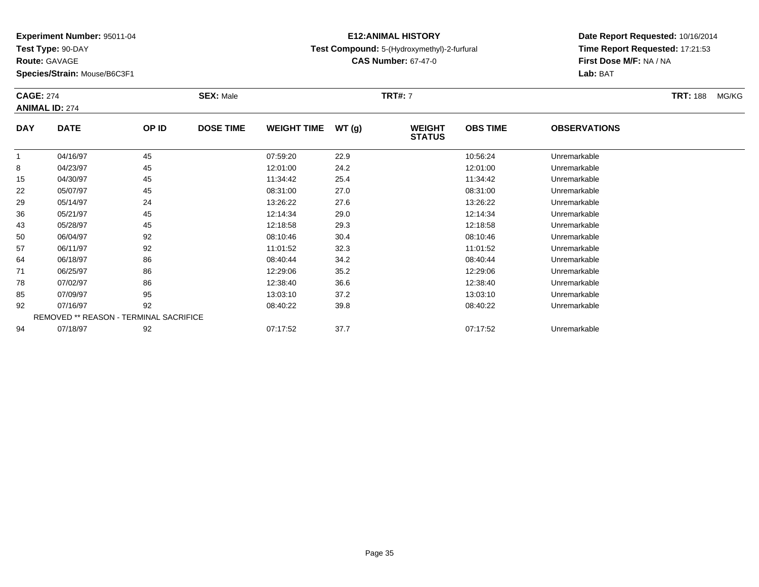**Experiment Number:** 95011-04
**Test Type:** 90-DAY
**Route:** GAVAGE
**Species/Strain:** Mouse/B6C3F1

**E12:ANIMAL HISTORY**
**Test Compound:** 5-(Hydroxymethyl)-2-furfural
**CAS Number:** 67-47-0

**Date Report Requested:** 10/16/2014
**Time Report Requested:** 17:21:53
**First Dose M/F:** NA / NA
**Lab:** BAT

**CAGE:** 274 **SEX:** Male **TRT#:** 7 **TRT:** 188 MG/KG
**ANIMAL ID:** 274

| DAY | DATE | OP ID | DOSE TIME | WEIGHT TIME | WT (g) | WEIGHT STATUS | OBS TIME | OBSERVATIONS |
|---|---|---|---|---|---|---|---|---|
| 1 | 04/16/97 | 45 | | 07:59:20 | 22.9 | | 10:56:24 | Unremarkable |
| 8 | 04/23/97 | 45 | | 12:01:00 | 24.2 | | 12:01:00 | Unremarkable |
| 15 | 04/30/97 | 45 | | 11:34:42 | 25.4 | | 11:34:42 | Unremarkable |
| 22 | 05/07/97 | 45 | | 08:31:00 | 27.0 | | 08:31:00 | Unremarkable |
| 29 | 05/14/97 | 24 | | 13:26:22 | 27.6 | | 13:26:22 | Unremarkable |
| 36 | 05/21/97 | 45 | | 12:14:34 | 29.0 | | 12:14:34 | Unremarkable |
| 43 | 05/28/97 | 45 | | 12:18:58 | 29.3 | | 12:18:58 | Unremarkable |
| 50 | 06/04/97 | 92 | | 08:10:46 | 30.4 | | 08:10:46 | Unremarkable |
| 57 | 06/11/97 | 92 | | 11:01:52 | 32.3 | | 11:01:52 | Unremarkable |
| 64 | 06/18/97 | 86 | | 08:40:44 | 34.2 | | 08:40:44 | Unremarkable |
| 71 | 06/25/97 | 86 | | 12:29:06 | 35.2 | | 12:29:06 | Unremarkable |
| 78 | 07/02/97 | 86 | | 12:38:40 | 36.6 | | 12:38:40 | Unremarkable |
| 85 | 07/09/97 | 95 | | 13:03:10 | 37.2 | | 13:03:10 | Unremarkable |
| 92 | 07/16/97 | 92 | | 08:40:22 | 39.8 | | 08:40:22 | Unremarkable |
| REMOVED ** REASON - TERMINAL SACRIFICE | | | | | | | | |
| 94 | 07/18/97 | 92 | | 07:17:52 | 37.7 | | 07:17:52 | Unremarkable |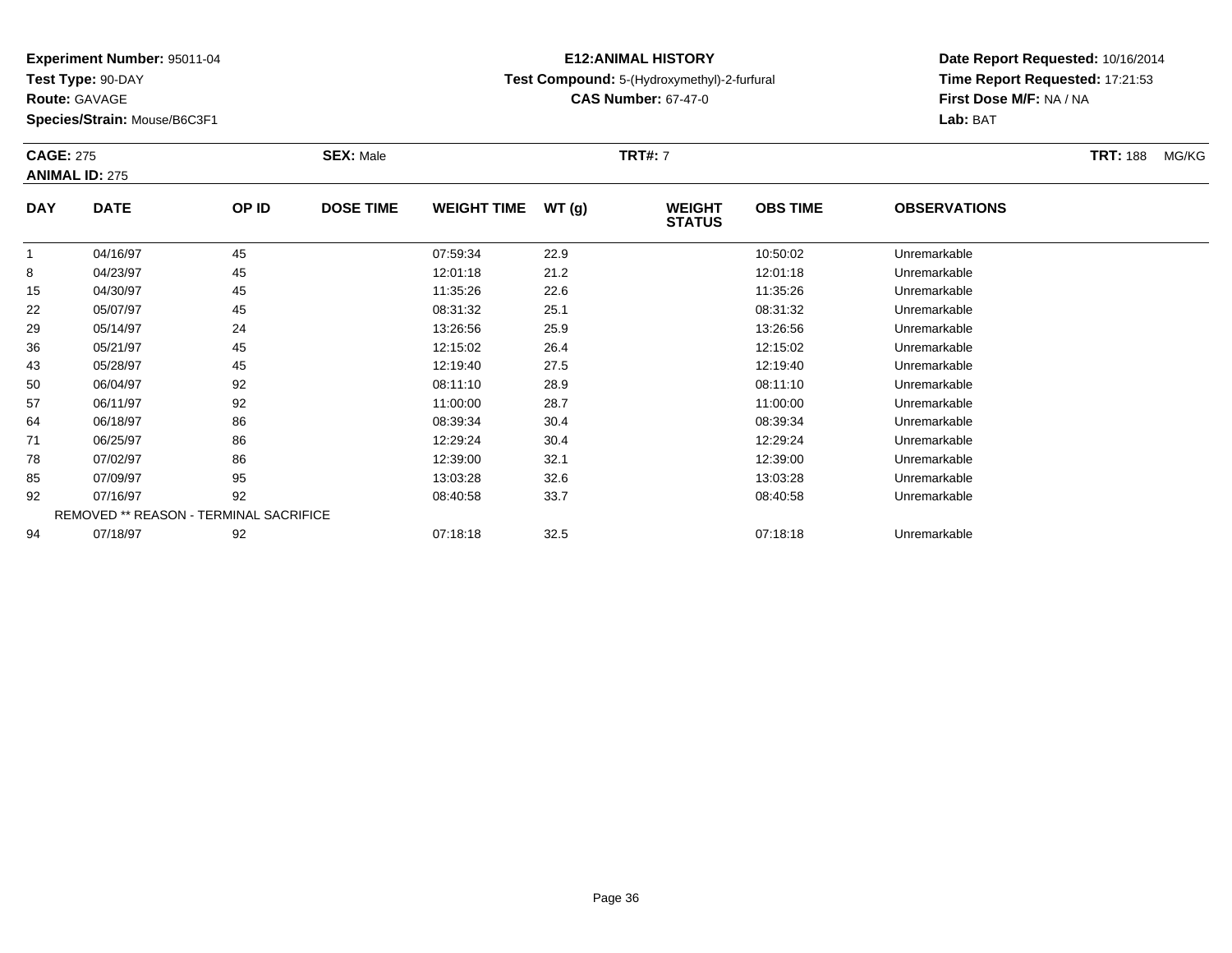**Experiment Number:** 95011-04
**Test Type:** 90-DAY
**Route:** GAVAGE
**Species/Strain:** Mouse/B6C3F1

**E12:ANIMAL HISTORY**
**Test Compound:** 5-(Hydroxymethyl)-2-furfural
**CAS Number:** 67-47-0

**Date Report Requested:** 10/16/2014
**Time Report Requested:** 17:21:53
**First Dose M/F:** NA / NA
**Lab:** BAT

**CAGE:** 275 **SEX:** Male **TRT#:** 7 **TRT:** 188 MG/KG
**ANIMAL ID:** 275

| DAY | DATE | OP ID | DOSE TIME | WEIGHT TIME | WT (g) | WEIGHT STATUS | OBS TIME | OBSERVATIONS |
|---|---|---|---|---|---|---|---|---|
| 1 | 04/16/97 | 45 | | 07:59:34 | 22.9 | | 10:50:02 | Unremarkable |
| 8 | 04/23/97 | 45 | | 12:01:18 | 21.2 | | 12:01:18 | Unremarkable |
| 15 | 04/30/97 | 45 | | 11:35:26 | 22.6 | | 11:35:26 | Unremarkable |
| 22 | 05/07/97 | 45 | | 08:31:32 | 25.1 | | 08:31:32 | Unremarkable |
| 29 | 05/14/97 | 24 | | 13:26:56 | 25.9 | | 13:26:56 | Unremarkable |
| 36 | 05/21/97 | 45 | | 12:15:02 | 26.4 | | 12:15:02 | Unremarkable |
| 43 | 05/28/97 | 45 | | 12:19:40 | 27.5 | | 12:19:40 | Unremarkable |
| 50 | 06/04/97 | 92 | | 08:11:10 | 28.9 | | 08:11:10 | Unremarkable |
| 57 | 06/11/97 | 92 | | 11:00:00 | 28.7 | | 11:00:00 | Unremarkable |
| 64 | 06/18/97 | 86 | | 08:39:34 | 30.4 | | 08:39:34 | Unremarkable |
| 71 | 06/25/97 | 86 | | 12:29:24 | 30.4 | | 12:29:24 | Unremarkable |
| 78 | 07/02/97 | 86 | | 12:39:00 | 32.1 | | 12:39:00 | Unremarkable |
| 85 | 07/09/97 | 95 | | 13:03:28 | 32.6 | | 13:03:28 | Unremarkable |
| 92 | 07/16/97 | 92 | | 08:40:58 | 33.7 | | 08:40:58 | Unremarkable |
| REMOVED ** REASON - TERMINAL SACRIFICE | | | | | | | | |
| 94 | 07/18/97 | 92 | | 07:18:18 | 32.5 | | 07:18:18 | Unremarkable |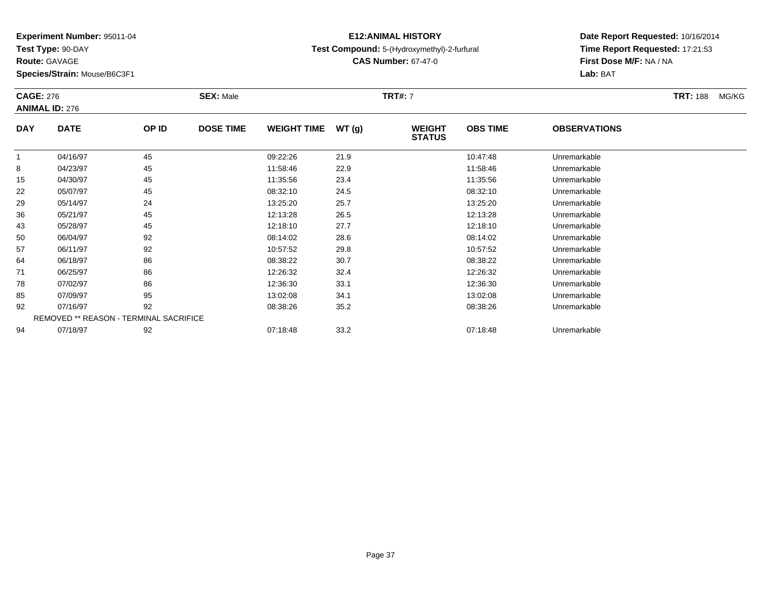**Experiment Number:** 95011-04
**Test Type:** 90-DAY
**Route:** GAVAGE
**Species/Strain:** Mouse/B6C3F1

**E12:ANIMAL HISTORY**
**Test Compound:** 5-(Hydroxymethyl)-2-furfural
**CAS Number:** 67-47-0

**Date Report Requested:** 10/16/2014
**Time Report Requested:** 17:21:53
**First Dose M/F:** NA / NA
**Lab:** BAT

**CAGE:** 276 **SEX:** Male **TRT#:** 7 **TRT:** 188 MG/KG
**ANIMAL ID:** 276

| DAY | DATE | OP ID | DOSE TIME | WEIGHT TIME | WT (g) | WEIGHT STATUS | OBS TIME | OBSERVATIONS |
|---|---|---|---|---|---|---|---|---|
| 1 | 04/16/97 | 45 | | 09:22:26 | 21.9 | | 10:47:48 | Unremarkable |
| 8 | 04/23/97 | 45 | | 11:58:46 | 22.9 | | 11:58:46 | Unremarkable |
| 15 | 04/30/97 | 45 | | 11:35:56 | 23.4 | | 11:35:56 | Unremarkable |
| 22 | 05/07/97 | 45 | | 08:32:10 | 24.5 | | 08:32:10 | Unremarkable |
| 29 | 05/14/97 | 24 | | 13:25:20 | 25.7 | | 13:25:20 | Unremarkable |
| 36 | 05/21/97 | 45 | | 12:13:28 | 26.5 | | 12:13:28 | Unremarkable |
| 43 | 05/28/97 | 45 | | 12:18:10 | 27.7 | | 12:18:10 | Unremarkable |
| 50 | 06/04/97 | 92 | | 08:14:02 | 28.6 | | 08:14:02 | Unremarkable |
| 57 | 06/11/97 | 92 | | 10:57:52 | 29.8 | | 10:57:52 | Unremarkable |
| 64 | 06/18/97 | 86 | | 08:38:22 | 30.7 | | 08:38:22 | Unremarkable |
| 71 | 06/25/97 | 86 | | 12:26:32 | 32.4 | | 12:26:32 | Unremarkable |
| 78 | 07/02/97 | 86 | | 12:36:30 | 33.1 | | 12:36:30 | Unremarkable |
| 85 | 07/09/97 | 95 | | 13:02:08 | 34.1 | | 13:02:08 | Unremarkable |
| 92 | 07/16/97 | 92 | | 08:38:26 | 35.2 | | 08:38:26 | Unremarkable |
| | REMOVED ** REASON - TERMINAL SACRIFICE | | | | | | | |
| 94 | 07/18/97 | 92 | | 07:18:48 | 33.2 | | 07:18:48 | Unremarkable |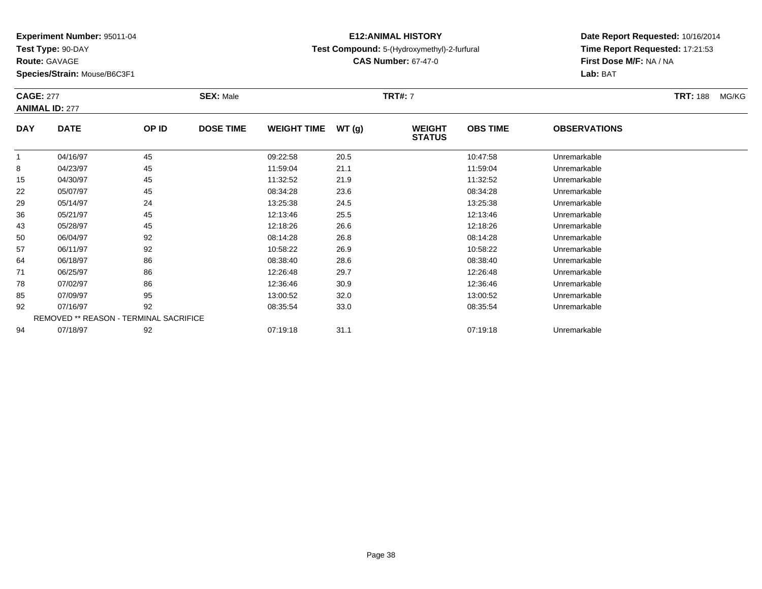**Experiment Number:** 95011-04
**Test Type:** 90-DAY
**Route:** GAVAGE
**Species/Strain:** Mouse/B6C3F1

**E12:ANIMAL HISTORY**
**Test Compound:** 5-(Hydroxymethyl)-2-furfural
**CAS Number:** 67-47-0

**Date Report Requested:** 10/16/2014
**Time Report Requested:** 17:21:53
**First Dose M/F:** NA / NA
**Lab:** BAT

**CAGE:** 277 **SEX:** Male **TRT#:** 7 **TRT:** 188 MG/KG
**ANIMAL ID:** 277

| DAY | DATE | OP ID | DOSE TIME | WEIGHT TIME | WT (g) | WEIGHT STATUS | OBS TIME | OBSERVATIONS |
|---|---|---|---|---|---|---|---|---|
| 1 | 04/16/97 | 45 | | 09:22:58 | 20.5 | | 10:47:58 | Unremarkable |
| 8 | 04/23/97 | 45 | | 11:59:04 | 21.1 | | 11:59:04 | Unremarkable |
| 15 | 04/30/97 | 45 | | 11:32:52 | 21.9 | | 11:32:52 | Unremarkable |
| 22 | 05/07/97 | 45 | | 08:34:28 | 23.6 | | 08:34:28 | Unremarkable |
| 29 | 05/14/97 | 24 | | 13:25:38 | 24.5 | | 13:25:38 | Unremarkable |
| 36 | 05/21/97 | 45 | | 12:13:46 | 25.5 | | 12:13:46 | Unremarkable |
| 43 | 05/28/97 | 45 | | 12:18:26 | 26.6 | | 12:18:26 | Unremarkable |
| 50 | 06/04/97 | 92 | | 08:14:28 | 26.8 | | 08:14:28 | Unremarkable |
| 57 | 06/11/97 | 92 | | 10:58:22 | 26.9 | | 10:58:22 | Unremarkable |
| 64 | 06/18/97 | 86 | | 08:38:40 | 28.6 | | 08:38:40 | Unremarkable |
| 71 | 06/25/97 | 86 | | 12:26:48 | 29.7 | | 12:26:48 | Unremarkable |
| 78 | 07/02/97 | 86 | | 12:36:46 | 30.9 | | 12:36:46 | Unremarkable |
| 85 | 07/09/97 | 95 | | 13:00:52 | 32.0 | | 13:00:52 | Unremarkable |
| 92 | 07/16/97 | 92 | | 08:35:54 | 33.0 | | 08:35:54 | Unremarkable |
| | REMOVED ** REASON - TERMINAL SACRIFICE | | | | | | | |
| 94 | 07/18/97 | 92 | | 07:19:18 | 31.1 | | 07:19:18 | Unremarkable |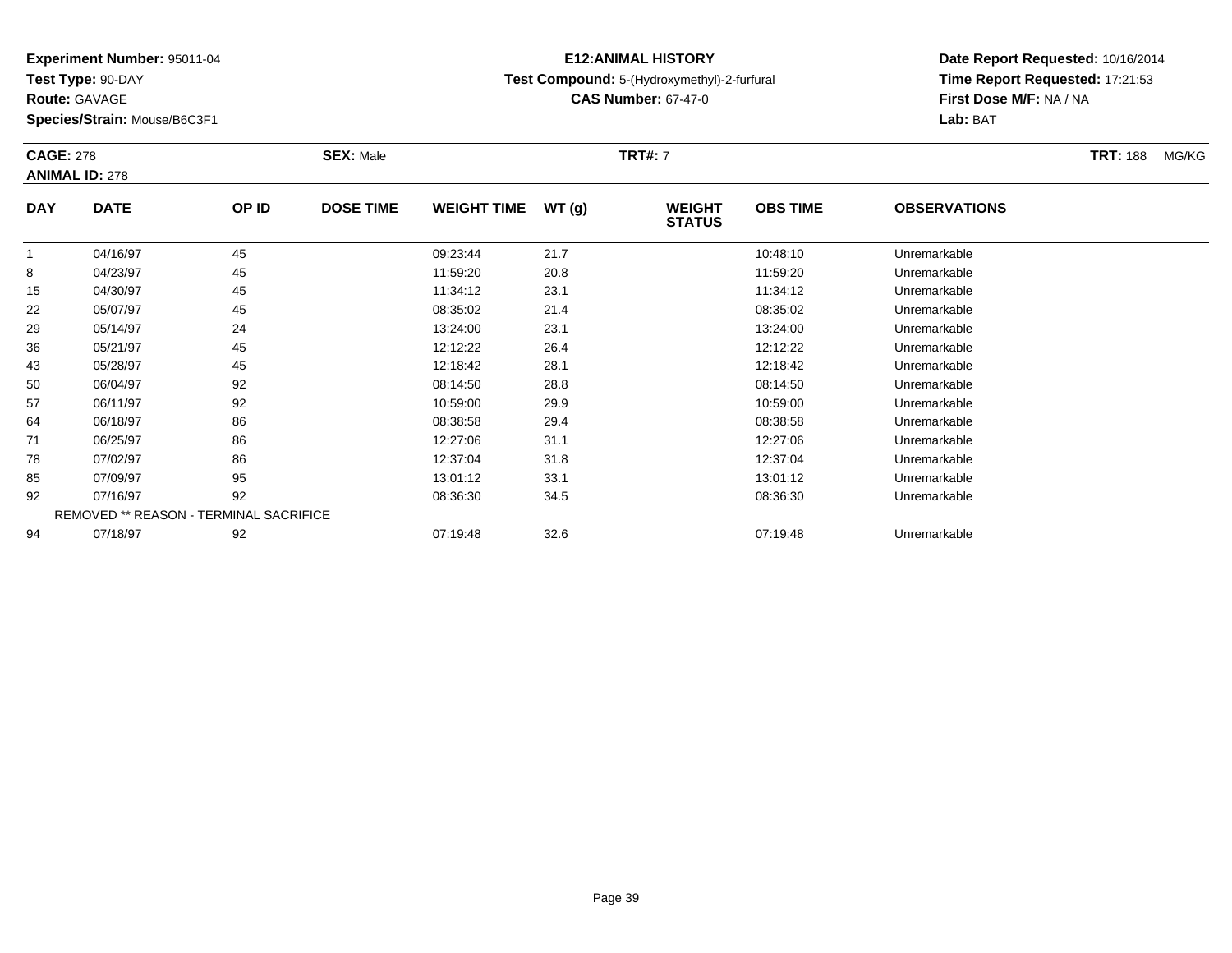**Experiment Number:** 95011-04
**Test Type:** 90-DAY
**Route:** GAVAGE
**Species/Strain:** Mouse/B6C3F1

**E12:ANIMAL HISTORY**
**Test Compound:** 5-(Hydroxymethyl)-2-furfural
**CAS Number:** 67-47-0

**Date Report Requested:** 10/16/2014
**Time Report Requested:** 17:21:53
**First Dose M/F:** NA / NA
**Lab:** BAT

**CAGE:** 278 **SEX:** Male **TRT#:** 7 **TRT:** 188 MG/KG
**ANIMAL ID:** 278

| DAY | DATE | OP ID | DOSE TIME | WEIGHT TIME | WT (g) | WEIGHT STATUS | OBS TIME | OBSERVATIONS |
|---|---|---|---|---|---|---|---|---|
| 1 | 04/16/97 | 45 | | 09:23:44 | 21.7 | | 10:48:10 | Unremarkable |
| 8 | 04/23/97 | 45 | | 11:59:20 | 20.8 | | 11:59:20 | Unremarkable |
| 15 | 04/30/97 | 45 | | 11:34:12 | 23.1 | | 11:34:12 | Unremarkable |
| 22 | 05/07/97 | 45 | | 08:35:02 | 21.4 | | 08:35:02 | Unremarkable |
| 29 | 05/14/97 | 24 | | 13:24:00 | 23.1 | | 13:24:00 | Unremarkable |
| 36 | 05/21/97 | 45 | | 12:12:22 | 26.4 | | 12:12:22 | Unremarkable |
| 43 | 05/28/97 | 45 | | 12:18:42 | 28.1 | | 12:18:42 | Unremarkable |
| 50 | 06/04/97 | 92 | | 08:14:50 | 28.8 | | 08:14:50 | Unremarkable |
| 57 | 06/11/97 | 92 | | 10:59:00 | 29.9 | | 10:59:00 | Unremarkable |
| 64 | 06/18/97 | 86 | | 08:38:58 | 29.4 | | 08:38:58 | Unremarkable |
| 71 | 06/25/97 | 86 | | 12:27:06 | 31.1 | | 12:27:06 | Unremarkable |
| 78 | 07/02/97 | 86 | | 12:37:04 | 31.8 | | 12:37:04 | Unremarkable |
| 85 | 07/09/97 | 95 | | 13:01:12 | 33.1 | | 13:01:12 | Unremarkable |
| 92 | 07/16/97 | 92 | | 08:36:30 | 34.5 | | 08:36:30 | Unremarkable |
| | REMOVED ** REASON - TERMINAL SACRIFICE | | | | | | | |
| 94 | 07/18/97 | 92 | | 07:19:48 | 32.6 | | 07:19:48 | Unremarkable |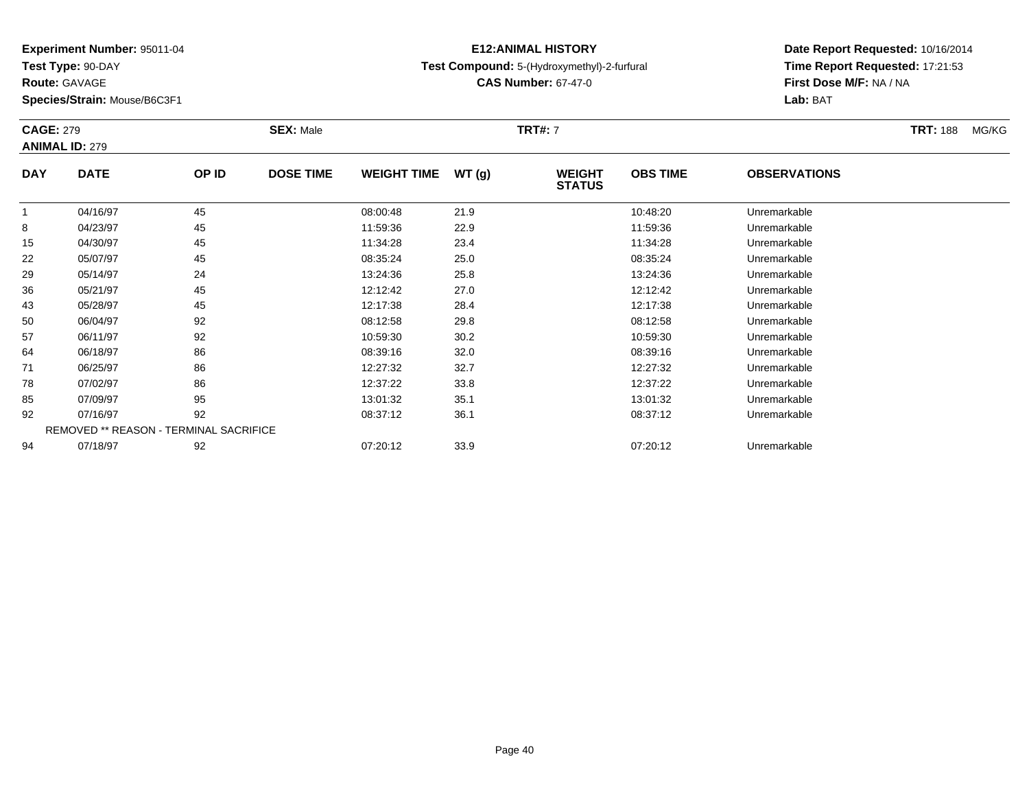**Experiment Number:** 95011-04
**Test Type:** 90-DAY
**Route:** GAVAGE
**Species/Strain:** Mouse/B6C3F1

**E12:ANIMAL HISTORY**
**Test Compound:** 5-(Hydroxymethyl)-2-furfural
**CAS Number:** 67-47-0

**Date Report Requested:** 10/16/2014
**Time Report Requested:** 17:21:53
**First Dose M/F:** NA / NA
**Lab:** BAT

**CAGE:** 279 **SEX:** Male **TRT#:** 7 **TRT:** 188 MG/KG
**ANIMAL ID:** 279

| DAY | DATE | OP ID | DOSE TIME | WEIGHT TIME | WT (g) | WEIGHT STATUS | OBS TIME | OBSERVATIONS |
|---|---|---|---|---|---|---|---|---|
| 1 | 04/16/97 | 45 | | 08:00:48 | 21.9 | | 10:48:20 | Unremarkable |
| 8 | 04/23/97 | 45 | | 11:59:36 | 22.9 | | 11:59:36 | Unremarkable |
| 15 | 04/30/97 | 45 | | 11:34:28 | 23.4 | | 11:34:28 | Unremarkable |
| 22 | 05/07/97 | 45 | | 08:35:24 | 25.0 | | 08:35:24 | Unremarkable |
| 29 | 05/14/97 | 24 | | 13:24:36 | 25.8 | | 13:24:36 | Unremarkable |
| 36 | 05/21/97 | 45 | | 12:12:42 | 27.0 | | 12:12:42 | Unremarkable |
| 43 | 05/28/97 | 45 | | 12:17:38 | 28.4 | | 12:17:38 | Unremarkable |
| 50 | 06/04/97 | 92 | | 08:12:58 | 29.8 | | 08:12:58 | Unremarkable |
| 57 | 06/11/97 | 92 | | 10:59:30 | 30.2 | | 10:59:30 | Unremarkable |
| 64 | 06/18/97 | 86 | | 08:39:16 | 32.0 | | 08:39:16 | Unremarkable |
| 71 | 06/25/97 | 86 | | 12:27:32 | 32.7 | | 12:27:32 | Unremarkable |
| 78 | 07/02/97 | 86 | | 12:37:22 | 33.8 | | 12:37:22 | Unremarkable |
| 85 | 07/09/97 | 95 | | 13:01:32 | 35.1 | | 13:01:32 | Unremarkable |
| 92 | 07/16/97 | 92 | | 08:37:12 | 36.1 | | 08:37:12 | Unremarkable |
| | REMOVED ** REASON - TERMINAL SACRIFICE | | | | | | | |
| 94 | 07/18/97 | 92 | | 07:20:12 | 33.9 | | 07:20:12 | Unremarkable |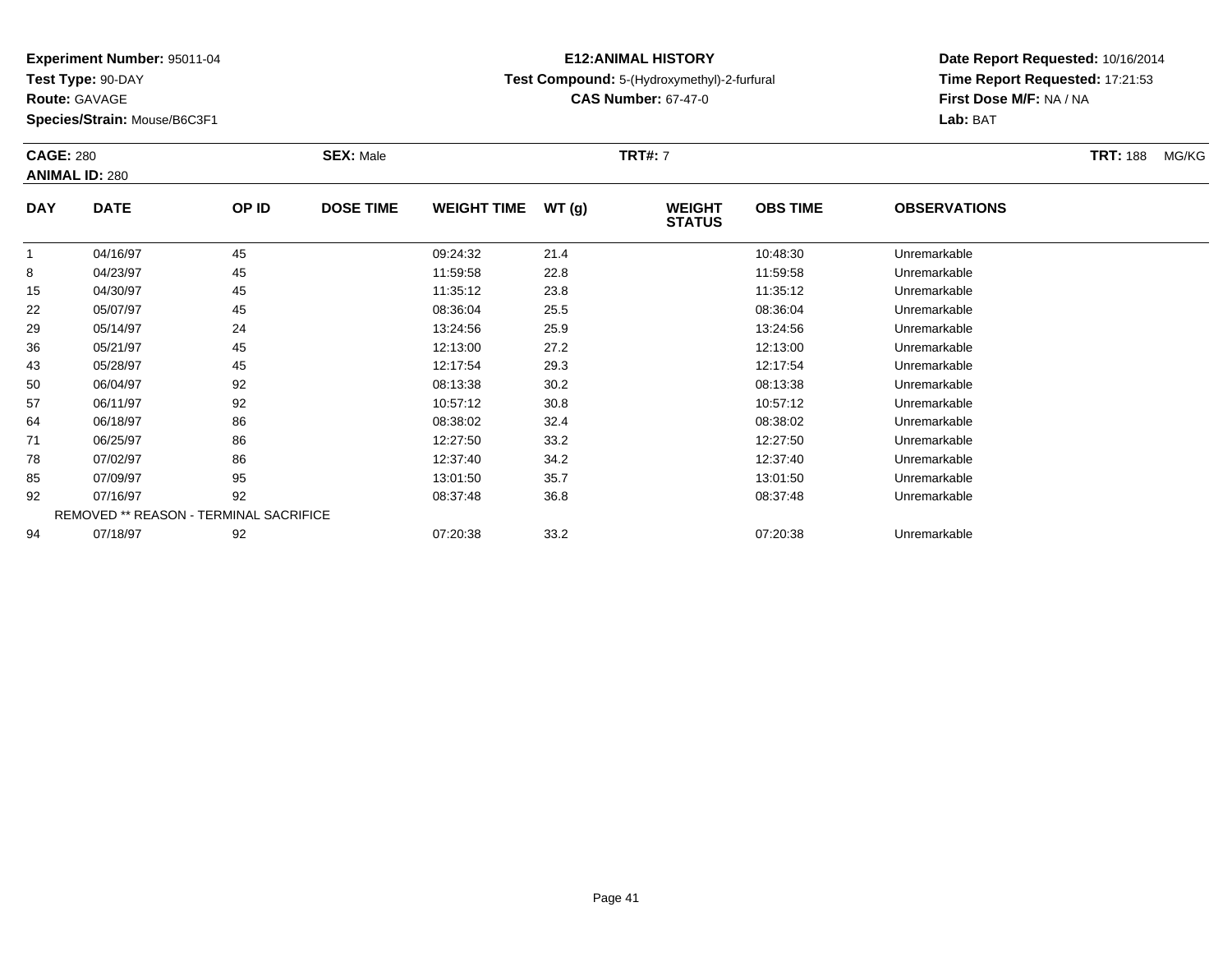**Experiment Number:** 95011-04
**Test Type:** 90-DAY
**Route:** GAVAGE
**Species/Strain:** Mouse/B6C3F1

**E12:ANIMAL HISTORY**
**Test Compound:** 5-(Hydroxymethyl)-2-furfural
**CAS Number:** 67-47-0

**Date Report Requested:** 10/16/2014
**Time Report Requested:** 17:21:53
**First Dose M/F:** NA / NA
**Lab:** BAT

**CAGE:** 280 **SEX:** Male **TRT#:** 7 **TRT:** 188 MG/KG
**ANIMAL ID:** 280

| DAY | DATE | OP ID | DOSE TIME | WEIGHT TIME | WT (g) | WEIGHT STATUS | OBS TIME | OBSERVATIONS |
|---|---|---|---|---|---|---|---|---|
| 1 | 04/16/97 | 45 | | 09:24:32 | 21.4 | | 10:48:30 | Unremarkable |
| 8 | 04/23/97 | 45 | | 11:59:58 | 22.8 | | 11:59:58 | Unremarkable |
| 15 | 04/30/97 | 45 | | 11:35:12 | 23.8 | | 11:35:12 | Unremarkable |
| 22 | 05/07/97 | 45 | | 08:36:04 | 25.5 | | 08:36:04 | Unremarkable |
| 29 | 05/14/97 | 24 | | 13:24:56 | 25.9 | | 13:24:56 | Unremarkable |
| 36 | 05/21/97 | 45 | | 12:13:00 | 27.2 | | 12:13:00 | Unremarkable |
| 43 | 05/28/97 | 45 | | 12:17:54 | 29.3 | | 12:17:54 | Unremarkable |
| 50 | 06/04/97 | 92 | | 08:13:38 | 30.2 | | 08:13:38 | Unremarkable |
| 57 | 06/11/97 | 92 | | 10:57:12 | 30.8 | | 10:57:12 | Unremarkable |
| 64 | 06/18/97 | 86 | | 08:38:02 | 32.4 | | 08:38:02 | Unremarkable |
| 71 | 06/25/97 | 86 | | 12:27:50 | 33.2 | | 12:27:50 | Unremarkable |
| 78 | 07/02/97 | 86 | | 12:37:40 | 34.2 | | 12:37:40 | Unremarkable |
| 85 | 07/09/97 | 95 | | 13:01:50 | 35.7 | | 13:01:50 | Unremarkable |
| 92 | 07/16/97 | 92 | | 08:37:48 | 36.8 | | 08:37:48 | Unremarkable |
| REMOVED ** REASON - TERMINAL SACRIFICE | | | | | | | | |
| 94 | 07/18/97 | 92 | | 07:20:38 | 33.2 | | 07:20:38 | Unremarkable |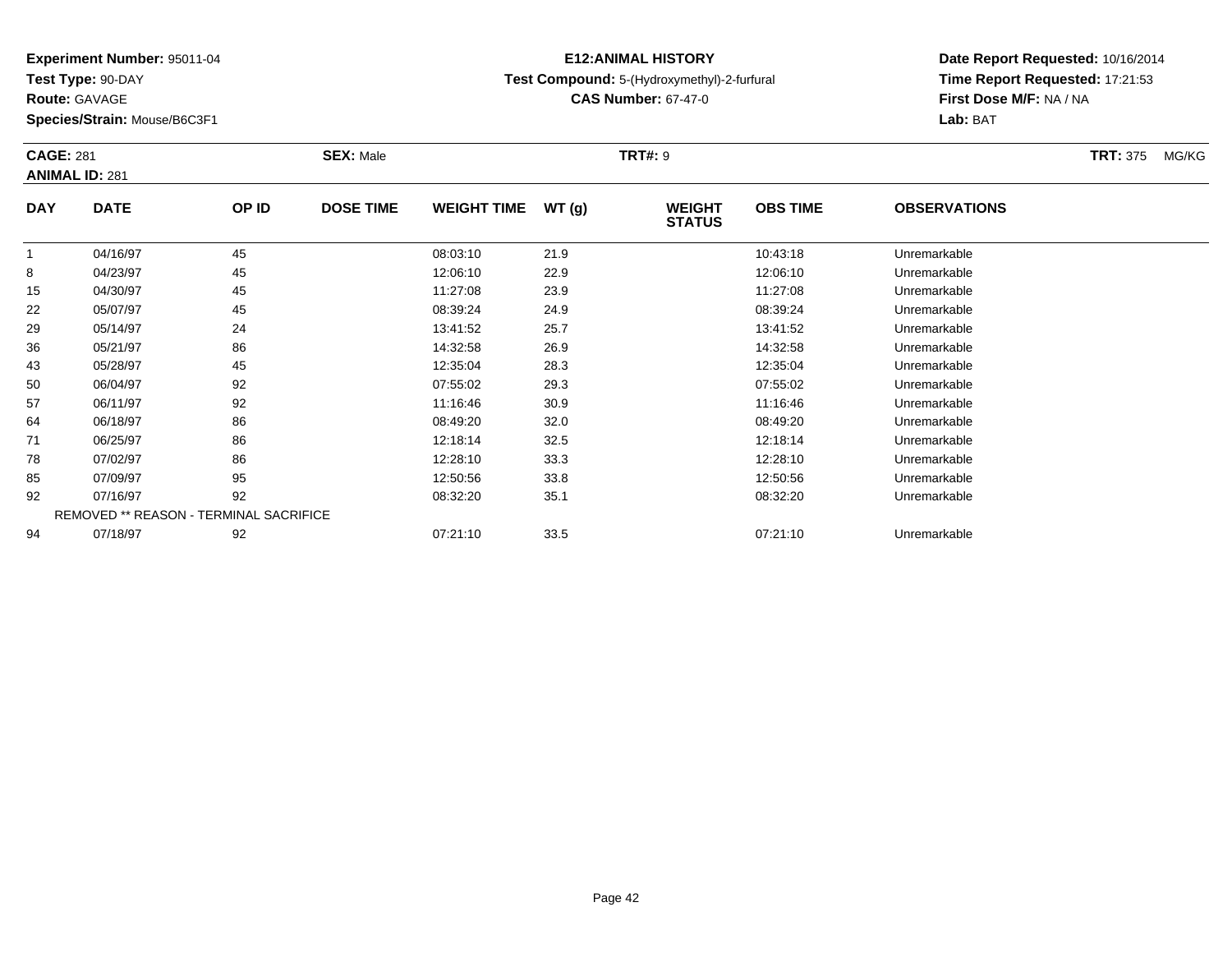**Experiment Number:** 95011-04
**Test Type:** 90-DAY
**Route:** GAVAGE
**Species/Strain:** Mouse/B6C3F1

**E12:ANIMAL HISTORY**
**Test Compound:** 5-(Hydroxymethyl)-2-furfural
**CAS Number:** 67-47-0

**Date Report Requested:** 10/16/2014
**Time Report Requested:** 17:21:53
**First Dose M/F:** NA / NA
**Lab:** BAT

**CAGE:** 281 **SEX:** Male **TRT#:** 9 **TRT:** 375 MG/KG
**ANIMAL ID:** 281

| DAY | DATE | OP ID | DOSE TIME | WEIGHT TIME | WT (g) | WEIGHT STATUS | OBS TIME | OBSERVATIONS |
|---|---|---|---|---|---|---|---|---|
| 1 | 04/16/97 | 45 | | 08:03:10 | 21.9 | | 10:43:18 | Unremarkable |
| 8 | 04/23/97 | 45 | | 12:06:10 | 22.9 | | 12:06:10 | Unremarkable |
| 15 | 04/30/97 | 45 | | 11:27:08 | 23.9 | | 11:27:08 | Unremarkable |
| 22 | 05/07/97 | 45 | | 08:39:24 | 24.9 | | 08:39:24 | Unremarkable |
| 29 | 05/14/97 | 24 | | 13:41:52 | 25.7 | | 13:41:52 | Unremarkable |
| 36 | 05/21/97 | 86 | | 14:32:58 | 26.9 | | 14:32:58 | Unremarkable |
| 43 | 05/28/97 | 45 | | 12:35:04 | 28.3 | | 12:35:04 | Unremarkable |
| 50 | 06/04/97 | 92 | | 07:55:02 | 29.3 | | 07:55:02 | Unremarkable |
| 57 | 06/11/97 | 92 | | 11:16:46 | 30.9 | | 11:16:46 | Unremarkable |
| 64 | 06/18/97 | 86 | | 08:49:20 | 32.0 | | 08:49:20 | Unremarkable |
| 71 | 06/25/97 | 86 | | 12:18:14 | 32.5 | | 12:18:14 | Unremarkable |
| 78 | 07/02/97 | 86 | | 12:28:10 | 33.3 | | 12:28:10 | Unremarkable |
| 85 | 07/09/97 | 95 | | 12:50:56 | 33.8 | | 12:50:56 | Unremarkable |
| 92 | 07/16/97 | 92 | | 08:32:20 | 35.1 | | 08:32:20 | Unremarkable |
| REMOVED ** REASON - TERMINAL SACRIFICE | | | | | | | | |
| 94 | 07/18/97 | 92 | | 07:21:10 | 33.5 | | 07:21:10 | Unremarkable |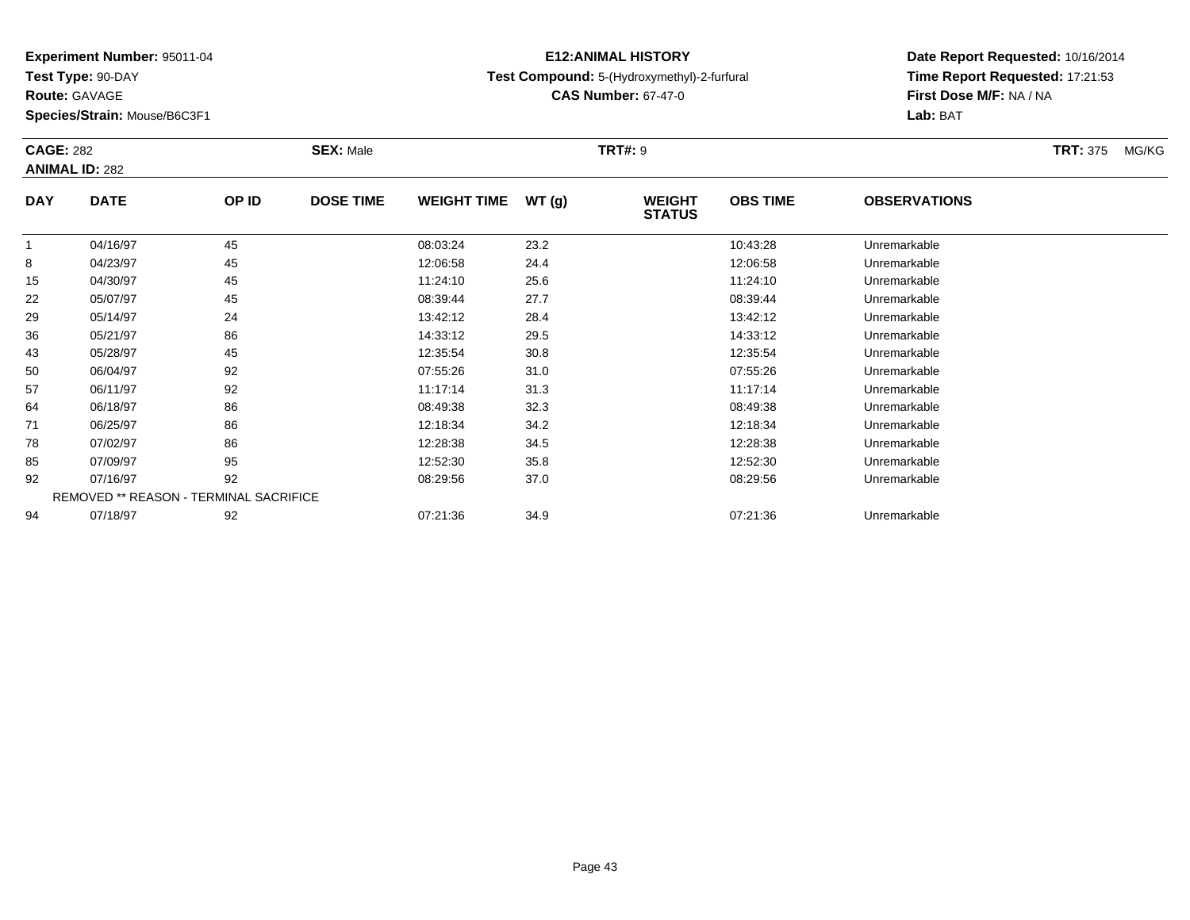**Experiment Number:** 95011-04
**Test Type:** 90-DAY
**Route:** GAVAGE
**Species/Strain:** Mouse/B6C3F1

**E12:ANIMAL HISTORY**
**Test Compound:** 5-(Hydroxymethyl)-2-furfural
**CAS Number:** 67-47-0

**Date Report Requested:** 10/16/2014
**Time Report Requested:** 17:21:53
**First Dose M/F:** NA / NA
**Lab:** BAT

**CAGE:** 282 **SEX:** Male **TRT#:** 9 **TRT:** 375 MG/KG
**ANIMAL ID:** 282

| DAY | DATE | OP ID | DOSE TIME | WEIGHT TIME | WT (g) | WEIGHT STATUS | OBS TIME | OBSERVATIONS |
|---|---|---|---|---|---|---|---|---|
| 1 | 04/16/97 | 45 | | 08:03:24 | 23.2 | | 10:43:28 | Unremarkable |
| 8 | 04/23/97 | 45 | | 12:06:58 | 24.4 | | 12:06:58 | Unremarkable |
| 15 | 04/30/97 | 45 | | 11:24:10 | 25.6 | | 11:24:10 | Unremarkable |
| 22 | 05/07/97 | 45 | | 08:39:44 | 27.7 | | 08:39:44 | Unremarkable |
| 29 | 05/14/97 | 24 | | 13:42:12 | 28.4 | | 13:42:12 | Unremarkable |
| 36 | 05/21/97 | 86 | | 14:33:12 | 29.5 | | 14:33:12 | Unremarkable |
| 43 | 05/28/97 | 45 | | 12:35:54 | 30.8 | | 12:35:54 | Unremarkable |
| 50 | 06/04/97 | 92 | | 07:55:26 | 31.0 | | 07:55:26 | Unremarkable |
| 57 | 06/11/97 | 92 | | 11:17:14 | 31.3 | | 11:17:14 | Unremarkable |
| 64 | 06/18/97 | 86 | | 08:49:38 | 32.3 | | 08:49:38 | Unremarkable |
| 71 | 06/25/97 | 86 | | 12:18:34 | 34.2 | | 12:18:34 | Unremarkable |
| 78 | 07/02/97 | 86 | | 12:28:38 | 34.5 | | 12:28:38 | Unremarkable |
| 85 | 07/09/97 | 95 | | 12:52:30 | 35.8 | | 12:52:30 | Unremarkable |
| 92 | 07/16/97 | 92 | | 08:29:56 | 37.0 | | 08:29:56 | Unremarkable |
| REMOVED ** REASON - TERMINAL SACRIFICE | | | | | | | | |
| 94 | 07/18/97 | 92 | | 07:21:36 | 34.9 | | 07:21:36 | Unremarkable |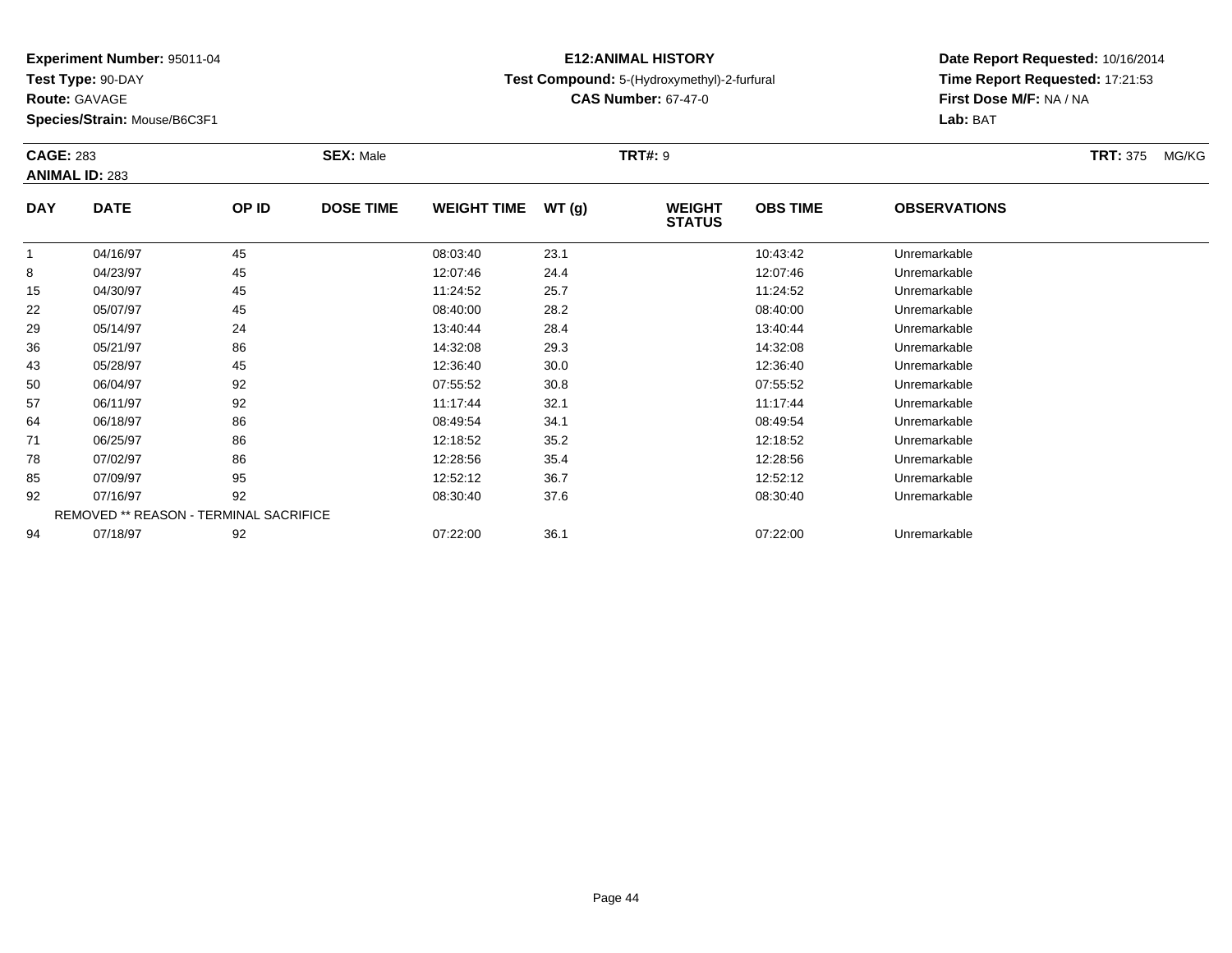**Experiment Number:** 95011-04
**Test Type:** 90-DAY
**Route:** GAVAGE
**Species/Strain:** Mouse/B6C3F1

**E12:ANIMAL HISTORY**
**Test Compound:** 5-(Hydroxymethyl)-2-furfural
**CAS Number:** 67-47-0

**Date Report Requested:** 10/16/2014
**Time Report Requested:** 17:21:53
**First Dose M/F:** NA / NA
**Lab:** BAT

**CAGE:** 283 **SEX:** Male **TRT#:** 9 **TRT:** 375 MG/KG
**ANIMAL ID:** 283

| DAY | DATE | OP ID | DOSE TIME | WEIGHT TIME | WT (g) | WEIGHT STATUS | OBS TIME | OBSERVATIONS |
|---|---|---|---|---|---|---|---|---|
| 1 | 04/16/97 | 45 | | 08:03:40 | 23.1 | | 10:43:42 | Unremarkable |
| 8 | 04/23/97 | 45 | | 12:07:46 | 24.4 | | 12:07:46 | Unremarkable |
| 15 | 04/30/97 | 45 | | 11:24:52 | 25.7 | | 11:24:52 | Unremarkable |
| 22 | 05/07/97 | 45 | | 08:40:00 | 28.2 | | 08:40:00 | Unremarkable |
| 29 | 05/14/97 | 24 | | 13:40:44 | 28.4 | | 13:40:44 | Unremarkable |
| 36 | 05/21/97 | 86 | | 14:32:08 | 29.3 | | 14:32:08 | Unremarkable |
| 43 | 05/28/97 | 45 | | 12:36:40 | 30.0 | | 12:36:40 | Unremarkable |
| 50 | 06/04/97 | 92 | | 07:55:52 | 30.8 | | 07:55:52 | Unremarkable |
| 57 | 06/11/97 | 92 | | 11:17:44 | 32.1 | | 11:17:44 | Unremarkable |
| 64 | 06/18/97 | 86 | | 08:49:54 | 34.1 | | 08:49:54 | Unremarkable |
| 71 | 06/25/97 | 86 | | 12:18:52 | 35.2 | | 12:18:52 | Unremarkable |
| 78 | 07/02/97 | 86 | | 12:28:56 | 35.4 | | 12:28:56 | Unremarkable |
| 85 | 07/09/97 | 95 | | 12:52:12 | 36.7 | | 12:52:12 | Unremarkable |
| 92 | 07/16/97 | 92 | | 08:30:40 | 37.6 | | 08:30:40 | Unremarkable |
| REMOVED ** REASON - TERMINAL SACRIFICE | | | | | | | | |
| 94 | 07/18/97 | 92 | | 07:22:00 | 36.1 | | 07:22:00 | Unremarkable |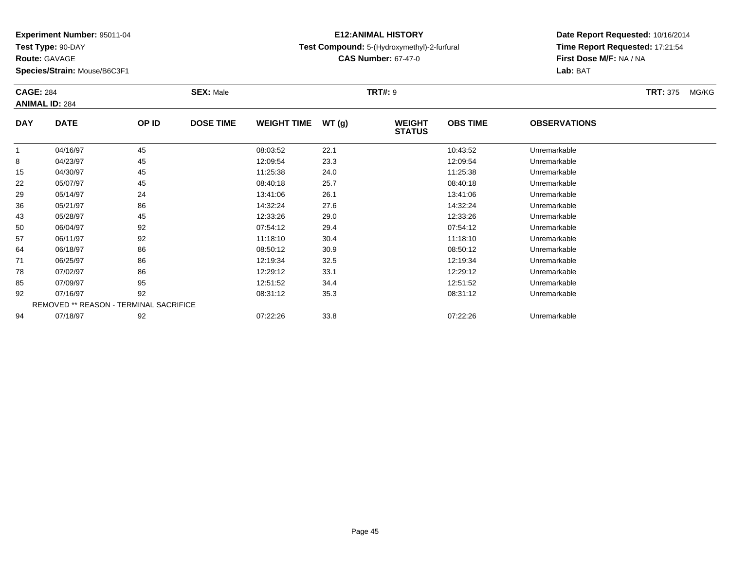**Experiment Number:** 95011-04
**Test Type:** 90-DAY
**Route:** GAVAGE
**Species/Strain:** Mouse/B6C3F1

**E12:ANIMAL HISTORY**
**Test Compound:** 5-(Hydroxymethyl)-2-furfural
**CAS Number:** 67-47-0

**Date Report Requested:** 10/16/2014
**Time Report Requested:** 17:21:54
**First Dose M/F:** NA / NA
**Lab:** BAT

**CAGE:** 284 **SEX:** Male **TRT#:** 9 **TRT:** 375 MG/KG
**ANIMAL ID:** 284

| DAY | DATE | OP ID | DOSE TIME | WEIGHT TIME | WT (g) | WEIGHT STATUS | OBS TIME | OBSERVATIONS |
|---|---|---|---|---|---|---|---|---|
| 1 | 04/16/97 | 45 | | 08:03:52 | 22.1 | | 10:43:52 | Unremarkable |
| 8 | 04/23/97 | 45 | | 12:09:54 | 23.3 | | 12:09:54 | Unremarkable |
| 15 | 04/30/97 | 45 | | 11:25:38 | 24.0 | | 11:25:38 | Unremarkable |
| 22 | 05/07/97 | 45 | | 08:40:18 | 25.7 | | 08:40:18 | Unremarkable |
| 29 | 05/14/97 | 24 | | 13:41:06 | 26.1 | | 13:41:06 | Unremarkable |
| 36 | 05/21/97 | 86 | | 14:32:24 | 27.6 | | 14:32:24 | Unremarkable |
| 43 | 05/28/97 | 45 | | 12:33:26 | 29.0 | | 12:33:26 | Unremarkable |
| 50 | 06/04/97 | 92 | | 07:54:12 | 29.4 | | 07:54:12 | Unremarkable |
| 57 | 06/11/97 | 92 | | 11:18:10 | 30.4 | | 11:18:10 | Unremarkable |
| 64 | 06/18/97 | 86 | | 08:50:12 | 30.9 | | 08:50:12 | Unremarkable |
| 71 | 06/25/97 | 86 | | 12:19:34 | 32.5 | | 12:19:34 | Unremarkable |
| 78 | 07/02/97 | 86 | | 12:29:12 | 33.1 | | 12:29:12 | Unremarkable |
| 85 | 07/09/97 | 95 | | 12:51:52 | 34.4 | | 12:51:52 | Unremarkable |
| 92 | 07/16/97 | 92 | | 08:31:12 | 35.3 | | 08:31:12 | Unremarkable |
| REMOVED ** REASON - TERMINAL SACRIFICE | | | | | | | | |
| 94 | 07/18/97 | 92 | | 07:22:26 | 33.8 | | 07:22:26 | Unremarkable |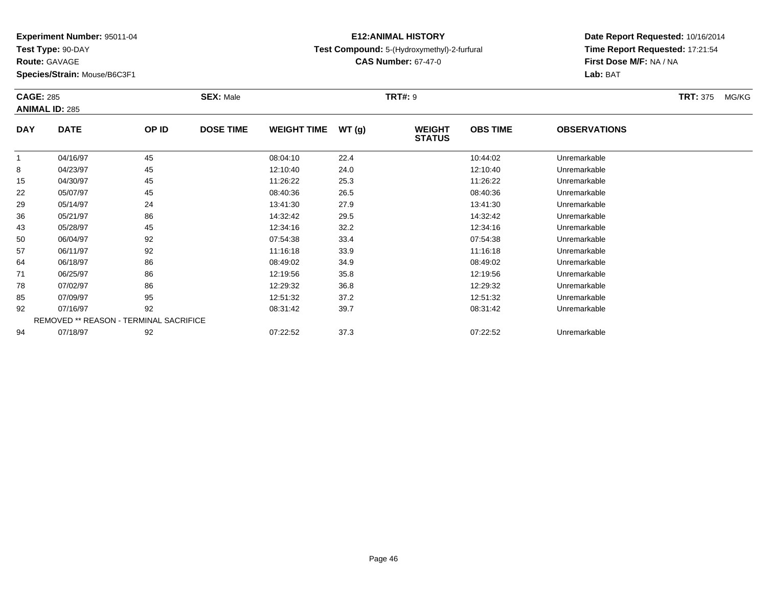**Experiment Number:** 95011-04
**Test Type:** 90-DAY
**Route:** GAVAGE
**Species/Strain:** Mouse/B6C3F1

**E12:ANIMAL HISTORY**
**Test Compound:** 5-(Hydroxymethyl)-2-furfural
**CAS Number:** 67-47-0

**Date Report Requested:** 10/16/2014
**Time Report Requested:** 17:21:54
**First Dose M/F:** NA / NA
**Lab:** BAT

**CAGE:** 285 | **SEX:** Male | **TRT#:** 9 | **TRT:** 375 MG/KG
**ANIMAL ID:** 285

| DAY | DATE | OP ID | DOSE TIME | WEIGHT TIME | WT (g) | WEIGHT STATUS | OBS TIME | OBSERVATIONS |
|---|---|---|---|---|---|---|---|---|
| 1 | 04/16/97 | 45 | | 08:04:10 | 22.4 | | 10:44:02 | Unremarkable |
| 8 | 04/23/97 | 45 | | 12:10:40 | 24.0 | | 12:10:40 | Unremarkable |
| 15 | 04/30/97 | 45 | | 11:26:22 | 25.3 | | 11:26:22 | Unremarkable |
| 22 | 05/07/97 | 45 | | 08:40:36 | 26.5 | | 08:40:36 | Unremarkable |
| 29 | 05/14/97 | 24 | | 13:41:30 | 27.9 | | 13:41:30 | Unremarkable |
| 36 | 05/21/97 | 86 | | 14:32:42 | 29.5 | | 14:32:42 | Unremarkable |
| 43 | 05/28/97 | 45 | | 12:34:16 | 32.2 | | 12:34:16 | Unremarkable |
| 50 | 06/04/97 | 92 | | 07:54:38 | 33.4 | | 07:54:38 | Unremarkable |
| 57 | 06/11/97 | 92 | | 11:16:18 | 33.9 | | 11:16:18 | Unremarkable |
| 64 | 06/18/97 | 86 | | 08:49:02 | 34.9 | | 08:49:02 | Unremarkable |
| 71 | 06/25/97 | 86 | | 12:19:56 | 35.8 | | 12:19:56 | Unremarkable |
| 78 | 07/02/97 | 86 | | 12:29:32 | 36.8 | | 12:29:32 | Unremarkable |
| 85 | 07/09/97 | 95 | | 12:51:32 | 37.2 | | 12:51:32 | Unremarkable |
| 92 | 07/16/97 | 92 | | 08:31:42 | 39.7 | | 08:31:42 | Unremarkable |
| | REMOVED ** REASON - TERMINAL SACRIFICE | | | | | | | |
| 94 | 07/18/97 | 92 | | 07:22:52 | 37.3 | | 07:22:52 | Unremarkable |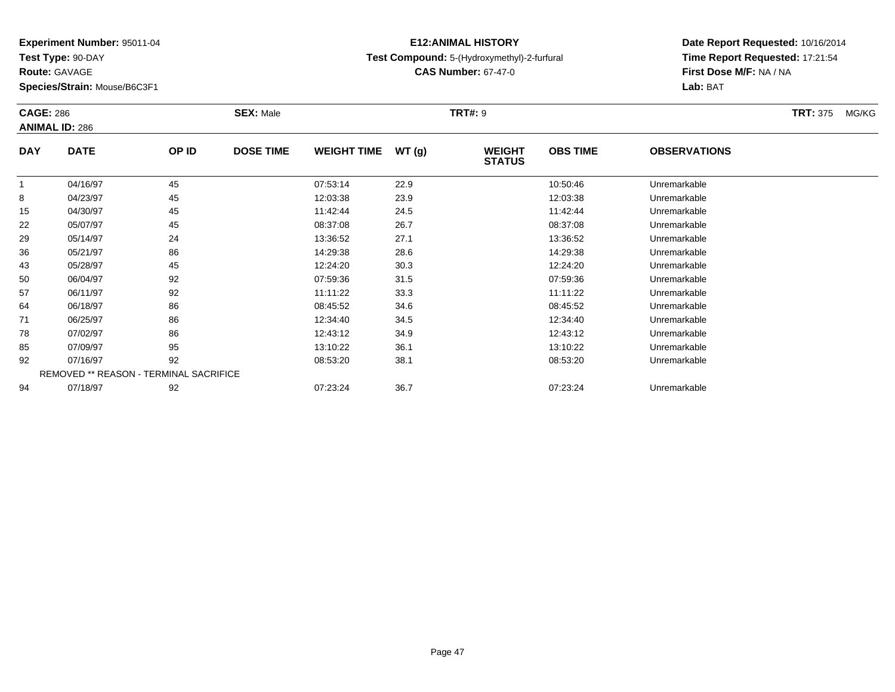**Experiment Number:** 95011-04
**Test Type:** 90-DAY
**Route:** GAVAGE
**Species/Strain:** Mouse/B6C3F1

**E12:ANIMAL HISTORY**
**Test Compound:** 5-(Hydroxymethyl)-2-furfural
**CAS Number:** 67-47-0

**Date Report Requested:** 10/16/2014
**Time Report Requested:** 17:21:54
**First Dose M/F:** NA / NA
**Lab:** BAT

**CAGE:** 286 **SEX:** Male **TRT#:** 9 **TRT:** 375 MG/KG
**ANIMAL ID:** 286

| DAY | DATE | OP ID | DOSE TIME | WEIGHT TIME | WT (g) | WEIGHT STATUS | OBS TIME | OBSERVATIONS |
|---|---|---|---|---|---|---|---|---|
| 1 | 04/16/97 | 45 | | 07:53:14 | 22.9 | | 10:50:46 | Unremarkable |
| 8 | 04/23/97 | 45 | | 12:03:38 | 23.9 | | 12:03:38 | Unremarkable |
| 15 | 04/30/97 | 45 | | 11:42:44 | 24.5 | | 11:42:44 | Unremarkable |
| 22 | 05/07/97 | 45 | | 08:37:08 | 26.7 | | 08:37:08 | Unremarkable |
| 29 | 05/14/97 | 24 | | 13:36:52 | 27.1 | | 13:36:52 | Unremarkable |
| 36 | 05/21/97 | 86 | | 14:29:38 | 28.6 | | 14:29:38 | Unremarkable |
| 43 | 05/28/97 | 45 | | 12:24:20 | 30.3 | | 12:24:20 | Unremarkable |
| 50 | 06/04/97 | 92 | | 07:59:36 | 31.5 | | 07:59:36 | Unremarkable |
| 57 | 06/11/97 | 92 | | 11:11:22 | 33.3 | | 11:11:22 | Unremarkable |
| 64 | 06/18/97 | 86 | | 08:45:52 | 34.6 | | 08:45:52 | Unremarkable |
| 71 | 06/25/97 | 86 | | 12:34:40 | 34.5 | | 12:34:40 | Unremarkable |
| 78 | 07/02/97 | 86 | | 12:43:12 | 34.9 | | 12:43:12 | Unremarkable |
| 85 | 07/09/97 | 95 | | 13:10:22 | 36.1 | | 13:10:22 | Unremarkable |
| 92 | 07/16/97 | 92 | | 08:53:20 | 38.1 | | 08:53:20 | Unremarkable |
| | REMOVED ** REASON - TERMINAL SACRIFICE | | | | | | | |
| 94 | 07/18/97 | 92 | | 07:23:24 | 36.7 | | 07:23:24 | Unremarkable |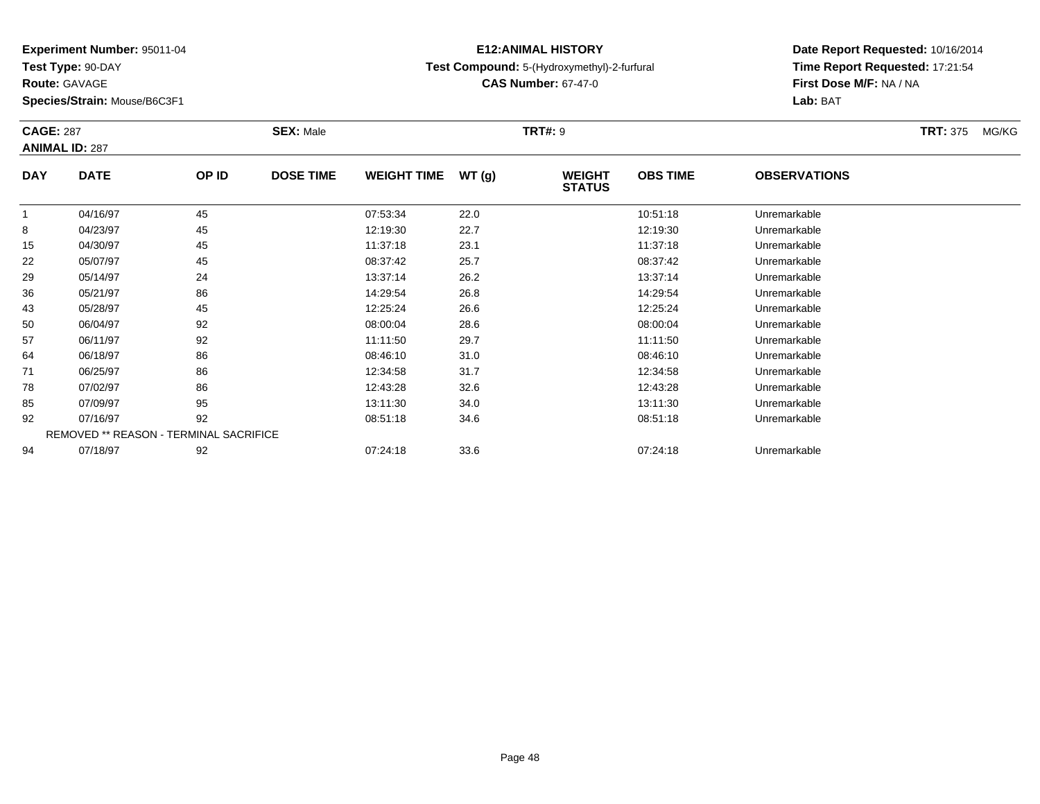**Experiment Number:** 95011-04
**Test Type:** 90-DAY
**Route:** GAVAGE
**Species/Strain:** Mouse/B6C3F1

# E12:ANIMAL HISTORY

**Test Compound:** 5-(Hydroxymethyl)-2-furfural
**CAS Number:** 67-47-0

**Date Report Requested:** 10/16/2014
**Time Report Requested:** 17:21:54
**First Dose M/F:** NA / NA
**Lab:** BAT

**CAGE:** 287 **SEX:** Male **TRT#:** 9 **TRT:** 375 MG/KG
**ANIMAL ID:** 287

| DAY | DATE | OP ID | DOSE TIME | WEIGHT TIME | WT (g) | WEIGHT STATUS | OBS TIME | OBSERVATIONS |
|---|---|---|---|---|---|---|---|---|
| 1 | 04/16/97 | 45 | | 07:53:34 | 22.0 | | 10:51:18 | Unremarkable |
| 8 | 04/23/97 | 45 | | 12:19:30 | 22.7 | | 12:19:30 | Unremarkable |
| 15 | 04/30/97 | 45 | | 11:37:18 | 23.1 | | 11:37:18 | Unremarkable |
| 22 | 05/07/97 | 45 | | 08:37:42 | 25.7 | | 08:37:42 | Unremarkable |
| 29 | 05/14/97 | 24 | | 13:37:14 | 26.2 | | 13:37:14 | Unremarkable |
| 36 | 05/21/97 | 86 | | 14:29:54 | 26.8 | | 14:29:54 | Unremarkable |
| 43 | 05/28/97 | 45 | | 12:25:24 | 26.6 | | 12:25:24 | Unremarkable |
| 50 | 06/04/97 | 92 | | 08:00:04 | 28.6 | | 08:00:04 | Unremarkable |
| 57 | 06/11/97 | 92 | | 11:11:50 | 29.7 | | 11:11:50 | Unremarkable |
| 64 | 06/18/97 | 86 | | 08:46:10 | 31.0 | | 08:46:10 | Unremarkable |
| 71 | 06/25/97 | 86 | | 12:34:58 | 31.7 | | 12:34:58 | Unremarkable |
| 78 | 07/02/97 | 86 | | 12:43:28 | 32.6 | | 12:43:28 | Unremarkable |
| 85 | 07/09/97 | 95 | | 13:11:30 | 34.0 | | 13:11:30 | Unremarkable |
| 92 | 07/16/97 | 92 | | 08:51:18 | 34.6 | | 08:51:18 | Unremarkable |
| REMOVED ** REASON - TERMINAL SACRIFICE | | | | | | | | |
| 94 | 07/18/97 | 92 | | 07:24:18 | 33.6 | | 07:24:18 | Unremarkable |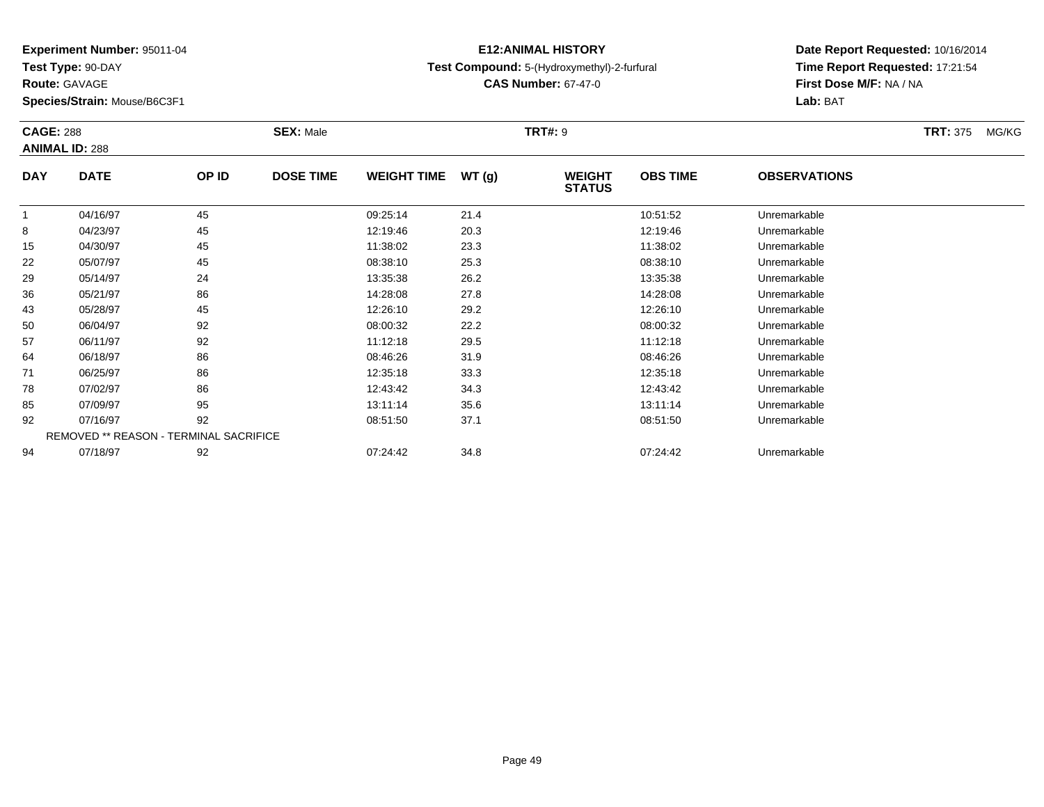**Experiment Number:** 95011-04
**Test Type:** 90-DAY
**Route:** GAVAGE
**Species/Strain:** Mouse/B6C3F1

**E12:ANIMAL HISTORY**
**Test Compound:** 5-(Hydroxymethyl)-2-furfural
**CAS Number:** 67-47-0

**Date Report Requested:** 10/16/2014
**Time Report Requested:** 17:21:54
**First Dose M/F:** NA / NA
**Lab:** BAT

**CAGE:** 288 **SEX:** Male **TRT#:** 9 **TRT:** 375 MG/KG
**ANIMAL ID:** 288

| DAY | DATE | OP ID | DOSE TIME | WEIGHT TIME | WT (g) | WEIGHT STATUS | OBS TIME | OBSERVATIONS |
|---|---|---|---|---|---|---|---|---|
| 1 | 04/16/97 | 45 | | 09:25:14 | 21.4 | | 10:51:52 | Unremarkable |
| 8 | 04/23/97 | 45 | | 12:19:46 | 20.3 | | 12:19:46 | Unremarkable |
| 15 | 04/30/97 | 45 | | 11:38:02 | 23.3 | | 11:38:02 | Unremarkable |
| 22 | 05/07/97 | 45 | | 08:38:10 | 25.3 | | 08:38:10 | Unremarkable |
| 29 | 05/14/97 | 24 | | 13:35:38 | 26.2 | | 13:35:38 | Unremarkable |
| 36 | 05/21/97 | 86 | | 14:28:08 | 27.8 | | 14:28:08 | Unremarkable |
| 43 | 05/28/97 | 45 | | 12:26:10 | 29.2 | | 12:26:10 | Unremarkable |
| 50 | 06/04/97 | 92 | | 08:00:32 | 22.2 | | 08:00:32 | Unremarkable |
| 57 | 06/11/97 | 92 | | 11:12:18 | 29.5 | | 11:12:18 | Unremarkable |
| 64 | 06/18/97 | 86 | | 08:46:26 | 31.9 | | 08:46:26 | Unremarkable |
| 71 | 06/25/97 | 86 | | 12:35:18 | 33.3 | | 12:35:18 | Unremarkable |
| 78 | 07/02/97 | 86 | | 12:43:42 | 34.3 | | 12:43:42 | Unremarkable |
| 85 | 07/09/97 | 95 | | 13:11:14 | 35.6 | | 13:11:14 | Unremarkable |
| 92 | 07/16/97 | 92 | | 08:51:50 | 37.1 | | 08:51:50 | Unremarkable |
| REMOVED ** REASON - TERMINAL SACRIFICE | | | | | | | | |
| 94 | 07/18/97 | 92 | | 07:24:42 | 34.8 | | 07:24:42 | Unremarkable |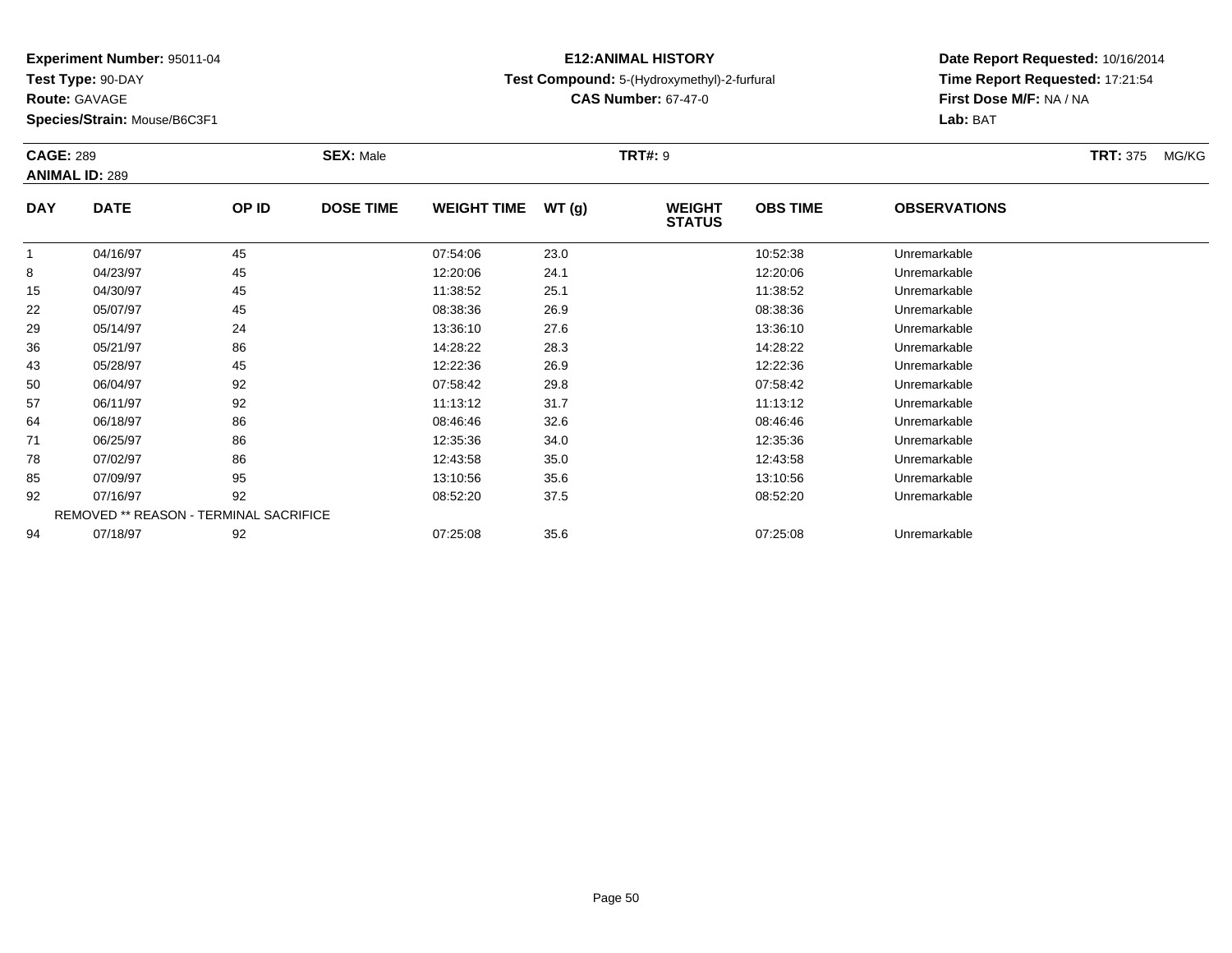**Experiment Number:** 95011-04
**Test Type:** 90-DAY
**Route:** GAVAGE
**Species/Strain:** Mouse/B6C3F1

**E12:ANIMAL HISTORY**
**Test Compound:** 5-(Hydroxymethyl)-2-furfural
**CAS Number:** 67-47-0

**Date Report Requested:** 10/16/2014
**Time Report Requested:** 17:21:54
**First Dose M/F:** NA / NA
**Lab:** BAT

**CAGE:** 289 **SEX:** Male **TRT#:** 9 **TRT:** 375 MG/KG
**ANIMAL ID:** 289

| DAY | DATE | OP ID | DOSE TIME | WEIGHT TIME | WT (g) | WEIGHT STATUS | OBS TIME | OBSERVATIONS |
|---|---|---|---|---|---|---|---|---|
| 1 | 04/16/97 | 45 | | 07:54:06 | 23.0 | | 10:52:38 | Unremarkable |
| 8 | 04/23/97 | 45 | | 12:20:06 | 24.1 | | 12:20:06 | Unremarkable |
| 15 | 04/30/97 | 45 | | 11:38:52 | 25.1 | | 11:38:52 | Unremarkable |
| 22 | 05/07/97 | 45 | | 08:38:36 | 26.9 | | 08:38:36 | Unremarkable |
| 29 | 05/14/97 | 24 | | 13:36:10 | 27.6 | | 13:36:10 | Unremarkable |
| 36 | 05/21/97 | 86 | | 14:28:22 | 28.3 | | 14:28:22 | Unremarkable |
| 43 | 05/28/97 | 45 | | 12:22:36 | 26.9 | | 12:22:36 | Unremarkable |
| 50 | 06/04/97 | 92 | | 07:58:42 | 29.8 | | 07:58:42 | Unremarkable |
| 57 | 06/11/97 | 92 | | 11:13:12 | 31.7 | | 11:13:12 | Unremarkable |
| 64 | 06/18/97 | 86 | | 08:46:46 | 32.6 | | 08:46:46 | Unremarkable |
| 71 | 06/25/97 | 86 | | 12:35:36 | 34.0 | | 12:35:36 | Unremarkable |
| 78 | 07/02/97 | 86 | | 12:43:58 | 35.0 | | 12:43:58 | Unremarkable |
| 85 | 07/09/97 | 95 | | 13:10:56 | 35.6 | | 13:10:56 | Unremarkable |
| 92 | 07/16/97 | 92 | | 08:52:20 | 37.5 | | 08:52:20 | Unremarkable |
| REMOVED ** REASON - TERMINAL SACRIFICE | | | | | | | | |
| 94 | 07/18/97 | 92 | | 07:25:08 | 35.6 | | 07:25:08 | Unremarkable |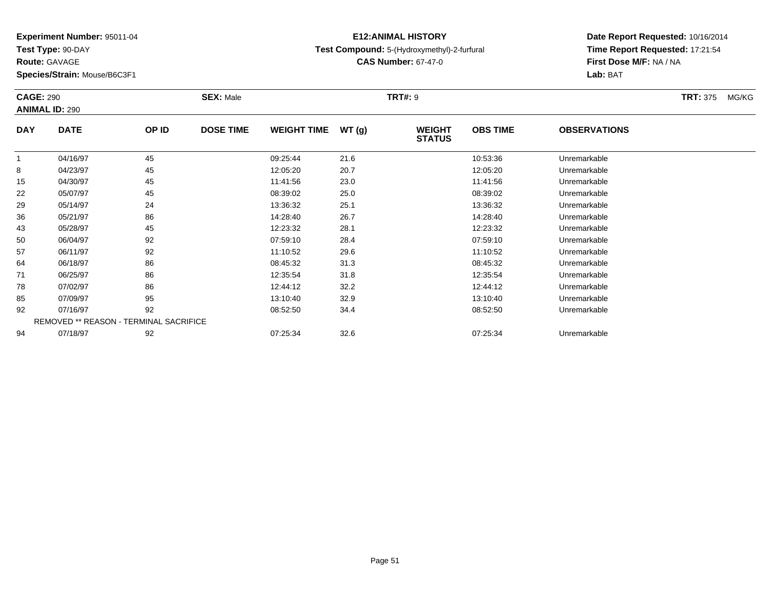**Experiment Number:** 95011-04
**Test Type:** 90-DAY
**Route:** GAVAGE
**Species/Strain:** Mouse/B6C3F1

**E12:ANIMAL HISTORY**
**Test Compound:** 5-(Hydroxymethyl)-2-furfural
**CAS Number:** 67-47-0

**Date Report Requested:** 10/16/2014
**Time Report Requested:** 17:21:54
**First Dose M/F:** NA / NA
**Lab:** BAT

**CAGE:** 290
**ANIMAL ID:** 290
**SEX:** Male
**TRT#:** 9
**TRT:** 375 MG/KG

| DAY | DATE | OP ID | DOSE TIME | WEIGHT TIME | WT (g) | WEIGHT STATUS | OBS TIME | OBSERVATIONS |
|---|---|---|---|---|---|---|---|---|
| 1 | 04/16/97 | 45 | | 09:25:44 | 21.6 | | 10:53:36 | Unremarkable |
| 8 | 04/23/97 | 45 | | 12:05:20 | 20.7 | | 12:05:20 | Unremarkable |
| 15 | 04/30/97 | 45 | | 11:41:56 | 23.0 | | 11:41:56 | Unremarkable |
| 22 | 05/07/97 | 45 | | 08:39:02 | 25.0 | | 08:39:02 | Unremarkable |
| 29 | 05/14/97 | 24 | | 13:36:32 | 25.1 | | 13:36:32 | Unremarkable |
| 36 | 05/21/97 | 86 | | 14:28:40 | 26.7 | | 14:28:40 | Unremarkable |
| 43 | 05/28/97 | 45 | | 12:23:32 | 28.1 | | 12:23:32 | Unremarkable |
| 50 | 06/04/97 | 92 | | 07:59:10 | 28.4 | | 07:59:10 | Unremarkable |
| 57 | 06/11/97 | 92 | | 11:10:52 | 29.6 | | 11:10:52 | Unremarkable |
| 64 | 06/18/97 | 86 | | 08:45:32 | 31.3 | | 08:45:32 | Unremarkable |
| 71 | 06/25/97 | 86 | | 12:35:54 | 31.8 | | 12:35:54 | Unremarkable |
| 78 | 07/02/97 | 86 | | 12:44:12 | 32.2 | | 12:44:12 | Unremarkable |
| 85 | 07/09/97 | 95 | | 13:10:40 | 32.9 | | 13:10:40 | Unremarkable |
| 92 | 07/16/97 | 92 | | 08:52:50 | 34.4 | | 08:52:50 | Unremarkable |
| REMOVED ** REASON - TERMINAL SACRIFICE | | | | | | | | |
| 94 | 07/18/97 | 92 | | 07:25:34 | 32.6 | | 07:25:34 | Unremarkable |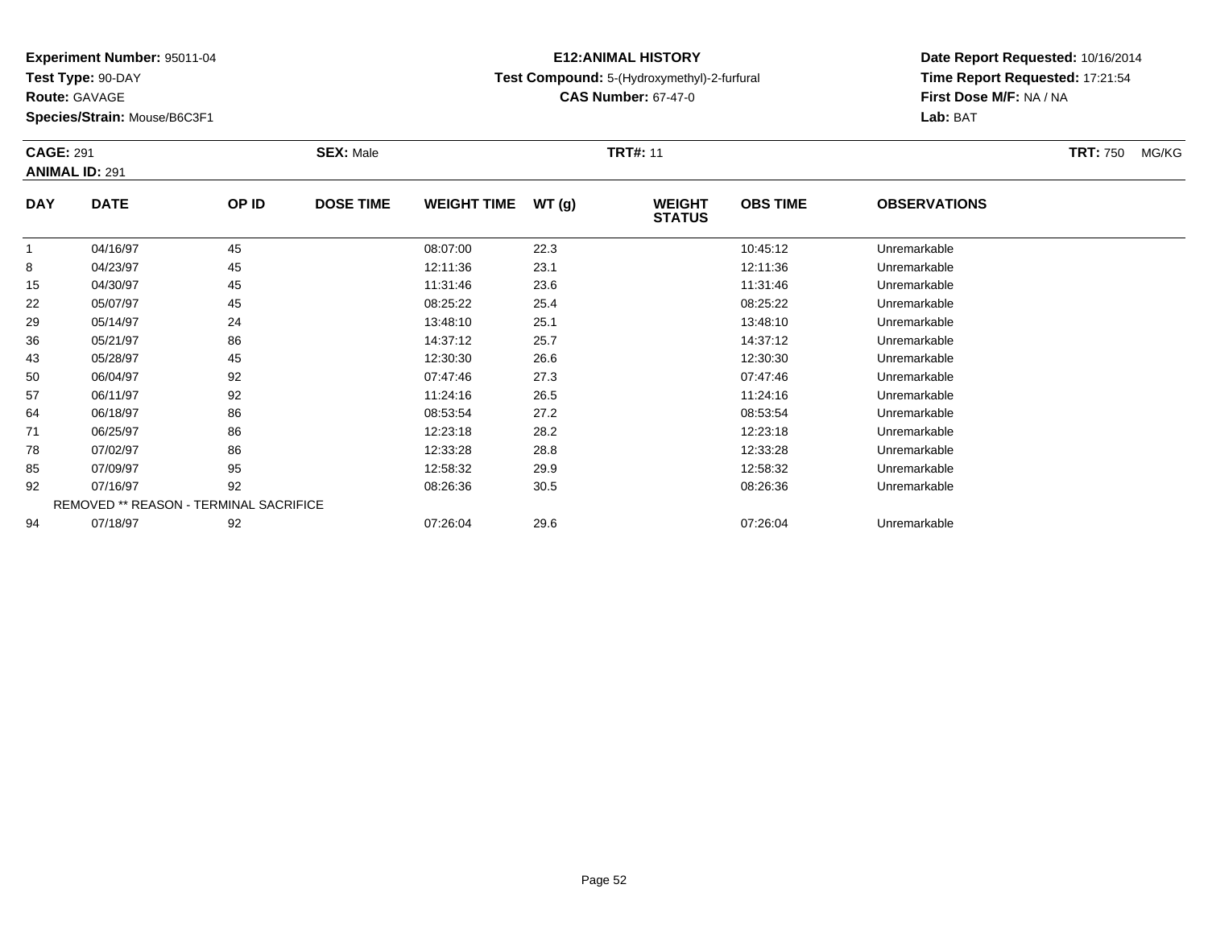**Experiment Number:** 95011-04
**Test Type:** 90-DAY
**Route:** GAVAGE
**Species/Strain:** Mouse/B6C3F1

**E12:ANIMAL HISTORY**
**Test Compound:** 5-(Hydroxymethyl)-2-furfural
**CAS Number:** 67-47-0

**Date Report Requested:** 10/16/2014
**Time Report Requested:** 17:21:54
**First Dose M/F:** NA / NA
**Lab:** BAT

**CAGE:** 291 **SEX:** Male **TRT#:** 11 **TRT:** 750 MG/KG
**ANIMAL ID:** 291

| DAY | DATE | OP ID | DOSE TIME | WEIGHT TIME | WT (g) | WEIGHT STATUS | OBS TIME | OBSERVATIONS |
|---|---|---|---|---|---|---|---|---|
| 1 | 04/16/97 | 45 | | 08:07:00 | 22.3 | | 10:45:12 | Unremarkable |
| 8 | 04/23/97 | 45 | | 12:11:36 | 23.1 | | 12:11:36 | Unremarkable |
| 15 | 04/30/97 | 45 | | 11:31:46 | 23.6 | | 11:31:46 | Unremarkable |
| 22 | 05/07/97 | 45 | | 08:25:22 | 25.4 | | 08:25:22 | Unremarkable |
| 29 | 05/14/97 | 24 | | 13:48:10 | 25.1 | | 13:48:10 | Unremarkable |
| 36 | 05/21/97 | 86 | | 14:37:12 | 25.7 | | 14:37:12 | Unremarkable |
| 43 | 05/28/97 | 45 | | 12:30:30 | 26.6 | | 12:30:30 | Unremarkable |
| 50 | 06/04/97 | 92 | | 07:47:46 | 27.3 | | 07:47:46 | Unremarkable |
| 57 | 06/11/97 | 92 | | 11:24:16 | 26.5 | | 11:24:16 | Unremarkable |
| 64 | 06/18/97 | 86 | | 08:53:54 | 27.2 | | 08:53:54 | Unremarkable |
| 71 | 06/25/97 | 86 | | 12:23:18 | 28.2 | | 12:23:18 | Unremarkable |
| 78 | 07/02/97 | 86 | | 12:33:28 | 28.8 | | 12:33:28 | Unremarkable |
| 85 | 07/09/97 | 95 | | 12:58:32 | 29.9 | | 12:58:32 | Unremarkable |
| 92 | 07/16/97 | 92 | | 08:26:36 | 30.5 | | 08:26:36 | Unremarkable |
| REMOVED ** REASON - TERMINAL SACRIFICE | | | | | | | | |
| 94 | 07/18/97 | 92 | | 07:26:04 | 29.6 | | 07:26:04 | Unremarkable |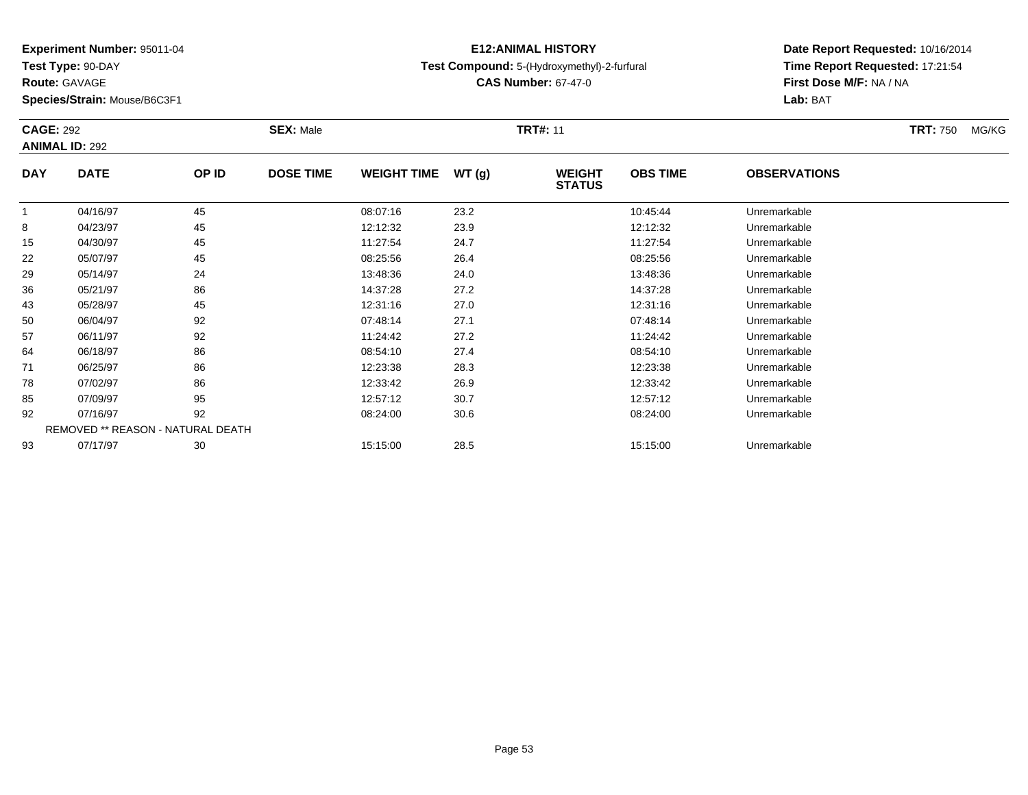**Experiment Number:** 95011-04
**Test Type:** 90-DAY
**Route:** GAVAGE
**Species/Strain:** Mouse/B6C3F1

# E12:ANIMAL HISTORY

**Test Compound:** 5-(Hydroxymethyl)-2-furfural
**CAS Number:** 67-47-0

**Date Report Requested:** 10/16/2014
**Time Report Requested:** 17:21:54
**First Dose M/F:** NA / NA
**Lab:** BAT

**CAGE:** 292 **SEX:** Male **TRT#:** 11 **TRT:** 750 MG/KG
**ANIMAL ID:** 292

| DAY | DATE | OP ID | DOSE TIME | WEIGHT TIME | WT (g) | WEIGHT STATUS | OBS TIME | OBSERVATIONS |
|---|---|---|---|---|---|---|---|---|
| 1 | 04/16/97 | 45 | | 08:07:16 | 23.2 | | 10:45:44 | Unremarkable |
| 8 | 04/23/97 | 45 | | 12:12:32 | 23.9 | | 12:12:32 | Unremarkable |
| 15 | 04/30/97 | 45 | | 11:27:54 | 24.7 | | 11:27:54 | Unremarkable |
| 22 | 05/07/97 | 45 | | 08:25:56 | 26.4 | | 08:25:56 | Unremarkable |
| 29 | 05/14/97 | 24 | | 13:48:36 | 24.0 | | 13:48:36 | Unremarkable |
| 36 | 05/21/97 | 86 | | 14:37:28 | 27.2 | | 14:37:28 | Unremarkable |
| 43 | 05/28/97 | 45 | | 12:31:16 | 27.0 | | 12:31:16 | Unremarkable |
| 50 | 06/04/97 | 92 | | 07:48:14 | 27.1 | | 07:48:14 | Unremarkable |
| 57 | 06/11/97 | 92 | | 11:24:42 | 27.2 | | 11:24:42 | Unremarkable |
| 64 | 06/18/97 | 86 | | 08:54:10 | 27.4 | | 08:54:10 | Unremarkable |
| 71 | 06/25/97 | 86 | | 12:23:38 | 28.3 | | 12:23:38 | Unremarkable |
| 78 | 07/02/97 | 86 | | 12:33:42 | 26.9 | | 12:33:42 | Unremarkable |
| 85 | 07/09/97 | 95 | | 12:57:12 | 30.7 | | 12:57:12 | Unremarkable |
| 92 | 07/16/97 | 92 | | 08:24:00 | 30.6 | | 08:24:00 | Unremarkable |
| REMOVED ** REASON - NATURAL DEATH | | | | | | | | |
| 93 | 07/17/97 | 30 | | 15:15:00 | 28.5 | | 15:15:00 | Unremarkable |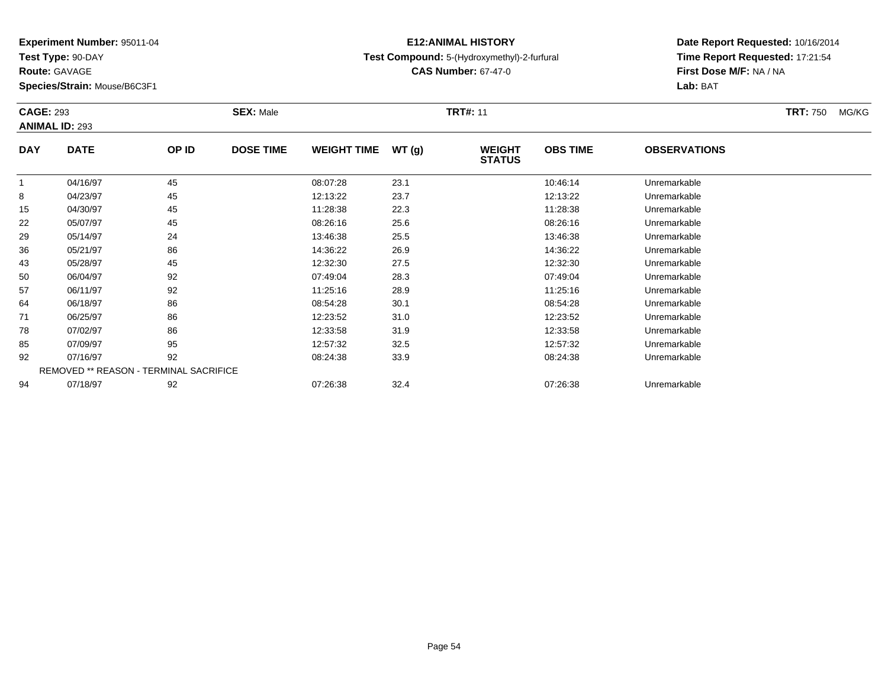**Experiment Number:** 95011-04
**Test Type:** 90-DAY
**Route:** GAVAGE
**Species/Strain:** Mouse/B6C3F1

# E12:ANIMAL HISTORY

**Test Compound:** 5-(Hydroxymethyl)-2-furfural
**CAS Number:** 67-47-0

**Date Report Requested:** 10/16/2014
**Time Report Requested:** 17:21:54
**First Dose M/F:** NA / NA
**Lab:** BAT

**CAGE:** 293 **SEX:** Male **TRT#:** 11 **TRT:** 750 MG/KG
**ANIMAL ID:** 293

| DAY | DATE | OP ID | DOSE TIME | WEIGHT TIME | WT (g) | WEIGHT STATUS | OBS TIME | OBSERVATIONS |
|---|---|---|---|---|---|---|---|---|
| 1 | 04/16/97 | 45 | | 08:07:28 | 23.1 | | 10:46:14 | Unremarkable |
| 8 | 04/23/97 | 45 | | 12:13:22 | 23.7 | | 12:13:22 | Unremarkable |
| 15 | 04/30/97 | 45 | | 11:28:38 | 22.3 | | 11:28:38 | Unremarkable |
| 22 | 05/07/97 | 45 | | 08:26:16 | 25.6 | | 08:26:16 | Unremarkable |
| 29 | 05/14/97 | 24 | | 13:46:38 | 25.5 | | 13:46:38 | Unremarkable |
| 36 | 05/21/97 | 86 | | 14:36:22 | 26.9 | | 14:36:22 | Unremarkable |
| 43 | 05/28/97 | 45 | | 12:32:30 | 27.5 | | 12:32:30 | Unremarkable |
| 50 | 06/04/97 | 92 | | 07:49:04 | 28.3 | | 07:49:04 | Unremarkable |
| 57 | 06/11/97 | 92 | | 11:25:16 | 28.9 | | 11:25:16 | Unremarkable |
| 64 | 06/18/97 | 86 | | 08:54:28 | 30.1 | | 08:54:28 | Unremarkable |
| 71 | 06/25/97 | 86 | | 12:23:52 | 31.0 | | 12:23:52 | Unremarkable |
| 78 | 07/02/97 | 86 | | 12:33:58 | 31.9 | | 12:33:58 | Unremarkable |
| 85 | 07/09/97 | 95 | | 12:57:32 | 32.5 | | 12:57:32 | Unremarkable |
| 92 | 07/16/97 | 92 | | 08:24:38 | 33.9 | | 08:24:38 | Unremarkable |
| REMOVED ** REASON - TERMINAL SACRIFICE | | | | | | | | |
| 94 | 07/18/97 | 92 | | 07:26:38 | 32.4 | | 07:26:38 | Unremarkable |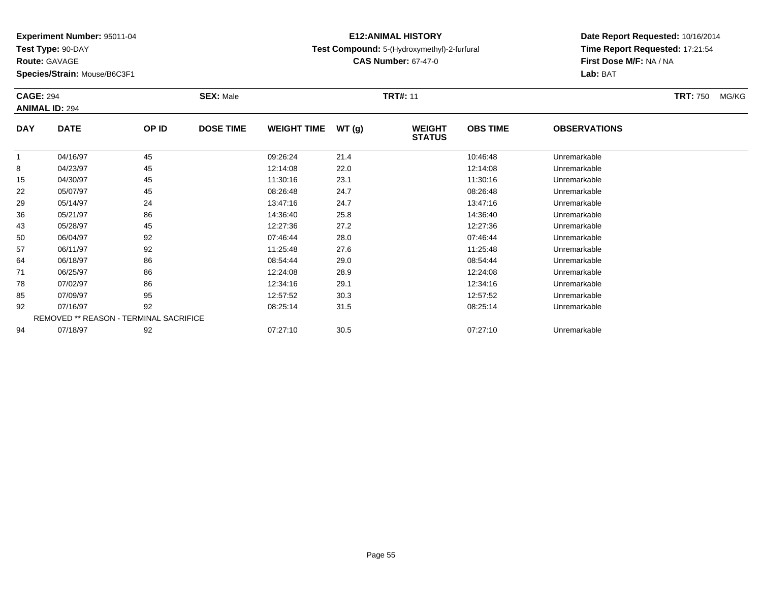**Experiment Number:** 95011-04
**Test Type:** 90-DAY
**Route:** GAVAGE
**Species/Strain:** Mouse/B6C3F1

**E12:ANIMAL HISTORY**
**Test Compound:** 5-(Hydroxymethyl)-2-furfural
**CAS Number:** 67-47-0

**Date Report Requested:** 10/16/2014
**Time Report Requested:** 17:21:54
**First Dose M/F:** NA / NA
**Lab:** BAT

**CAGE:** 294 **SEX:** Male **TRT#:** 11 **TRT:** 750 MG/KG
**ANIMAL ID:** 294

| DAY | DATE | OP ID | DOSE TIME | WEIGHT TIME | WT (g) | WEIGHT STATUS | OBS TIME | OBSERVATIONS |
|---|---|---|---|---|---|---|---|---|
| 1 | 04/16/97 | 45 | | 09:26:24 | 21.4 | | 10:46:48 | Unremarkable |
| 8 | 04/23/97 | 45 | | 12:14:08 | 22.0 | | 12:14:08 | Unremarkable |
| 15 | 04/30/97 | 45 | | 11:30:16 | 23.1 | | 11:30:16 | Unremarkable |
| 22 | 05/07/97 | 45 | | 08:26:48 | 24.7 | | 08:26:48 | Unremarkable |
| 29 | 05/14/97 | 24 | | 13:47:16 | 24.7 | | 13:47:16 | Unremarkable |
| 36 | 05/21/97 | 86 | | 14:36:40 | 25.8 | | 14:36:40 | Unremarkable |
| 43 | 05/28/97 | 45 | | 12:27:36 | 27.2 | | 12:27:36 | Unremarkable |
| 50 | 06/04/97 | 92 | | 07:46:44 | 28.0 | | 07:46:44 | Unremarkable |
| 57 | 06/11/97 | 92 | | 11:25:48 | 27.6 | | 11:25:48 | Unremarkable |
| 64 | 06/18/97 | 86 | | 08:54:44 | 29.0 | | 08:54:44 | Unremarkable |
| 71 | 06/25/97 | 86 | | 12:24:08 | 28.9 | | 12:24:08 | Unremarkable |
| 78 | 07/02/97 | 86 | | 12:34:16 | 29.1 | | 12:34:16 | Unremarkable |
| 85 | 07/09/97 | 95 | | 12:57:52 | 30.3 | | 12:57:52 | Unremarkable |
| 92 | 07/16/97 | 92 | | 08:25:14 | 31.5 | | 08:25:14 | Unremarkable |
| REMOVED ** REASON - TERMINAL SACRIFICE | | | | | | | | |
| 94 | 07/18/97 | 92 | | 07:27:10 | 30.5 | | 07:27:10 | Unremarkable |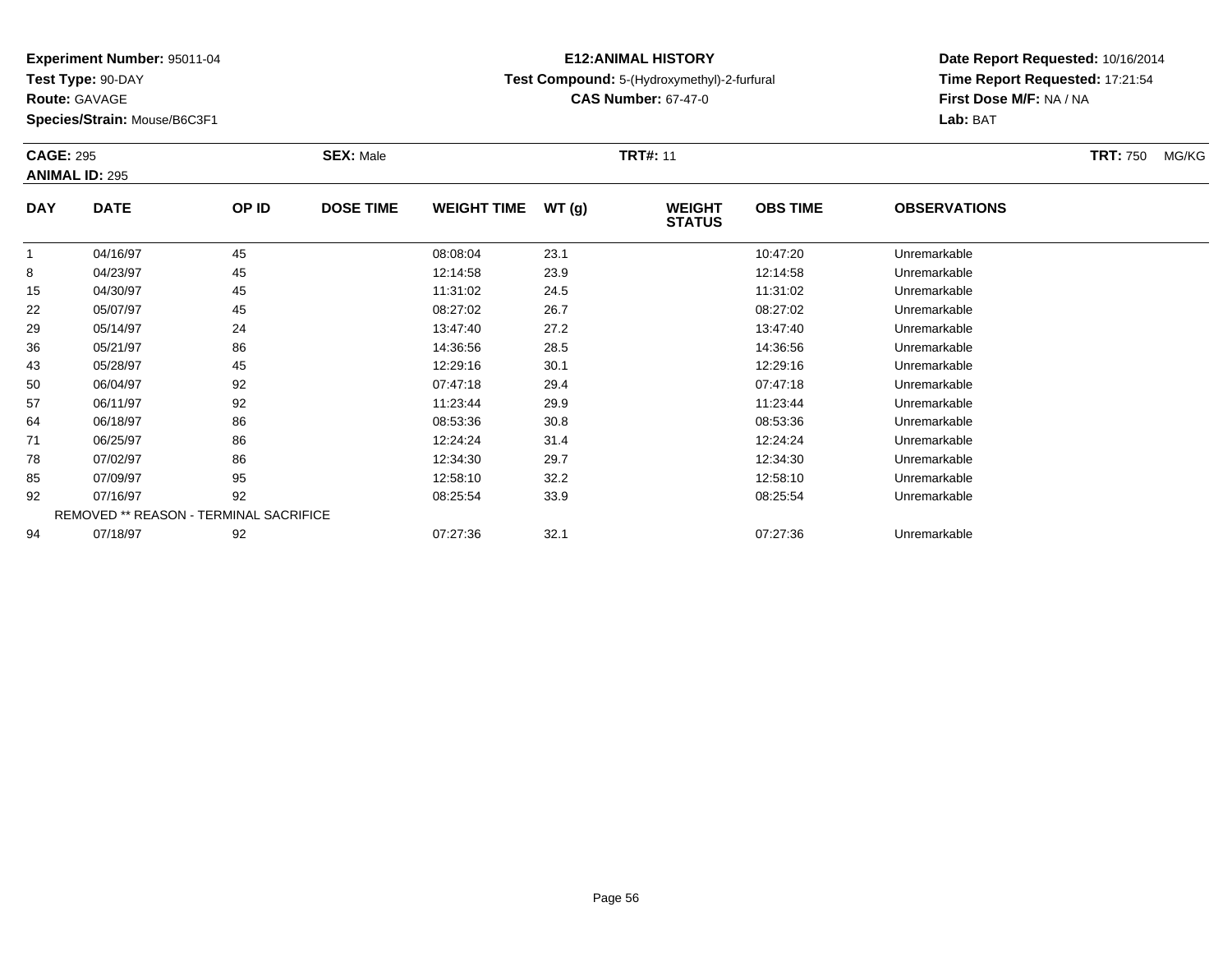**Experiment Number:** 95011-04
**Test Type:** 90-DAY
**Route:** GAVAGE
**Species/Strain:** Mouse/B6C3F1

# E12:ANIMAL HISTORY

**Test Compound:** 5-(Hydroxymethyl)-2-furfural
**CAS Number:** 67-47-0

**Date Report Requested:** 10/16/2014
**Time Report Requested:** 17:21:54
**First Dose M/F:** NA / NA
**Lab:** BAT

**CAGE:** 295 **SEX:** Male **TRT#:** 11 **TRT:** 750 MG/KG
**ANIMAL ID:** 295

| DAY | DATE | OP ID | DOSE TIME | WEIGHT TIME | WT (g) | WEIGHT STATUS | OBS TIME | OBSERVATIONS |
|---|---|---|---|---|---|---|---|---|
| 1 | 04/16/97 | 45 | | 08:08:04 | 23.1 | | 10:47:20 | Unremarkable |
| 8 | 04/23/97 | 45 | | 12:14:58 | 23.9 | | 12:14:58 | Unremarkable |
| 15 | 04/30/97 | 45 | | 11:31:02 | 24.5 | | 11:31:02 | Unremarkable |
| 22 | 05/07/97 | 45 | | 08:27:02 | 26.7 | | 08:27:02 | Unremarkable |
| 29 | 05/14/97 | 24 | | 13:47:40 | 27.2 | | 13:47:40 | Unremarkable |
| 36 | 05/21/97 | 86 | | 14:36:56 | 28.5 | | 14:36:56 | Unremarkable |
| 43 | 05/28/97 | 45 | | 12:29:16 | 30.1 | | 12:29:16 | Unremarkable |
| 50 | 06/04/97 | 92 | | 07:47:18 | 29.4 | | 07:47:18 | Unremarkable |
| 57 | 06/11/97 | 92 | | 11:23:44 | 29.9 | | 11:23:44 | Unremarkable |
| 64 | 06/18/97 | 86 | | 08:53:36 | 30.8 | | 08:53:36 | Unremarkable |
| 71 | 06/25/97 | 86 | | 12:24:24 | 31.4 | | 12:24:24 | Unremarkable |
| 78 | 07/02/97 | 86 | | 12:34:30 | 29.7 | | 12:34:30 | Unremarkable |
| 85 | 07/09/97 | 95 | | 12:58:10 | 32.2 | | 12:58:10 | Unremarkable |
| 92 | 07/16/97 | 92 | | 08:25:54 | 33.9 | | 08:25:54 | Unremarkable |
| | REMOVED ** REASON - TERMINAL SACRIFICE | | | | | | | |
| 94 | 07/18/97 | 92 | | 07:27:36 | 32.1 | | 07:27:36 | Unremarkable |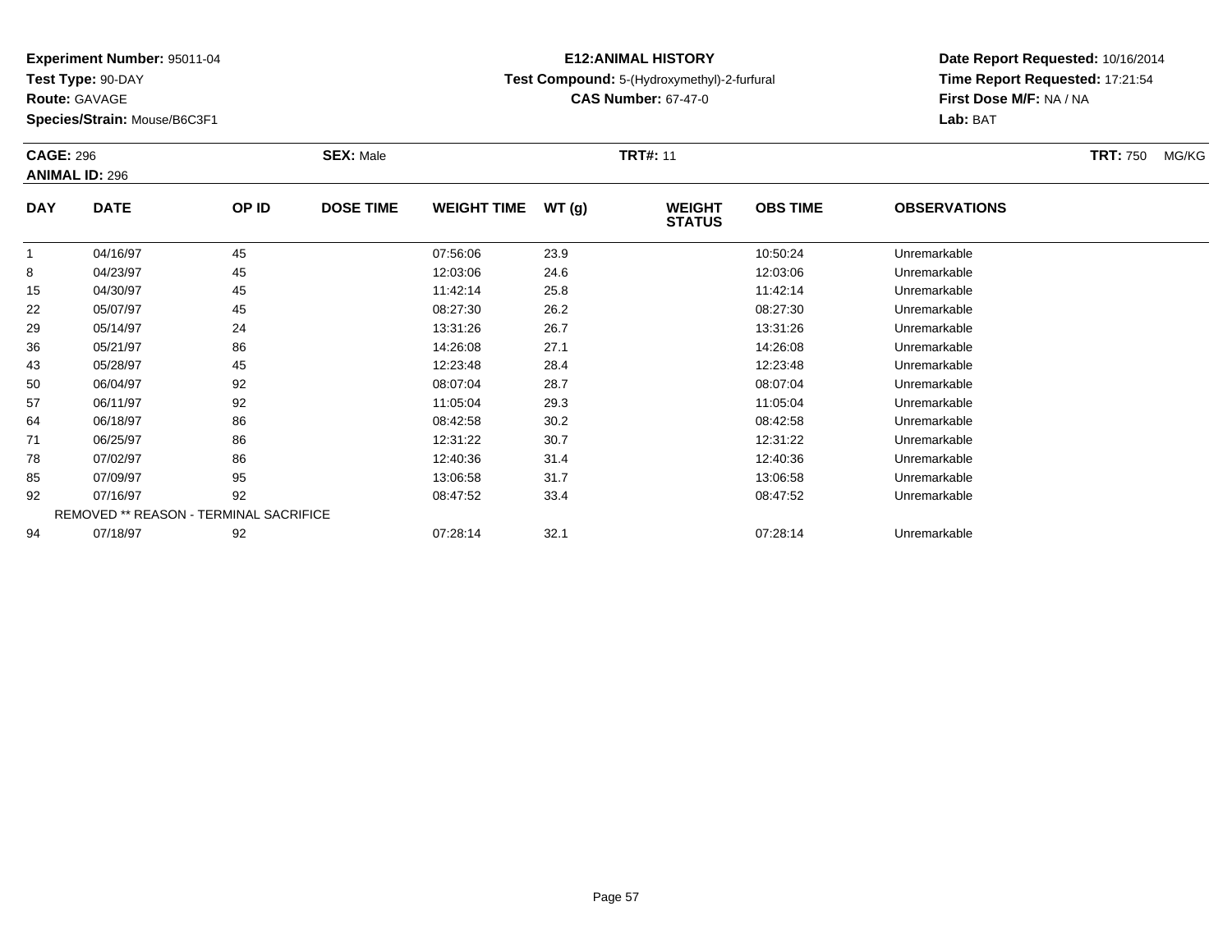**Experiment Number:** 95011-04
**Test Type:** 90-DAY
**Route:** GAVAGE
**Species/Strain:** Mouse/B6C3F1

**E12:ANIMAL HISTORY**
**Test Compound:** 5-(Hydroxymethyl)-2-furfural
**CAS Number:** 67-47-0

**Date Report Requested:** 10/16/2014
**Time Report Requested:** 17:21:54
**First Dose M/F:** NA / NA
**Lab:** BAT

**CAGE:** 296 **SEX:** Male **TRT#:** 11 **TRT:** 750 MG/KG
**ANIMAL ID:** 296

| DAY | DATE | OP ID | DOSE TIME | WEIGHT TIME | WT (g) | WEIGHT STATUS | OBS TIME | OBSERVATIONS |
|---|---|---|---|---|---|---|---|---|
| 1 | 04/16/97 | 45 | | 07:56:06 | 23.9 | | 10:50:24 | Unremarkable |
| 8 | 04/23/97 | 45 | | 12:03:06 | 24.6 | | 12:03:06 | Unremarkable |
| 15 | 04/30/97 | 45 | | 11:42:14 | 25.8 | | 11:42:14 | Unremarkable |
| 22 | 05/07/97 | 45 | | 08:27:30 | 26.2 | | 08:27:30 | Unremarkable |
| 29 | 05/14/97 | 24 | | 13:31:26 | 26.7 | | 13:31:26 | Unremarkable |
| 36 | 05/21/97 | 86 | | 14:26:08 | 27.1 | | 14:26:08 | Unremarkable |
| 43 | 05/28/97 | 45 | | 12:23:48 | 28.4 | | 12:23:48 | Unremarkable |
| 50 | 06/04/97 | 92 | | 08:07:04 | 28.7 | | 08:07:04 | Unremarkable |
| 57 | 06/11/97 | 92 | | 11:05:04 | 29.3 | | 11:05:04 | Unremarkable |
| 64 | 06/18/97 | 86 | | 08:42:58 | 30.2 | | 08:42:58 | Unremarkable |
| 71 | 06/25/97 | 86 | | 12:31:22 | 30.7 | | 12:31:22 | Unremarkable |
| 78 | 07/02/97 | 86 | | 12:40:36 | 31.4 | | 12:40:36 | Unremarkable |
| 85 | 07/09/97 | 95 | | 13:06:58 | 31.7 | | 13:06:58 | Unremarkable |
| 92 | 07/16/97 | 92 | | 08:47:52 | 33.4 | | 08:47:52 | Unremarkable |
| REMOVED ** REASON - TERMINAL SACRIFICE | | | | | | | | |
| 94 | 07/18/97 | 92 | | 07:28:14 | 32.1 | | 07:28:14 | Unremarkable |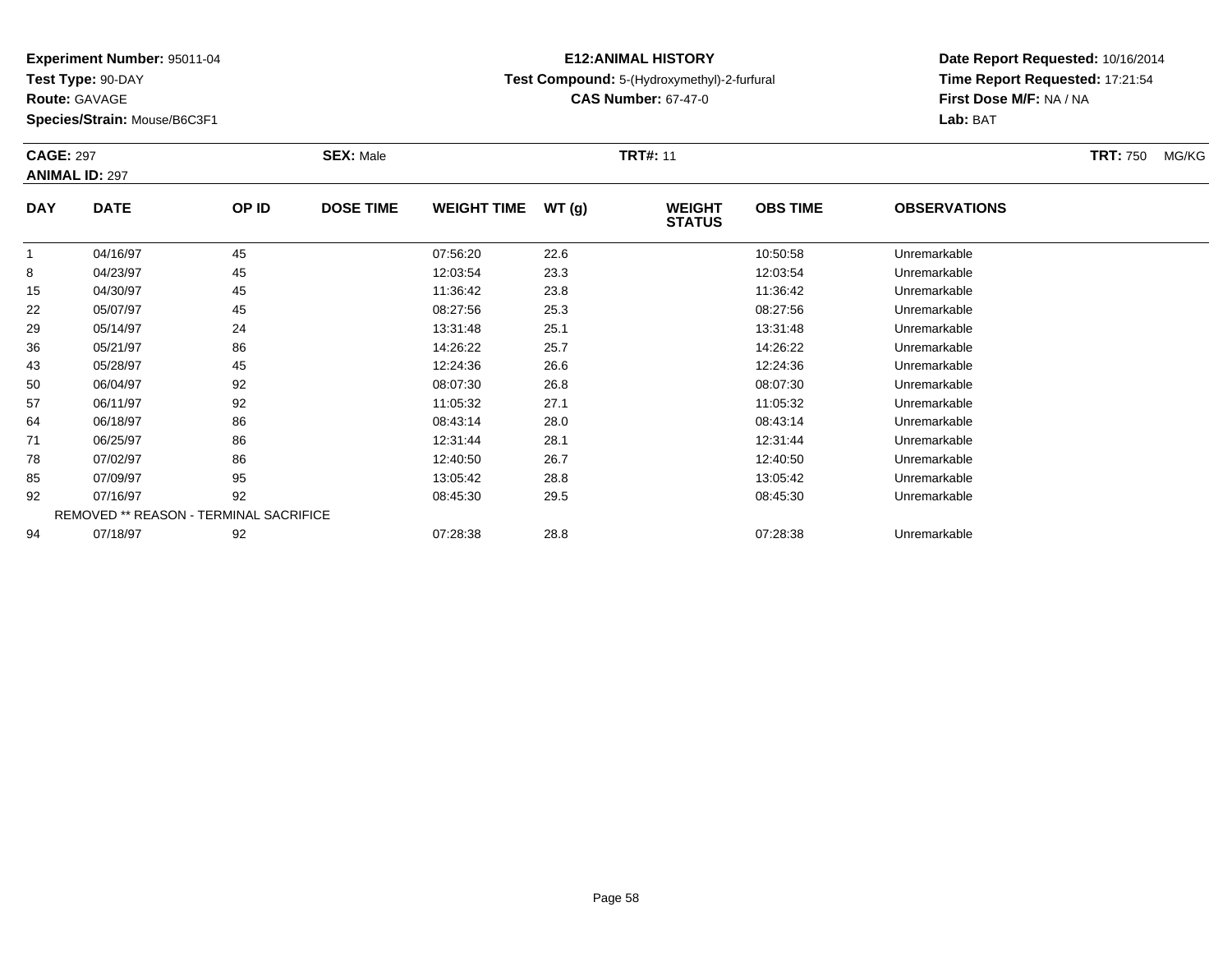**Experiment Number:** 95011-04
**Test Type:** 90-DAY
**Route:** GAVAGE
**Species/Strain:** Mouse/B6C3F1

**E12:ANIMAL HISTORY**
**Test Compound:** 5-(Hydroxymethyl)-2-furfural
**CAS Number:** 67-47-0

**Date Report Requested:** 10/16/2014
**Time Report Requested:** 17:21:54
**First Dose M/F:** NA / NA
**Lab:** BAT

**CAGE:** 297 **SEX:** Male **TRT#:** 11 **TRT:** 750 MG/KG
**ANIMAL ID:** 297

| DAY | DATE | OP ID | DOSE TIME | WEIGHT TIME | WT (g) | WEIGHT STATUS | OBS TIME | OBSERVATIONS |
|---|---|---|---|---|---|---|---|---|
| 1 | 04/16/97 | 45 | | 07:56:20 | 22.6 | | 10:50:58 | Unremarkable |
| 8 | 04/23/97 | 45 | | 12:03:54 | 23.3 | | 12:03:54 | Unremarkable |
| 15 | 04/30/97 | 45 | | 11:36:42 | 23.8 | | 11:36:42 | Unremarkable |
| 22 | 05/07/97 | 45 | | 08:27:56 | 25.3 | | 08:27:56 | Unremarkable |
| 29 | 05/14/97 | 24 | | 13:31:48 | 25.1 | | 13:31:48 | Unremarkable |
| 36 | 05/21/97 | 86 | | 14:26:22 | 25.7 | | 14:26:22 | Unremarkable |
| 43 | 05/28/97 | 45 | | 12:24:36 | 26.6 | | 12:24:36 | Unremarkable |
| 50 | 06/04/97 | 92 | | 08:07:30 | 26.8 | | 08:07:30 | Unremarkable |
| 57 | 06/11/97 | 92 | | 11:05:32 | 27.1 | | 11:05:32 | Unremarkable |
| 64 | 06/18/97 | 86 | | 08:43:14 | 28.0 | | 08:43:14 | Unremarkable |
| 71 | 06/25/97 | 86 | | 12:31:44 | 28.1 | | 12:31:44 | Unremarkable |
| 78 | 07/02/97 | 86 | | 12:40:50 | 26.7 | | 12:40:50 | Unremarkable |
| 85 | 07/09/97 | 95 | | 13:05:42 | 28.8 | | 13:05:42 | Unremarkable |
| 92 | 07/16/97 | 92 | | 08:45:30 | 29.5 | | 08:45:30 | Unremarkable |
| REMOVED ** REASON - TERMINAL SACRIFICE | | | | | | | | |
| 94 | 07/18/97 | 92 | | 07:28:38 | 28.8 | | 07:28:38 | Unremarkable |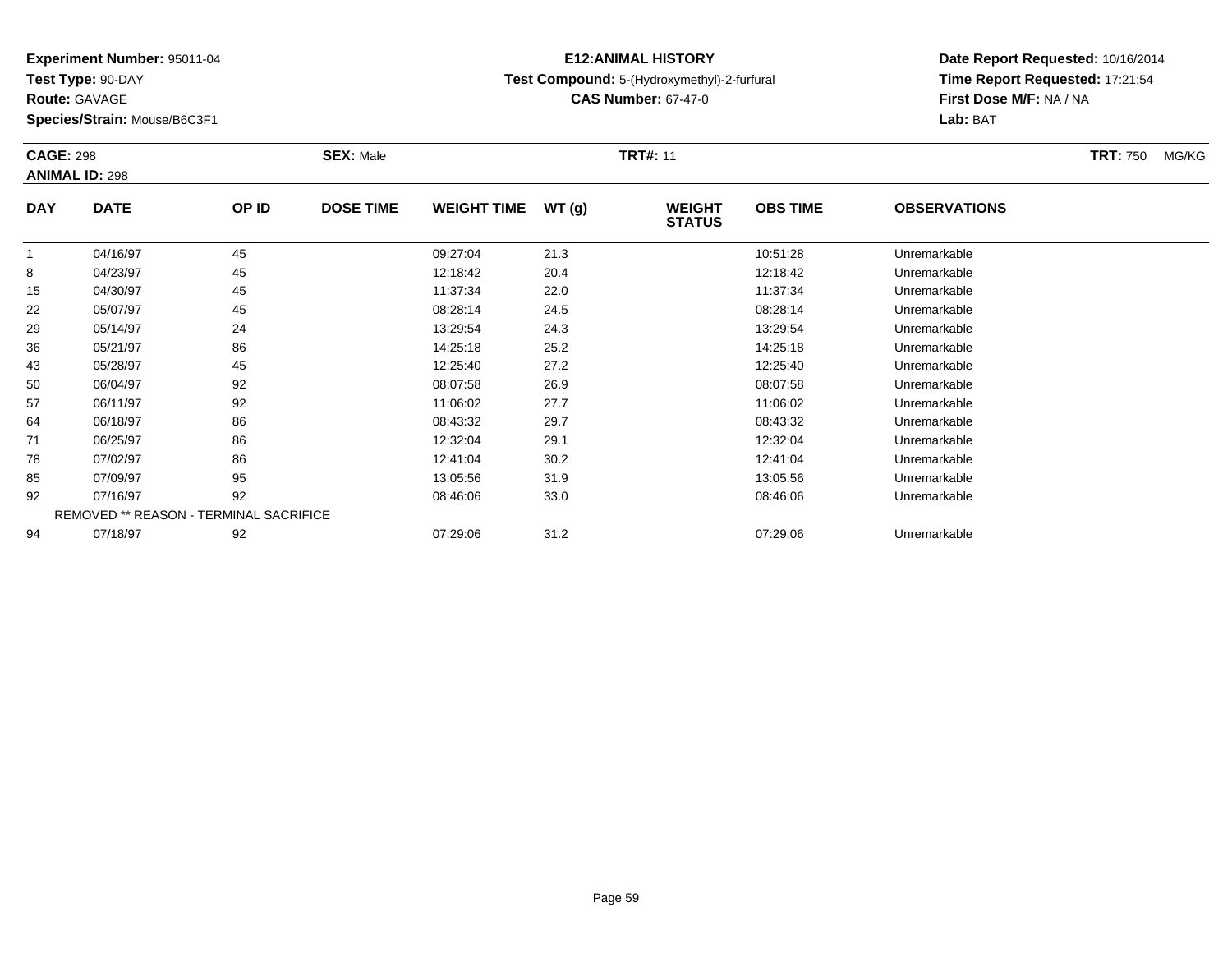**Experiment Number:** 95011-04
**Test Type:** 90-DAY
**Route:** GAVAGE
**Species/Strain:** Mouse/B6C3F1

**E12:ANIMAL HISTORY**
**Test Compound:** 5-(Hydroxymethyl)-2-furfural
**CAS Number:** 67-47-0

**Date Report Requested:** 10/16/2014
**Time Report Requested:** 17:21:54
**First Dose M/F:** NA / NA
**Lab:** BAT

**CAGE:** 298 **SEX:** Male **TRT#:** 11 **TRT:** 750 MG/KG
**ANIMAL ID:** 298

| DAY | DATE | OP ID | DOSE TIME | WEIGHT TIME | WT (g) | WEIGHT STATUS | OBS TIME | OBSERVATIONS |
|---|---|---|---|---|---|---|---|---|
| 1 | 04/16/97 | 45 | | 09:27:04 | 21.3 | | 10:51:28 | Unremarkable |
| 8 | 04/23/97 | 45 | | 12:18:42 | 20.4 | | 12:18:42 | Unremarkable |
| 15 | 04/30/97 | 45 | | 11:37:34 | 22.0 | | 11:37:34 | Unremarkable |
| 22 | 05/07/97 | 45 | | 08:28:14 | 24.5 | | 08:28:14 | Unremarkable |
| 29 | 05/14/97 | 24 | | 13:29:54 | 24.3 | | 13:29:54 | Unremarkable |
| 36 | 05/21/97 | 86 | | 14:25:18 | 25.2 | | 14:25:18 | Unremarkable |
| 43 | 05/28/97 | 45 | | 12:25:40 | 27.2 | | 12:25:40 | Unremarkable |
| 50 | 06/04/97 | 92 | | 08:07:58 | 26.9 | | 08:07:58 | Unremarkable |
| 57 | 06/11/97 | 92 | | 11:06:02 | 27.7 | | 11:06:02 | Unremarkable |
| 64 | 06/18/97 | 86 | | 08:43:32 | 29.7 | | 08:43:32 | Unremarkable |
| 71 | 06/25/97 | 86 | | 12:32:04 | 29.1 | | 12:32:04 | Unremarkable |
| 78 | 07/02/97 | 86 | | 12:41:04 | 30.2 | | 12:41:04 | Unremarkable |
| 85 | 07/09/97 | 95 | | 13:05:56 | 31.9 | | 13:05:56 | Unremarkable |
| 92 | 07/16/97 | 92 | | 08:46:06 | 33.0 | | 08:46:06 | Unremarkable |
| REMOVED ** REASON - TERMINAL SACRIFICE | | | | | | | | |
| 94 | 07/18/97 | 92 | | 07:29:06 | 31.2 | | 07:29:06 | Unremarkable |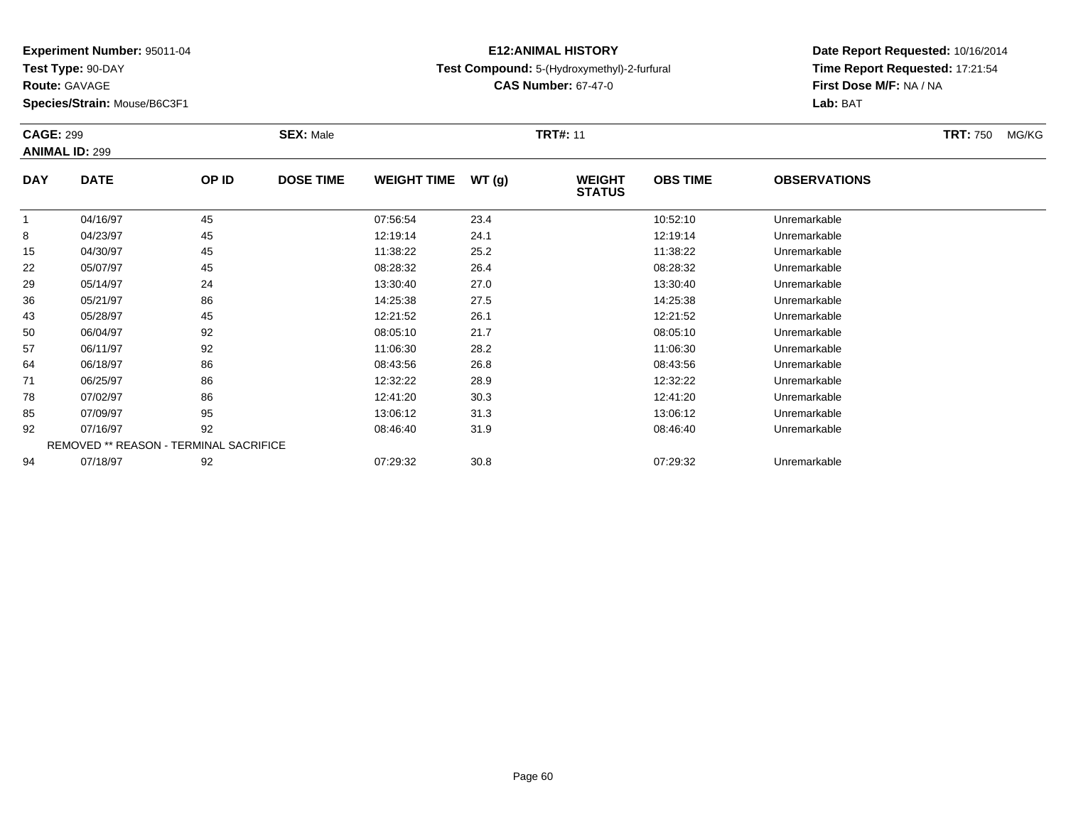**Experiment Number:** 95011-04
**Test Type:** 90-DAY
**Route:** GAVAGE
**Species/Strain:** Mouse/B6C3F1

**E12:ANIMAL HISTORY**
**Test Compound:** 5-(Hydroxymethyl)-2-furfural
**CAS Number:** 67-47-0

**Date Report Requested:** 10/16/2014
**Time Report Requested:** 17:21:54
**First Dose M/F:** NA / NA
**Lab:** BAT

**CAGE:** 299 **SEX:** Male **TRT#:** 11 **TRT:** 750 MG/KG
**ANIMAL ID:** 299

| DAY | DATE | OP ID | DOSE TIME | WEIGHT TIME | WT (g) | WEIGHT STATUS | OBS TIME | OBSERVATIONS |
|---|---|---|---|---|---|---|---|---|
| 1 | 04/16/97 | 45 | | 07:56:54 | 23.4 | | 10:52:10 | Unremarkable |
| 8 | 04/23/97 | 45 | | 12:19:14 | 24.1 | | 12:19:14 | Unremarkable |
| 15 | 04/30/97 | 45 | | 11:38:22 | 25.2 | | 11:38:22 | Unremarkable |
| 22 | 05/07/97 | 45 | | 08:28:32 | 26.4 | | 08:28:32 | Unremarkable |
| 29 | 05/14/97 | 24 | | 13:30:40 | 27.0 | | 13:30:40 | Unremarkable |
| 36 | 05/21/97 | 86 | | 14:25:38 | 27.5 | | 14:25:38 | Unremarkable |
| 43 | 05/28/97 | 45 | | 12:21:52 | 26.1 | | 12:21:52 | Unremarkable |
| 50 | 06/04/97 | 92 | | 08:05:10 | 21.7 | | 08:05:10 | Unremarkable |
| 57 | 06/11/97 | 92 | | 11:06:30 | 28.2 | | 11:06:30 | Unremarkable |
| 64 | 06/18/97 | 86 | | 08:43:56 | 26.8 | | 08:43:56 | Unremarkable |
| 71 | 06/25/97 | 86 | | 12:32:22 | 28.9 | | 12:32:22 | Unremarkable |
| 78 | 07/02/97 | 86 | | 12:41:20 | 30.3 | | 12:41:20 | Unremarkable |
| 85 | 07/09/97 | 95 | | 13:06:12 | 31.3 | | 13:06:12 | Unremarkable |
| 92 | 07/16/97 | 92 | | 08:46:40 | 31.9 | | 08:46:40 | Unremarkable |
| REMOVED ** REASON - TERMINAL SACRIFICE | | | | | | | | |
| 94 | 07/18/97 | 92 | | 07:29:32 | 30.8 | | 07:29:32 | Unremarkable |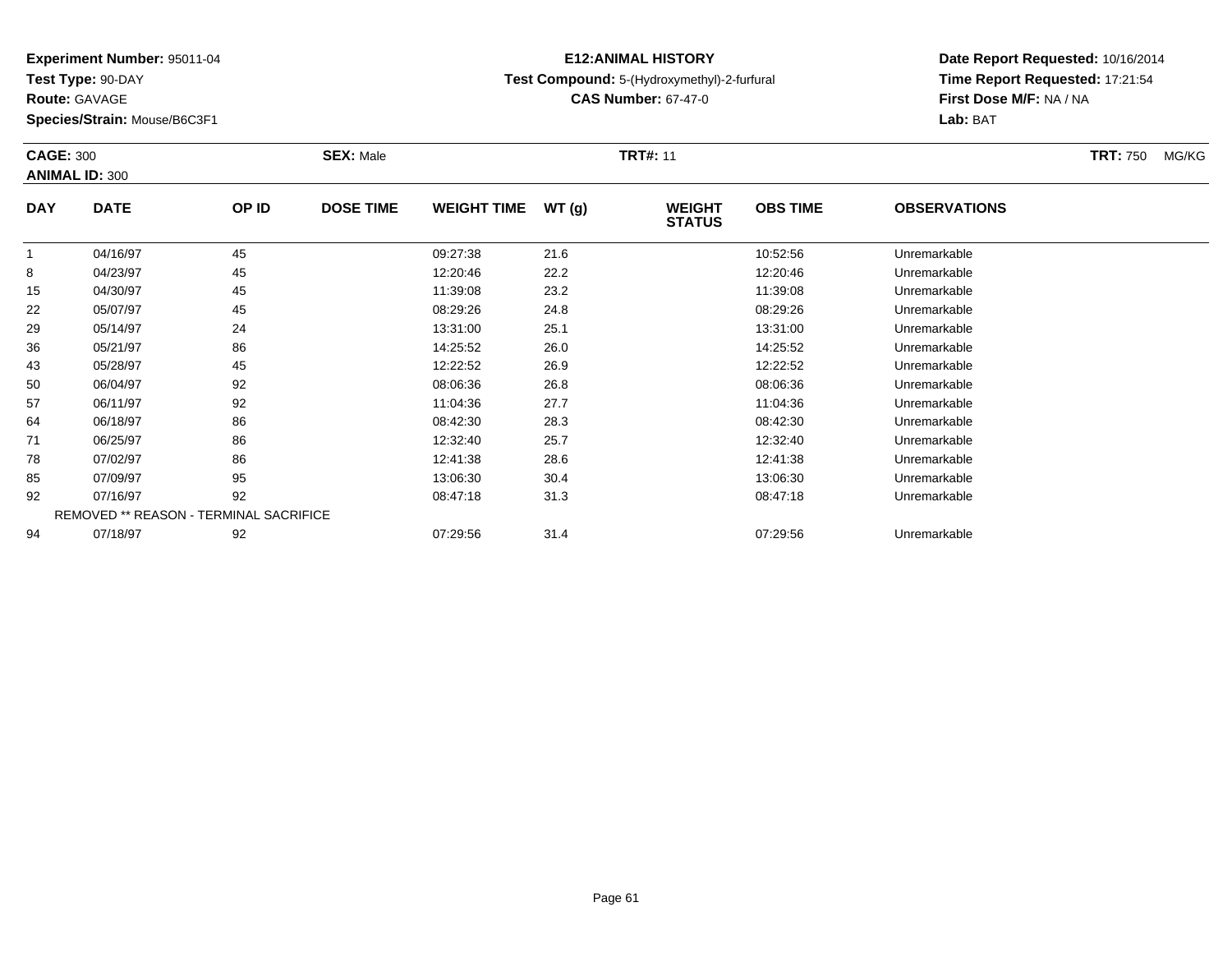**Experiment Number:** 95011-04
**Test Type:** 90-DAY
**Route:** GAVAGE
**Species/Strain:** Mouse/B6C3F1

**E12:ANIMAL HISTORY**
**Test Compound:** 5-(Hydroxymethyl)-2-furfural
**CAS Number:** 67-47-0

**Date Report Requested:** 10/16/2014
**Time Report Requested:** 17:21:54
**First Dose M/F:** NA / NA
**Lab:** BAT

**CAGE:** 300
**ANIMAL ID:** 300
**SEX:** Male
**TRT#:** 11
**TRT:** 750 MG/KG

| DAY | DATE | OP ID | DOSE TIME | WEIGHT TIME | WT (g) | WEIGHT STATUS | OBS TIME | OBSERVATIONS |
|---|---|---|---|---|---|---|---|---|
| 1 | 04/16/97 | 45 | | 09:27:38 | 21.6 | | 10:52:56 | Unremarkable |
| 8 | 04/23/97 | 45 | | 12:20:46 | 22.2 | | 12:20:46 | Unremarkable |
| 15 | 04/30/97 | 45 | | 11:39:08 | 23.2 | | 11:39:08 | Unremarkable |
| 22 | 05/07/97 | 45 | | 08:29:26 | 24.8 | | 08:29:26 | Unremarkable |
| 29 | 05/14/97 | 24 | | 13:31:00 | 25.1 | | 13:31:00 | Unremarkable |
| 36 | 05/21/97 | 86 | | 14:25:52 | 26.0 | | 14:25:52 | Unremarkable |
| 43 | 05/28/97 | 45 | | 12:22:52 | 26.9 | | 12:22:52 | Unremarkable |
| 50 | 06/04/97 | 92 | | 08:06:36 | 26.8 | | 08:06:36 | Unremarkable |
| 57 | 06/11/97 | 92 | | 11:04:36 | 27.7 | | 11:04:36 | Unremarkable |
| 64 | 06/18/97 | 86 | | 08:42:30 | 28.3 | | 08:42:30 | Unremarkable |
| 71 | 06/25/97 | 86 | | 12:32:40 | 25.7 | | 12:32:40 | Unremarkable |
| 78 | 07/02/97 | 86 | | 12:41:38 | 28.6 | | 12:41:38 | Unremarkable |
| 85 | 07/09/97 | 95 | | 13:06:30 | 30.4 | | 13:06:30 | Unremarkable |
| 92 | 07/16/97 | 92 | | 08:47:18 | 31.3 | | 08:47:18 | Unremarkable |
| REMOVED ** REASON - TERMINAL SACRIFICE | | | | | | | | |
| 94 | 07/18/97 | 92 | | 07:29:56 | 31.4 | | 07:29:56 | Unremarkable |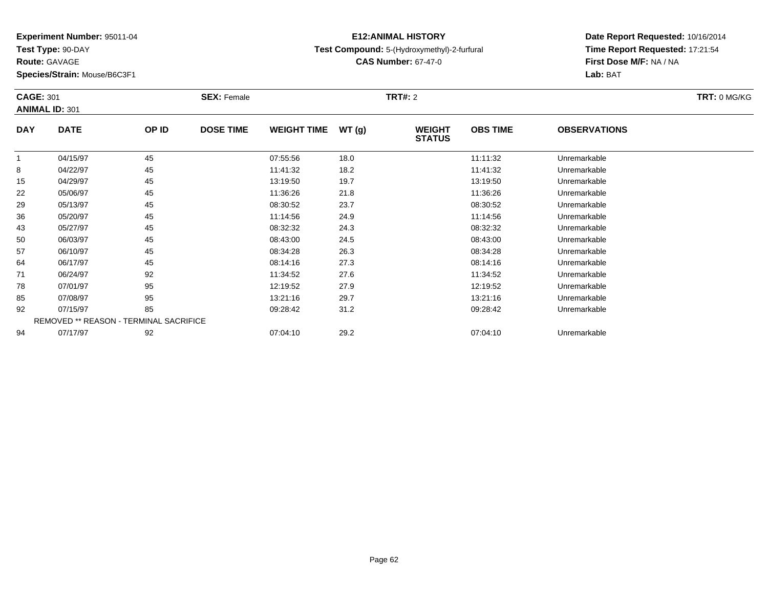**Experiment Number:** 95011-04
**Test Type:** 90-DAY
**Route:** GAVAGE
**Species/Strain:** Mouse/B6C3F1

**E12:ANIMAL HISTORY**
**Test Compound:** 5-(Hydroxymethyl)-2-furfural
**CAS Number:** 67-47-0

**Date Report Requested:** 10/16/2014
**Time Report Requested:** 17:21:54
**First Dose M/F:** NA / NA
**Lab:** BAT

**CAGE:** 301 | **SEX:** Female | **TRT#:** 2 | **TRT:** 0 MG/KG
**ANIMAL ID:** 301

| DAY | DATE | OP ID | DOSE TIME | WEIGHT TIME | WT (g) | WEIGHT STATUS | OBS TIME | OBSERVATIONS |
|---|---|---|---|---|---|---|---|---|
| 1 | 04/15/97 | 45 | | 07:55:56 | 18.0 | | 11:11:32 | Unremarkable |
| 8 | 04/22/97 | 45 | | 11:41:32 | 18.2 | | 11:41:32 | Unremarkable |
| 15 | 04/29/97 | 45 | | 13:19:50 | 19.7 | | 13:19:50 | Unremarkable |
| 22 | 05/06/97 | 45 | | 11:36:26 | 21.8 | | 11:36:26 | Unremarkable |
| 29 | 05/13/97 | 45 | | 08:30:52 | 23.7 | | 08:30:52 | Unremarkable |
| 36 | 05/20/97 | 45 | | 11:14:56 | 24.9 | | 11:14:56 | Unremarkable |
| 43 | 05/27/97 | 45 | | 08:32:32 | 24.3 | | 08:32:32 | Unremarkable |
| 50 | 06/03/97 | 45 | | 08:43:00 | 24.5 | | 08:43:00 | Unremarkable |
| 57 | 06/10/97 | 45 | | 08:34:28 | 26.3 | | 08:34:28 | Unremarkable |
| 64 | 06/17/97 | 45 | | 08:14:16 | 27.3 | | 08:14:16 | Unremarkable |
| 71 | 06/24/97 | 92 | | 11:34:52 | 27.6 | | 11:34:52 | Unremarkable |
| 78 | 07/01/97 | 95 | | 12:19:52 | 27.9 | | 12:19:52 | Unremarkable |
| 85 | 07/08/97 | 95 | | 13:21:16 | 29.7 | | 13:21:16 | Unremarkable |
| 92 | 07/15/97 | 85 | | 09:28:42 | 31.2 | | 09:28:42 | Unremarkable |
| REMOVED ** REASON - TERMINAL SACRIFICE | | | | | | | | |
| 94 | 07/17/97 | 92 | | 07:04:10 | 29.2 | | 07:04:10 | Unremarkable |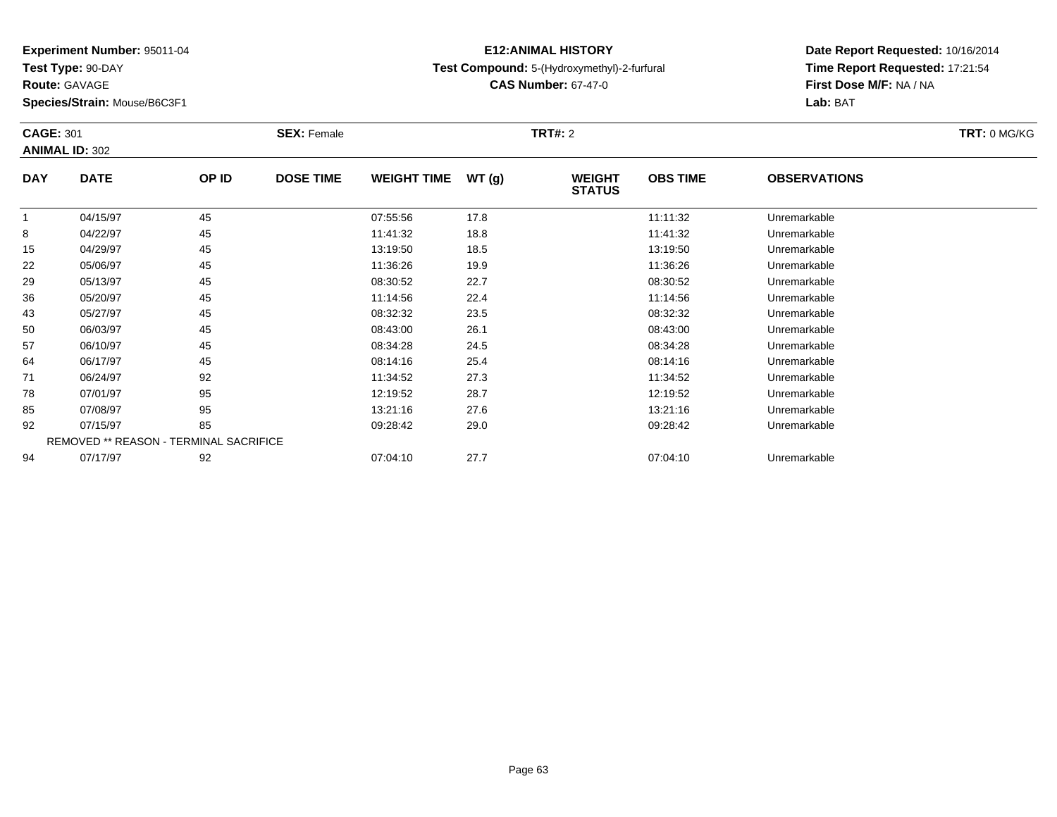**Experiment Number:** 95011-04
**Test Type:** 90-DAY
**Route:** GAVAGE
**Species/Strain:** Mouse/B6C3F1

**E12:ANIMAL HISTORY**
**Test Compound:** 5-(Hydroxymethyl)-2-furfural
**CAS Number:** 67-47-0

**Date Report Requested:** 10/16/2014
**Time Report Requested:** 17:21:54
**First Dose M/F:** NA / NA
**Lab:** BAT

**CAGE:** 301 **SEX:** Female **TRT#:** 2 **TRT:** 0 MG/KG
**ANIMAL ID:** 302

| DAY | DATE | OP ID | DOSE TIME | WEIGHT TIME | WT (g) | WEIGHT STATUS | OBS TIME | OBSERVATIONS |
|---|---|---|---|---|---|---|---|---|
| 1 | 04/15/97 | 45 | | 07:55:56 | 17.8 | | 11:11:32 | Unremarkable |
| 8 | 04/22/97 | 45 | | 11:41:32 | 18.8 | | 11:41:32 | Unremarkable |
| 15 | 04/29/97 | 45 | | 13:19:50 | 18.5 | | 13:19:50 | Unremarkable |
| 22 | 05/06/97 | 45 | | 11:36:26 | 19.9 | | 11:36:26 | Unremarkable |
| 29 | 05/13/97 | 45 | | 08:30:52 | 22.7 | | 08:30:52 | Unremarkable |
| 36 | 05/20/97 | 45 | | 11:14:56 | 22.4 | | 11:14:56 | Unremarkable |
| 43 | 05/27/97 | 45 | | 08:32:32 | 23.5 | | 08:32:32 | Unremarkable |
| 50 | 06/03/97 | 45 | | 08:43:00 | 26.1 | | 08:43:00 | Unremarkable |
| 57 | 06/10/97 | 45 | | 08:34:28 | 24.5 | | 08:34:28 | Unremarkable |
| 64 | 06/17/97 | 45 | | 08:14:16 | 25.4 | | 08:14:16 | Unremarkable |
| 71 | 06/24/97 | 92 | | 11:34:52 | 27.3 | | 11:34:52 | Unremarkable |
| 78 | 07/01/97 | 95 | | 12:19:52 | 28.7 | | 12:19:52 | Unremarkable |
| 85 | 07/08/97 | 95 | | 13:21:16 | 27.6 | | 13:21:16 | Unremarkable |
| 92 | 07/15/97 | 85 | | 09:28:42 | 29.0 | | 09:28:42 | Unremarkable |
| REMOVED ** REASON - TERMINAL SACRIFICE | | | | | | | | |
| 94 | 07/17/97 | 92 | | 07:04:10 | 27.7 | | 07:04:10 | Unremarkable |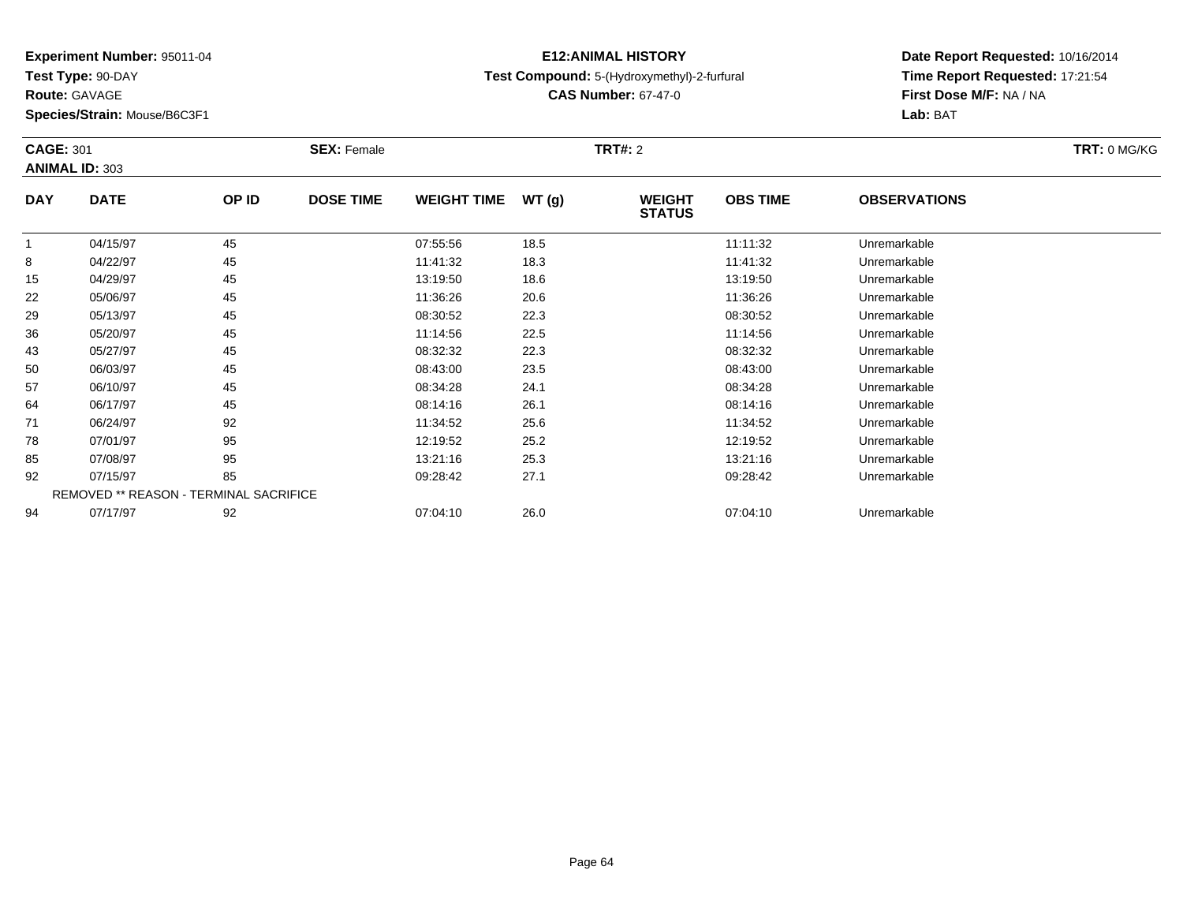**Experiment Number:** 95011-04
**Test Type:** 90-DAY
**Route:** GAVAGE
**Species/Strain:** Mouse/B6C3F1

**E12:ANIMAL HISTORY**
**Test Compound:** 5-(Hydroxymethyl)-2-furfural
**CAS Number:** 67-47-0

**Date Report Requested:** 10/16/2014
**Time Report Requested:** 17:21:54
**First Dose M/F:** NA / NA
**Lab:** BAT

**CAGE:** 301 **SEX:** Female **TRT#:** 2 **TRT:** 0 MG/KG
**ANIMAL ID:** 303

| DAY | DATE | OP ID | DOSE TIME | WEIGHT TIME | WT (g) | WEIGHT STATUS | OBS TIME | OBSERVATIONS |
|---|---|---|---|---|---|---|---|---|
| 1 | 04/15/97 | 45 | | 07:55:56 | 18.5 | | 11:11:32 | Unremarkable |
| 8 | 04/22/97 | 45 | | 11:41:32 | 18.3 | | 11:41:32 | Unremarkable |
| 15 | 04/29/97 | 45 | | 13:19:50 | 18.6 | | 13:19:50 | Unremarkable |
| 22 | 05/06/97 | 45 | | 11:36:26 | 20.6 | | 11:36:26 | Unremarkable |
| 29 | 05/13/97 | 45 | | 08:30:52 | 22.3 | | 08:30:52 | Unremarkable |
| 36 | 05/20/97 | 45 | | 11:14:56 | 22.5 | | 11:14:56 | Unremarkable |
| 43 | 05/27/97 | 45 | | 08:32:32 | 22.3 | | 08:32:32 | Unremarkable |
| 50 | 06/03/97 | 45 | | 08:43:00 | 23.5 | | 08:43:00 | Unremarkable |
| 57 | 06/10/97 | 45 | | 08:34:28 | 24.1 | | 08:34:28 | Unremarkable |
| 64 | 06/17/97 | 45 | | 08:14:16 | 26.1 | | 08:14:16 | Unremarkable |
| 71 | 06/24/97 | 92 | | 11:34:52 | 25.6 | | 11:34:52 | Unremarkable |
| 78 | 07/01/97 | 95 | | 12:19:52 | 25.2 | | 12:19:52 | Unremarkable |
| 85 | 07/08/97 | 95 | | 13:21:16 | 25.3 | | 13:21:16 | Unremarkable |
| 92 | 07/15/97 | 85 | | 09:28:42 | 27.1 | | 09:28:42 | Unremarkable |
| REMOVED ** REASON - TERMINAL SACRIFICE | | | | | | | | |
| 94 | 07/17/97 | 92 | | 07:04:10 | 26.0 | | 07:04:10 | Unremarkable |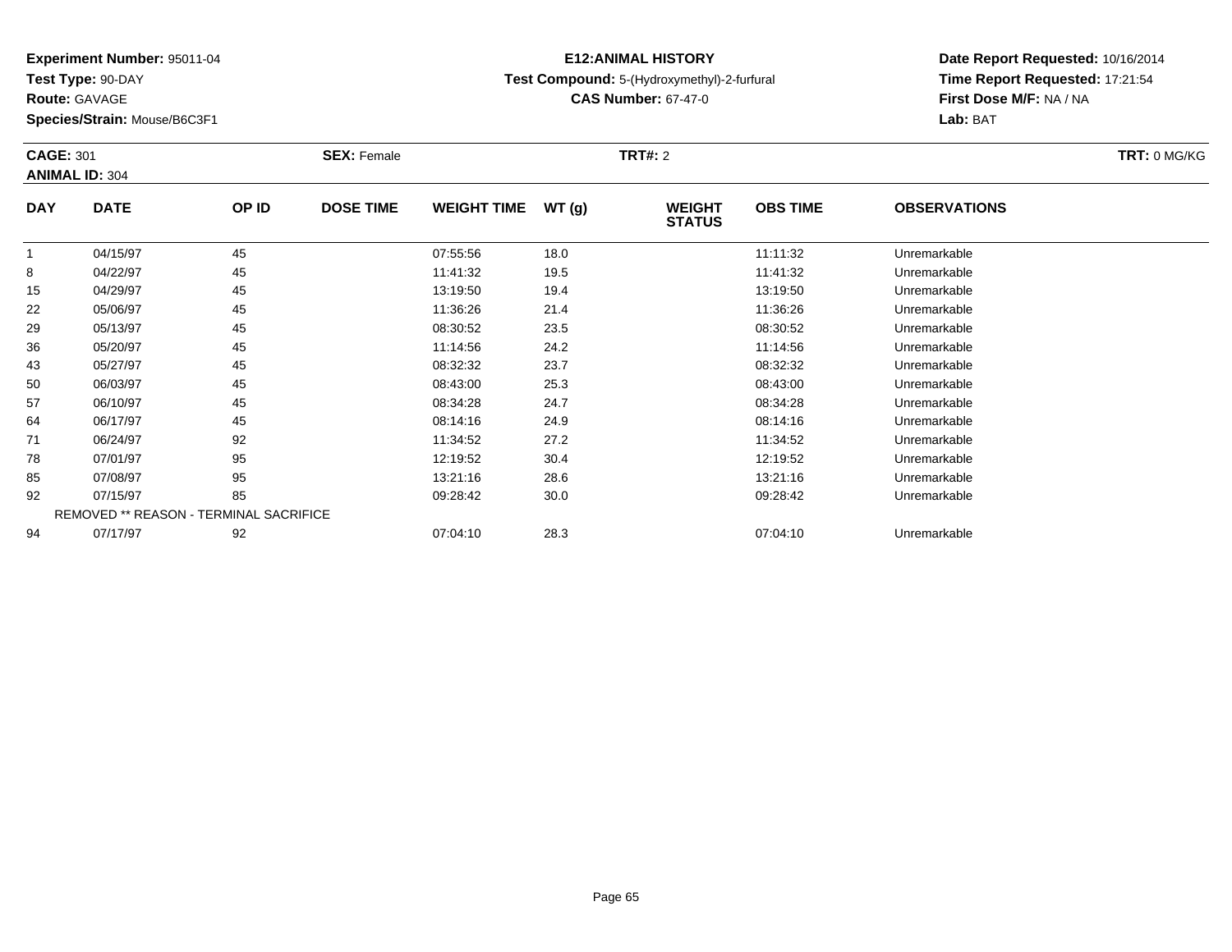**Experiment Number:** 95011-04
**Test Type:** 90-DAY
**Route:** GAVAGE
**Species/Strain:** Mouse/B6C3F1

**E12:ANIMAL HISTORY**
**Test Compound:** 5-(Hydroxymethyl)-2-furfural
**CAS Number:** 67-47-0

**Date Report Requested:** 10/16/2014
**Time Report Requested:** 17:21:54
**First Dose M/F:** NA / NA
**Lab:** BAT

**CAGE:** 301
**ANIMAL ID:** 304
**SEX:** Female
**TRT#:** 2
**TRT:** 0 MG/KG

| DAY | DATE | OP ID | DOSE TIME | WEIGHT TIME | WT (g) | WEIGHT STATUS | OBS TIME | OBSERVATIONS |
|---|---|---|---|---|---|---|---|---|
| 1 | 04/15/97 | 45 | | 07:55:56 | 18.0 | | 11:11:32 | Unremarkable |
| 8 | 04/22/97 | 45 | | 11:41:32 | 19.5 | | 11:41:32 | Unremarkable |
| 15 | 04/29/97 | 45 | | 13:19:50 | 19.4 | | 13:19:50 | Unremarkable |
| 22 | 05/06/97 | 45 | | 11:36:26 | 21.4 | | 11:36:26 | Unremarkable |
| 29 | 05/13/97 | 45 | | 08:30:52 | 23.5 | | 08:30:52 | Unremarkable |
| 36 | 05/20/97 | 45 | | 11:14:56 | 24.2 | | 11:14:56 | Unremarkable |
| 43 | 05/27/97 | 45 | | 08:32:32 | 23.7 | | 08:32:32 | Unremarkable |
| 50 | 06/03/97 | 45 | | 08:43:00 | 25.3 | | 08:43:00 | Unremarkable |
| 57 | 06/10/97 | 45 | | 08:34:28 | 24.7 | | 08:34:28 | Unremarkable |
| 64 | 06/17/97 | 45 | | 08:14:16 | 24.9 | | 08:14:16 | Unremarkable |
| 71 | 06/24/97 | 92 | | 11:34:52 | 27.2 | | 11:34:52 | Unremarkable |
| 78 | 07/01/97 | 95 | | 12:19:52 | 30.4 | | 12:19:52 | Unremarkable |
| 85 | 07/08/97 | 95 | | 13:21:16 | 28.6 | | 13:21:16 | Unremarkable |
| 92 | 07/15/97 | 85 | | 09:28:42 | 30.0 | | 09:28:42 | Unremarkable |
| REMOVED ** REASON - TERMINAL SACRIFICE | | | | | | | | |
| 94 | 07/17/97 | 92 | | 07:04:10 | 28.3 | | 07:04:10 | Unremarkable |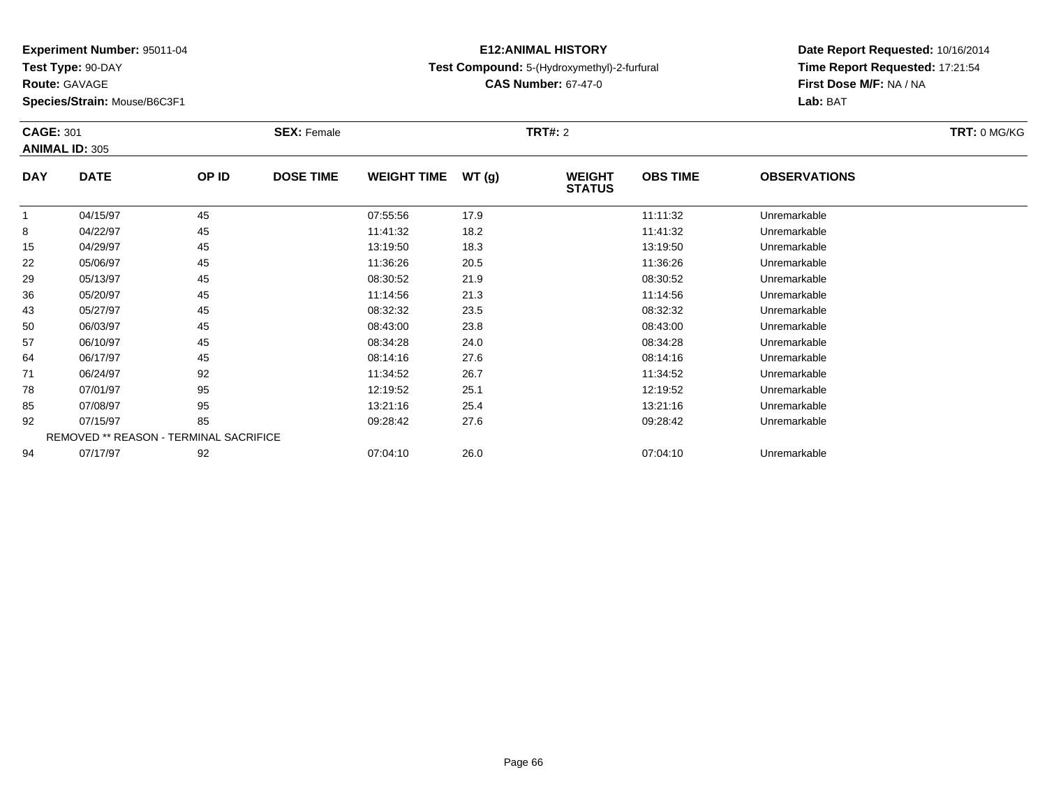**Experiment Number:** 95011-04
**Test Type:** 90-DAY
**Route:** GAVAGE
**Species/Strain:** Mouse/B6C3F1

**E12:ANIMAL HISTORY**
**Test Compound:** 5-(Hydroxymethyl)-2-furfural
**CAS Number:** 67-47-0

**Date Report Requested:** 10/16/2014
**Time Report Requested:** 17:21:54
**First Dose M/F:** NA / NA
**Lab:** BAT

**CAGE:** 301 **SEX:** Female **TRT#:** 2 **TRT:** 0 MG/KG
**ANIMAL ID:** 305

| DAY | DATE | OP ID | DOSE TIME | WEIGHT TIME | WT (g) | WEIGHT STATUS | OBS TIME | OBSERVATIONS |
|---|---|---|---|---|---|---|---|---|
| 1 | 04/15/97 | 45 | | 07:55:56 | 17.9 | | 11:11:32 | Unremarkable |
| 8 | 04/22/97 | 45 | | 11:41:32 | 18.2 | | 11:41:32 | Unremarkable |
| 15 | 04/29/97 | 45 | | 13:19:50 | 18.3 | | 13:19:50 | Unremarkable |
| 22 | 05/06/97 | 45 | | 11:36:26 | 20.5 | | 11:36:26 | Unremarkable |
| 29 | 05/13/97 | 45 | | 08:30:52 | 21.9 | | 08:30:52 | Unremarkable |
| 36 | 05/20/97 | 45 | | 11:14:56 | 21.3 | | 11:14:56 | Unremarkable |
| 43 | 05/27/97 | 45 | | 08:32:32 | 23.5 | | 08:32:32 | Unremarkable |
| 50 | 06/03/97 | 45 | | 08:43:00 | 23.8 | | 08:43:00 | Unremarkable |
| 57 | 06/10/97 | 45 | | 08:34:28 | 24.0 | | 08:34:28 | Unremarkable |
| 64 | 06/17/97 | 45 | | 08:14:16 | 27.6 | | 08:14:16 | Unremarkable |
| 71 | 06/24/97 | 92 | | 11:34:52 | 26.7 | | 11:34:52 | Unremarkable |
| 78 | 07/01/97 | 95 | | 12:19:52 | 25.1 | | 12:19:52 | Unremarkable |
| 85 | 07/08/97 | 95 | | 13:21:16 | 25.4 | | 13:21:16 | Unremarkable |
| 92 | 07/15/97 | 85 | | 09:28:42 | 27.6 | | 09:28:42 | Unremarkable |
| REMOVED ** REASON - TERMINAL SACRIFICE | | | | | | | | |
| 94 | 07/17/97 | 92 | | 07:04:10 | 26.0 | | 07:04:10 | Unremarkable |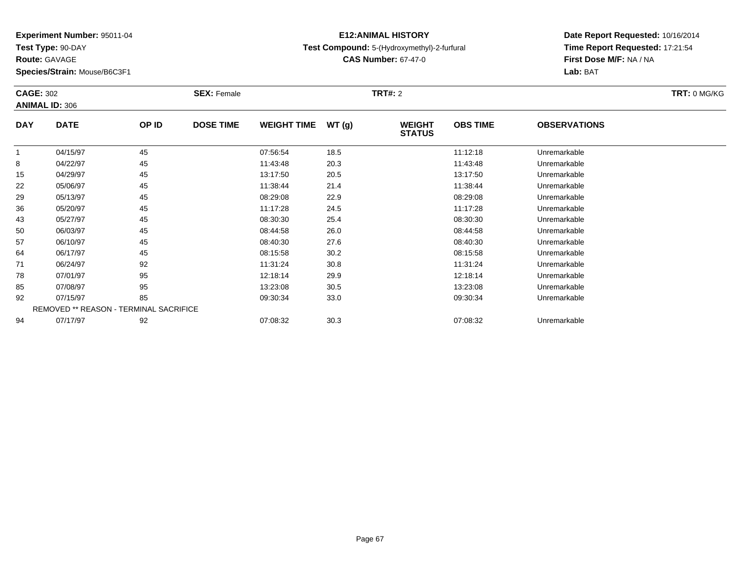**Experiment Number:** 95011-04
**Test Type:** 90-DAY
**Route:** GAVAGE
**Species/Strain:** Mouse/B6C3F1

**E12:ANIMAL HISTORY**
**Test Compound:** 5-(Hydroxymethyl)-2-furfural
**CAS Number:** 67-47-0

**Date Report Requested:** 10/16/2014
**Time Report Requested:** 17:21:54
**First Dose M/F:** NA / NA
**Lab:** BAT

**CAGE:** 302 **SEX:** Female **TRT#:** 2 **TRT:** 0 MG/KG
**ANIMAL ID:** 306

| DAY | DATE | OP ID | DOSE TIME | WEIGHT TIME | WT (g) | WEIGHT STATUS | OBS TIME | OBSERVATIONS |
|---|---|---|---|---|---|---|---|---|
| 1 | 04/15/97 | 45 | | 07:56:54 | 18.5 | | 11:12:18 | Unremarkable |
| 8 | 04/22/97 | 45 | | 11:43:48 | 20.3 | | 11:43:48 | Unremarkable |
| 15 | 04/29/97 | 45 | | 13:17:50 | 20.5 | | 13:17:50 | Unremarkable |
| 22 | 05/06/97 | 45 | | 11:38:44 | 21.4 | | 11:38:44 | Unremarkable |
| 29 | 05/13/97 | 45 | | 08:29:08 | 22.9 | | 08:29:08 | Unremarkable |
| 36 | 05/20/97 | 45 | | 11:17:28 | 24.5 | | 11:17:28 | Unremarkable |
| 43 | 05/27/97 | 45 | | 08:30:30 | 25.4 | | 08:30:30 | Unremarkable |
| 50 | 06/03/97 | 45 | | 08:44:58 | 26.0 | | 08:44:58 | Unremarkable |
| 57 | 06/10/97 | 45 | | 08:40:30 | 27.6 | | 08:40:30 | Unremarkable |
| 64 | 06/17/97 | 45 | | 08:15:58 | 30.2 | | 08:15:58 | Unremarkable |
| 71 | 06/24/97 | 92 | | 11:31:24 | 30.8 | | 11:31:24 | Unremarkable |
| 78 | 07/01/97 | 95 | | 12:18:14 | 29.9 | | 12:18:14 | Unremarkable |
| 85 | 07/08/97 | 95 | | 13:23:08 | 30.5 | | 13:23:08 | Unremarkable |
| 92 | 07/15/97 | 85 | | 09:30:34 | 33.0 | | 09:30:34 | Unremarkable |
| REMOVED ** REASON - TERMINAL SACRIFICE | | | | | | | | |
| 94 | 07/17/97 | 92 | | 07:08:32 | 30.3 | | 07:08:32 | Unremarkable |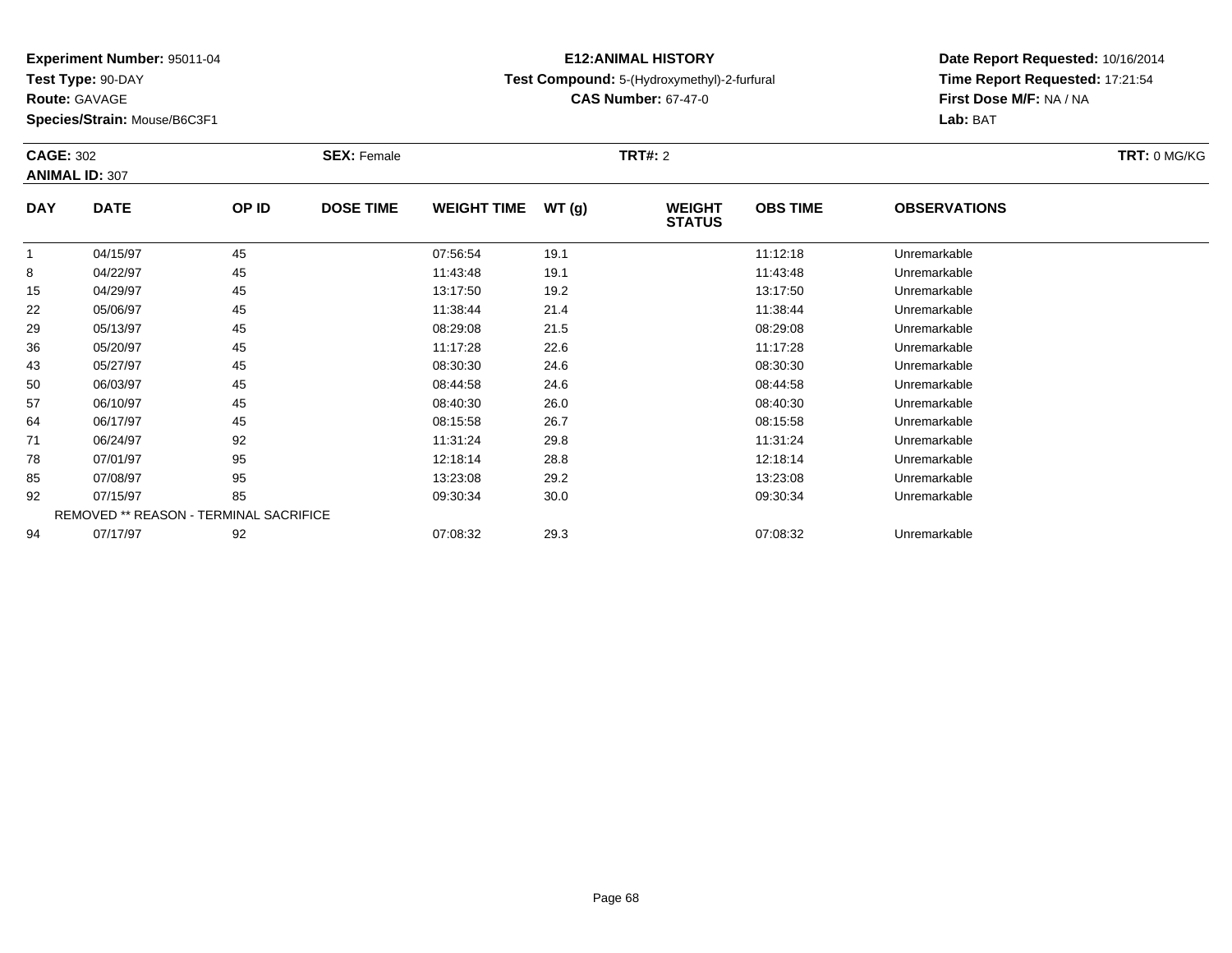**Experiment Number:** 95011-04
**Test Type:** 90-DAY
**Route:** GAVAGE
**Species/Strain:** Mouse/B6C3F1

**E12:ANIMAL HISTORY**
**Test Compound:** 5-(Hydroxymethyl)-2-furfural
**CAS Number:** 67-47-0

**Date Report Requested:** 10/16/2014
**Time Report Requested:** 17:21:54
**First Dose M/F:** NA / NA
**Lab:** BAT

**CAGE:** 302 **SEX:** Female **TRT#:** 2 **TRT:** 0 MG/KG
**ANIMAL ID:** 307

| DAY | DATE | OP ID | DOSE TIME | WEIGHT TIME | WT (g) | WEIGHT STATUS | OBS TIME | OBSERVATIONS |
|---|---|---|---|---|---|---|---|---|
| 1 | 04/15/97 | 45 | | 07:56:54 | 19.1 | | 11:12:18 | Unremarkable |
| 8 | 04/22/97 | 45 | | 11:43:48 | 19.1 | | 11:43:48 | Unremarkable |
| 15 | 04/29/97 | 45 | | 13:17:50 | 19.2 | | 13:17:50 | Unremarkable |
| 22 | 05/06/97 | 45 | | 11:38:44 | 21.4 | | 11:38:44 | Unremarkable |
| 29 | 05/13/97 | 45 | | 08:29:08 | 21.5 | | 08:29:08 | Unremarkable |
| 36 | 05/20/97 | 45 | | 11:17:28 | 22.6 | | 11:17:28 | Unremarkable |
| 43 | 05/27/97 | 45 | | 08:30:30 | 24.6 | | 08:30:30 | Unremarkable |
| 50 | 06/03/97 | 45 | | 08:44:58 | 24.6 | | 08:44:58 | Unremarkable |
| 57 | 06/10/97 | 45 | | 08:40:30 | 26.0 | | 08:40:30 | Unremarkable |
| 64 | 06/17/97 | 45 | | 08:15:58 | 26.7 | | 08:15:58 | Unremarkable |
| 71 | 06/24/97 | 92 | | 11:31:24 | 29.8 | | 11:31:24 | Unremarkable |
| 78 | 07/01/97 | 95 | | 12:18:14 | 28.8 | | 12:18:14 | Unremarkable |
| 85 | 07/08/97 | 95 | | 13:23:08 | 29.2 | | 13:23:08 | Unremarkable |
| 92 | 07/15/97 | 85 | | 09:30:34 | 30.0 | | 09:30:34 | Unremarkable |
| REMOVED ** REASON - TERMINAL SACRIFICE | | | | | | | | |
| 94 | 07/17/97 | 92 | | 07:08:32 | 29.3 | | 07:08:32 | Unremarkable |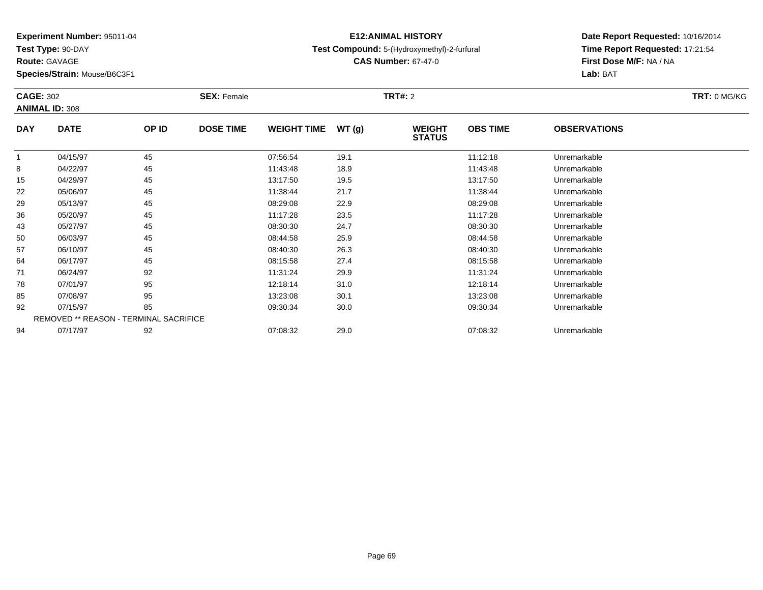**Experiment Number:** 95011-04
**Test Type:** 90-DAY
**Route:** GAVAGE
**Species/Strain:** Mouse/B6C3F1

**E12:ANIMAL HISTORY**
**Test Compound:** 5-(Hydroxymethyl)-2-furfural
**CAS Number:** 67-47-0

**Date Report Requested:** 10/16/2014
**Time Report Requested:** 17:21:54
**First Dose M/F:** NA / NA
**Lab:** BAT

**CAGE:** 302 **SEX:** Female **TRT#:** 2 **TRT:** 0 MG/KG
**ANIMAL ID:** 308

| DAY | DATE | OP ID | DOSE TIME | WEIGHT TIME | WT (g) | WEIGHT STATUS | OBS TIME | OBSERVATIONS |
|---|---|---|---|---|---|---|---|---|
| 1 | 04/15/97 | 45 | | 07:56:54 | 19.1 | | 11:12:18 | Unremarkable |
| 8 | 04/22/97 | 45 | | 11:43:48 | 18.9 | | 11:43:48 | Unremarkable |
| 15 | 04/29/97 | 45 | | 13:17:50 | 19.5 | | 13:17:50 | Unremarkable |
| 22 | 05/06/97 | 45 | | 11:38:44 | 21.7 | | 11:38:44 | Unremarkable |
| 29 | 05/13/97 | 45 | | 08:29:08 | 22.9 | | 08:29:08 | Unremarkable |
| 36 | 05/20/97 | 45 | | 11:17:28 | 23.5 | | 11:17:28 | Unremarkable |
| 43 | 05/27/97 | 45 | | 08:30:30 | 24.7 | | 08:30:30 | Unremarkable |
| 50 | 06/03/97 | 45 | | 08:44:58 | 25.9 | | 08:44:58 | Unremarkable |
| 57 | 06/10/97 | 45 | | 08:40:30 | 26.3 | | 08:40:30 | Unremarkable |
| 64 | 06/17/97 | 45 | | 08:15:58 | 27.4 | | 08:15:58 | Unremarkable |
| 71 | 06/24/97 | 92 | | 11:31:24 | 29.9 | | 11:31:24 | Unremarkable |
| 78 | 07/01/97 | 95 | | 12:18:14 | 31.0 | | 12:18:14 | Unremarkable |
| 85 | 07/08/97 | 95 | | 13:23:08 | 30.1 | | 13:23:08 | Unremarkable |
| 92 | 07/15/97 | 85 | | 09:30:34 | 30.0 | | 09:30:34 | Unremarkable |
| REMOVED ** REASON - TERMINAL SACRIFICE | | | | | | | | |
| 94 | 07/17/97 | 92 | | 07:08:32 | 29.0 | | 07:08:32 | Unremarkable |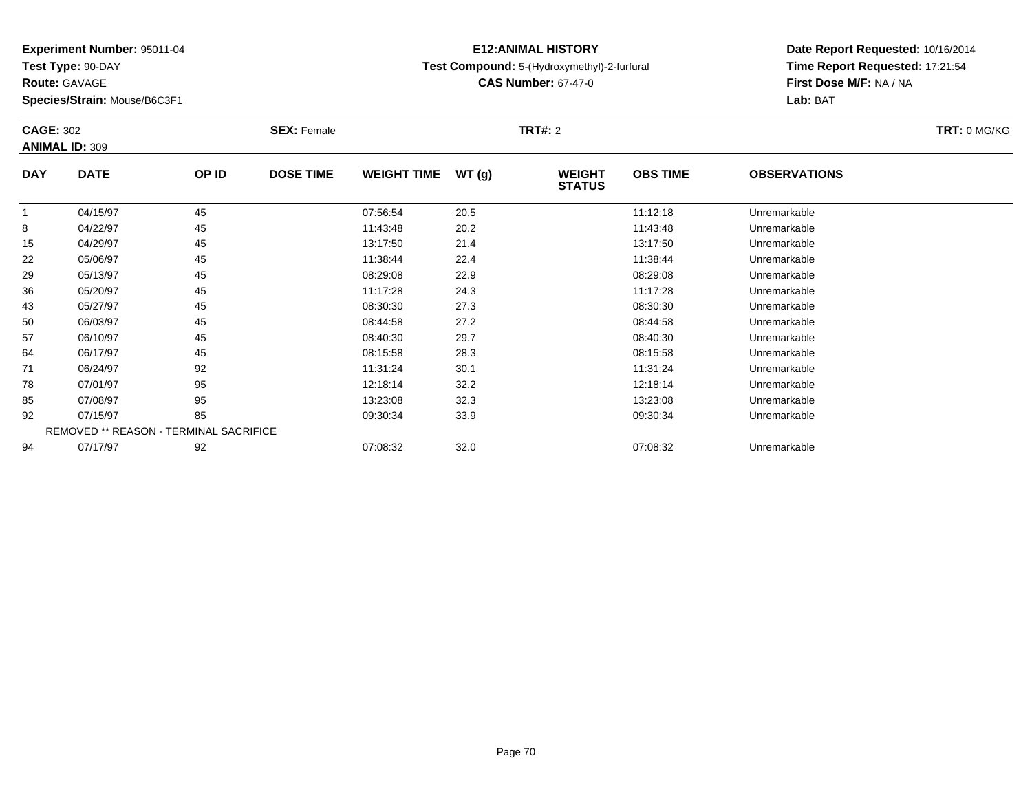**Experiment Number:** 95011-04
**Test Type:** 90-DAY
**Route:** GAVAGE
**Species/Strain:** Mouse/B6C3F1

**E12:ANIMAL HISTORY**
**Test Compound:** 5-(Hydroxymethyl)-2-furfural
**CAS Number:** 67-47-0

**Date Report Requested:** 10/16/2014
**Time Report Requested:** 17:21:54
**First Dose M/F:** NA / NA
**Lab:** BAT

**CAGE:** 302 **SEX:** Female **TRT#:** 2 **TRT:** 0 MG/KG
**ANIMAL ID:** 309

| DAY | DATE | OP ID | DOSE TIME | WEIGHT TIME | WT (g) | WEIGHT STATUS | OBS TIME | OBSERVATIONS |
|---|---|---|---|---|---|---|---|---|
| 1 | 04/15/97 | 45 | | 07:56:54 | 20.5 | | 11:12:18 | Unremarkable |
| 8 | 04/22/97 | 45 | | 11:43:48 | 20.2 | | 11:43:48 | Unremarkable |
| 15 | 04/29/97 | 45 | | 13:17:50 | 21.4 | | 13:17:50 | Unremarkable |
| 22 | 05/06/97 | 45 | | 11:38:44 | 22.4 | | 11:38:44 | Unremarkable |
| 29 | 05/13/97 | 45 | | 08:29:08 | 22.9 | | 08:29:08 | Unremarkable |
| 36 | 05/20/97 | 45 | | 11:17:28 | 24.3 | | 11:17:28 | Unremarkable |
| 43 | 05/27/97 | 45 | | 08:30:30 | 27.3 | | 08:30:30 | Unremarkable |
| 50 | 06/03/97 | 45 | | 08:44:58 | 27.2 | | 08:44:58 | Unremarkable |
| 57 | 06/10/97 | 45 | | 08:40:30 | 29.7 | | 08:40:30 | Unremarkable |
| 64 | 06/17/97 | 45 | | 08:15:58 | 28.3 | | 08:15:58 | Unremarkable |
| 71 | 06/24/97 | 92 | | 11:31:24 | 30.1 | | 11:31:24 | Unremarkable |
| 78 | 07/01/97 | 95 | | 12:18:14 | 32.2 | | 12:18:14 | Unremarkable |
| 85 | 07/08/97 | 95 | | 13:23:08 | 32.3 | | 13:23:08 | Unremarkable |
| 92 | 07/15/97 | 85 | | 09:30:34 | 33.9 | | 09:30:34 | Unremarkable |
| REMOVED ** REASON - TERMINAL SACRIFICE | | | | | | | | |
| 94 | 07/17/97 | 92 | | 07:08:32 | 32.0 | | 07:08:32 | Unremarkable |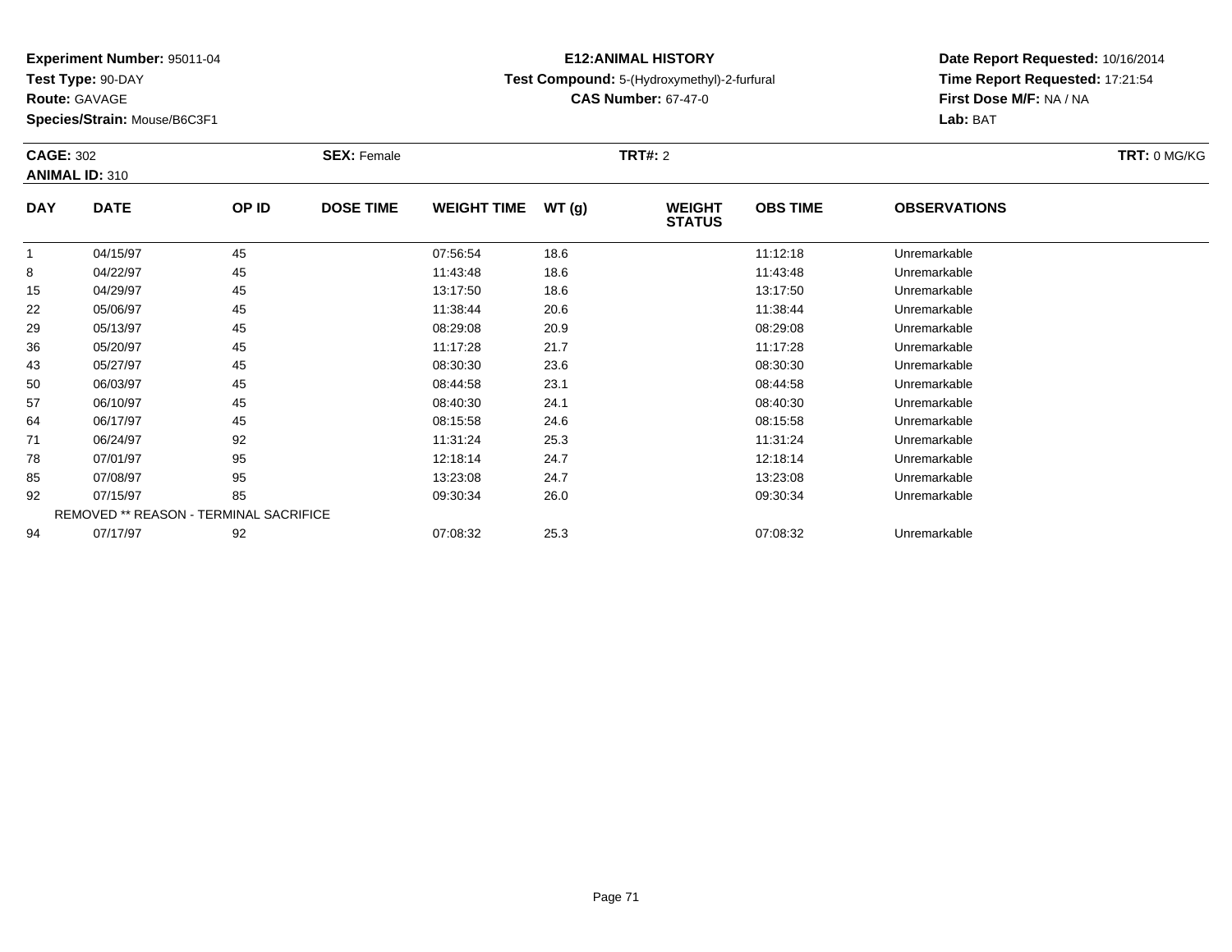**Experiment Number:** 95011-04
**Test Type:** 90-DAY
**Route:** GAVAGE
**Species/Strain:** Mouse/B6C3F1

**E12:ANIMAL HISTORY**
**Test Compound:** 5-(Hydroxymethyl)-2-furfural
**CAS Number:** 67-47-0

**Date Report Requested:** 10/16/2014
**Time Report Requested:** 17:21:54
**First Dose M/F:** NA / NA
**Lab:** BAT

**CAGE:** 302 **SEX:** Female **TRT#:** 2 **TRT:** 0 MG/KG
**ANIMAL ID:** 310

| DAY | DATE | OP ID | DOSE TIME | WEIGHT TIME | WT (g) | WEIGHT STATUS | OBS TIME | OBSERVATIONS |
|---|---|---|---|---|---|---|---|---|
| 1 | 04/15/97 | 45 | | 07:56:54 | 18.6 | | 11:12:18 | Unremarkable |
| 8 | 04/22/97 | 45 | | 11:43:48 | 18.6 | | 11:43:48 | Unremarkable |
| 15 | 04/29/97 | 45 | | 13:17:50 | 18.6 | | 13:17:50 | Unremarkable |
| 22 | 05/06/97 | 45 | | 11:38:44 | 20.6 | | 11:38:44 | Unremarkable |
| 29 | 05/13/97 | 45 | | 08:29:08 | 20.9 | | 08:29:08 | Unremarkable |
| 36 | 05/20/97 | 45 | | 11:17:28 | 21.7 | | 11:17:28 | Unremarkable |
| 43 | 05/27/97 | 45 | | 08:30:30 | 23.6 | | 08:30:30 | Unremarkable |
| 50 | 06/03/97 | 45 | | 08:44:58 | 23.1 | | 08:44:58 | Unremarkable |
| 57 | 06/10/97 | 45 | | 08:40:30 | 24.1 | | 08:40:30 | Unremarkable |
| 64 | 06/17/97 | 45 | | 08:15:58 | 24.6 | | 08:15:58 | Unremarkable |
| 71 | 06/24/97 | 92 | | 11:31:24 | 25.3 | | 11:31:24 | Unremarkable |
| 78 | 07/01/97 | 95 | | 12:18:14 | 24.7 | | 12:18:14 | Unremarkable |
| 85 | 07/08/97 | 95 | | 13:23:08 | 24.7 | | 13:23:08 | Unremarkable |
| 92 | 07/15/97 | 85 | | 09:30:34 | 26.0 | | 09:30:34 | Unremarkable |
| REMOVED ** REASON - TERMINAL SACRIFICE | | | | | | | | |
| 94 | 07/17/97 | 92 | | 07:08:32 | 25.3 | | 07:08:32 | Unremarkable |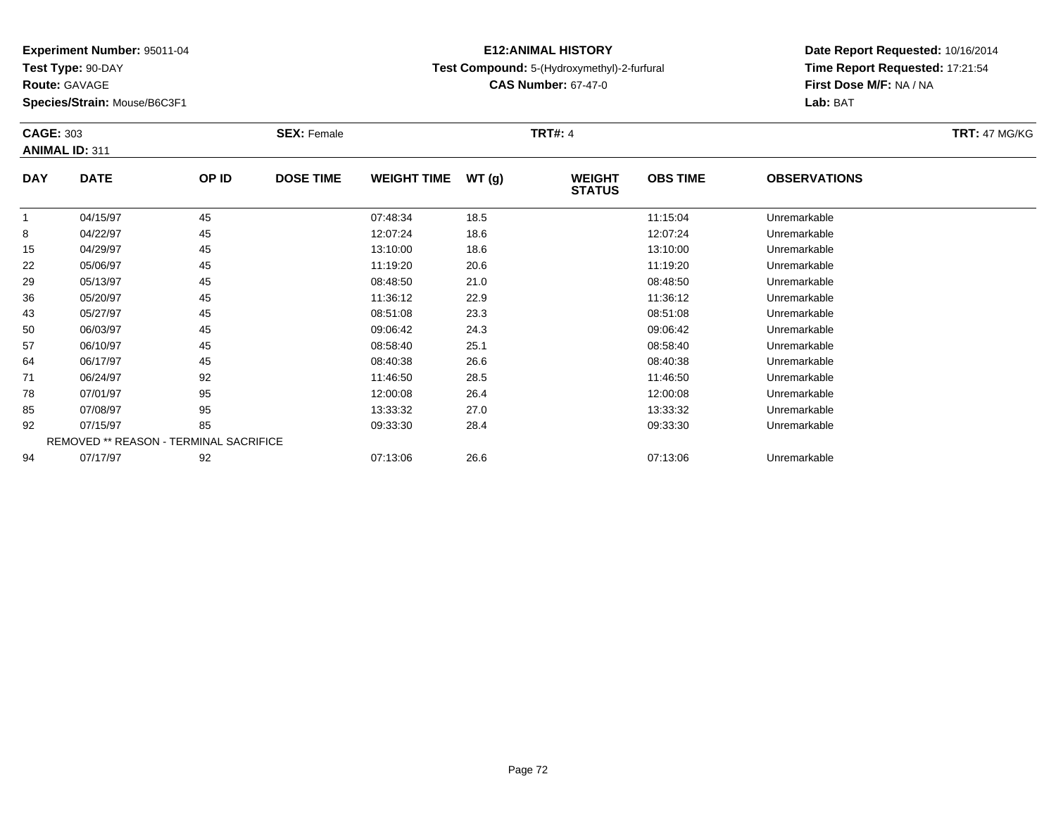**Experiment Number:** 95011-04
**Test Type:** 90-DAY
**Route:** GAVAGE
**Species/Strain:** Mouse/B6C3F1

**E12:ANIMAL HISTORY**
**Test Compound:** 5-(Hydroxymethyl)-2-furfural
**CAS Number:** 67-47-0

**Date Report Requested:** 10/16/2014
**Time Report Requested:** 17:21:54
**First Dose M/F:** NA / NA
**Lab:** BAT

**CAGE:** 303 **SEX:** Female **TRT#:** 4 **TRT:** 47 MG/KG
**ANIMAL ID:** 311

| DAY | DATE | OP ID | DOSE TIME | WEIGHT TIME | WT (g) | WEIGHT STATUS | OBS TIME | OBSERVATIONS |
|---|---|---|---|---|---|---|---|---|
| 1 | 04/15/97 | 45 | | 07:48:34 | 18.5 | | 11:15:04 | Unremarkable |
| 8 | 04/22/97 | 45 | | 12:07:24 | 18.6 | | 12:07:24 | Unremarkable |
| 15 | 04/29/97 | 45 | | 13:10:00 | 18.6 | | 13:10:00 | Unremarkable |
| 22 | 05/06/97 | 45 | | 11:19:20 | 20.6 | | 11:19:20 | Unremarkable |
| 29 | 05/13/97 | 45 | | 08:48:50 | 21.0 | | 08:48:50 | Unremarkable |
| 36 | 05/20/97 | 45 | | 11:36:12 | 22.9 | | 11:36:12 | Unremarkable |
| 43 | 05/27/97 | 45 | | 08:51:08 | 23.3 | | 08:51:08 | Unremarkable |
| 50 | 06/03/97 | 45 | | 09:06:42 | 24.3 | | 09:06:42 | Unremarkable |
| 57 | 06/10/97 | 45 | | 08:58:40 | 25.1 | | 08:58:40 | Unremarkable |
| 64 | 06/17/97 | 45 | | 08:40:38 | 26.6 | | 08:40:38 | Unremarkable |
| 71 | 06/24/97 | 92 | | 11:46:50 | 28.5 | | 11:46:50 | Unremarkable |
| 78 | 07/01/97 | 95 | | 12:00:08 | 26.4 | | 12:00:08 | Unremarkable |
| 85 | 07/08/97 | 95 | | 13:33:32 | 27.0 | | 13:33:32 | Unremarkable |
| 92 | 07/15/97 | 85 | | 09:33:30 | 28.4 | | 09:33:30 | Unremarkable |
| REMOVED ** REASON - TERMINAL SACRIFICE | | | | | | | | |
| 94 | 07/17/97 | 92 | | 07:13:06 | 26.6 | | 07:13:06 | Unremarkable |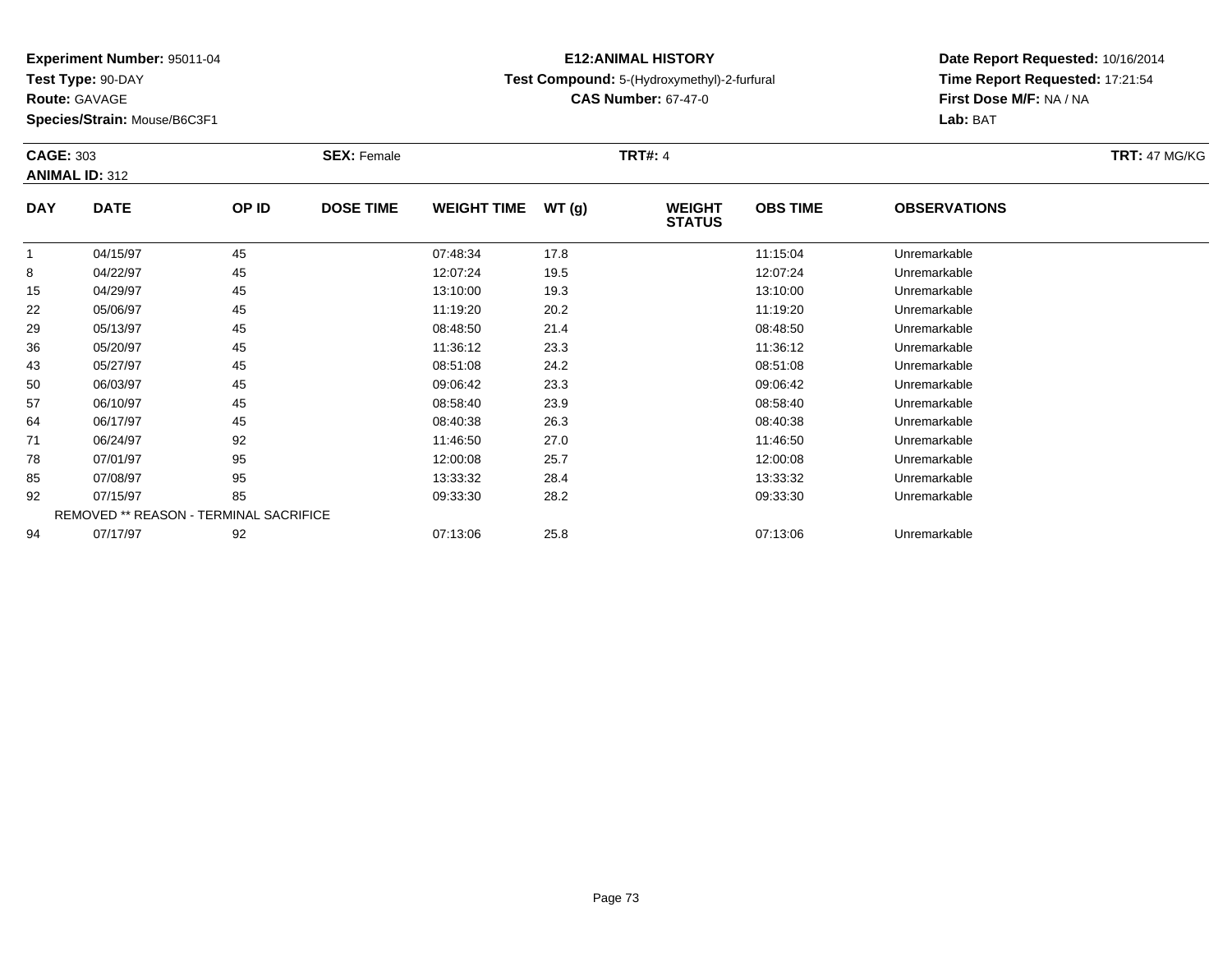**Experiment Number:** 95011-04
**Test Type:** 90-DAY
**Route:** GAVAGE
**Species/Strain:** Mouse/B6C3F1

**E12:ANIMAL HISTORY**
**Test Compound:** 5-(Hydroxymethyl)-2-furfural
**CAS Number:** 67-47-0

**Date Report Requested:** 10/16/2014
**Time Report Requested:** 17:21:54
**First Dose M/F:** NA / NA
**Lab:** BAT

**CAGE:** 303 **SEX:** Female **TRT#:** 4 **TRT:** 47 MG/KG
**ANIMAL ID:** 312

| DAY | DATE | OP ID | DOSE TIME | WEIGHT TIME | WT (g) | WEIGHT STATUS | OBS TIME | OBSERVATIONS |
|---|---|---|---|---|---|---|---|---|
| 1 | 04/15/97 | 45 | | 07:48:34 | 17.8 | | 11:15:04 | Unremarkable |
| 8 | 04/22/97 | 45 | | 12:07:24 | 19.5 | | 12:07:24 | Unremarkable |
| 15 | 04/29/97 | 45 | | 13:10:00 | 19.3 | | 13:10:00 | Unremarkable |
| 22 | 05/06/97 | 45 | | 11:19:20 | 20.2 | | 11:19:20 | Unremarkable |
| 29 | 05/13/97 | 45 | | 08:48:50 | 21.4 | | 08:48:50 | Unremarkable |
| 36 | 05/20/97 | 45 | | 11:36:12 | 23.3 | | 11:36:12 | Unremarkable |
| 43 | 05/27/97 | 45 | | 08:51:08 | 24.2 | | 08:51:08 | Unremarkable |
| 50 | 06/03/97 | 45 | | 09:06:42 | 23.3 | | 09:06:42 | Unremarkable |
| 57 | 06/10/97 | 45 | | 08:58:40 | 23.9 | | 08:58:40 | Unremarkable |
| 64 | 06/17/97 | 45 | | 08:40:38 | 26.3 | | 08:40:38 | Unremarkable |
| 71 | 06/24/97 | 92 | | 11:46:50 | 27.0 | | 11:46:50 | Unremarkable |
| 78 | 07/01/97 | 95 | | 12:00:08 | 25.7 | | 12:00:08 | Unremarkable |
| 85 | 07/08/97 | 95 | | 13:33:32 | 28.4 | | 13:33:32 | Unremarkable |
| 92 | 07/15/97 | 85 | | 09:33:30 | 28.2 | | 09:33:30 | Unremarkable |
| REMOVED ** REASON - TERMINAL SACRIFICE | | | | | | | | |
| 94 | 07/17/97 | 92 | | 07:13:06 | 25.8 | | 07:13:06 | Unremarkable |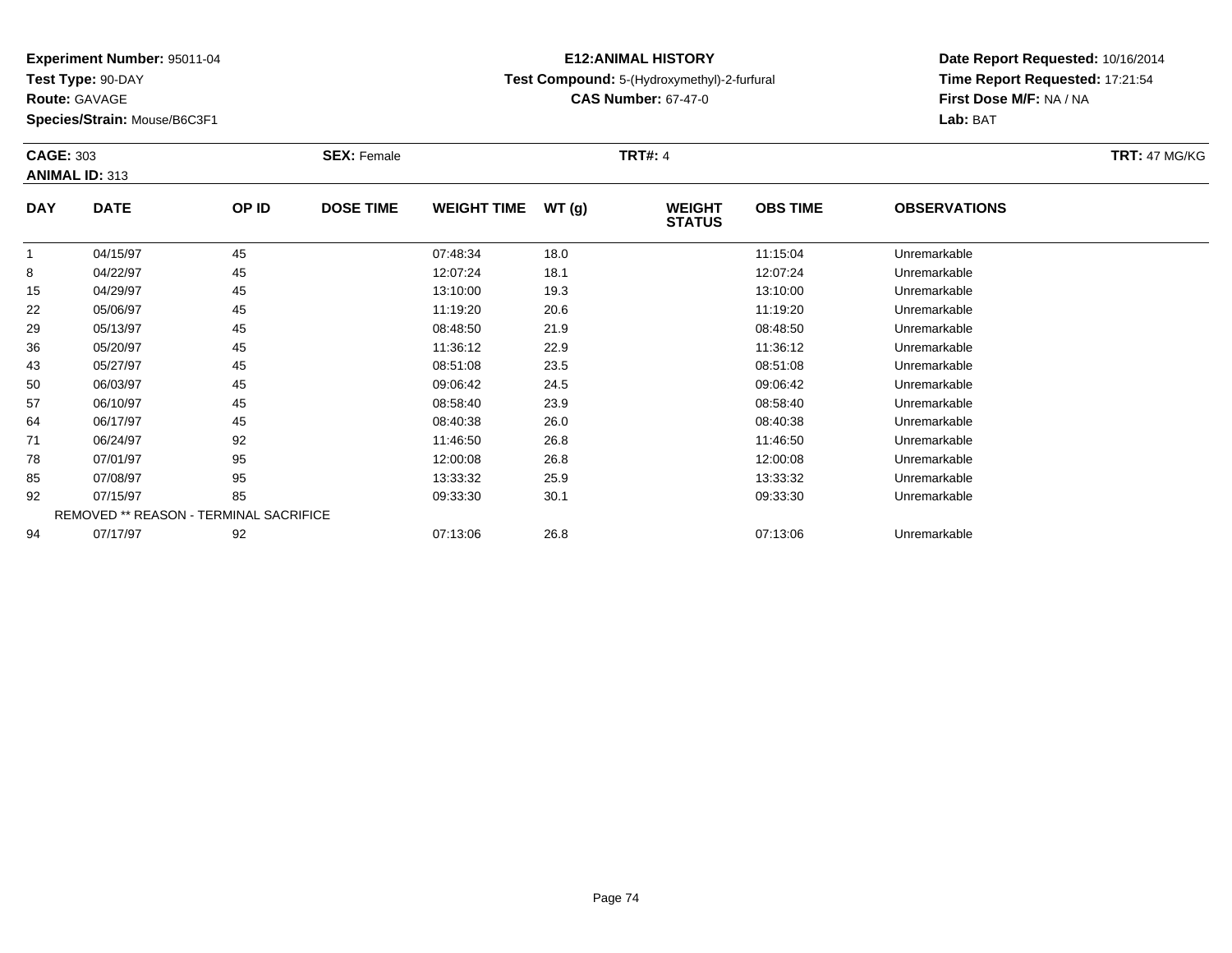**Experiment Number:** 95011-04
**Test Type:** 90-DAY
**Route:** GAVAGE
**Species/Strain:** Mouse/B6C3F1

**E12:ANIMAL HISTORY**
**Test Compound:** 5-(Hydroxymethyl)-2-furfural
**CAS Number:** 67-47-0

**Date Report Requested:** 10/16/2014
**Time Report Requested:** 17:21:54
**First Dose M/F:** NA / NA
**Lab:** BAT

**CAGE:** 303 **SEX:** Female **TRT#:** 4 **TRT:** 47 MG/KG
**ANIMAL ID:** 313

| DAY | DATE | OP ID | DOSE TIME | WEIGHT TIME | WT (g) | WEIGHT STATUS | OBS TIME | OBSERVATIONS |
|---|---|---|---|---|---|---|---|---|
| 1 | 04/15/97 | 45 | | 07:48:34 | 18.0 | | 11:15:04 | Unremarkable |
| 8 | 04/22/97 | 45 | | 12:07:24 | 18.1 | | 12:07:24 | Unremarkable |
| 15 | 04/29/97 | 45 | | 13:10:00 | 19.3 | | 13:10:00 | Unremarkable |
| 22 | 05/06/97 | 45 | | 11:19:20 | 20.6 | | 11:19:20 | Unremarkable |
| 29 | 05/13/97 | 45 | | 08:48:50 | 21.9 | | 08:48:50 | Unremarkable |
| 36 | 05/20/97 | 45 | | 11:36:12 | 22.9 | | 11:36:12 | Unremarkable |
| 43 | 05/27/97 | 45 | | 08:51:08 | 23.5 | | 08:51:08 | Unremarkable |
| 50 | 06/03/97 | 45 | | 09:06:42 | 24.5 | | 09:06:42 | Unremarkable |
| 57 | 06/10/97 | 45 | | 08:58:40 | 23.9 | | 08:58:40 | Unremarkable |
| 64 | 06/17/97 | 45 | | 08:40:38 | 26.0 | | 08:40:38 | Unremarkable |
| 71 | 06/24/97 | 92 | | 11:46:50 | 26.8 | | 11:46:50 | Unremarkable |
| 78 | 07/01/97 | 95 | | 12:00:08 | 26.8 | | 12:00:08 | Unremarkable |
| 85 | 07/08/97 | 95 | | 13:33:32 | 25.9 | | 13:33:32 | Unremarkable |
| 92 | 07/15/97 | 85 | | 09:33:30 | 30.1 | | 09:33:30 | Unremarkable |
| REMOVED ** REASON - TERMINAL SACRIFICE | | | | | | | | |
| 94 | 07/17/97 | 92 | | 07:13:06 | 26.8 | | 07:13:06 | Unremarkable |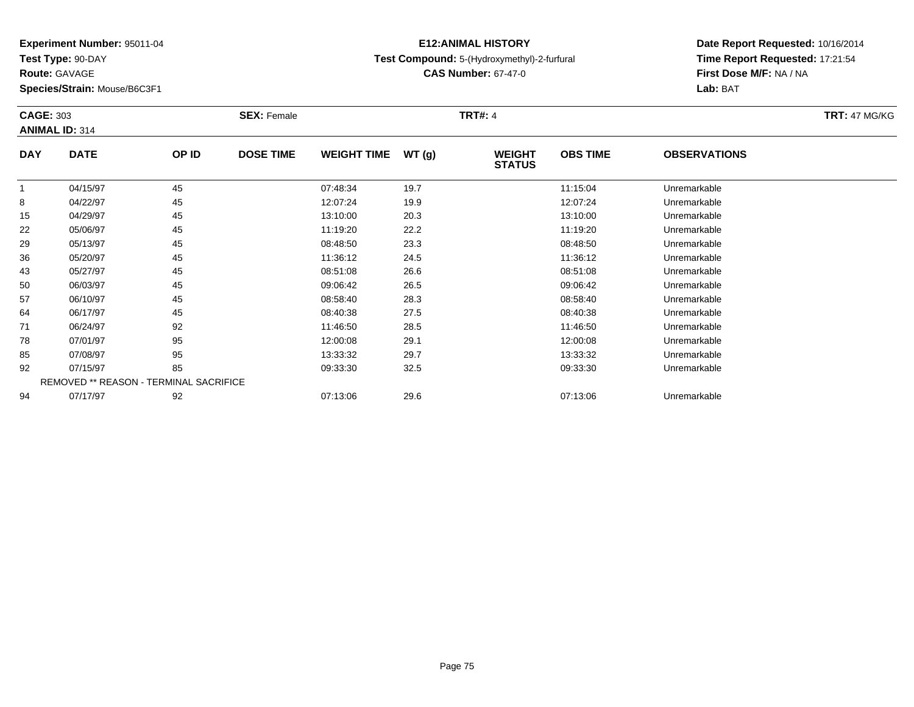**Experiment Number:** 95011-04
**Test Type:** 90-DAY
**Route:** GAVAGE
**Species/Strain:** Mouse/B6C3F1

**E12:ANIMAL HISTORY**
**Test Compound:** 5-(Hydroxymethyl)-2-furfural
**CAS Number:** 67-47-0

**Date Report Requested:** 10/16/2014
**Time Report Requested:** 17:21:54
**First Dose M/F:** NA / NA
**Lab:** BAT

**CAGE:** 303 **SEX:** Female **TRT#:** 4 **TRT:** 47 MG/KG
**ANIMAL ID:** 314

| DAY | DATE | OP ID | DOSE TIME | WEIGHT TIME | WT (g) | WEIGHT STATUS | OBS TIME | OBSERVATIONS |
|---|---|---|---|---|---|---|---|---|
| 1 | 04/15/97 | 45 | | 07:48:34 | 19.7 | | 11:15:04 | Unremarkable |
| 8 | 04/22/97 | 45 | | 12:07:24 | 19.9 | | 12:07:24 | Unremarkable |
| 15 | 04/29/97 | 45 | | 13:10:00 | 20.3 | | 13:10:00 | Unremarkable |
| 22 | 05/06/97 | 45 | | 11:19:20 | 22.2 | | 11:19:20 | Unremarkable |
| 29 | 05/13/97 | 45 | | 08:48:50 | 23.3 | | 08:48:50 | Unremarkable |
| 36 | 05/20/97 | 45 | | 11:36:12 | 24.5 | | 11:36:12 | Unremarkable |
| 43 | 05/27/97 | 45 | | 08:51:08 | 26.6 | | 08:51:08 | Unremarkable |
| 50 | 06/03/97 | 45 | | 09:06:42 | 26.5 | | 09:06:42 | Unremarkable |
| 57 | 06/10/97 | 45 | | 08:58:40 | 28.3 | | 08:58:40 | Unremarkable |
| 64 | 06/17/97 | 45 | | 08:40:38 | 27.5 | | 08:40:38 | Unremarkable |
| 71 | 06/24/97 | 92 | | 11:46:50 | 28.5 | | 11:46:50 | Unremarkable |
| 78 | 07/01/97 | 95 | | 12:00:08 | 29.1 | | 12:00:08 | Unremarkable |
| 85 | 07/08/97 | 95 | | 13:33:32 | 29.7 | | 13:33:32 | Unremarkable |
| 92 | 07/15/97 | 85 | | 09:33:30 | 32.5 | | 09:33:30 | Unremarkable |
| REMOVED ** REASON - TERMINAL SACRIFICE | | | | | | | | |
| 94 | 07/17/97 | 92 | | 07:13:06 | 29.6 | | 07:13:06 | Unremarkable |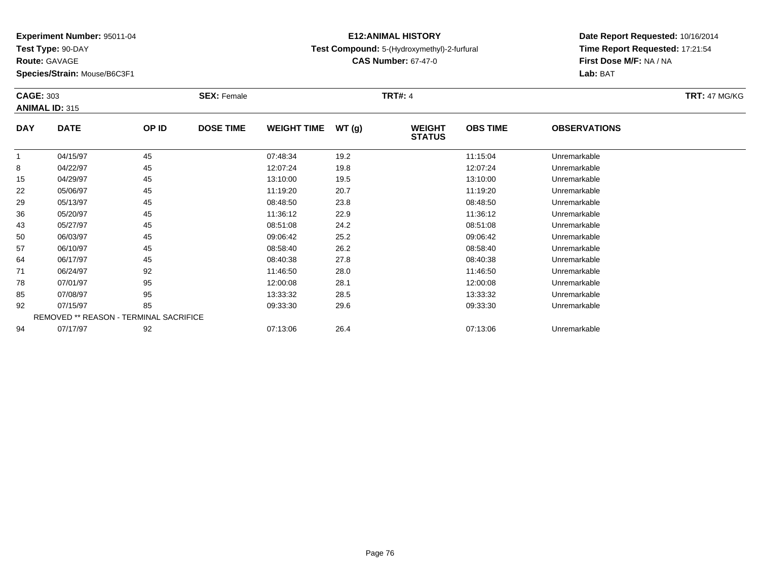**Experiment Number:** 95011-04
**Test Type:** 90-DAY
**Route:** GAVAGE
**Species/Strain:** Mouse/B6C3F1

**E12:ANIMAL HISTORY**
**Test Compound:** 5-(Hydroxymethyl)-2-furfural
**CAS Number:** 67-47-0

**Date Report Requested:** 10/16/2014
**Time Report Requested:** 17:21:54
**First Dose M/F:** NA / NA
**Lab:** BAT

**CAGE:** 303 **SEX:** Female **TRT#:** 4 **TRT:** 47 MG/KG
**ANIMAL ID:** 315

| DAY | DATE | OP ID | DOSE TIME | WEIGHT TIME | WT (g) | WEIGHT STATUS | OBS TIME | OBSERVATIONS |
|---|---|---|---|---|---|---|---|---|
| 1 | 04/15/97 | 45 | | 07:48:34 | 19.2 | | 11:15:04 | Unremarkable |
| 8 | 04/22/97 | 45 | | 12:07:24 | 19.8 | | 12:07:24 | Unremarkable |
| 15 | 04/29/97 | 45 | | 13:10:00 | 19.5 | | 13:10:00 | Unremarkable |
| 22 | 05/06/97 | 45 | | 11:19:20 | 20.7 | | 11:19:20 | Unremarkable |
| 29 | 05/13/97 | 45 | | 08:48:50 | 23.8 | | 08:48:50 | Unremarkable |
| 36 | 05/20/97 | 45 | | 11:36:12 | 22.9 | | 11:36:12 | Unremarkable |
| 43 | 05/27/97 | 45 | | 08:51:08 | 24.2 | | 08:51:08 | Unremarkable |
| 50 | 06/03/97 | 45 | | 09:06:42 | 25.2 | | 09:06:42 | Unremarkable |
| 57 | 06/10/97 | 45 | | 08:58:40 | 26.2 | | 08:58:40 | Unremarkable |
| 64 | 06/17/97 | 45 | | 08:40:38 | 27.8 | | 08:40:38 | Unremarkable |
| 71 | 06/24/97 | 92 | | 11:46:50 | 28.0 | | 11:46:50 | Unremarkable |
| 78 | 07/01/97 | 95 | | 12:00:08 | 28.1 | | 12:00:08 | Unremarkable |
| 85 | 07/08/97 | 95 | | 13:33:32 | 28.5 | | 13:33:32 | Unremarkable |
| 92 | 07/15/97 | 85 | | 09:33:30 | 29.6 | | 09:33:30 | Unremarkable |
| REMOVED ** REASON - TERMINAL SACRIFICE | | | | | | | | |
| 94 | 07/17/97 | 92 | | 07:13:06 | 26.4 | | 07:13:06 | Unremarkable |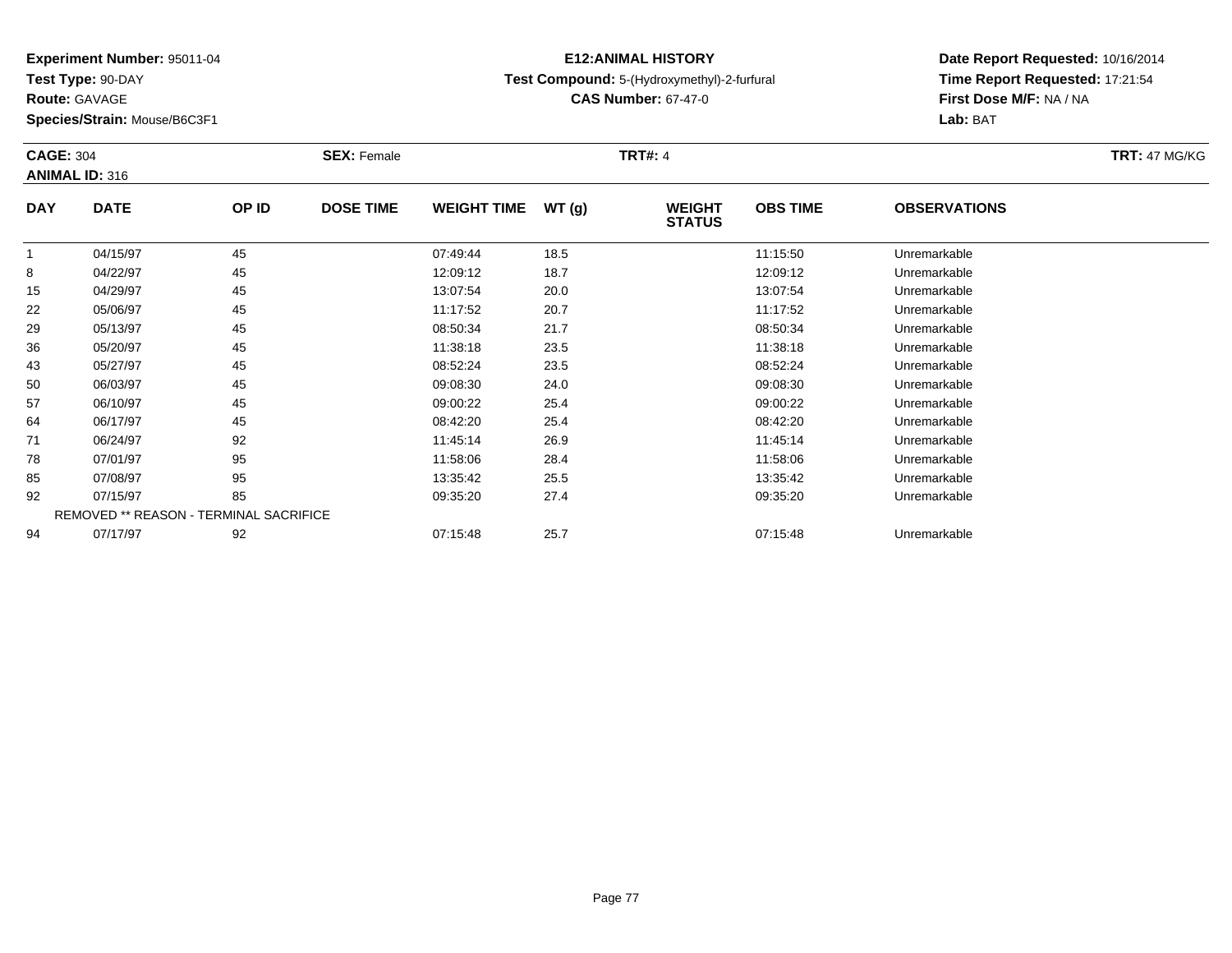**Experiment Number:** 95011-04
**Test Type:** 90-DAY
**Route:** GAVAGE
**Species/Strain:** Mouse/B6C3F1

**E12:ANIMAL HISTORY**
**Test Compound:** 5-(Hydroxymethyl)-2-furfural
**CAS Number:** 67-47-0

**Date Report Requested:** 10/16/2014
**Time Report Requested:** 17:21:54
**First Dose M/F:** NA / NA
**Lab:** BAT

**CAGE:** 304 **SEX:** Female **TRT#:** 4 **TRT:** 47 MG/KG
**ANIMAL ID:** 316

| DAY | DATE | OP ID | DOSE TIME | WEIGHT TIME | WT (g) | WEIGHT STATUS | OBS TIME | OBSERVATIONS |
|---|---|---|---|---|---|---|---|---|
| 1 | 04/15/97 | 45 | | 07:49:44 | 18.5 | | 11:15:50 | Unremarkable |
| 8 | 04/22/97 | 45 | | 12:09:12 | 18.7 | | 12:09:12 | Unremarkable |
| 15 | 04/29/97 | 45 | | 13:07:54 | 20.0 | | 13:07:54 | Unremarkable |
| 22 | 05/06/97 | 45 | | 11:17:52 | 20.7 | | 11:17:52 | Unremarkable |
| 29 | 05/13/97 | 45 | | 08:50:34 | 21.7 | | 08:50:34 | Unremarkable |
| 36 | 05/20/97 | 45 | | 11:38:18 | 23.5 | | 11:38:18 | Unremarkable |
| 43 | 05/27/97 | 45 | | 08:52:24 | 23.5 | | 08:52:24 | Unremarkable |
| 50 | 06/03/97 | 45 | | 09:08:30 | 24.0 | | 09:08:30 | Unremarkable |
| 57 | 06/10/97 | 45 | | 09:00:22 | 25.4 | | 09:00:22 | Unremarkable |
| 64 | 06/17/97 | 45 | | 08:42:20 | 25.4 | | 08:42:20 | Unremarkable |
| 71 | 06/24/97 | 92 | | 11:45:14 | 26.9 | | 11:45:14 | Unremarkable |
| 78 | 07/01/97 | 95 | | 11:58:06 | 28.4 | | 11:58:06 | Unremarkable |
| 85 | 07/08/97 | 95 | | 13:35:42 | 25.5 | | 13:35:42 | Unremarkable |
| 92 | 07/15/97 | 85 | | 09:35:20 | 27.4 | | 09:35:20 | Unremarkable |
| REMOVED ** REASON - TERMINAL SACRIFICE | | | | | | | | |
| 94 | 07/17/97 | 92 | | 07:15:48 | 25.7 | | 07:15:48 | Unremarkable |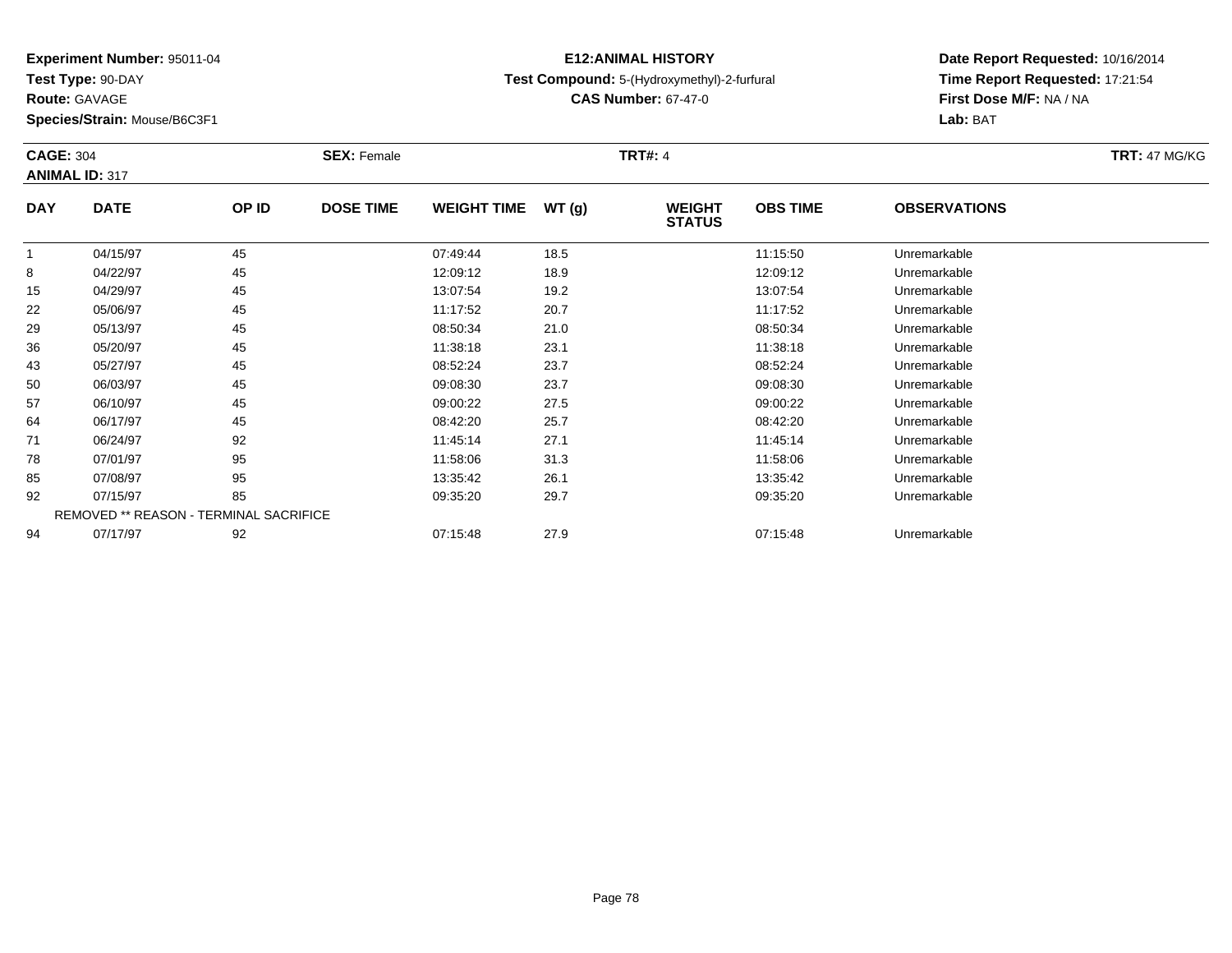**Experiment Number:** 95011-04
**Test Type:** 90-DAY
**Route:** GAVAGE
**Species/Strain:** Mouse/B6C3F1

**E12:ANIMAL HISTORY**
**Test Compound:** 5-(Hydroxymethyl)-2-furfural
**CAS Number:** 67-47-0

**Date Report Requested:** 10/16/2014
**Time Report Requested:** 17:21:54
**First Dose M/F:** NA / NA
**Lab:** BAT

**CAGE:** 304 **SEX:** Female **TRT#:** 4 **TRT:** 47 MG/KG
**ANIMAL ID:** 317

| DAY | DATE | OP ID | DOSE TIME | WEIGHT TIME | WT (g) | WEIGHT STATUS | OBS TIME | OBSERVATIONS |
|---|---|---|---|---|---|---|---|---|
| 1 | 04/15/97 | 45 | | 07:49:44 | 18.5 | | 11:15:50 | Unremarkable |
| 8 | 04/22/97 | 45 | | 12:09:12 | 18.9 | | 12:09:12 | Unremarkable |
| 15 | 04/29/97 | 45 | | 13:07:54 | 19.2 | | 13:07:54 | Unremarkable |
| 22 | 05/06/97 | 45 | | 11:17:52 | 20.7 | | 11:17:52 | Unremarkable |
| 29 | 05/13/97 | 45 | | 08:50:34 | 21.0 | | 08:50:34 | Unremarkable |
| 36 | 05/20/97 | 45 | | 11:38:18 | 23.1 | | 11:38:18 | Unremarkable |
| 43 | 05/27/97 | 45 | | 08:52:24 | 23.7 | | 08:52:24 | Unremarkable |
| 50 | 06/03/97 | 45 | | 09:08:30 | 23.7 | | 09:08:30 | Unremarkable |
| 57 | 06/10/97 | 45 | | 09:00:22 | 27.5 | | 09:00:22 | Unremarkable |
| 64 | 06/17/97 | 45 | | 08:42:20 | 25.7 | | 08:42:20 | Unremarkable |
| 71 | 06/24/97 | 92 | | 11:45:14 | 27.1 | | 11:45:14 | Unremarkable |
| 78 | 07/01/97 | 95 | | 11:58:06 | 31.3 | | 11:58:06 | Unremarkable |
| 85 | 07/08/97 | 95 | | 13:35:42 | 26.1 | | 13:35:42 | Unremarkable |
| 92 | 07/15/97 | 85 | | 09:35:20 | 29.7 | | 09:35:20 | Unremarkable |
| REMOVED ** REASON - TERMINAL SACRIFICE | | | | | | | | |
| 94 | 07/17/97 | 92 | | 07:15:48 | 27.9 | | 07:15:48 | Unremarkable |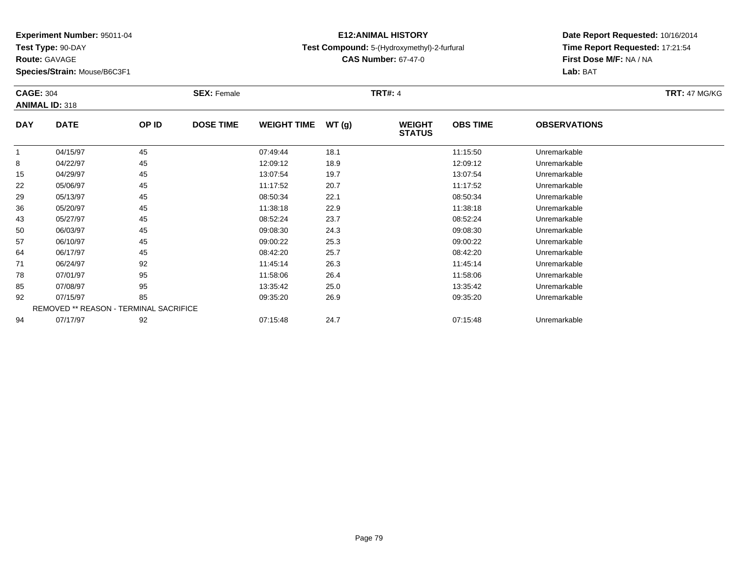**Experiment Number:** 95011-04
**Test Type:** 90-DAY
**Route:** GAVAGE
**Species/Strain:** Mouse/B6C3F1

**E12:ANIMAL HISTORY**
**Test Compound:** 5-(Hydroxymethyl)-2-furfural
**CAS Number:** 67-47-0

**Date Report Requested:** 10/16/2014
**Time Report Requested:** 17:21:54
**First Dose M/F:** NA / NA
**Lab:** BAT

**CAGE:** 304 **SEX:** Female **TRT#:** 4 **TRT:** 47 MG/KG
**ANIMAL ID:** 318

| DAY | DATE | OP ID | DOSE TIME | WEIGHT TIME | WT (g) | WEIGHT STATUS | OBS TIME | OBSERVATIONS |
|---|---|---|---|---|---|---|---|---|
| 1 | 04/15/97 | 45 | | 07:49:44 | 18.1 | | 11:15:50 | Unremarkable |
| 8 | 04/22/97 | 45 | | 12:09:12 | 18.9 | | 12:09:12 | Unremarkable |
| 15 | 04/29/97 | 45 | | 13:07:54 | 19.7 | | 13:07:54 | Unremarkable |
| 22 | 05/06/97 | 45 | | 11:17:52 | 20.7 | | 11:17:52 | Unremarkable |
| 29 | 05/13/97 | 45 | | 08:50:34 | 22.1 | | 08:50:34 | Unremarkable |
| 36 | 05/20/97 | 45 | | 11:38:18 | 22.9 | | 11:38:18 | Unremarkable |
| 43 | 05/27/97 | 45 | | 08:52:24 | 23.7 | | 08:52:24 | Unremarkable |
| 50 | 06/03/97 | 45 | | 09:08:30 | 24.3 | | 09:08:30 | Unremarkable |
| 57 | 06/10/97 | 45 | | 09:00:22 | 25.3 | | 09:00:22 | Unremarkable |
| 64 | 06/17/97 | 45 | | 08:42:20 | 25.7 | | 08:42:20 | Unremarkable |
| 71 | 06/24/97 | 92 | | 11:45:14 | 26.3 | | 11:45:14 | Unremarkable |
| 78 | 07/01/97 | 95 | | 11:58:06 | 26.4 | | 11:58:06 | Unremarkable |
| 85 | 07/08/97 | 95 | | 13:35:42 | 25.0 | | 13:35:42 | Unremarkable |
| 92 | 07/15/97 | 85 | | 09:35:20 | 26.9 | | 09:35:20 | Unremarkable |
| REMOVED ** REASON - TERMINAL SACRIFICE | | | | | | | | |
| 94 | 07/17/97 | 92 | | 07:15:48 | 24.7 | | 07:15:48 | Unremarkable |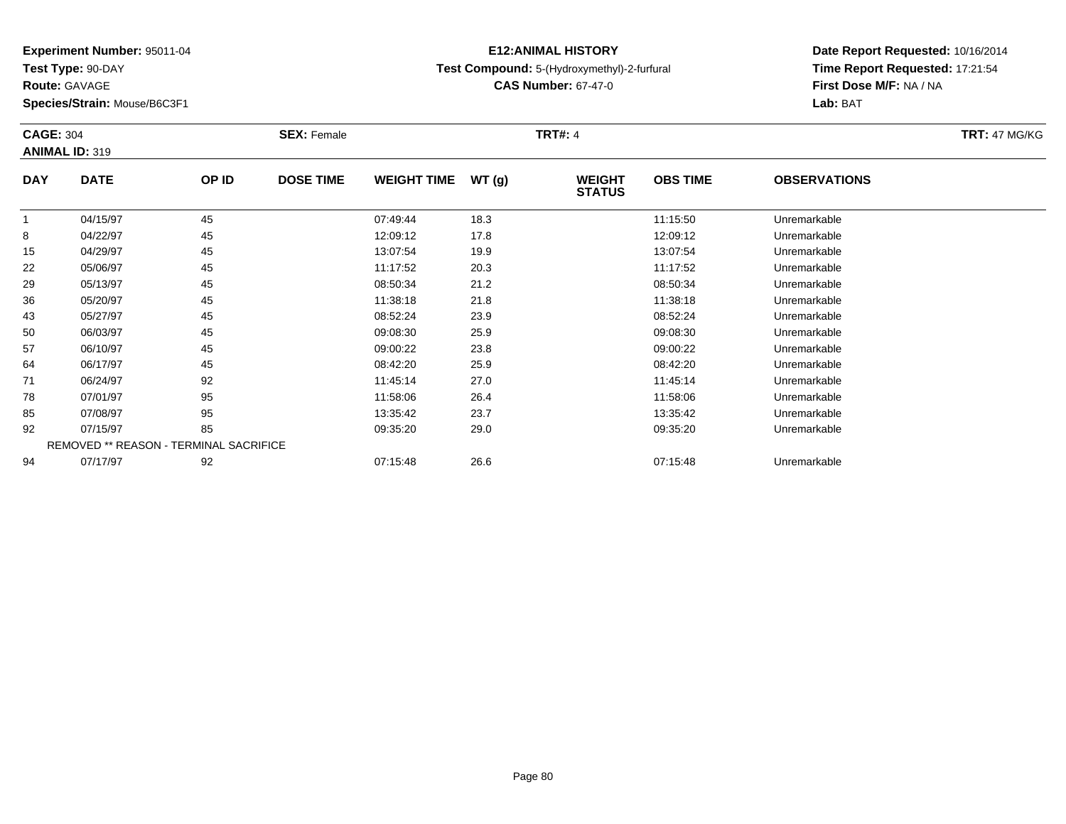**Experiment Number:** 95011-04
**Test Type:** 90-DAY
**Route:** GAVAGE
**Species/Strain:** Mouse/B6C3F1

**E12:ANIMAL HISTORY**
**Test Compound:** 5-(Hydroxymethyl)-2-furfural
**CAS Number:** 67-47-0

**Date Report Requested:** 10/16/2014
**Time Report Requested:** 17:21:54
**First Dose M/F:** NA / NA
**Lab:** BAT

**CAGE:** 304 **SEX:** Female **TRT#:** 4 **TRT:** 47 MG/KG
**ANIMAL ID:** 319

| DAY | DATE | OP ID | DOSE TIME | WEIGHT TIME | WT (g) | WEIGHT STATUS | OBS TIME | OBSERVATIONS |
|---|---|---|---|---|---|---|---|---|
| 1 | 04/15/97 | 45 | | 07:49:44 | 18.3 | | 11:15:50 | Unremarkable |
| 8 | 04/22/97 | 45 | | 12:09:12 | 17.8 | | 12:09:12 | Unremarkable |
| 15 | 04/29/97 | 45 | | 13:07:54 | 19.9 | | 13:07:54 | Unremarkable |
| 22 | 05/06/97 | 45 | | 11:17:52 | 20.3 | | 11:17:52 | Unremarkable |
| 29 | 05/13/97 | 45 | | 08:50:34 | 21.2 | | 08:50:34 | Unremarkable |
| 36 | 05/20/97 | 45 | | 11:38:18 | 21.8 | | 11:38:18 | Unremarkable |
| 43 | 05/27/97 | 45 | | 08:52:24 | 23.9 | | 08:52:24 | Unremarkable |
| 50 | 06/03/97 | 45 | | 09:08:30 | 25.9 | | 09:08:30 | Unremarkable |
| 57 | 06/10/97 | 45 | | 09:00:22 | 23.8 | | 09:00:22 | Unremarkable |
| 64 | 06/17/97 | 45 | | 08:42:20 | 25.9 | | 08:42:20 | Unremarkable |
| 71 | 06/24/97 | 92 | | 11:45:14 | 27.0 | | 11:45:14 | Unremarkable |
| 78 | 07/01/97 | 95 | | 11:58:06 | 26.4 | | 11:58:06 | Unremarkable |
| 85 | 07/08/97 | 95 | | 13:35:42 | 23.7 | | 13:35:42 | Unremarkable |
| 92 | 07/15/97 | 85 | | 09:35:20 | 29.0 | | 09:35:20 | Unremarkable |
| REMOVED ** REASON - TERMINAL SACRIFICE | | | | | | | | |
| 94 | 07/17/97 | 92 | | 07:15:48 | 26.6 | | 07:15:48 | Unremarkable |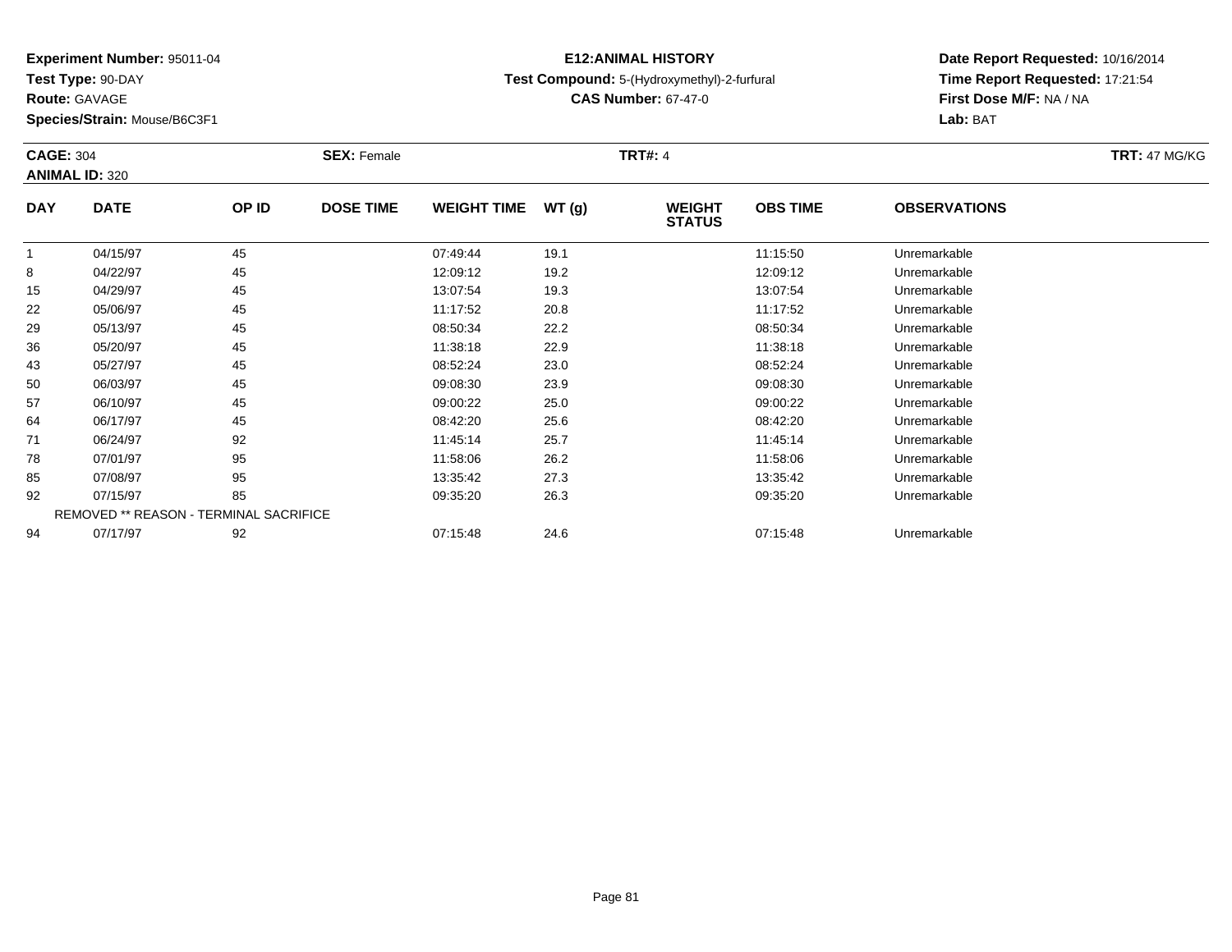**Experiment Number:** 95011-04
**Test Type:** 90-DAY
**Route:** GAVAGE
**Species/Strain:** Mouse/B6C3F1

**E12:ANIMAL HISTORY**
**Test Compound:** 5-(Hydroxymethyl)-2-furfural
**CAS Number:** 67-47-0

**Date Report Requested:** 10/16/2014
**Time Report Requested:** 17:21:54
**First Dose M/F:** NA / NA
**Lab:** BAT

**CAGE:** 304 **SEX:** Female **TRT#:** 4 **TRT:** 47 MG/KG
**ANIMAL ID:** 320

| DAY | DATE | OP ID | DOSE TIME | WEIGHT TIME | WT (g) | WEIGHT STATUS | OBS TIME | OBSERVATIONS |
|---|---|---|---|---|---|---|---|---|
| 1 | 04/15/97 | 45 | | 07:49:44 | 19.1 | | 11:15:50 | Unremarkable |
| 8 | 04/22/97 | 45 | | 12:09:12 | 19.2 | | 12:09:12 | Unremarkable |
| 15 | 04/29/97 | 45 | | 13:07:54 | 19.3 | | 13:07:54 | Unremarkable |
| 22 | 05/06/97 | 45 | | 11:17:52 | 20.8 | | 11:17:52 | Unremarkable |
| 29 | 05/13/97 | 45 | | 08:50:34 | 22.2 | | 08:50:34 | Unremarkable |
| 36 | 05/20/97 | 45 | | 11:38:18 | 22.9 | | 11:38:18 | Unremarkable |
| 43 | 05/27/97 | 45 | | 08:52:24 | 23.0 | | 08:52:24 | Unremarkable |
| 50 | 06/03/97 | 45 | | 09:08:30 | 23.9 | | 09:08:30 | Unremarkable |
| 57 | 06/10/97 | 45 | | 09:00:22 | 25.0 | | 09:00:22 | Unremarkable |
| 64 | 06/17/97 | 45 | | 08:42:20 | 25.6 | | 08:42:20 | Unremarkable |
| 71 | 06/24/97 | 92 | | 11:45:14 | 25.7 | | 11:45:14 | Unremarkable |
| 78 | 07/01/97 | 95 | | 11:58:06 | 26.2 | | 11:58:06 | Unremarkable |
| 85 | 07/08/97 | 95 | | 13:35:42 | 27.3 | | 13:35:42 | Unremarkable |
| 92 | 07/15/97 | 85 | | 09:35:20 | 26.3 | | 09:35:20 | Unremarkable |
| REMOVED ** REASON - TERMINAL SACRIFICE | | | | | | | | |
| 94 | 07/17/97 | 92 | | 07:15:48 | 24.6 | | 07:15:48 | Unremarkable |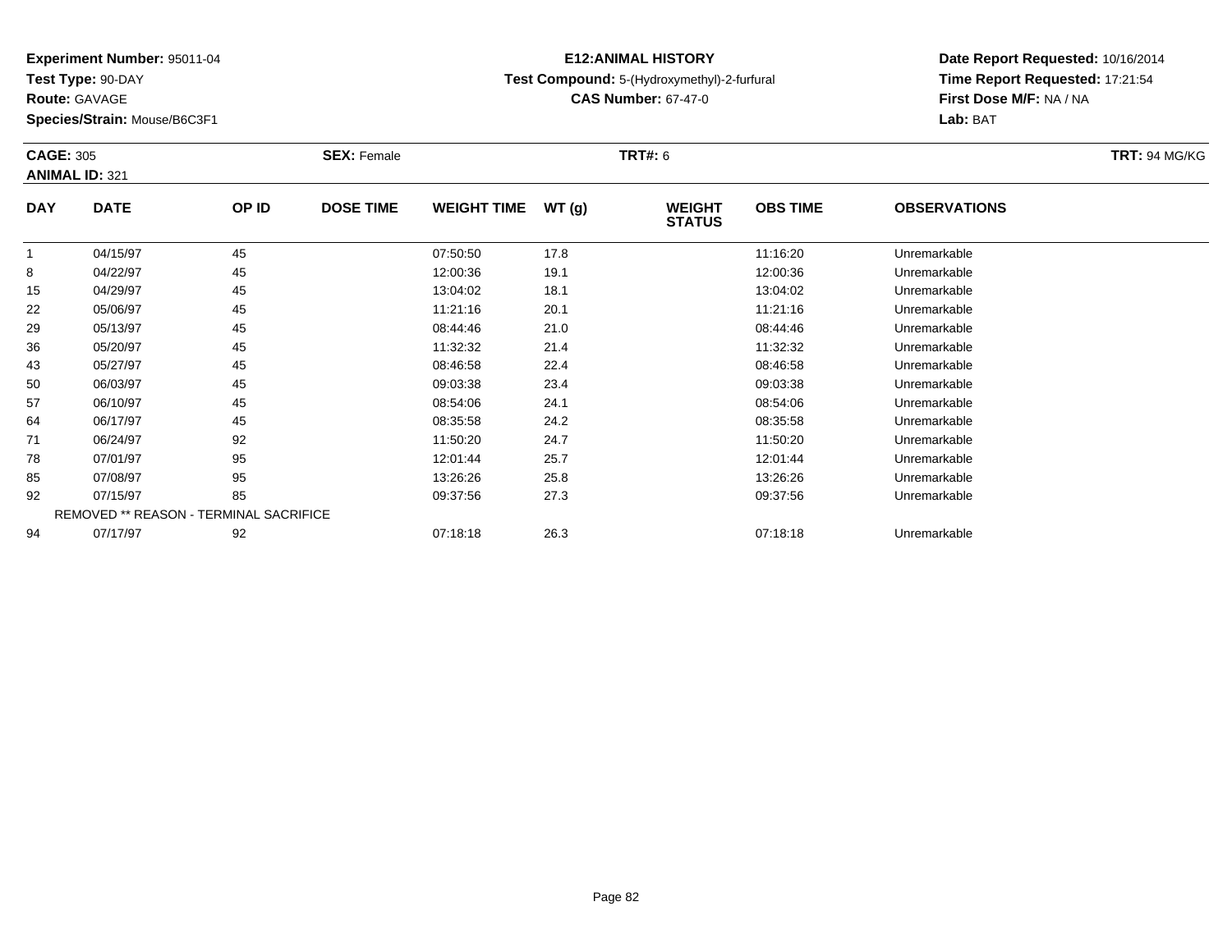**Experiment Number:** 95011-04
**Test Type:** 90-DAY
**Route:** GAVAGE
**Species/Strain:** Mouse/B6C3F1

# E12:ANIMAL HISTORY

**Test Compound:** 5-(Hydroxymethyl)-2-furfural
**CAS Number:** 67-47-0

**Date Report Requested:** 10/16/2014
**Time Report Requested:** 17:21:54
**First Dose M/F:** NA / NA
**Lab:** BAT

**CAGE:** 305 **SEX:** Female **TRT#:** 6 **TRT:** 94 MG/KG
**ANIMAL ID:** 321

| DAY | DATE | OP ID | DOSE TIME | WEIGHT TIME | WT (g) | WEIGHT STATUS | OBS TIME | OBSERVATIONS |
|---|---|---|---|---|---|---|---|---|
| 1 | 04/15/97 | 45 | | 07:50:50 | 17.8 | | 11:16:20 | Unremarkable |
| 8 | 04/22/97 | 45 | | 12:00:36 | 19.1 | | 12:00:36 | Unremarkable |
| 15 | 04/29/97 | 45 | | 13:04:02 | 18.1 | | 13:04:02 | Unremarkable |
| 22 | 05/06/97 | 45 | | 11:21:16 | 20.1 | | 11:21:16 | Unremarkable |
| 29 | 05/13/97 | 45 | | 08:44:46 | 21.0 | | 08:44:46 | Unremarkable |
| 36 | 05/20/97 | 45 | | 11:32:32 | 21.4 | | 11:32:32 | Unremarkable |
| 43 | 05/27/97 | 45 | | 08:46:58 | 22.4 | | 08:46:58 | Unremarkable |
| 50 | 06/03/97 | 45 | | 09:03:38 | 23.4 | | 09:03:38 | Unremarkable |
| 57 | 06/10/97 | 45 | | 08:54:06 | 24.1 | | 08:54:06 | Unremarkable |
| 64 | 06/17/97 | 45 | | 08:35:58 | 24.2 | | 08:35:58 | Unremarkable |
| 71 | 06/24/97 | 92 | | 11:50:20 | 24.7 | | 11:50:20 | Unremarkable |
| 78 | 07/01/97 | 95 | | 12:01:44 | 25.7 | | 12:01:44 | Unremarkable |
| 85 | 07/08/97 | 95 | | 13:26:26 | 25.8 | | 13:26:26 | Unremarkable |
| 92 | 07/15/97 | 85 | | 09:37:56 | 27.3 | | 09:37:56 | Unremarkable |
| REMOVED ** REASON - TERMINAL SACRIFICE | | | | | | | | |
| 94 | 07/17/97 | 92 | | 07:18:18 | 26.3 | | 07:18:18 | Unremarkable |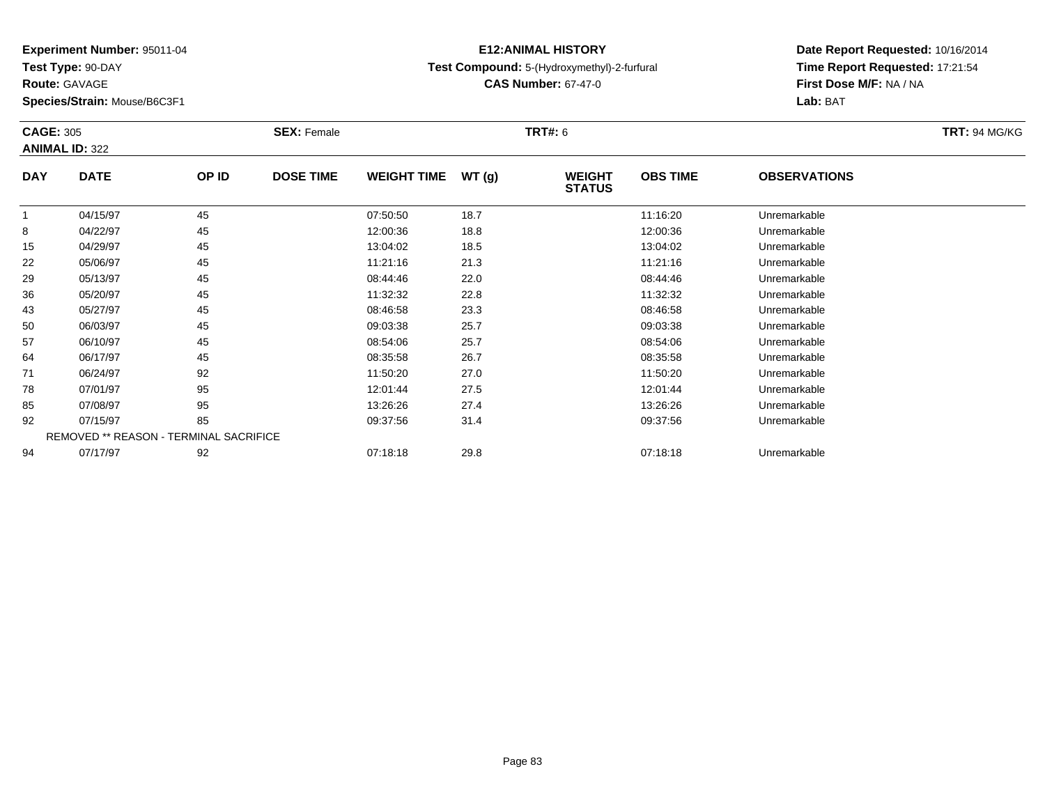**Experiment Number:** 95011-04
**Test Type:** 90-DAY
**Route:** GAVAGE
**Species/Strain:** Mouse/B6C3F1

**E12:ANIMAL HISTORY**
**Test Compound:** 5-(Hydroxymethyl)-2-furfural
**CAS Number:** 67-47-0

**Date Report Requested:** 10/16/2014
**Time Report Requested:** 17:21:54
**First Dose M/F:** NA / NA
**Lab:** BAT

**CAGE:** 305 **SEX:** Female **TRT#:** 6 **TRT:** 94 MG/KG
**ANIMAL ID:** 322

| DAY | DATE | OP ID | DOSE TIME | WEIGHT TIME | WT (g) | WEIGHT STATUS | OBS TIME | OBSERVATIONS |
|---|---|---|---|---|---|---|---|---|
| 1 | 04/15/97 | 45 | | 07:50:50 | 18.7 | | 11:16:20 | Unremarkable |
| 8 | 04/22/97 | 45 | | 12:00:36 | 18.8 | | 12:00:36 | Unremarkable |
| 15 | 04/29/97 | 45 | | 13:04:02 | 18.5 | | 13:04:02 | Unremarkable |
| 22 | 05/06/97 | 45 | | 11:21:16 | 21.3 | | 11:21:16 | Unremarkable |
| 29 | 05/13/97 | 45 | | 08:44:46 | 22.0 | | 08:44:46 | Unremarkable |
| 36 | 05/20/97 | 45 | | 11:32:32 | 22.8 | | 11:32:32 | Unremarkable |
| 43 | 05/27/97 | 45 | | 08:46:58 | 23.3 | | 08:46:58 | Unremarkable |
| 50 | 06/03/97 | 45 | | 09:03:38 | 25.7 | | 09:03:38 | Unremarkable |
| 57 | 06/10/97 | 45 | | 08:54:06 | 25.7 | | 08:54:06 | Unremarkable |
| 64 | 06/17/97 | 45 | | 08:35:58 | 26.7 | | 08:35:58 | Unremarkable |
| 71 | 06/24/97 | 92 | | 11:50:20 | 27.0 | | 11:50:20 | Unremarkable |
| 78 | 07/01/97 | 95 | | 12:01:44 | 27.5 | | 12:01:44 | Unremarkable |
| 85 | 07/08/97 | 95 | | 13:26:26 | 27.4 | | 13:26:26 | Unremarkable |
| 92 | 07/15/97 | 85 | | 09:37:56 | 31.4 | | 09:37:56 | Unremarkable |
| | REMOVED ** REASON - TERMINAL SACRIFICE | | | | | | | |
| 94 | 07/17/97 | 92 | | 07:18:18 | 29.8 | | 07:18:18 | Unremarkable |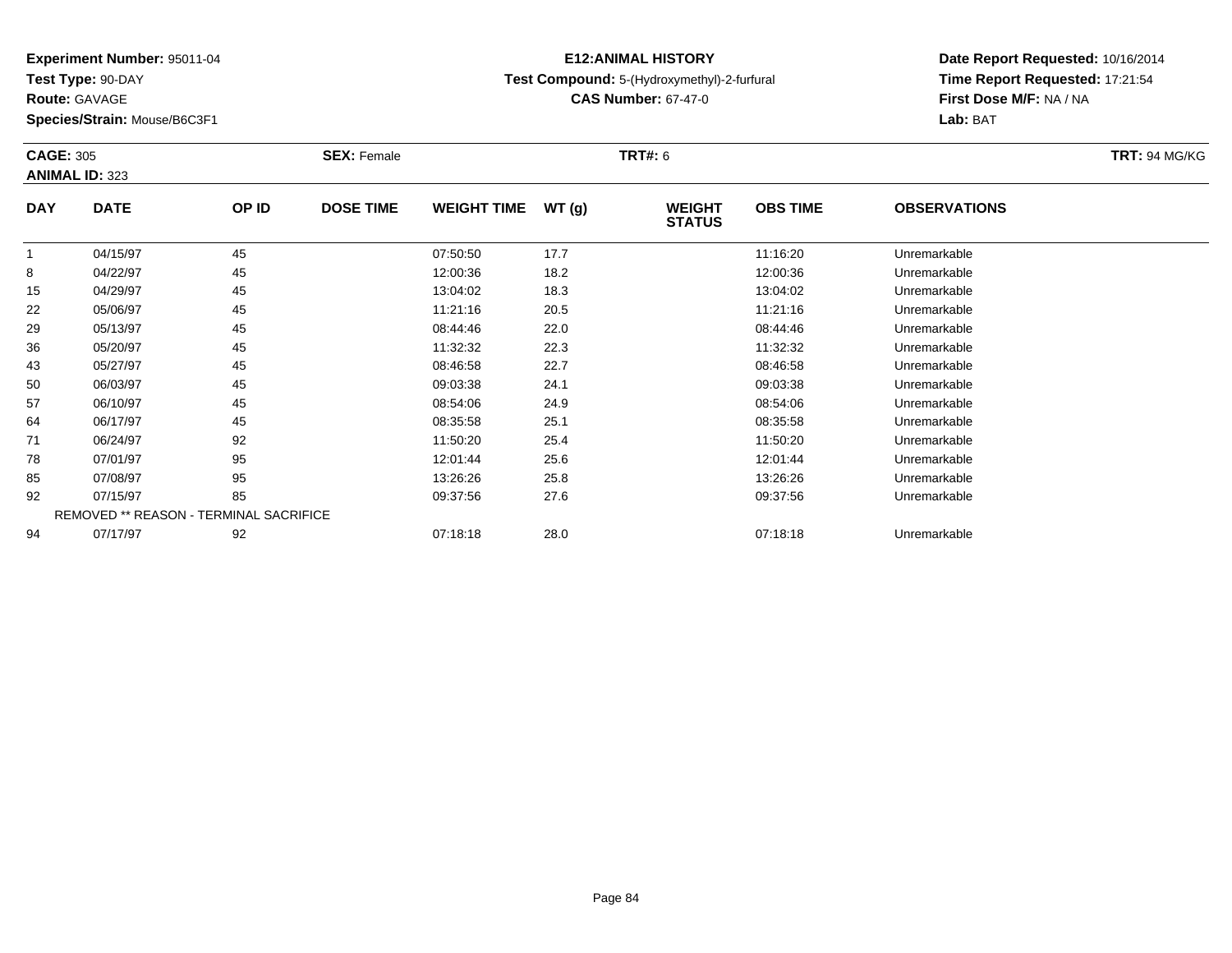**Experiment Number:** 95011-04
**Test Type:** 90-DAY
**Route:** GAVAGE
**Species/Strain:** Mouse/B6C3F1

**E12:ANIMAL HISTORY**
**Test Compound:** 5-(Hydroxymethyl)-2-furfural
**CAS Number:** 67-47-0

**Date Report Requested:** 10/16/2014
**Time Report Requested:** 17:21:54
**First Dose M/F:** NA / NA
**Lab:** BAT

**CAGE:** 305 **SEX:** Female **TRT#:** 6 **TRT:** 94 MG/KG
**ANIMAL ID:** 323

| DAY | DATE | OP ID | DOSE TIME | WEIGHT TIME | WT (g) | WEIGHT STATUS | OBS TIME | OBSERVATIONS |
|---|---|---|---|---|---|---|---|---|
| 1 | 04/15/97 | 45 | | 07:50:50 | 17.7 | | 11:16:20 | Unremarkable |
| 8 | 04/22/97 | 45 | | 12:00:36 | 18.2 | | 12:00:36 | Unremarkable |
| 15 | 04/29/97 | 45 | | 13:04:02 | 18.3 | | 13:04:02 | Unremarkable |
| 22 | 05/06/97 | 45 | | 11:21:16 | 20.5 | | 11:21:16 | Unremarkable |
| 29 | 05/13/97 | 45 | | 08:44:46 | 22.0 | | 08:44:46 | Unremarkable |
| 36 | 05/20/97 | 45 | | 11:32:32 | 22.3 | | 11:32:32 | Unremarkable |
| 43 | 05/27/97 | 45 | | 08:46:58 | 22.7 | | 08:46:58 | Unremarkable |
| 50 | 06/03/97 | 45 | | 09:03:38 | 24.1 | | 09:03:38 | Unremarkable |
| 57 | 06/10/97 | 45 | | 08:54:06 | 24.9 | | 08:54:06 | Unremarkable |
| 64 | 06/17/97 | 45 | | 08:35:58 | 25.1 | | 08:35:58 | Unremarkable |
| 71 | 06/24/97 | 92 | | 11:50:20 | 25.4 | | 11:50:20 | Unremarkable |
| 78 | 07/01/97 | 95 | | 12:01:44 | 25.6 | | 12:01:44 | Unremarkable |
| 85 | 07/08/97 | 95 | | 13:26:26 | 25.8 | | 13:26:26 | Unremarkable |
| 92 | 07/15/97 | 85 | | 09:37:56 | 27.6 | | 09:37:56 | Unremarkable |
| REMOVED ** REASON - TERMINAL SACRIFICE | | | | | | | | |
| 94 | 07/17/97 | 92 | | 07:18:18 | 28.0 | | 07:18:18 | Unremarkable |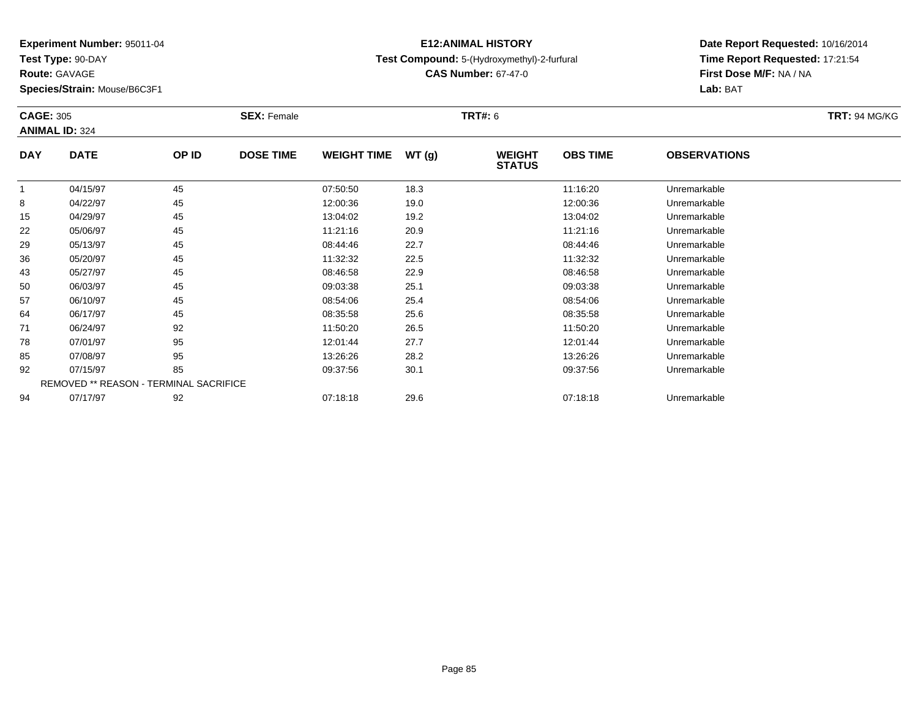**Experiment Number:** 95011-04
**Test Type:** 90-DAY
**Route:** GAVAGE
**Species/Strain:** Mouse/B6C3F1

**E12:ANIMAL HISTORY**
**Test Compound:** 5-(Hydroxymethyl)-2-furfural
**CAS Number:** 67-47-0

**Date Report Requested:** 10/16/2014
**Time Report Requested:** 17:21:54
**First Dose M/F:** NA / NA
**Lab:** BAT

**CAGE:** 305 **SEX:** Female **TRT#:** 6 **TRT:** 94 MG/KG
**ANIMAL ID:** 324

| DAY | DATE | OP ID | DOSE TIME | WEIGHT TIME | WT (g) | WEIGHT STATUS | OBS TIME | OBSERVATIONS |
|---|---|---|---|---|---|---|---|---|
| 1 | 04/15/97 | 45 | | 07:50:50 | 18.3 | | 11:16:20 | Unremarkable |
| 8 | 04/22/97 | 45 | | 12:00:36 | 19.0 | | 12:00:36 | Unremarkable |
| 15 | 04/29/97 | 45 | | 13:04:02 | 19.2 | | 13:04:02 | Unremarkable |
| 22 | 05/06/97 | 45 | | 11:21:16 | 20.9 | | 11:21:16 | Unremarkable |
| 29 | 05/13/97 | 45 | | 08:44:46 | 22.7 | | 08:44:46 | Unremarkable |
| 36 | 05/20/97 | 45 | | 11:32:32 | 22.5 | | 11:32:32 | Unremarkable |
| 43 | 05/27/97 | 45 | | 08:46:58 | 22.9 | | 08:46:58 | Unremarkable |
| 50 | 06/03/97 | 45 | | 09:03:38 | 25.1 | | 09:03:38 | Unremarkable |
| 57 | 06/10/97 | 45 | | 08:54:06 | 25.4 | | 08:54:06 | Unremarkable |
| 64 | 06/17/97 | 45 | | 08:35:58 | 25.6 | | 08:35:58 | Unremarkable |
| 71 | 06/24/97 | 92 | | 11:50:20 | 26.5 | | 11:50:20 | Unremarkable |
| 78 | 07/01/97 | 95 | | 12:01:44 | 27.7 | | 12:01:44 | Unremarkable |
| 85 | 07/08/97 | 95 | | 13:26:26 | 28.2 | | 13:26:26 | Unremarkable |
| 92 | 07/15/97 | 85 | | 09:37:56 | 30.1 | | 09:37:56 | Unremarkable |
| REMOVED ** REASON - TERMINAL SACRIFICE | | | | | | | | |
| 94 | 07/17/97 | 92 | | 07:18:18 | 29.6 | | 07:18:18 | Unremarkable |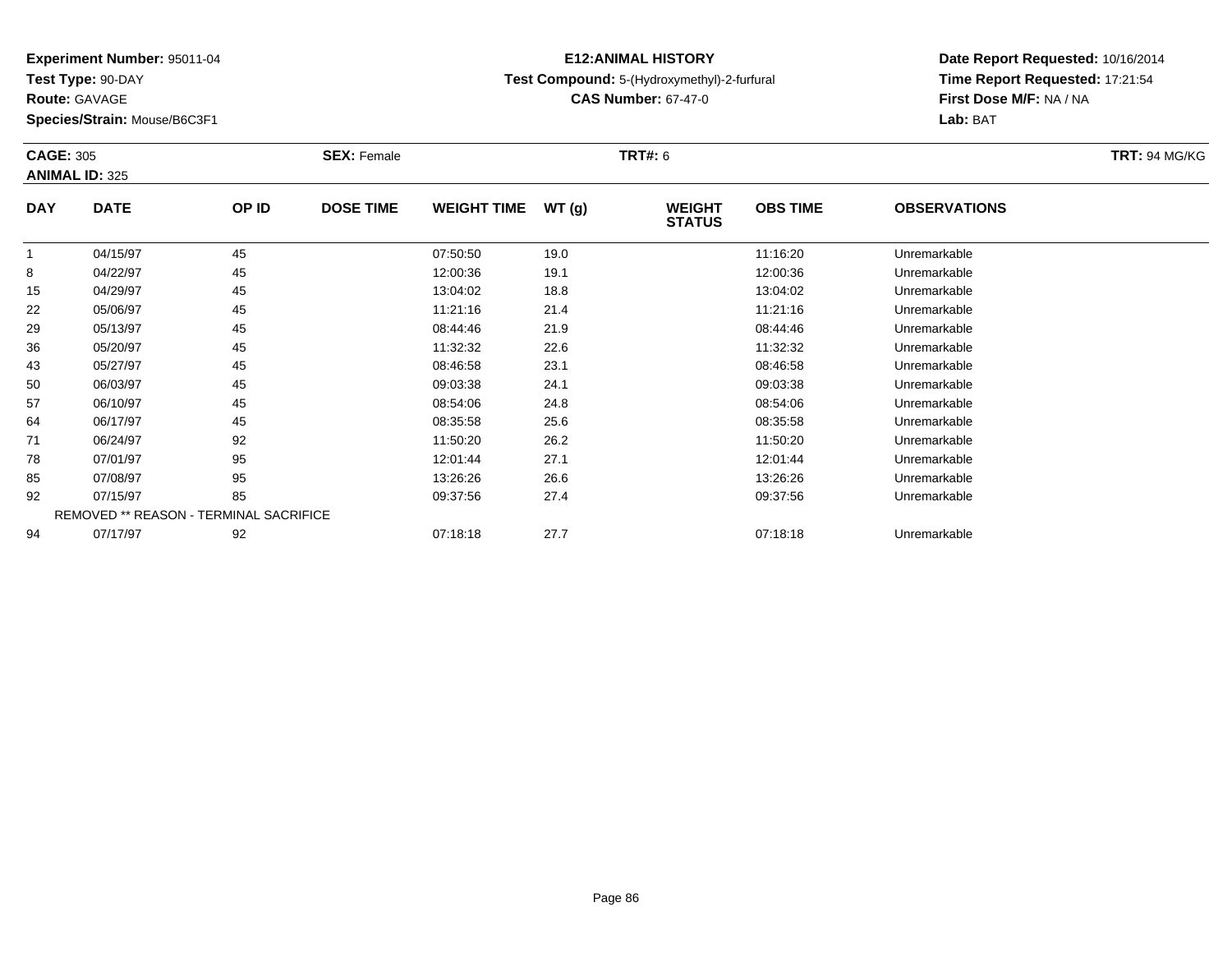**Experiment Number:** 95011-04
**Test Type:** 90-DAY
**Route:** GAVAGE
**Species/Strain:** Mouse/B6C3F1

# E12:ANIMAL HISTORY

**Test Compound:** 5-(Hydroxymethyl)-2-furfural
**CAS Number:** 67-47-0

**Date Report Requested:** 10/16/2014
**Time Report Requested:** 17:21:54
**First Dose M/F:** NA / NA
**Lab:** BAT

**CAGE:** 305 **SEX:** Female **TRT#:** 6 **TRT:** 94 MG/KG
**ANIMAL ID:** 325

| DAY | DATE | OP ID | DOSE TIME | WEIGHT TIME | WT (g) | WEIGHT STATUS | OBS TIME | OBSERVATIONS |
|---|---|---|---|---|---|---|---|---|
| 1 | 04/15/97 | 45 | | 07:50:50 | 19.0 | | 11:16:20 | Unremarkable |
| 8 | 04/22/97 | 45 | | 12:00:36 | 19.1 | | 12:00:36 | Unremarkable |
| 15 | 04/29/97 | 45 | | 13:04:02 | 18.8 | | 13:04:02 | Unremarkable |
| 22 | 05/06/97 | 45 | | 11:21:16 | 21.4 | | 11:21:16 | Unremarkable |
| 29 | 05/13/97 | 45 | | 08:44:46 | 21.9 | | 08:44:46 | Unremarkable |
| 36 | 05/20/97 | 45 | | 11:32:32 | 22.6 | | 11:32:32 | Unremarkable |
| 43 | 05/27/97 | 45 | | 08:46:58 | 23.1 | | 08:46:58 | Unremarkable |
| 50 | 06/03/97 | 45 | | 09:03:38 | 24.1 | | 09:03:38 | Unremarkable |
| 57 | 06/10/97 | 45 | | 08:54:06 | 24.8 | | 08:54:06 | Unremarkable |
| 64 | 06/17/97 | 45 | | 08:35:58 | 25.6 | | 08:35:58 | Unremarkable |
| 71 | 06/24/97 | 92 | | 11:50:20 | 26.2 | | 11:50:20 | Unremarkable |
| 78 | 07/01/97 | 95 | | 12:01:44 | 27.1 | | 12:01:44 | Unremarkable |
| 85 | 07/08/97 | 95 | | 13:26:26 | 26.6 | | 13:26:26 | Unremarkable |
| 92 | 07/15/97 | 85 | | 09:37:56 | 27.4 | | 09:37:56 | Unremarkable |
| REMOVED ** REASON - TERMINAL SACRIFICE | | | | | | | | |
| 94 | 07/17/97 | 92 | | 07:18:18 | 27.7 | | 07:18:18 | Unremarkable |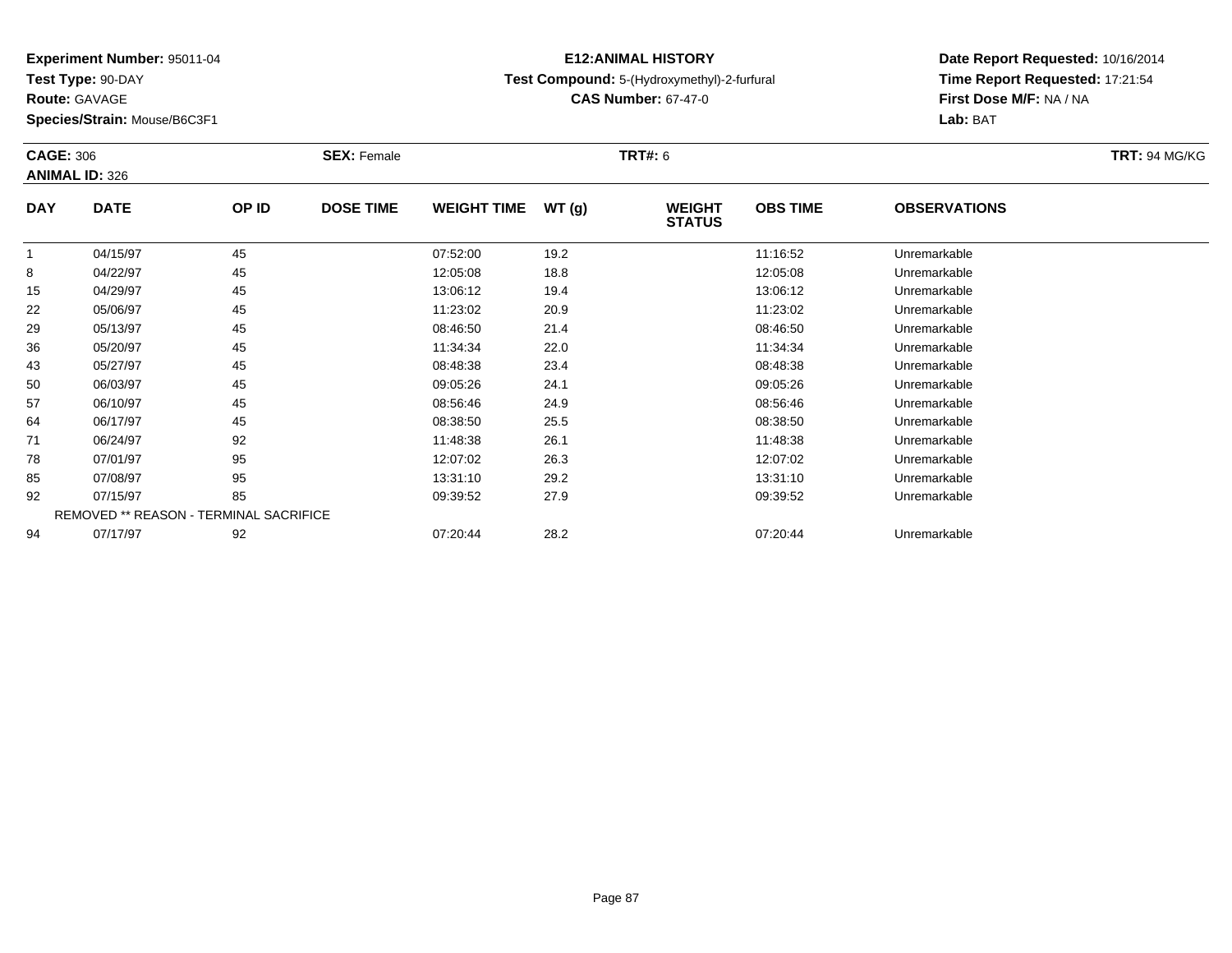**Experiment Number:** 95011-04
**Test Type:** 90-DAY
**Route:** GAVAGE
**Species/Strain:** Mouse/B6C3F1

# E12:ANIMAL HISTORY

**Test Compound:** 5-(Hydroxymethyl)-2-furfural
**CAS Number:** 67-47-0

**Date Report Requested:** 10/16/2014
**Time Report Requested:** 17:21:54
**First Dose M/F:** NA / NA
**Lab:** BAT

**CAGE:** 306 **SEX:** Female **TRT#:** 6 **TRT:** 94 MG/KG
**ANIMAL ID:** 326

| DAY | DATE | OP ID | DOSE TIME | WEIGHT TIME | WT (g) | WEIGHT STATUS | OBS TIME | OBSERVATIONS |
|---|---|---|---|---|---|---|---|---|
| 1 | 04/15/97 | 45 | | 07:52:00 | 19.2 | | 11:16:52 | Unremarkable |
| 8 | 04/22/97 | 45 | | 12:05:08 | 18.8 | | 12:05:08 | Unremarkable |
| 15 | 04/29/97 | 45 | | 13:06:12 | 19.4 | | 13:06:12 | Unremarkable |
| 22 | 05/06/97 | 45 | | 11:23:02 | 20.9 | | 11:23:02 | Unremarkable |
| 29 | 05/13/97 | 45 | | 08:46:50 | 21.4 | | 08:46:50 | Unremarkable |
| 36 | 05/20/97 | 45 | | 11:34:34 | 22.0 | | 11:34:34 | Unremarkable |
| 43 | 05/27/97 | 45 | | 08:48:38 | 23.4 | | 08:48:38 | Unremarkable |
| 50 | 06/03/97 | 45 | | 09:05:26 | 24.1 | | 09:05:26 | Unremarkable |
| 57 | 06/10/97 | 45 | | 08:56:46 | 24.9 | | 08:56:46 | Unremarkable |
| 64 | 06/17/97 | 45 | | 08:38:50 | 25.5 | | 08:38:50 | Unremarkable |
| 71 | 06/24/97 | 92 | | 11:48:38 | 26.1 | | 11:48:38 | Unremarkable |
| 78 | 07/01/97 | 95 | | 12:07:02 | 26.3 | | 12:07:02 | Unremarkable |
| 85 | 07/08/97 | 95 | | 13:31:10 | 29.2 | | 13:31:10 | Unremarkable |
| 92 | 07/15/97 | 85 | | 09:39:52 | 27.9 | | 09:39:52 | Unremarkable |
| | REMOVED ** REASON - TERMINAL SACRIFICE | | | | | | | |
| 94 | 07/17/97 | 92 | | 07:20:44 | 28.2 | | 07:20:44 | Unremarkable |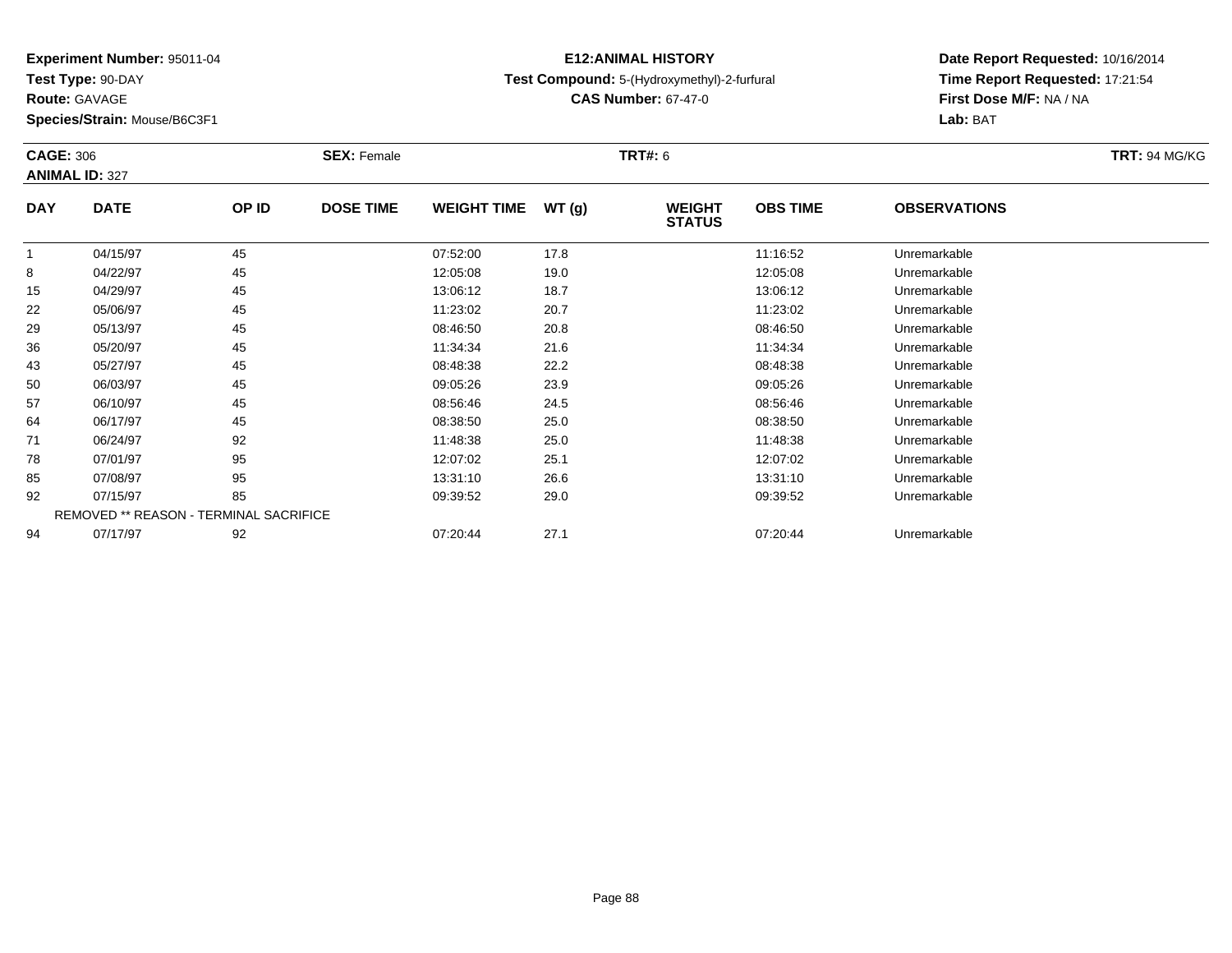**Experiment Number:** 95011-04
**Test Type:** 90-DAY
**Route:** GAVAGE
**Species/Strain:** Mouse/B6C3F1

**E12:ANIMAL HISTORY**
**Test Compound:** 5-(Hydroxymethyl)-2-furfural
**CAS Number:** 67-47-0

**Date Report Requested:** 10/16/2014
**Time Report Requested:** 17:21:54
**First Dose M/F:** NA / NA
**Lab:** BAT

**CAGE:** 306　**SEX:** Female　**TRT#:** 6　**TRT:** 94 MG/KG
**ANIMAL ID:** 327

| DAY | DATE | OP ID | DOSE TIME | WEIGHT TIME | WT (g) | WEIGHT STATUS | OBS TIME | OBSERVATIONS |
|---|---|---|---|---|---|---|---|---|
| 1 | 04/15/97 | 45 | | 07:52:00 | 17.8 | | 11:16:52 | Unremarkable |
| 8 | 04/22/97 | 45 | | 12:05:08 | 19.0 | | 12:05:08 | Unremarkable |
| 15 | 04/29/97 | 45 | | 13:06:12 | 18.7 | | 13:06:12 | Unremarkable |
| 22 | 05/06/97 | 45 | | 11:23:02 | 20.7 | | 11:23:02 | Unremarkable |
| 29 | 05/13/97 | 45 | | 08:46:50 | 20.8 | | 08:46:50 | Unremarkable |
| 36 | 05/20/97 | 45 | | 11:34:34 | 21.6 | | 11:34:34 | Unremarkable |
| 43 | 05/27/97 | 45 | | 08:48:38 | 22.2 | | 08:48:38 | Unremarkable |
| 50 | 06/03/97 | 45 | | 09:05:26 | 23.9 | | 09:05:26 | Unremarkable |
| 57 | 06/10/97 | 45 | | 08:56:46 | 24.5 | | 08:56:46 | Unremarkable |
| 64 | 06/17/97 | 45 | | 08:38:50 | 25.0 | | 08:38:50 | Unremarkable |
| 71 | 06/24/97 | 92 | | 11:48:38 | 25.0 | | 11:48:38 | Unremarkable |
| 78 | 07/01/97 | 95 | | 12:07:02 | 25.1 | | 12:07:02 | Unremarkable |
| 85 | 07/08/97 | 95 | | 13:31:10 | 26.6 | | 13:31:10 | Unremarkable |
| 92 | 07/15/97 | 85 | | 09:39:52 | 29.0 | | 09:39:52 | Unremarkable |
| REMOVED ** REASON - TERMINAL SACRIFICE | | | | | | | | |
| 94 | 07/17/97 | 92 | | 07:20:44 | 27.1 | | 07:20:44 | Unremarkable |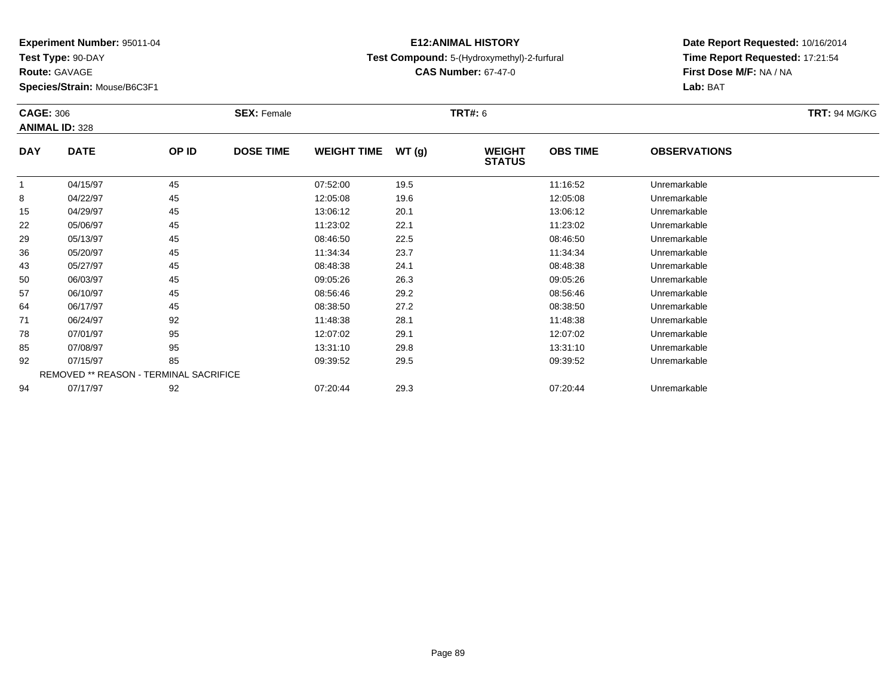**Experiment Number:** 95011-04
**Test Type:** 90-DAY
**Route:** GAVAGE
**Species/Strain:** Mouse/B6C3F1

**E12:ANIMAL HISTORY**
**Test Compound:** 5-(Hydroxymethyl)-2-furfural
**CAS Number:** 67-47-0

**Date Report Requested:** 10/16/2014
**Time Report Requested:** 17:21:54
**First Dose M/F:** NA / NA
**Lab:** BAT

**CAGE:** 306 **SEX:** Female **TRT#:** 6 **TRT:** 94 MG/KG
**ANIMAL ID:** 328

| DAY | DATE | OP ID | DOSE TIME | WEIGHT TIME | WT (g) | WEIGHT STATUS | OBS TIME | OBSERVATIONS |
|---|---|---|---|---|---|---|---|---|
| 1 | 04/15/97 | 45 | | 07:52:00 | 19.5 | | 11:16:52 | Unremarkable |
| 8 | 04/22/97 | 45 | | 12:05:08 | 19.6 | | 12:05:08 | Unremarkable |
| 15 | 04/29/97 | 45 | | 13:06:12 | 20.1 | | 13:06:12 | Unremarkable |
| 22 | 05/06/97 | 45 | | 11:23:02 | 22.1 | | 11:23:02 | Unremarkable |
| 29 | 05/13/97 | 45 | | 08:46:50 | 22.5 | | 08:46:50 | Unremarkable |
| 36 | 05/20/97 | 45 | | 11:34:34 | 23.7 | | 11:34:34 | Unremarkable |
| 43 | 05/27/97 | 45 | | 08:48:38 | 24.1 | | 08:48:38 | Unremarkable |
| 50 | 06/03/97 | 45 | | 09:05:26 | 26.3 | | 09:05:26 | Unremarkable |
| 57 | 06/10/97 | 45 | | 08:56:46 | 29.2 | | 08:56:46 | Unremarkable |
| 64 | 06/17/97 | 45 | | 08:38:50 | 27.2 | | 08:38:50 | Unremarkable |
| 71 | 06/24/97 | 92 | | 11:48:38 | 28.1 | | 11:48:38 | Unremarkable |
| 78 | 07/01/97 | 95 | | 12:07:02 | 29.1 | | 12:07:02 | Unremarkable |
| 85 | 07/08/97 | 95 | | 13:31:10 | 29.8 | | 13:31:10 | Unremarkable |
| 92 | 07/15/97 | 85 | | 09:39:52 | 29.5 | | 09:39:52 | Unremarkable |
| REMOVED ** REASON - TERMINAL SACRIFICE | | | | | | | | |
| 94 | 07/17/97 | 92 | | 07:20:44 | 29.3 | | 07:20:44 | Unremarkable |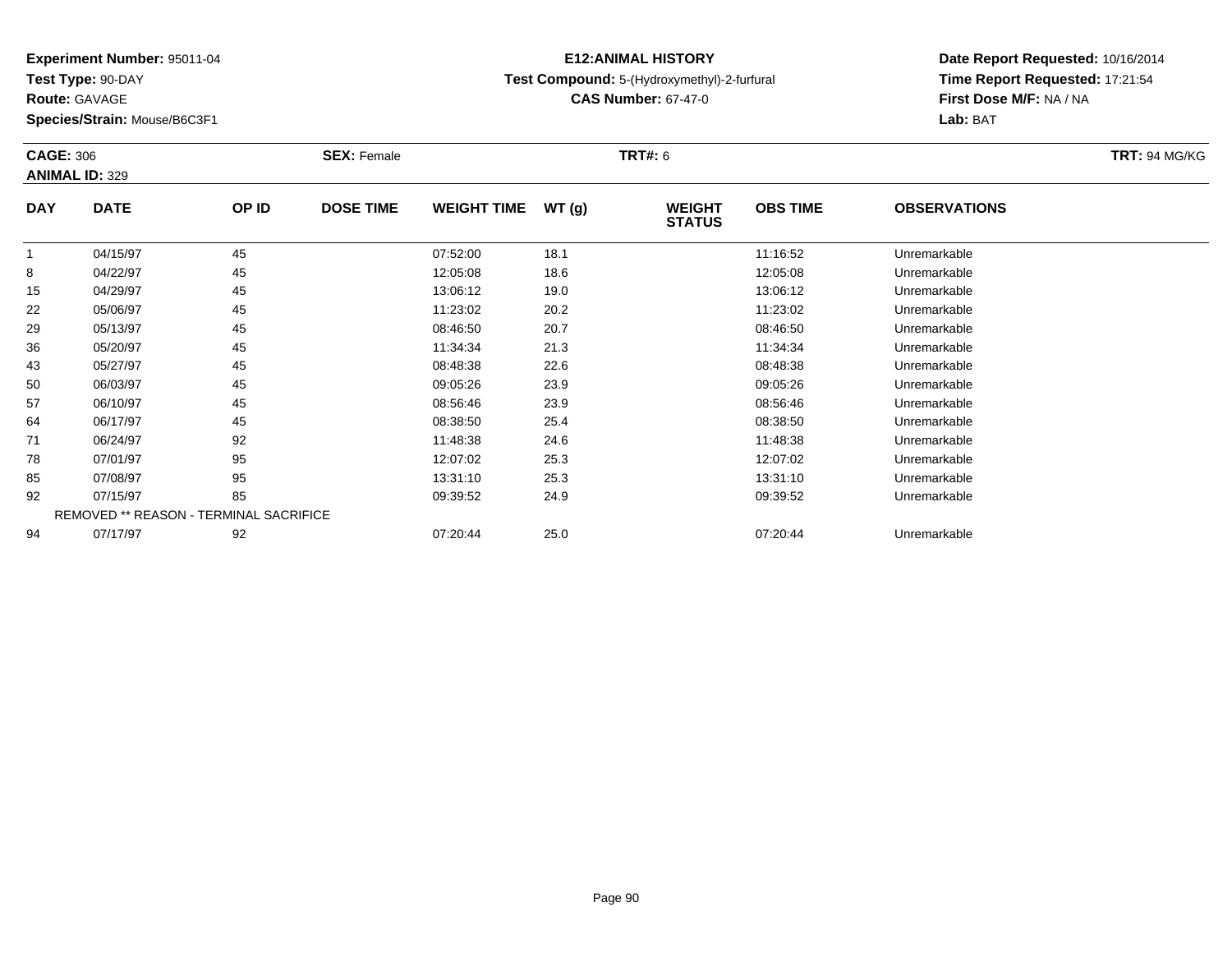**Experiment Number:** 95011-04
**Test Type:** 90-DAY
**Route:** GAVAGE
**Species/Strain:** Mouse/B6C3F1

**E12:ANIMAL HISTORY**
**Test Compound:** 5-(Hydroxymethyl)-2-furfural
**CAS Number:** 67-47-0

**Date Report Requested:** 10/16/2014
**Time Report Requested:** 17:21:54
**First Dose M/F:** NA / NA
**Lab:** BAT

**CAGE:** 306 **SEX:** Female **TRT#:** 6 **TRT:** 94 MG/KG
**ANIMAL ID:** 329

| DAY | DATE | OP ID | DOSE TIME | WEIGHT TIME | WT (g) | WEIGHT STATUS | OBS TIME | OBSERVATIONS |
|---|---|---|---|---|---|---|---|---|
| 1 | 04/15/97 | 45 | | 07:52:00 | 18.1 | | 11:16:52 | Unremarkable |
| 8 | 04/22/97 | 45 | | 12:05:08 | 18.6 | | 12:05:08 | Unremarkable |
| 15 | 04/29/97 | 45 | | 13:06:12 | 19.0 | | 13:06:12 | Unremarkable |
| 22 | 05/06/97 | 45 | | 11:23:02 | 20.2 | | 11:23:02 | Unremarkable |
| 29 | 05/13/97 | 45 | | 08:46:50 | 20.7 | | 08:46:50 | Unremarkable |
| 36 | 05/20/97 | 45 | | 11:34:34 | 21.3 | | 11:34:34 | Unremarkable |
| 43 | 05/27/97 | 45 | | 08:48:38 | 22.6 | | 08:48:38 | Unremarkable |
| 50 | 06/03/97 | 45 | | 09:05:26 | 23.9 | | 09:05:26 | Unremarkable |
| 57 | 06/10/97 | 45 | | 08:56:46 | 23.9 | | 08:56:46 | Unremarkable |
| 64 | 06/17/97 | 45 | | 08:38:50 | 25.4 | | 08:38:50 | Unremarkable |
| 71 | 06/24/97 | 92 | | 11:48:38 | 24.6 | | 11:48:38 | Unremarkable |
| 78 | 07/01/97 | 95 | | 12:07:02 | 25.3 | | 12:07:02 | Unremarkable |
| 85 | 07/08/97 | 95 | | 13:31:10 | 25.3 | | 13:31:10 | Unremarkable |
| 92 | 07/15/97 | 85 | | 09:39:52 | 24.9 | | 09:39:52 | Unremarkable |
| REMOVED ** REASON - TERMINAL SACRIFICE | | | | | | | | |
| 94 | 07/17/97 | 92 | | 07:20:44 | 25.0 | | 07:20:44 | Unremarkable |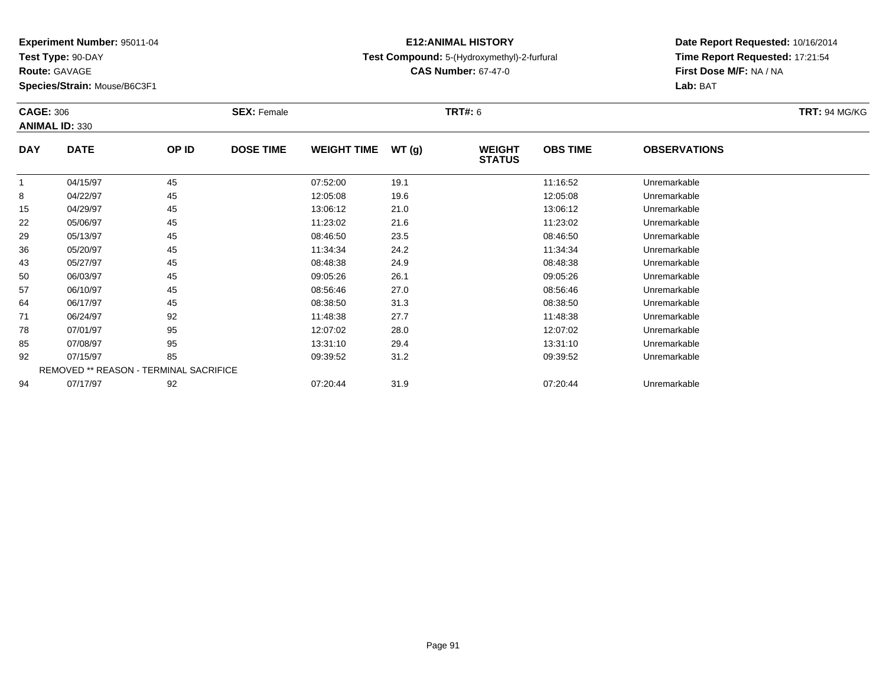**Experiment Number:** 95011-04
**Test Type:** 90-DAY
**Route:** GAVAGE
**Species/Strain:** Mouse/B6C3F1

**E12:ANIMAL HISTORY**
**Test Compound:** 5-(Hydroxymethyl)-2-furfural
**CAS Number:** 67-47-0

**Date Report Requested:** 10/16/2014
**Time Report Requested:** 17:21:54
**First Dose M/F:** NA / NA
**Lab:** BAT

**CAGE:** 306 **SEX:** Female **TRT#:** 6 **TRT:** 94 MG/KG
**ANIMAL ID:** 330

| DAY | DATE | OP ID | DOSE TIME | WEIGHT TIME | WT (g) | WEIGHT STATUS | OBS TIME | OBSERVATIONS |
|---|---|---|---|---|---|---|---|---|
| 1 | 04/15/97 | 45 | | 07:52:00 | 19.1 | | 11:16:52 | Unremarkable |
| 8 | 04/22/97 | 45 | | 12:05:08 | 19.6 | | 12:05:08 | Unremarkable |
| 15 | 04/29/97 | 45 | | 13:06:12 | 21.0 | | 13:06:12 | Unremarkable |
| 22 | 05/06/97 | 45 | | 11:23:02 | 21.6 | | 11:23:02 | Unremarkable |
| 29 | 05/13/97 | 45 | | 08:46:50 | 23.5 | | 08:46:50 | Unremarkable |
| 36 | 05/20/97 | 45 | | 11:34:34 | 24.2 | | 11:34:34 | Unremarkable |
| 43 | 05/27/97 | 45 | | 08:48:38 | 24.9 | | 08:48:38 | Unremarkable |
| 50 | 06/03/97 | 45 | | 09:05:26 | 26.1 | | 09:05:26 | Unremarkable |
| 57 | 06/10/97 | 45 | | 08:56:46 | 27.0 | | 08:56:46 | Unremarkable |
| 64 | 06/17/97 | 45 | | 08:38:50 | 31.3 | | 08:38:50 | Unremarkable |
| 71 | 06/24/97 | 92 | | 11:48:38 | 27.7 | | 11:48:38 | Unremarkable |
| 78 | 07/01/97 | 95 | | 12:07:02 | 28.0 | | 12:07:02 | Unremarkable |
| 85 | 07/08/97 | 95 | | 13:31:10 | 29.4 | | 13:31:10 | Unremarkable |
| 92 | 07/15/97 | 85 | | 09:39:52 | 31.2 | | 09:39:52 | Unremarkable |
| REMOVED ** REASON - TERMINAL SACRIFICE | | | | | | | | |
| 94 | 07/17/97 | 92 | | 07:20:44 | 31.9 | | 07:20:44 | Unremarkable |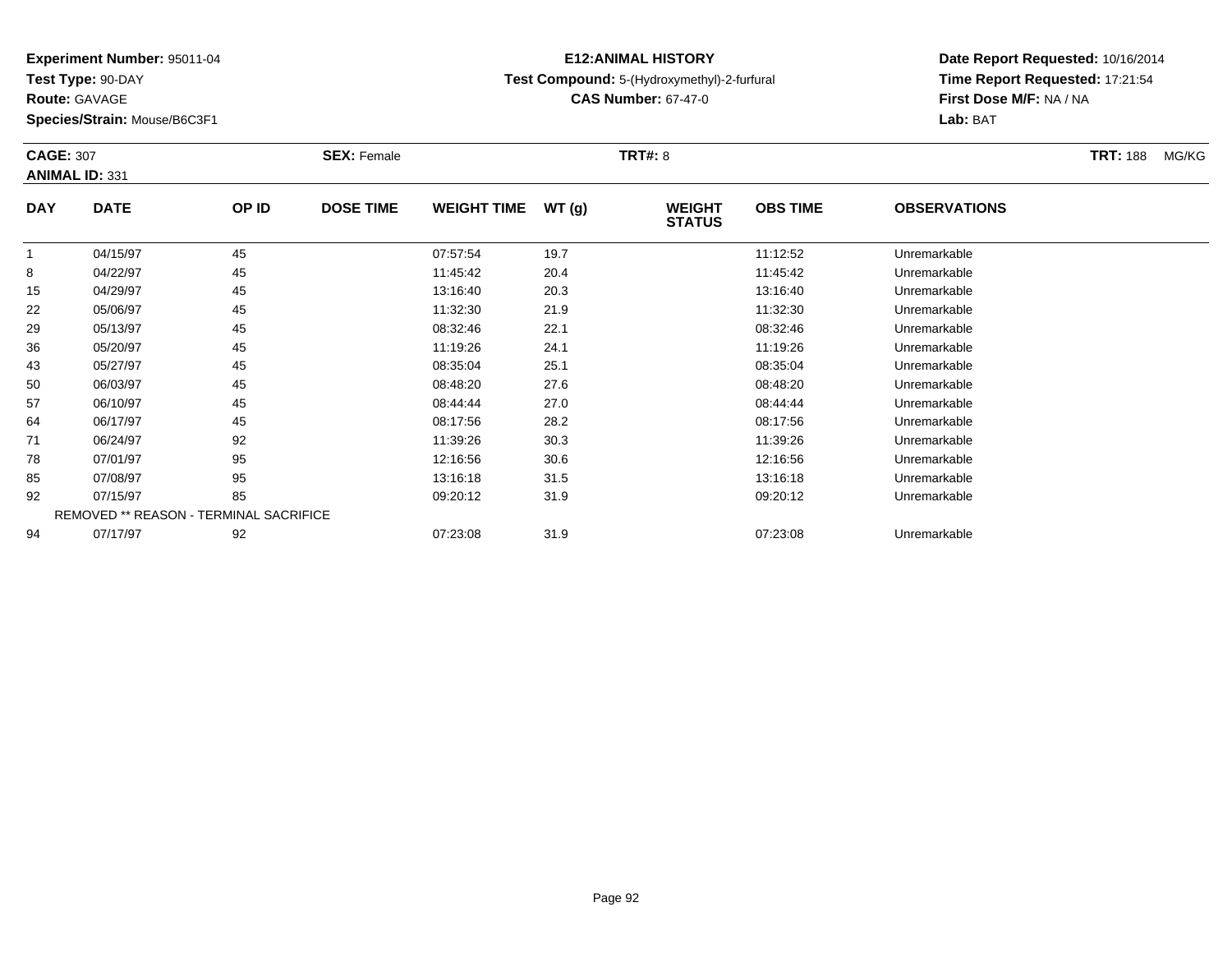**Experiment Number:** 95011-04
**Test Type:** 90-DAY
**Route:** GAVAGE
**Species/Strain:** Mouse/B6C3F1

**E12:ANIMAL HISTORY**
**Test Compound:** 5-(Hydroxymethyl)-2-furfural
**CAS Number:** 67-47-0

**Date Report Requested:** 10/16/2014
**Time Report Requested:** 17:21:54
**First Dose M/F:** NA / NA
**Lab:** BAT

**CAGE:** 307 **SEX:** Female **TRT#:** 8 **TRT:** 188 MG/KG
**ANIMAL ID:** 331

| DAY | DATE | OP ID | DOSE TIME | WEIGHT TIME | WT (g) | WEIGHT STATUS | OBS TIME | OBSERVATIONS |
|---|---|---|---|---|---|---|---|---|
| 1 | 04/15/97 | 45 | | 07:57:54 | 19.7 | | 11:12:52 | Unremarkable |
| 8 | 04/22/97 | 45 | | 11:45:42 | 20.4 | | 11:45:42 | Unremarkable |
| 15 | 04/29/97 | 45 | | 13:16:40 | 20.3 | | 13:16:40 | Unremarkable |
| 22 | 05/06/97 | 45 | | 11:32:30 | 21.9 | | 11:32:30 | Unremarkable |
| 29 | 05/13/97 | 45 | | 08:32:46 | 22.1 | | 08:32:46 | Unremarkable |
| 36 | 05/20/97 | 45 | | 11:19:26 | 24.1 | | 11:19:26 | Unremarkable |
| 43 | 05/27/97 | 45 | | 08:35:04 | 25.1 | | 08:35:04 | Unremarkable |
| 50 | 06/03/97 | 45 | | 08:48:20 | 27.6 | | 08:48:20 | Unremarkable |
| 57 | 06/10/97 | 45 | | 08:44:44 | 27.0 | | 08:44:44 | Unremarkable |
| 64 | 06/17/97 | 45 | | 08:17:56 | 28.2 | | 08:17:56 | Unremarkable |
| 71 | 06/24/97 | 92 | | 11:39:26 | 30.3 | | 11:39:26 | Unremarkable |
| 78 | 07/01/97 | 95 | | 12:16:56 | 30.6 | | 12:16:56 | Unremarkable |
| 85 | 07/08/97 | 95 | | 13:16:18 | 31.5 | | 13:16:18 | Unremarkable |
| 92 | 07/15/97 | 85 | | 09:20:12 | 31.9 | | 09:20:12 | Unremarkable |
| REMOVED ** REASON - TERMINAL SACRIFICE | | | | | | | | |
| 94 | 07/17/97 | 92 | | 07:23:08 | 31.9 | | 07:23:08 | Unremarkable |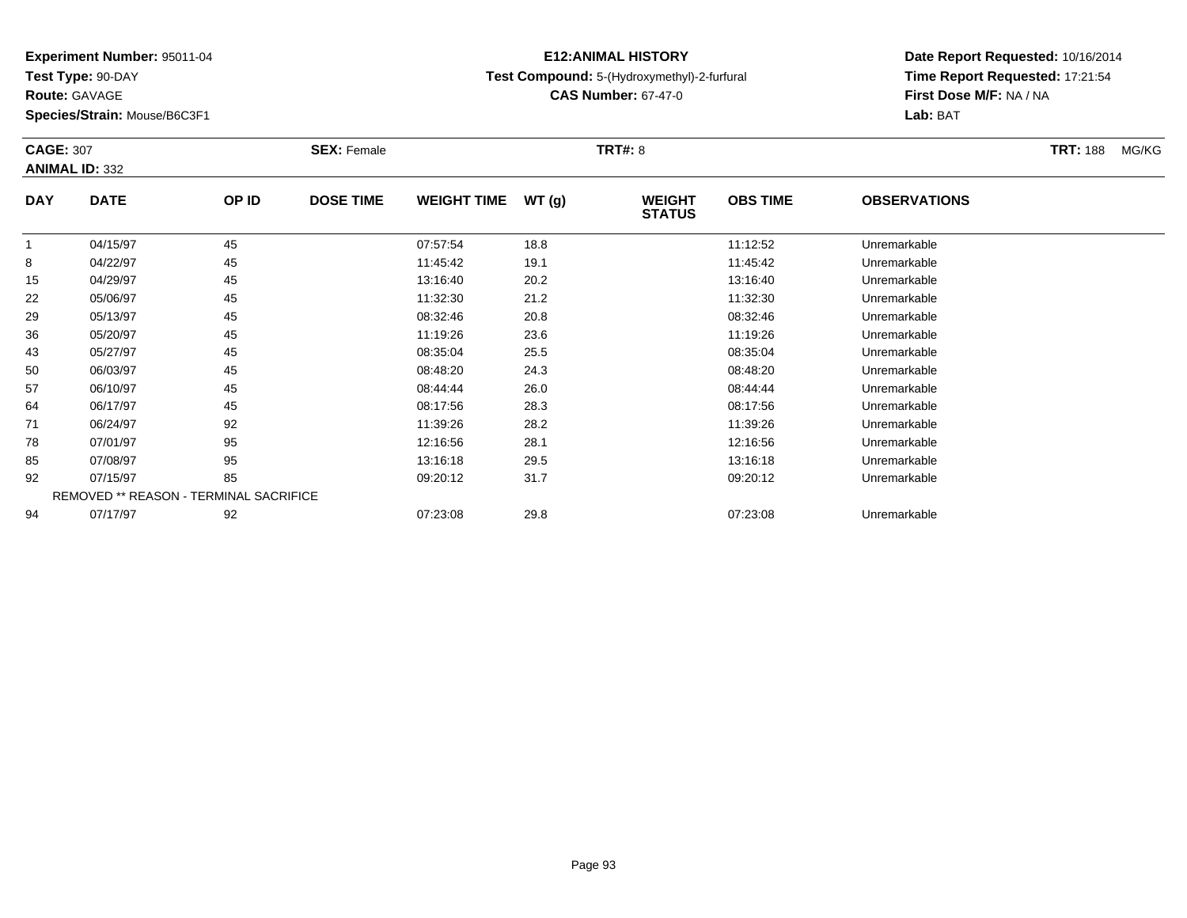**Experiment Number:** 95011-04
**Test Type:** 90-DAY
**Route:** GAVAGE
**Species/Strain:** Mouse/B6C3F1

**E12:ANIMAL HISTORY**
**Test Compound:** 5-(Hydroxymethyl)-2-furfural
**CAS Number:** 67-47-0

**Date Report Requested:** 10/16/2014
**Time Report Requested:** 17:21:54
**First Dose M/F:** NA / NA
**Lab:** BAT

**CAGE:** 307 **SEX:** Female **TRT#:** 8 **TRT:** 188 MG/KG
**ANIMAL ID:** 332

| DAY | DATE | OP ID | DOSE TIME | WEIGHT TIME | WT (g) | WEIGHT STATUS | OBS TIME | OBSERVATIONS |
|---|---|---|---|---|---|---|---|---|
| 1 | 04/15/97 | 45 | | 07:57:54 | 18.8 | | 11:12:52 | Unremarkable |
| 8 | 04/22/97 | 45 | | 11:45:42 | 19.1 | | 11:45:42 | Unremarkable |
| 15 | 04/29/97 | 45 | | 13:16:40 | 20.2 | | 13:16:40 | Unremarkable |
| 22 | 05/06/97 | 45 | | 11:32:30 | 21.2 | | 11:32:30 | Unremarkable |
| 29 | 05/13/97 | 45 | | 08:32:46 | 20.8 | | 08:32:46 | Unremarkable |
| 36 | 05/20/97 | 45 | | 11:19:26 | 23.6 | | 11:19:26 | Unremarkable |
| 43 | 05/27/97 | 45 | | 08:35:04 | 25.5 | | 08:35:04 | Unremarkable |
| 50 | 06/03/97 | 45 | | 08:48:20 | 24.3 | | 08:48:20 | Unremarkable |
| 57 | 06/10/97 | 45 | | 08:44:44 | 26.0 | | 08:44:44 | Unremarkable |
| 64 | 06/17/97 | 45 | | 08:17:56 | 28.3 | | 08:17:56 | Unremarkable |
| 71 | 06/24/97 | 92 | | 11:39:26 | 28.2 | | 11:39:26 | Unremarkable |
| 78 | 07/01/97 | 95 | | 12:16:56 | 28.1 | | 12:16:56 | Unremarkable |
| 85 | 07/08/97 | 95 | | 13:16:18 | 29.5 | | 13:16:18 | Unremarkable |
| 92 | 07/15/97 | 85 | | 09:20:12 | 31.7 | | 09:20:12 | Unremarkable |
| REMOVED ** REASON - TERMINAL SACRIFICE | | | | | | | | |
| 94 | 07/17/97 | 92 | | 07:23:08 | 29.8 | | 07:23:08 | Unremarkable |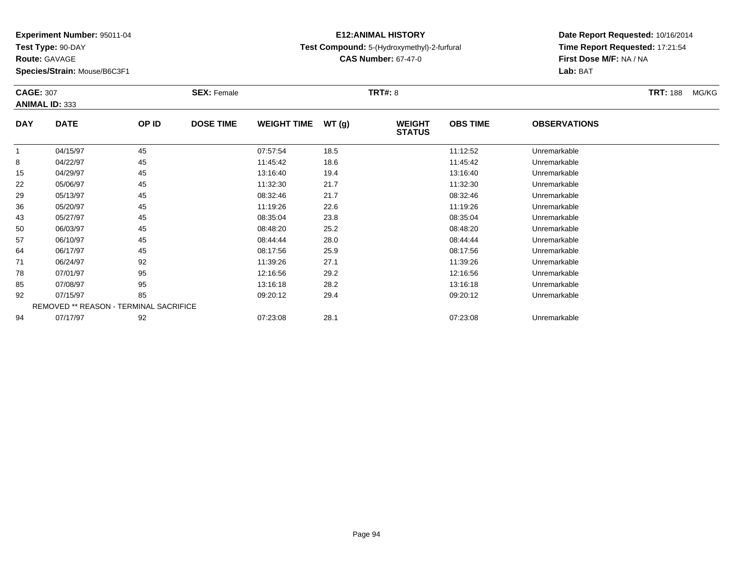**Experiment Number:** 95011-04
**Test Type:** 90-DAY
**Route:** GAVAGE
**Species/Strain:** Mouse/B6C3F1

**E12:ANIMAL HISTORY**
**Test Compound:** 5-(Hydroxymethyl)-2-furfural
**CAS Number:** 67-47-0

**Date Report Requested:** 10/16/2014
**Time Report Requested:** 17:21:54
**First Dose M/F:** NA / NA
**Lab:** BAT

**CAGE:** 307
**ANIMAL ID:** 333
**SEX:** Female
**TRT#:** 8
**TRT:** 188 MG/KG

| DAY | DATE | OP ID | DOSE TIME | WEIGHT TIME | WT (g) | WEIGHT STATUS | OBS TIME | OBSERVATIONS |
|---|---|---|---|---|---|---|---|---|
| 1 | 04/15/97 | 45 | | 07:57:54 | 18.5 | | 11:12:52 | Unremarkable |
| 8 | 04/22/97 | 45 | | 11:45:42 | 18.6 | | 11:45:42 | Unremarkable |
| 15 | 04/29/97 | 45 | | 13:16:40 | 19.4 | | 13:16:40 | Unremarkable |
| 22 | 05/06/97 | 45 | | 11:32:30 | 21.7 | | 11:32:30 | Unremarkable |
| 29 | 05/13/97 | 45 | | 08:32:46 | 21.7 | | 08:32:46 | Unremarkable |
| 36 | 05/20/97 | 45 | | 11:19:26 | 22.6 | | 11:19:26 | Unremarkable |
| 43 | 05/27/97 | 45 | | 08:35:04 | 23.8 | | 08:35:04 | Unremarkable |
| 50 | 06/03/97 | 45 | | 08:48:20 | 25.2 | | 08:48:20 | Unremarkable |
| 57 | 06/10/97 | 45 | | 08:44:44 | 28.0 | | 08:44:44 | Unremarkable |
| 64 | 06/17/97 | 45 | | 08:17:56 | 25.9 | | 08:17:56 | Unremarkable |
| 71 | 06/24/97 | 92 | | 11:39:26 | 27.1 | | 11:39:26 | Unremarkable |
| 78 | 07/01/97 | 95 | | 12:16:56 | 29.2 | | 12:16:56 | Unremarkable |
| 85 | 07/08/97 | 95 | | 13:16:18 | 28.2 | | 13:16:18 | Unremarkable |
| 92 | 07/15/97 | 85 | | 09:20:12 | 29.4 | | 09:20:12 | Unremarkable |
| REMOVED ** REASON - TERMINAL SACRIFICE | | | | | | | | |
| 94 | 07/17/97 | 92 | | 07:23:08 | 28.1 | | 07:23:08 | Unremarkable |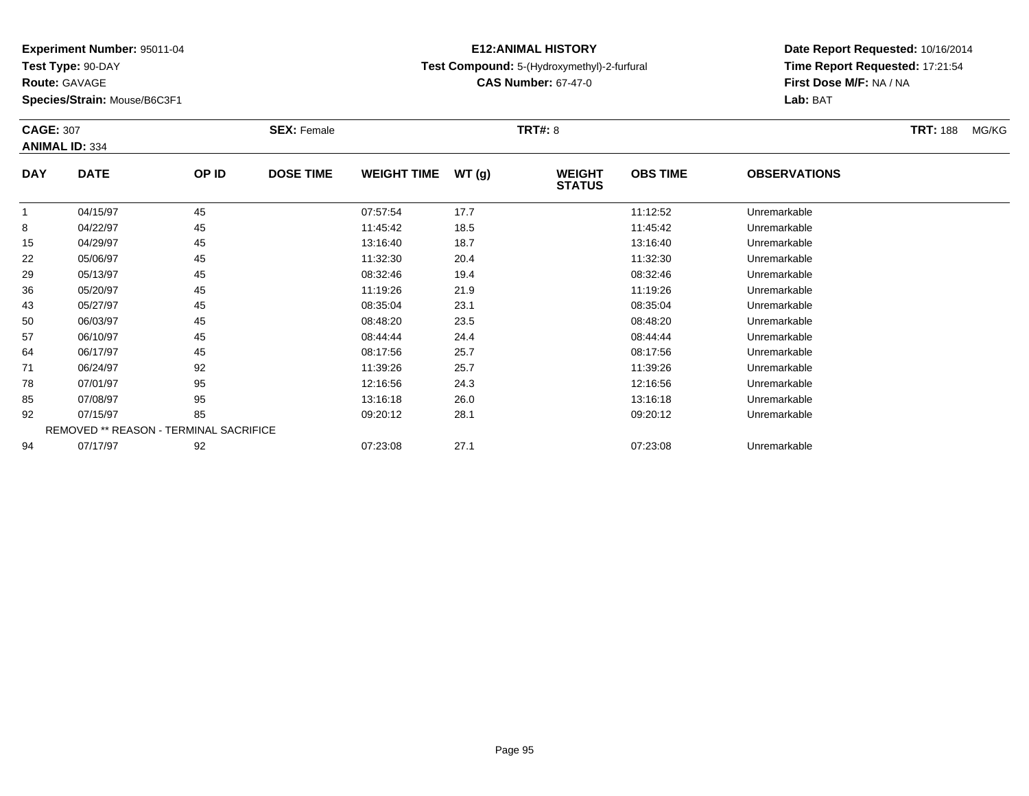**Experiment Number:** 95011-04
**Test Type:** 90-DAY
**Route:** GAVAGE
**Species/Strain:** Mouse/B6C3F1

**E12:ANIMAL HISTORY**
**Test Compound:** 5-(Hydroxymethyl)-2-furfural
**CAS Number:** 67-47-0

**Date Report Requested:** 10/16/2014
**Time Report Requested:** 17:21:54
**First Dose M/F:** NA / NA
**Lab:** BAT

**CAGE:** 307 **SEX:** Female **TRT#:** 8 **TRT:** 188 MG/KG
**ANIMAL ID:** 334

| DAY | DATE | OP ID | DOSE TIME | WEIGHT TIME | WT (g) | WEIGHT STATUS | OBS TIME | OBSERVATIONS |
|---|---|---|---|---|---|---|---|---|
| 1 | 04/15/97 | 45 | | 07:57:54 | 17.7 | | 11:12:52 | Unremarkable |
| 8 | 04/22/97 | 45 | | 11:45:42 | 18.5 | | 11:45:42 | Unremarkable |
| 15 | 04/29/97 | 45 | | 13:16:40 | 18.7 | | 13:16:40 | Unremarkable |
| 22 | 05/06/97 | 45 | | 11:32:30 | 20.4 | | 11:32:30 | Unremarkable |
| 29 | 05/13/97 | 45 | | 08:32:46 | 19.4 | | 08:32:46 | Unremarkable |
| 36 | 05/20/97 | 45 | | 11:19:26 | 21.9 | | 11:19:26 | Unremarkable |
| 43 | 05/27/97 | 45 | | 08:35:04 | 23.1 | | 08:35:04 | Unremarkable |
| 50 | 06/03/97 | 45 | | 08:48:20 | 23.5 | | 08:48:20 | Unremarkable |
| 57 | 06/10/97 | 45 | | 08:44:44 | 24.4 | | 08:44:44 | Unremarkable |
| 64 | 06/17/97 | 45 | | 08:17:56 | 25.7 | | 08:17:56 | Unremarkable |
| 71 | 06/24/97 | 92 | | 11:39:26 | 25.7 | | 11:39:26 | Unremarkable |
| 78 | 07/01/97 | 95 | | 12:16:56 | 24.3 | | 12:16:56 | Unremarkable |
| 85 | 07/08/97 | 95 | | 13:16:18 | 26.0 | | 13:16:18 | Unremarkable |
| 92 | 07/15/97 | 85 | | 09:20:12 | 28.1 | | 09:20:12 | Unremarkable |
| REMOVED ** REASON - TERMINAL SACRIFICE | | | | | | | | |
| 94 | 07/17/97 | 92 | | 07:23:08 | 27.1 | | 07:23:08 | Unremarkable |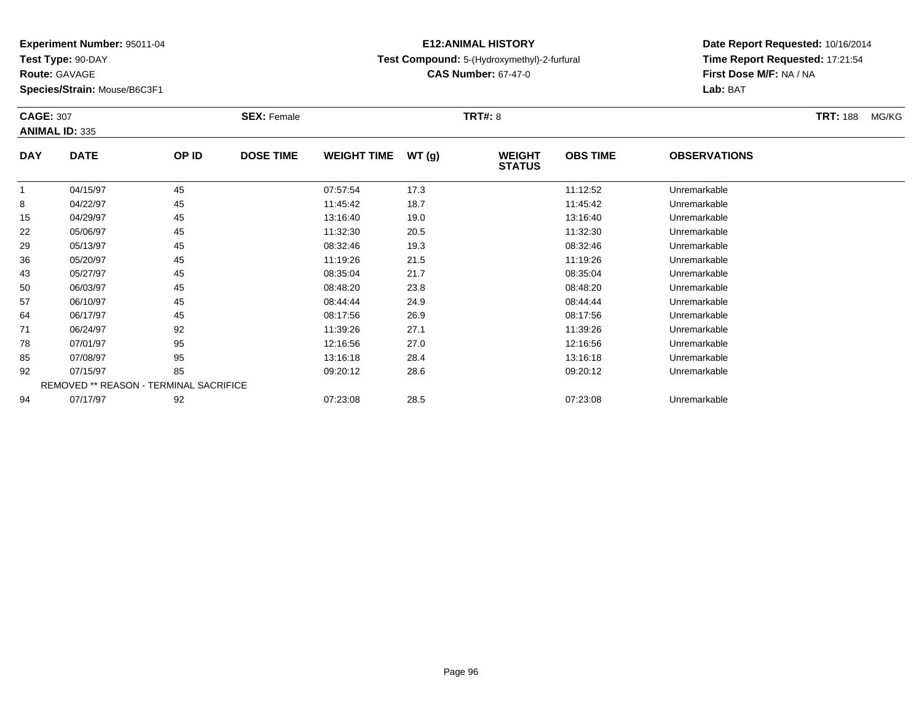**Experiment Number:** 95011-04
**Test Type:** 90-DAY
**Route:** GAVAGE
**Species/Strain:** Mouse/B6C3F1

**E12:ANIMAL HISTORY**
**Test Compound:** 5-(Hydroxymethyl)-2-furfural
**CAS Number:** 67-47-0

**Date Report Requested:** 10/16/2014
**Time Report Requested:** 17:21:54
**First Dose M/F:** NA / NA
**Lab:** BAT

**CAGE:** 307 **SEX:** Female **TRT#:** 8 **TRT:** 188 MG/KG
**ANIMAL ID:** 335

| DAY | DATE | OP ID | DOSE TIME | WEIGHT TIME | WT (g) | WEIGHT STATUS | OBS TIME | OBSERVATIONS |
|---|---|---|---|---|---|---|---|---|
| 1 | 04/15/97 | 45 | | 07:57:54 | 17.3 | | 11:12:52 | Unremarkable |
| 8 | 04/22/97 | 45 | | 11:45:42 | 18.7 | | 11:45:42 | Unremarkable |
| 15 | 04/29/97 | 45 | | 13:16:40 | 19.0 | | 13:16:40 | Unremarkable |
| 22 | 05/06/97 | 45 | | 11:32:30 | 20.5 | | 11:32:30 | Unremarkable |
| 29 | 05/13/97 | 45 | | 08:32:46 | 19.3 | | 08:32:46 | Unremarkable |
| 36 | 05/20/97 | 45 | | 11:19:26 | 21.5 | | 11:19:26 | Unremarkable |
| 43 | 05/27/97 | 45 | | 08:35:04 | 21.7 | | 08:35:04 | Unremarkable |
| 50 | 06/03/97 | 45 | | 08:48:20 | 23.8 | | 08:48:20 | Unremarkable |
| 57 | 06/10/97 | 45 | | 08:44:44 | 24.9 | | 08:44:44 | Unremarkable |
| 64 | 06/17/97 | 45 | | 08:17:56 | 26.9 | | 08:17:56 | Unremarkable |
| 71 | 06/24/97 | 92 | | 11:39:26 | 27.1 | | 11:39:26 | Unremarkable |
| 78 | 07/01/97 | 95 | | 12:16:56 | 27.0 | | 12:16:56 | Unremarkable |
| 85 | 07/08/97 | 95 | | 13:16:18 | 28.4 | | 13:16:18 | Unremarkable |
| 92 | 07/15/97 | 85 | | 09:20:12 | 28.6 | | 09:20:12 | Unremarkable |
| REMOVED ** REASON - TERMINAL SACRIFICE | | | | | | | | |
| 94 | 07/17/97 | 92 | | 07:23:08 | 28.5 | | 07:23:08 | Unremarkable |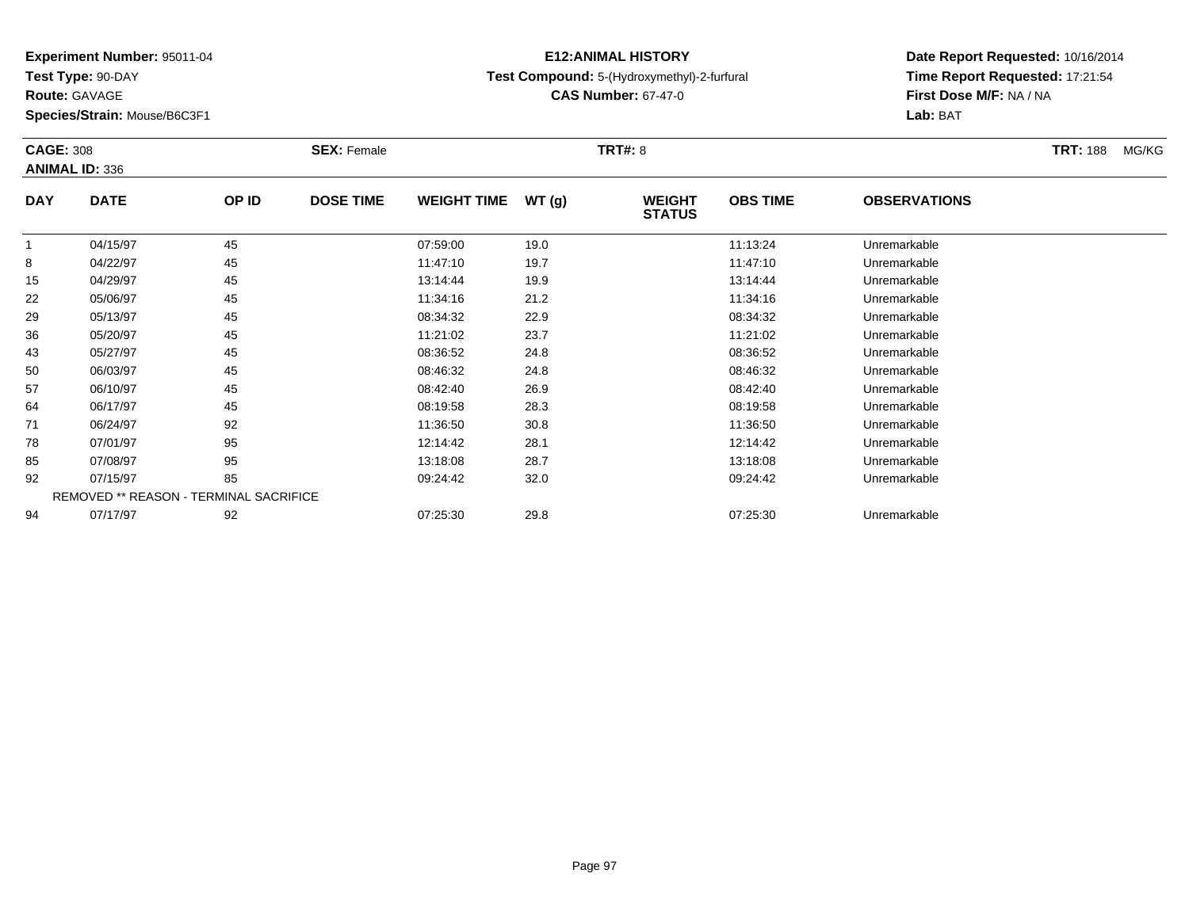**Experiment Number:** 95011-04
**Test Type:** 90-DAY
**Route:** GAVAGE
**Species/Strain:** Mouse/B6C3F1

**E12:ANIMAL HISTORY**
**Test Compound:** 5-(Hydroxymethyl)-2-furfural
**CAS Number:** 67-47-0

**Date Report Requested:** 10/16/2014
**Time Report Requested:** 17:21:54
**First Dose M/F:** NA / NA
**Lab:** BAT

**CAGE:** 308 **SEX:** Female **TRT#:** 8 **TRT:** 188 MG/KG
**ANIMAL ID:** 336

| DAY | DATE | OP ID | DOSE TIME | WEIGHT TIME | WT (g) | WEIGHT STATUS | OBS TIME | OBSERVATIONS |
|---|---|---|---|---|---|---|---|---|
| 1 | 04/15/97 | 45 | | 07:59:00 | 19.0 | | 11:13:24 | Unremarkable |
| 8 | 04/22/97 | 45 | | 11:47:10 | 19.7 | | 11:47:10 | Unremarkable |
| 15 | 04/29/97 | 45 | | 13:14:44 | 19.9 | | 13:14:44 | Unremarkable |
| 22 | 05/06/97 | 45 | | 11:34:16 | 21.2 | | 11:34:16 | Unremarkable |
| 29 | 05/13/97 | 45 | | 08:34:32 | 22.9 | | 08:34:32 | Unremarkable |
| 36 | 05/20/97 | 45 | | 11:21:02 | 23.7 | | 11:21:02 | Unremarkable |
| 43 | 05/27/97 | 45 | | 08:36:52 | 24.8 | | 08:36:52 | Unremarkable |
| 50 | 06/03/97 | 45 | | 08:46:32 | 24.8 | | 08:46:32 | Unremarkable |
| 57 | 06/10/97 | 45 | | 08:42:40 | 26.9 | | 08:42:40 | Unremarkable |
| 64 | 06/17/97 | 45 | | 08:19:58 | 28.3 | | 08:19:58 | Unremarkable |
| 71 | 06/24/97 | 92 | | 11:36:50 | 30.8 | | 11:36:50 | Unremarkable |
| 78 | 07/01/97 | 95 | | 12:14:42 | 28.1 | | 12:14:42 | Unremarkable |
| 85 | 07/08/97 | 95 | | 13:18:08 | 28.7 | | 13:18:08 | Unremarkable |
| 92 | 07/15/97 | 85 | | 09:24:42 | 32.0 | | 09:24:42 | Unremarkable |
| REMOVED ** REASON - TERMINAL SACRIFICE | | | | | | | | |
| 94 | 07/17/97 | 92 | | 07:25:30 | 29.8 | | 07:25:30 | Unremarkable |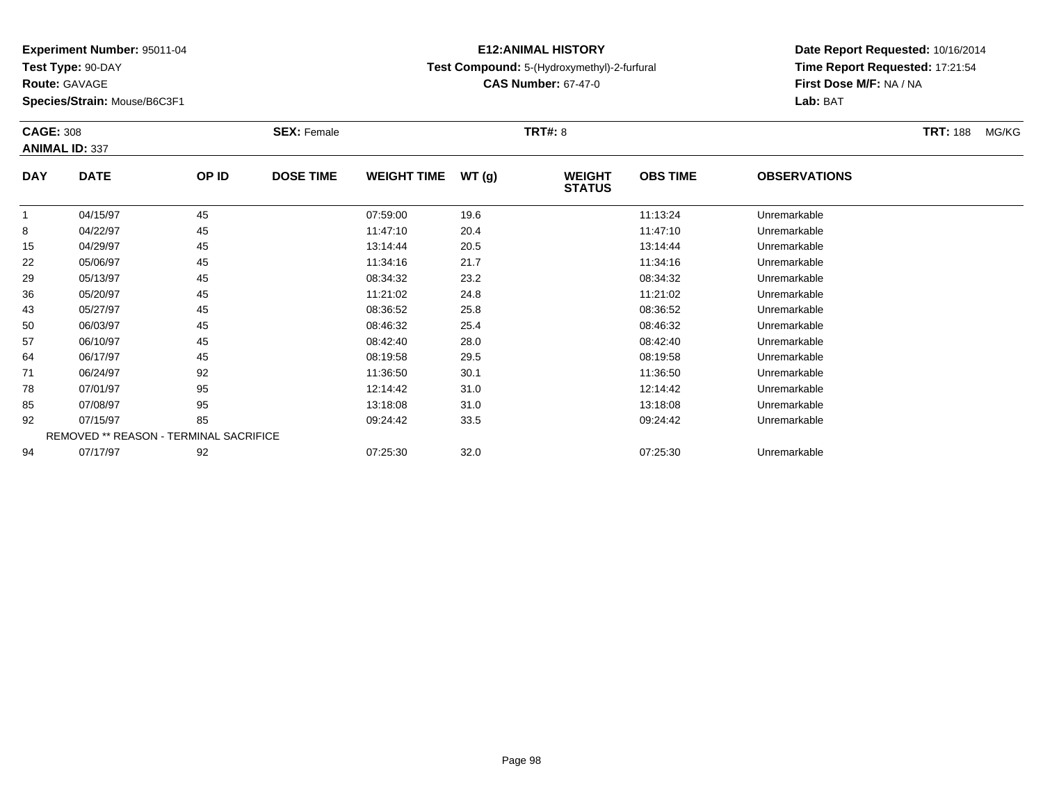**Experiment Number:** 95011-04
**Test Type:** 90-DAY
**Route:** GAVAGE
**Species/Strain:** Mouse/B6C3F1

**E12:ANIMAL HISTORY**
**Test Compound:** 5-(Hydroxymethyl)-2-furfural
**CAS Number:** 67-47-0

**Date Report Requested:** 10/16/2014
**Time Report Requested:** 17:21:54
**First Dose M/F:** NA / NA
**Lab:** BAT

**CAGE:** 308 **SEX:** Female **TRT#:** 8 **TRT:** 188 MG/KG
**ANIMAL ID:** 337

| DAY | DATE | OP ID | DOSE TIME | WEIGHT TIME | WT (g) | WEIGHT STATUS | OBS TIME | OBSERVATIONS |
|---|---|---|---|---|---|---|---|---|
| 1 | 04/15/97 | 45 | | 07:59:00 | 19.6 | | 11:13:24 | Unremarkable |
| 8 | 04/22/97 | 45 | | 11:47:10 | 20.4 | | 11:47:10 | Unremarkable |
| 15 | 04/29/97 | 45 | | 13:14:44 | 20.5 | | 13:14:44 | Unremarkable |
| 22 | 05/06/97 | 45 | | 11:34:16 | 21.7 | | 11:34:16 | Unremarkable |
| 29 | 05/13/97 | 45 | | 08:34:32 | 23.2 | | 08:34:32 | Unremarkable |
| 36 | 05/20/97 | 45 | | 11:21:02 | 24.8 | | 11:21:02 | Unremarkable |
| 43 | 05/27/97 | 45 | | 08:36:52 | 25.8 | | 08:36:52 | Unremarkable |
| 50 | 06/03/97 | 45 | | 08:46:32 | 25.4 | | 08:46:32 | Unremarkable |
| 57 | 06/10/97 | 45 | | 08:42:40 | 28.0 | | 08:42:40 | Unremarkable |
| 64 | 06/17/97 | 45 | | 08:19:58 | 29.5 | | 08:19:58 | Unremarkable |
| 71 | 06/24/97 | 92 | | 11:36:50 | 30.1 | | 11:36:50 | Unremarkable |
| 78 | 07/01/97 | 95 | | 12:14:42 | 31.0 | | 12:14:42 | Unremarkable |
| 85 | 07/08/97 | 95 | | 13:18:08 | 31.0 | | 13:18:08 | Unremarkable |
| 92 | 07/15/97 | 85 | | 09:24:42 | 33.5 | | 09:24:42 | Unremarkable |
| REMOVED ** REASON - TERMINAL SACRIFICE | | | | | | | | |
| 94 | 07/17/97 | 92 | | 07:25:30 | 32.0 | | 07:25:30 | Unremarkable |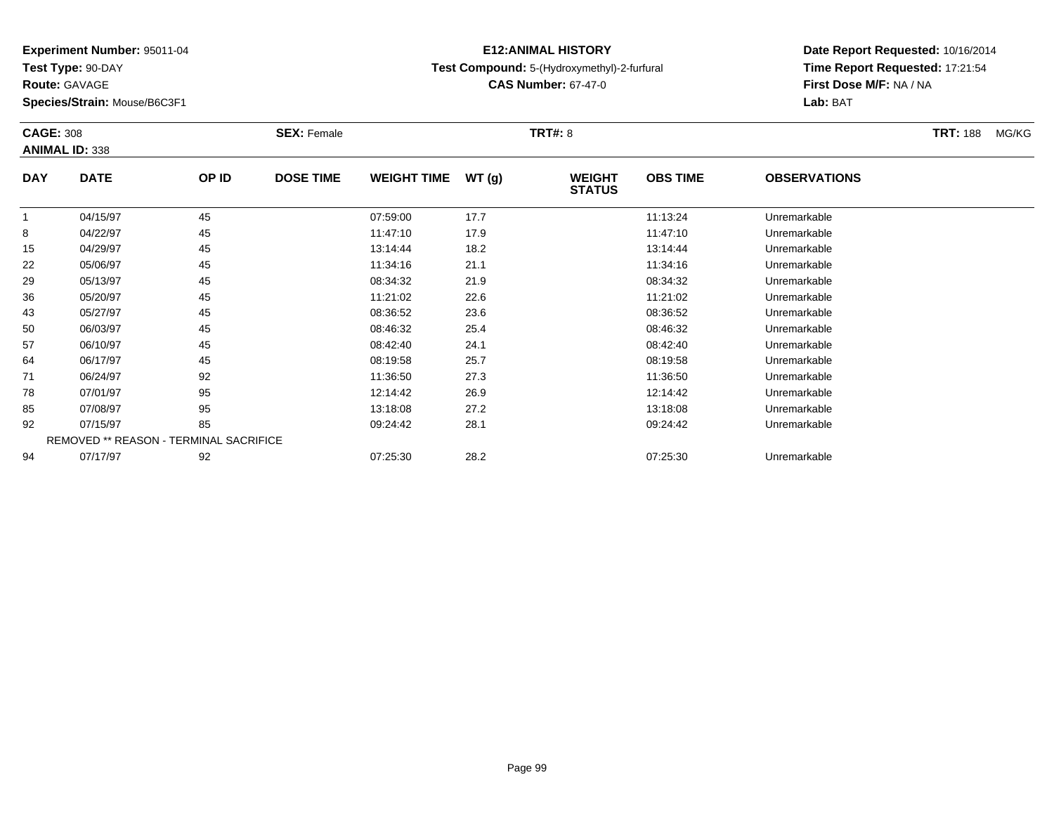**Experiment Number:** 95011-04
**Test Type:** 90-DAY
**Route:** GAVAGE
**Species/Strain:** Mouse/B6C3F1

**E12:ANIMAL HISTORY**
**Test Compound:** 5-(Hydroxymethyl)-2-furfural
**CAS Number:** 67-47-0

**Date Report Requested:** 10/16/2014
**Time Report Requested:** 17:21:54
**First Dose M/F:** NA / NA
**Lab:** BAT

**CAGE:** 308 **SEX:** Female **TRT#:** 8 **TRT:** 188 MG/KG
**ANIMAL ID:** 338

| DAY | DATE | OP ID | DOSE TIME | WEIGHT TIME | WT (g) | WEIGHT STATUS | OBS TIME | OBSERVATIONS |
|---|---|---|---|---|---|---|---|---|
| 1 | 04/15/97 | 45 | | 07:59:00 | 17.7 | | 11:13:24 | Unremarkable |
| 8 | 04/22/97 | 45 | | 11:47:10 | 17.9 | | 11:47:10 | Unremarkable |
| 15 | 04/29/97 | 45 | | 13:14:44 | 18.2 | | 13:14:44 | Unremarkable |
| 22 | 05/06/97 | 45 | | 11:34:16 | 21.1 | | 11:34:16 | Unremarkable |
| 29 | 05/13/97 | 45 | | 08:34:32 | 21.9 | | 08:34:32 | Unremarkable |
| 36 | 05/20/97 | 45 | | 11:21:02 | 22.6 | | 11:21:02 | Unremarkable |
| 43 | 05/27/97 | 45 | | 08:36:52 | 23.6 | | 08:36:52 | Unremarkable |
| 50 | 06/03/97 | 45 | | 08:46:32 | 25.4 | | 08:46:32 | Unremarkable |
| 57 | 06/10/97 | 45 | | 08:42:40 | 24.1 | | 08:42:40 | Unremarkable |
| 64 | 06/17/97 | 45 | | 08:19:58 | 25.7 | | 08:19:58 | Unremarkable |
| 71 | 06/24/97 | 92 | | 11:36:50 | 27.3 | | 11:36:50 | Unremarkable |
| 78 | 07/01/97 | 95 | | 12:14:42 | 26.9 | | 12:14:42 | Unremarkable |
| 85 | 07/08/97 | 95 | | 13:18:08 | 27.2 | | 13:18:08 | Unremarkable |
| 92 | 07/15/97 | 85 | | 09:24:42 | 28.1 | | 09:24:42 | Unremarkable |
| REMOVED ** REASON - TERMINAL SACRIFICE | | | | | | | | |
| 94 | 07/17/97 | 92 | | 07:25:30 | 28.2 | | 07:25:30 | Unremarkable |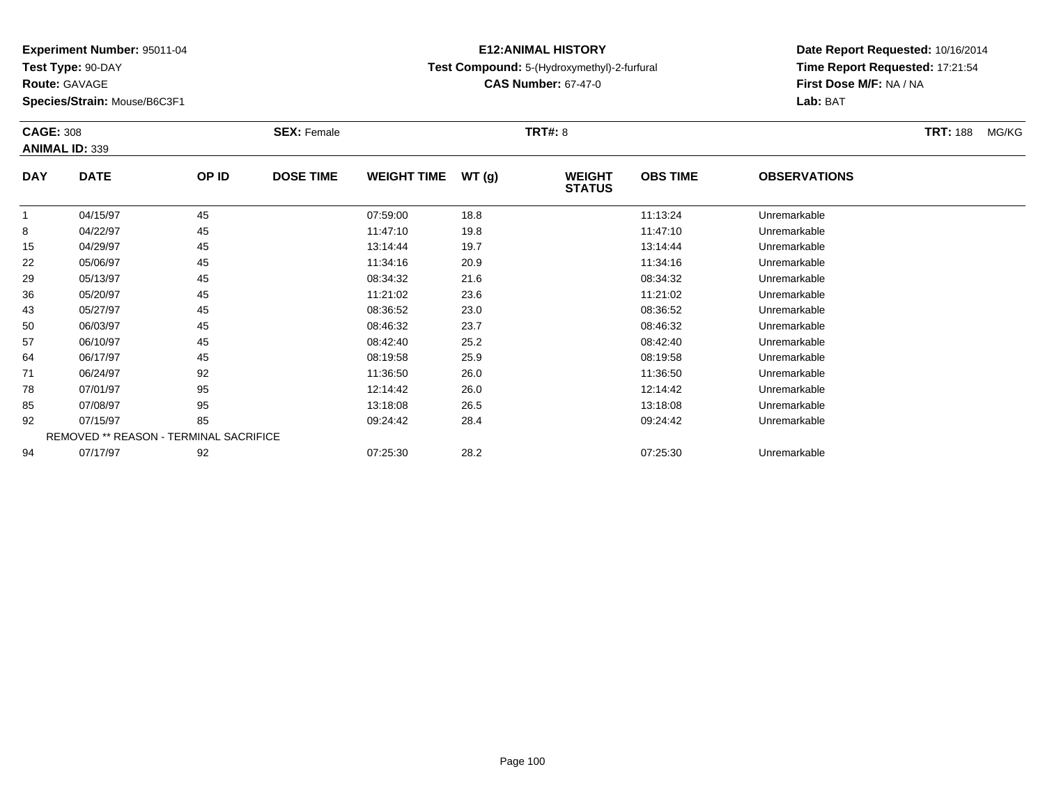**Experiment Number:** 95011-04
**Test Type:** 90-DAY
**Route:** GAVAGE
**Species/Strain:** Mouse/B6C3F1

## E12:ANIMAL HISTORY

**Test Compound:** 5-(Hydroxymethyl)-2-furfural
**CAS Number:** 67-47-0

**Date Report Requested:** 10/16/2014
**Time Report Requested:** 17:21:54
**First Dose M/F:** NA / NA
**Lab:** BAT

**CAGE:** 308 **SEX:** Female **TRT#:** 8 **TRT:** 188 MG/KG
**ANIMAL ID:** 339

| DAY | DATE | OP ID | DOSE TIME | WEIGHT TIME | WT (g) | WEIGHT STATUS | OBS TIME | OBSERVATIONS |
|---|---|---|---|---|---|---|---|---|
| 1 | 04/15/97 | 45 | | 07:59:00 | 18.8 | | 11:13:24 | Unremarkable |
| 8 | 04/22/97 | 45 | | 11:47:10 | 19.8 | | 11:47:10 | Unremarkable |
| 15 | 04/29/97 | 45 | | 13:14:44 | 19.7 | | 13:14:44 | Unremarkable |
| 22 | 05/06/97 | 45 | | 11:34:16 | 20.9 | | 11:34:16 | Unremarkable |
| 29 | 05/13/97 | 45 | | 08:34:32 | 21.6 | | 08:34:32 | Unremarkable |
| 36 | 05/20/97 | 45 | | 11:21:02 | 23.6 | | 11:21:02 | Unremarkable |
| 43 | 05/27/97 | 45 | | 08:36:52 | 23.0 | | 08:36:52 | Unremarkable |
| 50 | 06/03/97 | 45 | | 08:46:32 | 23.7 | | 08:46:32 | Unremarkable |
| 57 | 06/10/97 | 45 | | 08:42:40 | 25.2 | | 08:42:40 | Unremarkable |
| 64 | 06/17/97 | 45 | | 08:19:58 | 25.9 | | 08:19:58 | Unremarkable |
| 71 | 06/24/97 | 92 | | 11:36:50 | 26.0 | | 11:36:50 | Unremarkable |
| 78 | 07/01/97 | 95 | | 12:14:42 | 26.0 | | 12:14:42 | Unremarkable |
| 85 | 07/08/97 | 95 | | 13:18:08 | 26.5 | | 13:18:08 | Unremarkable |
| 92 | 07/15/97 | 85 | | 09:24:42 | 28.4 | | 09:24:42 | Unremarkable |
| REMOVED ** REASON - TERMINAL SACRIFICE | | | | | | | | |
| 94 | 07/17/97 | 92 | | 07:25:30 | 28.2 | | 07:25:30 | Unremarkable |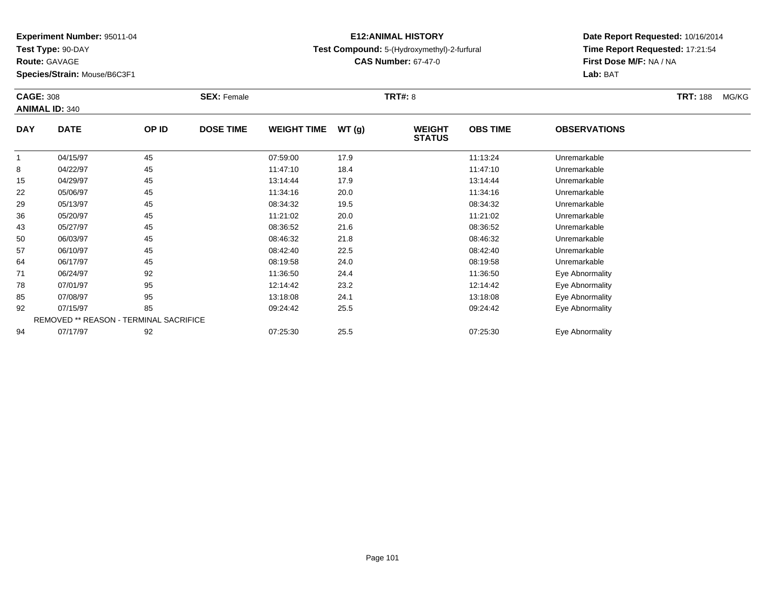**Experiment Number:** 95011-04
**Test Type:** 90-DAY
**Route:** GAVAGE
**Species/Strain:** Mouse/B6C3F1

**E12:ANIMAL HISTORY**
**Test Compound:** 5-(Hydroxymethyl)-2-furfural
**CAS Number:** 67-47-0

**Date Report Requested:** 10/16/2014
**Time Report Requested:** 17:21:54
**First Dose M/F:** NA / NA
**Lab:** BAT

**CAGE:** 308 **SEX:** Female **TRT#:** 8 **TRT:** 188 MG/KG
**ANIMAL ID:** 340

| DAY | DATE | OP ID | DOSE TIME | WEIGHT TIME | WT (g) | WEIGHT STATUS | OBS TIME | OBSERVATIONS |
|---|---|---|---|---|---|---|---|---|
| 1 | 04/15/97 | 45 | | 07:59:00 | 17.9 | | 11:13:24 | Unremarkable |
| 8 | 04/22/97 | 45 | | 11:47:10 | 18.4 | | 11:47:10 | Unremarkable |
| 15 | 04/29/97 | 45 | | 13:14:44 | 17.9 | | 13:14:44 | Unremarkable |
| 22 | 05/06/97 | 45 | | 11:34:16 | 20.0 | | 11:34:16 | Unremarkable |
| 29 | 05/13/97 | 45 | | 08:34:32 | 19.5 | | 08:34:32 | Unremarkable |
| 36 | 05/20/97 | 45 | | 11:21:02 | 20.0 | | 11:21:02 | Unremarkable |
| 43 | 05/27/97 | 45 | | 08:36:52 | 21.6 | | 08:36:52 | Unremarkable |
| 50 | 06/03/97 | 45 | | 08:46:32 | 21.8 | | 08:46:32 | Unremarkable |
| 57 | 06/10/97 | 45 | | 08:42:40 | 22.5 | | 08:42:40 | Unremarkable |
| 64 | 06/17/97 | 45 | | 08:19:58 | 24.0 | | 08:19:58 | Unremarkable |
| 71 | 06/24/97 | 92 | | 11:36:50 | 24.4 | | 11:36:50 | Eye Abnormality |
| 78 | 07/01/97 | 95 | | 12:14:42 | 23.2 | | 12:14:42 | Eye Abnormality |
| 85 | 07/08/97 | 95 | | 13:18:08 | 24.1 | | 13:18:08 | Eye Abnormality |
| 92 | 07/15/97 | 85 | | 09:24:42 | 25.5 | | 09:24:42 | Eye Abnormality |
| REMOVED ** REASON - TERMINAL SACRIFICE | | | | | | | | |
| 94 | 07/17/97 | 92 | | 07:25:30 | 25.5 | | 07:25:30 | Eye Abnormality |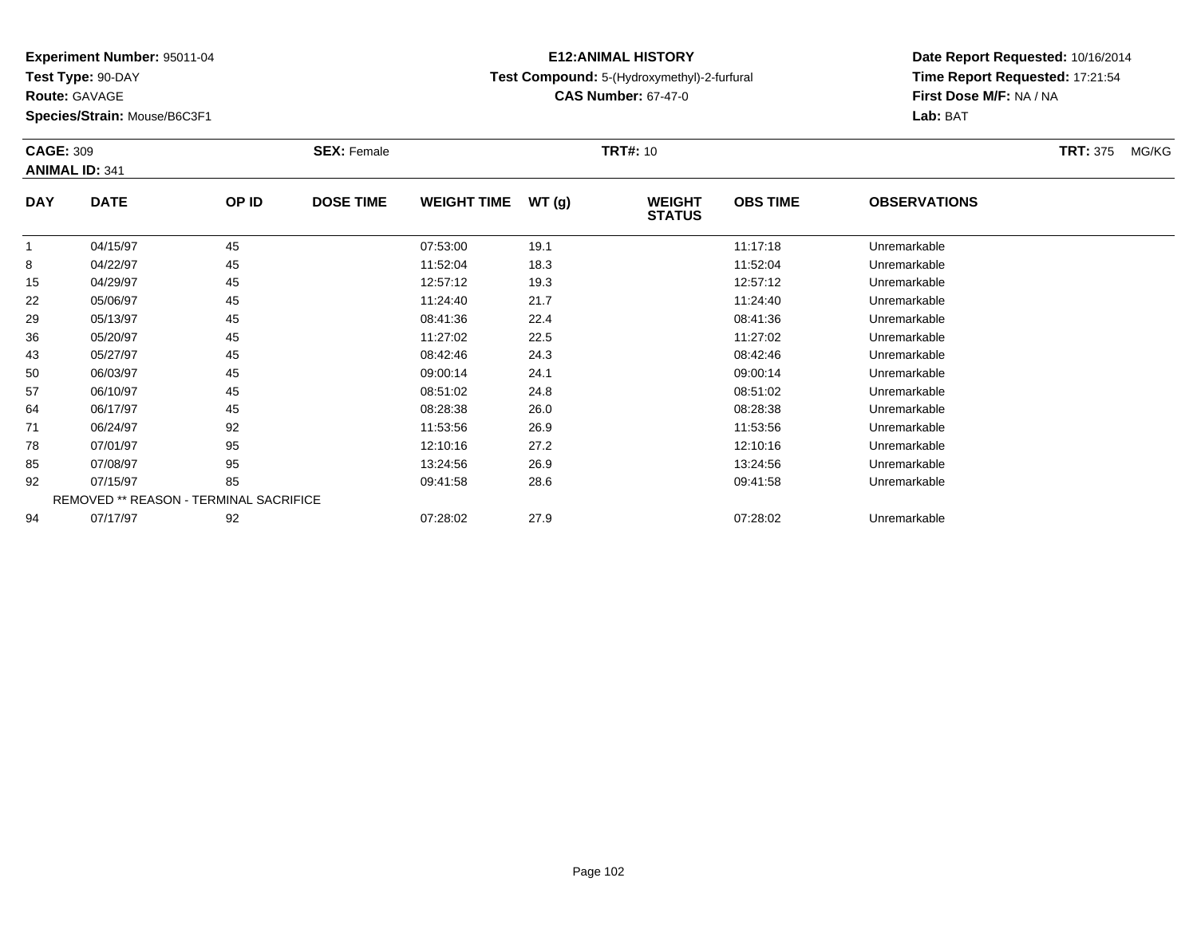**Experiment Number:** 95011-04
**Test Type:** 90-DAY
**Route:** GAVAGE
**Species/Strain:** Mouse/B6C3F1

**E12:ANIMAL HISTORY**
**Test Compound:** 5-(Hydroxymethyl)-2-furfural
**CAS Number:** 67-47-0

**Date Report Requested:** 10/16/2014
**Time Report Requested:** 17:21:54
**First Dose M/F:** NA / NA
**Lab:** BAT

**CAGE:** 309 **SEX:** Female **TRT#:** 10 **TRT:** 375 MG/KG
**ANIMAL ID:** 341

| DAY | DATE | OP ID | DOSE TIME | WEIGHT TIME | WT (g) | WEIGHT STATUS | OBS TIME | OBSERVATIONS |
|---|---|---|---|---|---|---|---|---|
| 1 | 04/15/97 | 45 | | 07:53:00 | 19.1 | | 11:17:18 | Unremarkable |
| 8 | 04/22/97 | 45 | | 11:52:04 | 18.3 | | 11:52:04 | Unremarkable |
| 15 | 04/29/97 | 45 | | 12:57:12 | 19.3 | | 12:57:12 | Unremarkable |
| 22 | 05/06/97 | 45 | | 11:24:40 | 21.7 | | 11:24:40 | Unremarkable |
| 29 | 05/13/97 | 45 | | 08:41:36 | 22.4 | | 08:41:36 | Unremarkable |
| 36 | 05/20/97 | 45 | | 11:27:02 | 22.5 | | 11:27:02 | Unremarkable |
| 43 | 05/27/97 | 45 | | 08:42:46 | 24.3 | | 08:42:46 | Unremarkable |
| 50 | 06/03/97 | 45 | | 09:00:14 | 24.1 | | 09:00:14 | Unremarkable |
| 57 | 06/10/97 | 45 | | 08:51:02 | 24.8 | | 08:51:02 | Unremarkable |
| 64 | 06/17/97 | 45 | | 08:28:38 | 26.0 | | 08:28:38 | Unremarkable |
| 71 | 06/24/97 | 92 | | 11:53:56 | 26.9 | | 11:53:56 | Unremarkable |
| 78 | 07/01/97 | 95 | | 12:10:16 | 27.2 | | 12:10:16 | Unremarkable |
| 85 | 07/08/97 | 95 | | 13:24:56 | 26.9 | | 13:24:56 | Unremarkable |
| 92 | 07/15/97 | 85 | | 09:41:58 | 28.6 | | 09:41:58 | Unremarkable |
| REMOVED ** REASON - TERMINAL SACRIFICE | | | | | | | | |
| 94 | 07/17/97 | 92 | | 07:28:02 | 27.9 | | 07:28:02 | Unremarkable |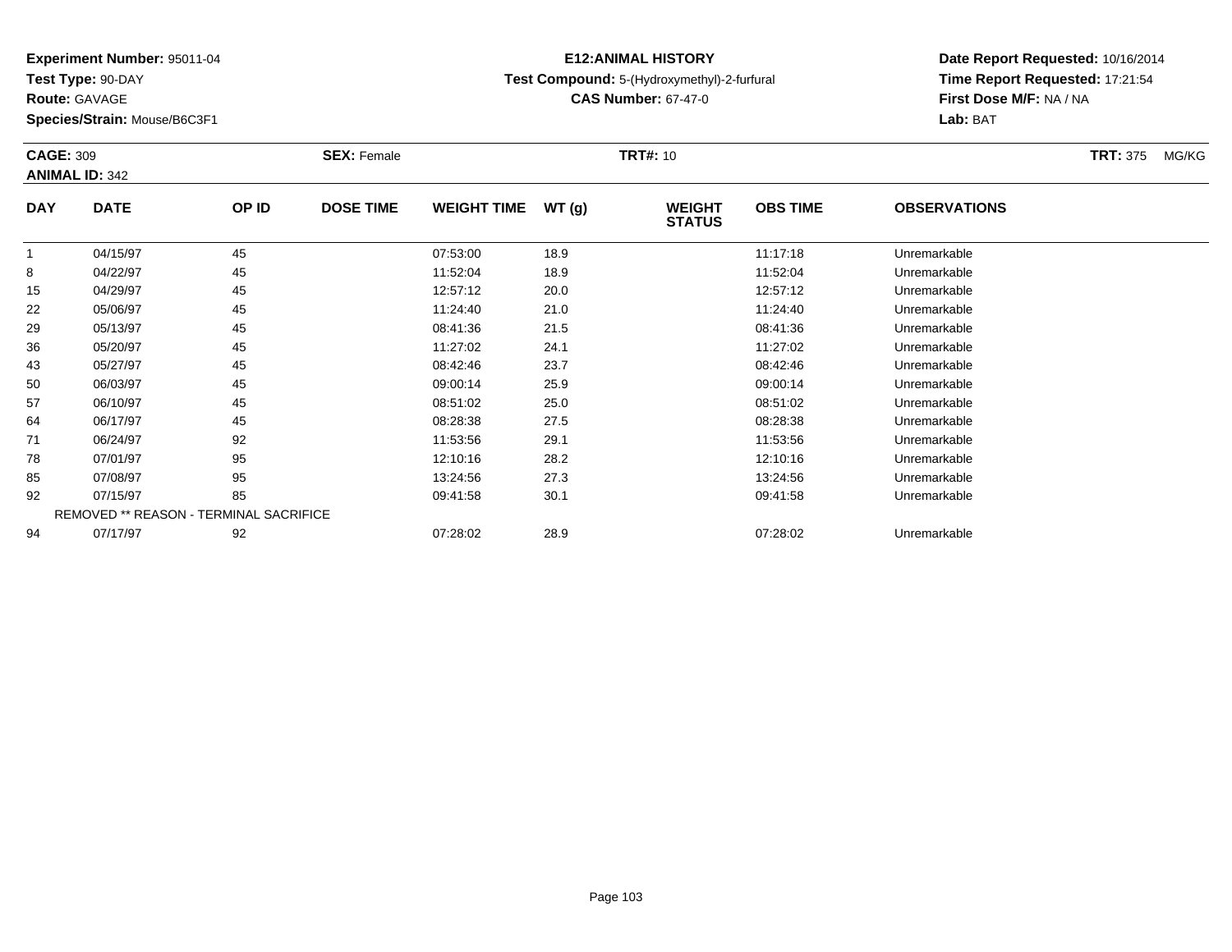**Experiment Number:** 95011-04
**Test Type:** 90-DAY
**Route:** GAVAGE
**Species/Strain:** Mouse/B6C3F1

**E12:ANIMAL HISTORY**
**Test Compound:** 5-(Hydroxymethyl)-2-furfural
**CAS Number:** 67-47-0

**Date Report Requested:** 10/16/2014
**Time Report Requested:** 17:21:54
**First Dose M/F:** NA / NA
**Lab:** BAT

**CAGE:** 309 **SEX:** Female **TRT#:** 10 **TRT:** 375 MG/KG
**ANIMAL ID:** 342

| DAY | DATE | OP ID | DOSE TIME | WEIGHT TIME | WT (g) | WEIGHT STATUS | OBS TIME | OBSERVATIONS |
|---|---|---|---|---|---|---|---|---|
| 1 | 04/15/97 | 45 | | 07:53:00 | 18.9 | | 11:17:18 | Unremarkable |
| 8 | 04/22/97 | 45 | | 11:52:04 | 18.9 | | 11:52:04 | Unremarkable |
| 15 | 04/29/97 | 45 | | 12:57:12 | 20.0 | | 12:57:12 | Unremarkable |
| 22 | 05/06/97 | 45 | | 11:24:40 | 21.0 | | 11:24:40 | Unremarkable |
| 29 | 05/13/97 | 45 | | 08:41:36 | 21.5 | | 08:41:36 | Unremarkable |
| 36 | 05/20/97 | 45 | | 11:27:02 | 24.1 | | 11:27:02 | Unremarkable |
| 43 | 05/27/97 | 45 | | 08:42:46 | 23.7 | | 08:42:46 | Unremarkable |
| 50 | 06/03/97 | 45 | | 09:00:14 | 25.9 | | 09:00:14 | Unremarkable |
| 57 | 06/10/97 | 45 | | 08:51:02 | 25.0 | | 08:51:02 | Unremarkable |
| 64 | 06/17/97 | 45 | | 08:28:38 | 27.5 | | 08:28:38 | Unremarkable |
| 71 | 06/24/97 | 92 | | 11:53:56 | 29.1 | | 11:53:56 | Unremarkable |
| 78 | 07/01/97 | 95 | | 12:10:16 | 28.2 | | 12:10:16 | Unremarkable |
| 85 | 07/08/97 | 95 | | 13:24:56 | 27.3 | | 13:24:56 | Unremarkable |
| 92 | 07/15/97 | 85 | | 09:41:58 | 30.1 | | 09:41:58 | Unremarkable |
| REMOVED ** REASON - TERMINAL SACRIFICE | | | | | | | | |
| 94 | 07/17/97 | 92 | | 07:28:02 | 28.9 | | 07:28:02 | Unremarkable |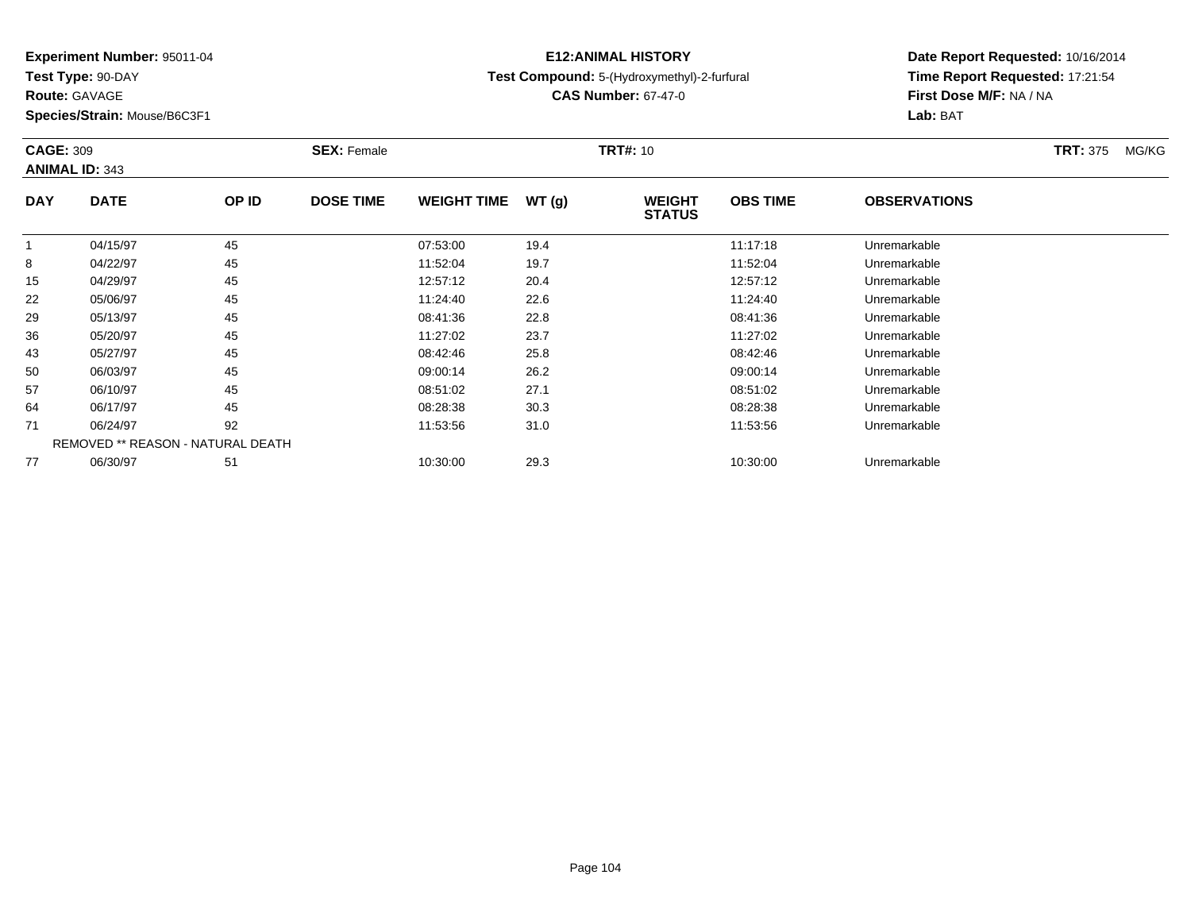**Experiment Number:** 95011-04
**Test Type:** 90-DAY
**Route:** GAVAGE
**Species/Strain:** Mouse/B6C3F1

**E12:ANIMAL HISTORY**
**Test Compound:** 5-(Hydroxymethyl)-2-furfural
**CAS Number:** 67-47-0

**Date Report Requested:** 10/16/2014
**Time Report Requested:** 17:21:54
**First Dose M/F:** NA / NA
**Lab:** BAT

**CAGE:** 309 **SEX:** Female **TRT#:** 10 **TRT:** 375 MG/KG
**ANIMAL ID:** 343

| DAY | DATE | OP ID | DOSE TIME | WEIGHT TIME | WT (g) | WEIGHT STATUS | OBS TIME | OBSERVATIONS |
|---|---|---|---|---|---|---|---|---|
| 1 | 04/15/97 | 45 | | 07:53:00 | 19.4 | | 11:17:18 | Unremarkable |
| 8 | 04/22/97 | 45 | | 11:52:04 | 19.7 | | 11:52:04 | Unremarkable |
| 15 | 04/29/97 | 45 | | 12:57:12 | 20.4 | | 12:57:12 | Unremarkable |
| 22 | 05/06/97 | 45 | | 11:24:40 | 22.6 | | 11:24:40 | Unremarkable |
| 29 | 05/13/97 | 45 | | 08:41:36 | 22.8 | | 08:41:36 | Unremarkable |
| 36 | 05/20/97 | 45 | | 11:27:02 | 23.7 | | 11:27:02 | Unremarkable |
| 43 | 05/27/97 | 45 | | 08:42:46 | 25.8 | | 08:42:46 | Unremarkable |
| 50 | 06/03/97 | 45 | | 09:00:14 | 26.2 | | 09:00:14 | Unremarkable |
| 57 | 06/10/97 | 45 | | 08:51:02 | 27.1 | | 08:51:02 | Unremarkable |
| 64 | 06/17/97 | 45 | | 08:28:38 | 30.3 | | 08:28:38 | Unremarkable |
| 71 | 06/24/97 | 92 | | 11:53:56 | 31.0 | | 11:53:56 | Unremarkable |
| | REMOVED ** REASON - NATURAL DEATH | | | | | | | |
| 77 | 06/30/97 | 51 | | 10:30:00 | 29.3 | | 10:30:00 | Unremarkable |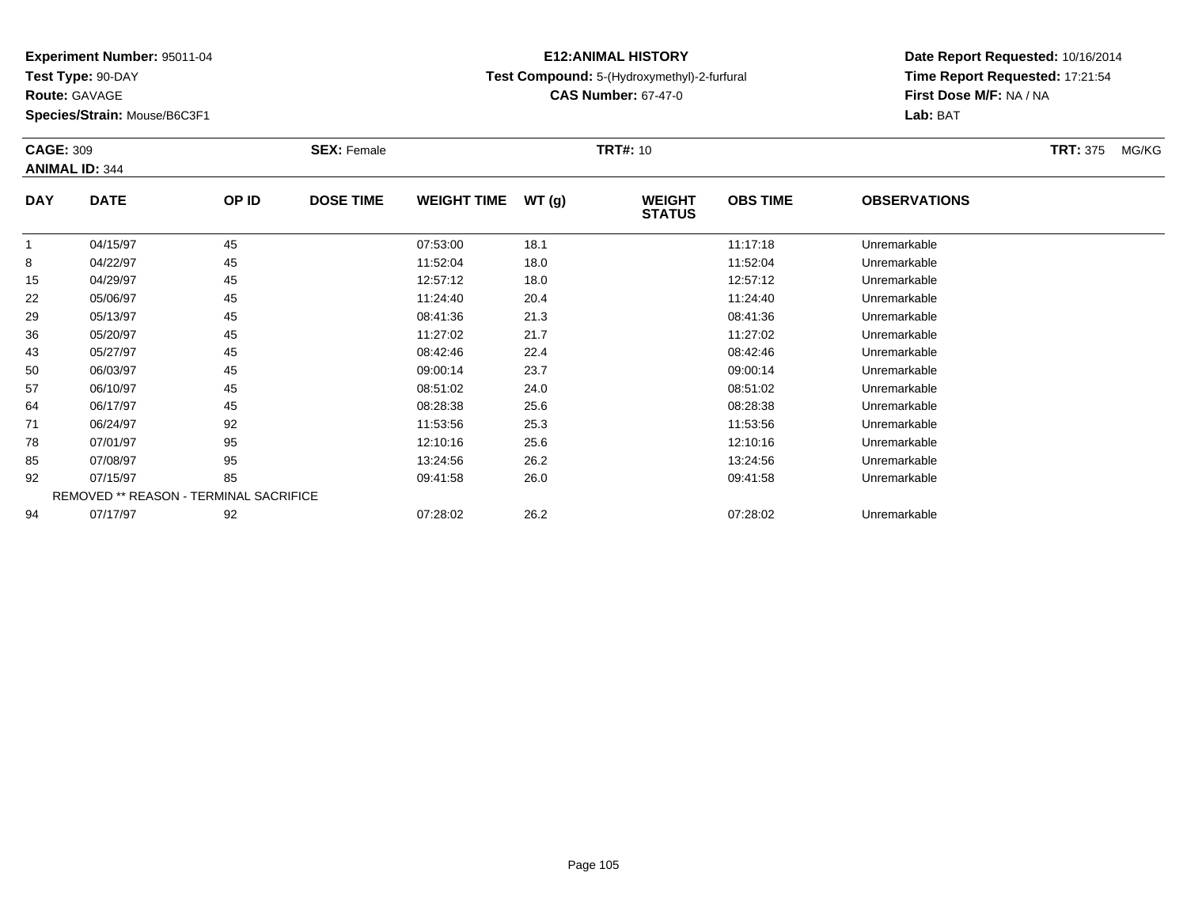**Experiment Number:** 95011-04
**Test Type:** 90-DAY
**Route:** GAVAGE
**Species/Strain:** Mouse/B6C3F1

**E12:ANIMAL HISTORY**
**Test Compound:** 5-(Hydroxymethyl)-2-furfural
**CAS Number:** 67-47-0

**Date Report Requested:** 10/16/2014
**Time Report Requested:** 17:21:54
**First Dose M/F:** NA / NA
**Lab:** BAT

**CAGE:** 309 **SEX:** Female **TRT#:** 10 **TRT:** 375 MG/KG
**ANIMAL ID:** 344

| DAY | DATE | OP ID | DOSE TIME | WEIGHT TIME | WT (g) | WEIGHT STATUS | OBS TIME | OBSERVATIONS |
|---|---|---|---|---|---|---|---|---|
| 1 | 04/15/97 | 45 | | 07:53:00 | 18.1 | | 11:17:18 | Unremarkable |
| 8 | 04/22/97 | 45 | | 11:52:04 | 18.0 | | 11:52:04 | Unremarkable |
| 15 | 04/29/97 | 45 | | 12:57:12 | 18.0 | | 12:57:12 | Unremarkable |
| 22 | 05/06/97 | 45 | | 11:24:40 | 20.4 | | 11:24:40 | Unremarkable |
| 29 | 05/13/97 | 45 | | 08:41:36 | 21.3 | | 08:41:36 | Unremarkable |
| 36 | 05/20/97 | 45 | | 11:27:02 | 21.7 | | 11:27:02 | Unremarkable |
| 43 | 05/27/97 | 45 | | 08:42:46 | 22.4 | | 08:42:46 | Unremarkable |
| 50 | 06/03/97 | 45 | | 09:00:14 | 23.7 | | 09:00:14 | Unremarkable |
| 57 | 06/10/97 | 45 | | 08:51:02 | 24.0 | | 08:51:02 | Unremarkable |
| 64 | 06/17/97 | 45 | | 08:28:38 | 25.6 | | 08:28:38 | Unremarkable |
| 71 | 06/24/97 | 92 | | 11:53:56 | 25.3 | | 11:53:56 | Unremarkable |
| 78 | 07/01/97 | 95 | | 12:10:16 | 25.6 | | 12:10:16 | Unremarkable |
| 85 | 07/08/97 | 95 | | 13:24:56 | 26.2 | | 13:24:56 | Unremarkable |
| 92 | 07/15/97 | 85 | | 09:41:58 | 26.0 | | 09:41:58 | Unremarkable |
| REMOVED ** REASON - TERMINAL SACRIFICE | | | | | | | | |
| 94 | 07/17/97 | 92 | | 07:28:02 | 26.2 | | 07:28:02 | Unremarkable |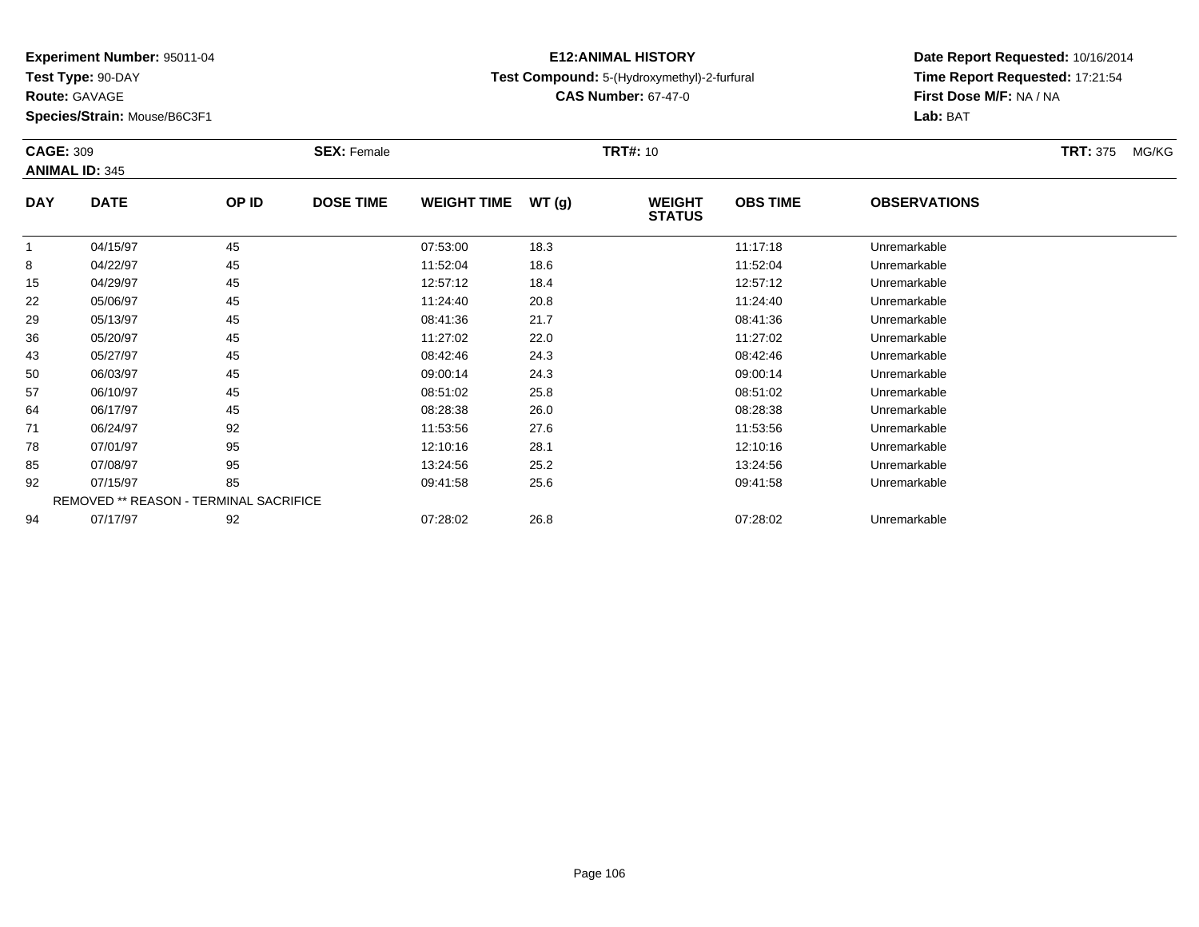**Experiment Number:** 95011-04
**Test Type:** 90-DAY
**Route:** GAVAGE
**Species/Strain:** Mouse/B6C3F1

**E12:ANIMAL HISTORY**
**Test Compound:** 5-(Hydroxymethyl)-2-furfural
**CAS Number:** 67-47-0

**Date Report Requested:** 10/16/2014
**Time Report Requested:** 17:21:54
**First Dose M/F:** NA / NA
**Lab:** BAT

**CAGE:** 309 **SEX:** Female **TRT#:** 10 **TRT:** 375 MG/KG
**ANIMAL ID:** 345

| DAY | DATE | OP ID | DOSE TIME | WEIGHT TIME | WT (g) | WEIGHT STATUS | OBS TIME | OBSERVATIONS |
|---|---|---|---|---|---|---|---|---|
| 1 | 04/15/97 | 45 | | 07:53:00 | 18.3 | | 11:17:18 | Unremarkable |
| 8 | 04/22/97 | 45 | | 11:52:04 | 18.6 | | 11:52:04 | Unremarkable |
| 15 | 04/29/97 | 45 | | 12:57:12 | 18.4 | | 12:57:12 | Unremarkable |
| 22 | 05/06/97 | 45 | | 11:24:40 | 20.8 | | 11:24:40 | Unremarkable |
| 29 | 05/13/97 | 45 | | 08:41:36 | 21.7 | | 08:41:36 | Unremarkable |
| 36 | 05/20/97 | 45 | | 11:27:02 | 22.0 | | 11:27:02 | Unremarkable |
| 43 | 05/27/97 | 45 | | 08:42:46 | 24.3 | | 08:42:46 | Unremarkable |
| 50 | 06/03/97 | 45 | | 09:00:14 | 24.3 | | 09:00:14 | Unremarkable |
| 57 | 06/10/97 | 45 | | 08:51:02 | 25.8 | | 08:51:02 | Unremarkable |
| 64 | 06/17/97 | 45 | | 08:28:38 | 26.0 | | 08:28:38 | Unremarkable |
| 71 | 06/24/97 | 92 | | 11:53:56 | 27.6 | | 11:53:56 | Unremarkable |
| 78 | 07/01/97 | 95 | | 12:10:16 | 28.1 | | 12:10:16 | Unremarkable |
| 85 | 07/08/97 | 95 | | 13:24:56 | 25.2 | | 13:24:56 | Unremarkable |
| 92 | 07/15/97 | 85 | | 09:41:58 | 25.6 | | 09:41:58 | Unremarkable |
| REMOVED ** REASON - TERMINAL SACRIFICE | | | | | | | | |
| 94 | 07/17/97 | 92 | | 07:28:02 | 26.8 | | 07:28:02 | Unremarkable |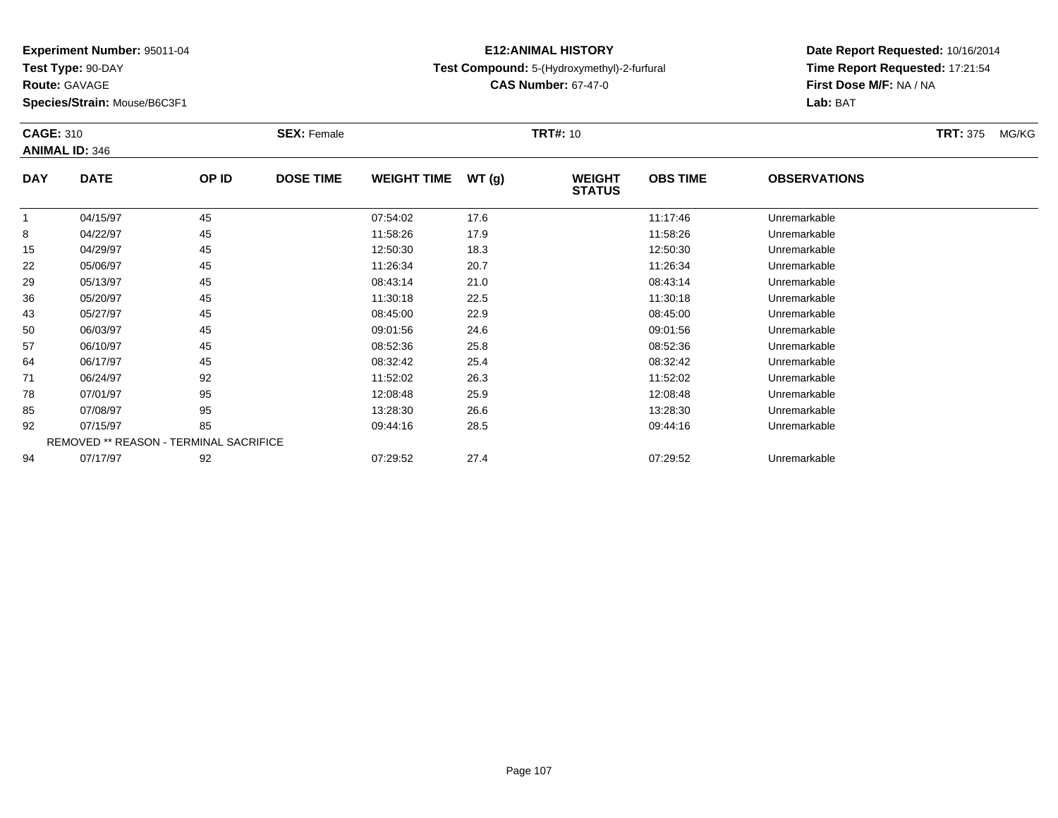**Experiment Number:** 95011-04
**Test Type:** 90-DAY
**Route:** GAVAGE
**Species/Strain:** Mouse/B6C3F1

**E12:ANIMAL HISTORY**
**Test Compound:** 5-(Hydroxymethyl)-2-furfural
**CAS Number:** 67-47-0

**Date Report Requested:** 10/16/2014
**Time Report Requested:** 17:21:54
**First Dose M/F:** NA / NA
**Lab:** BAT

**CAGE:** 310 **SEX:** Female **TRT#:** 10 **TRT:** 375 MG/KG
**ANIMAL ID:** 346

| DAY | DATE | OP ID | DOSE TIME | WEIGHT TIME | WT (g) | WEIGHT STATUS | OBS TIME | OBSERVATIONS |
|---|---|---|---|---|---|---|---|---|
| 1 | 04/15/97 | 45 | | 07:54:02 | 17.6 | | 11:17:46 | Unremarkable |
| 8 | 04/22/97 | 45 | | 11:58:26 | 17.9 | | 11:58:26 | Unremarkable |
| 15 | 04/29/97 | 45 | | 12:50:30 | 18.3 | | 12:50:30 | Unremarkable |
| 22 | 05/06/97 | 45 | | 11:26:34 | 20.7 | | 11:26:34 | Unremarkable |
| 29 | 05/13/97 | 45 | | 08:43:14 | 21.0 | | 08:43:14 | Unremarkable |
| 36 | 05/20/97 | 45 | | 11:30:18 | 22.5 | | 11:30:18 | Unremarkable |
| 43 | 05/27/97 | 45 | | 08:45:00 | 22.9 | | 08:45:00 | Unremarkable |
| 50 | 06/03/97 | 45 | | 09:01:56 | 24.6 | | 09:01:56 | Unremarkable |
| 57 | 06/10/97 | 45 | | 08:52:36 | 25.8 | | 08:52:36 | Unremarkable |
| 64 | 06/17/97 | 45 | | 08:32:42 | 25.4 | | 08:32:42 | Unremarkable |
| 71 | 06/24/97 | 92 | | 11:52:02 | 26.3 | | 11:52:02 | Unremarkable |
| 78 | 07/01/97 | 95 | | 12:08:48 | 25.9 | | 12:08:48 | Unremarkable |
| 85 | 07/08/97 | 95 | | 13:28:30 | 26.6 | | 13:28:30 | Unremarkable |
| 92 | 07/15/97 | 85 | | 09:44:16 | 28.5 | | 09:44:16 | Unremarkable |
| REMOVED ** REASON - TERMINAL SACRIFICE | | | | | | | | |
| 94 | 07/17/97 | 92 | | 07:29:52 | 27.4 | | 07:29:52 | Unremarkable |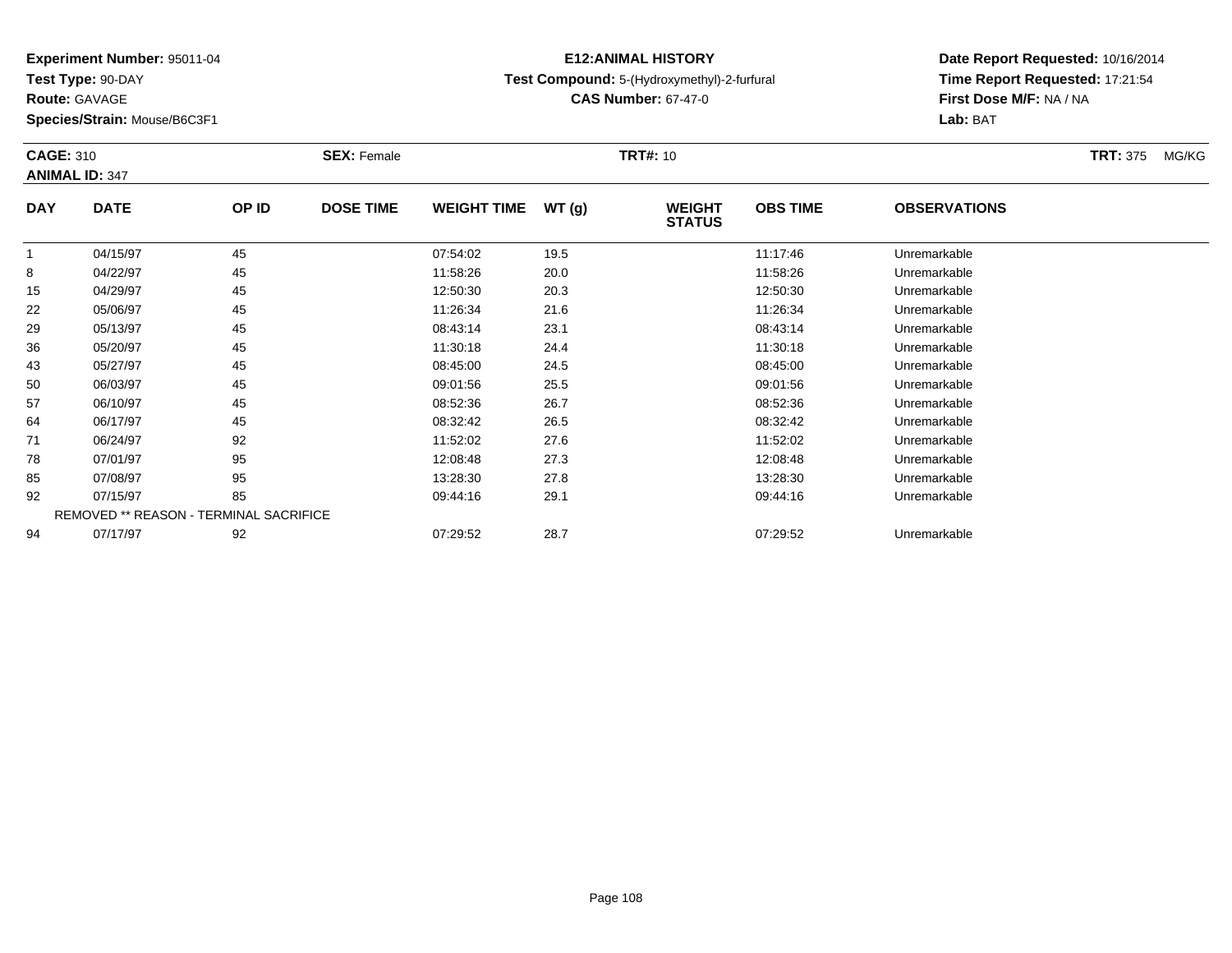**Experiment Number:** 95011-04
**Test Type:** 90-DAY
**Route:** GAVAGE
**Species/Strain:** Mouse/B6C3F1

# E12:ANIMAL HISTORY

**Test Compound:** 5-(Hydroxymethyl)-2-furfural
**CAS Number:** 67-47-0

**Date Report Requested:** 10/16/2014
**Time Report Requested:** 17:21:54
**First Dose M/F:** NA / NA
**Lab:** BAT

**CAGE:** 310 **SEX:** Female **TRT#:** 10 **TRT:** 375 MG/KG
**ANIMAL ID:** 347

| DAY | DATE | OP ID | DOSE TIME | WEIGHT TIME | WT (g) | WEIGHT STATUS | OBS TIME | OBSERVATIONS |
|---|---|---|---|---|---|---|---|---|
| 1 | 04/15/97 | 45 | | 07:54:02 | 19.5 | | 11:17:46 | Unremarkable |
| 8 | 04/22/97 | 45 | | 11:58:26 | 20.0 | | 11:58:26 | Unremarkable |
| 15 | 04/29/97 | 45 | | 12:50:30 | 20.3 | | 12:50:30 | Unremarkable |
| 22 | 05/06/97 | 45 | | 11:26:34 | 21.6 | | 11:26:34 | Unremarkable |
| 29 | 05/13/97 | 45 | | 08:43:14 | 23.1 | | 08:43:14 | Unremarkable |
| 36 | 05/20/97 | 45 | | 11:30:18 | 24.4 | | 11:30:18 | Unremarkable |
| 43 | 05/27/97 | 45 | | 08:45:00 | 24.5 | | 08:45:00 | Unremarkable |
| 50 | 06/03/97 | 45 | | 09:01:56 | 25.5 | | 09:01:56 | Unremarkable |
| 57 | 06/10/97 | 45 | | 08:52:36 | 26.7 | | 08:52:36 | Unremarkable |
| 64 | 06/17/97 | 45 | | 08:32:42 | 26.5 | | 08:32:42 | Unremarkable |
| 71 | 06/24/97 | 92 | | 11:52:02 | 27.6 | | 11:52:02 | Unremarkable |
| 78 | 07/01/97 | 95 | | 12:08:48 | 27.3 | | 12:08:48 | Unremarkable |
| 85 | 07/08/97 | 95 | | 13:28:30 | 27.8 | | 13:28:30 | Unremarkable |
| 92 | 07/15/97 | 85 | | 09:44:16 | 29.1 | | 09:44:16 | Unremarkable |
| REMOVED ** REASON - TERMINAL SACRIFICE | | | | | | | | |
| 94 | 07/17/97 | 92 | | 07:29:52 | 28.7 | | 07:29:52 | Unremarkable |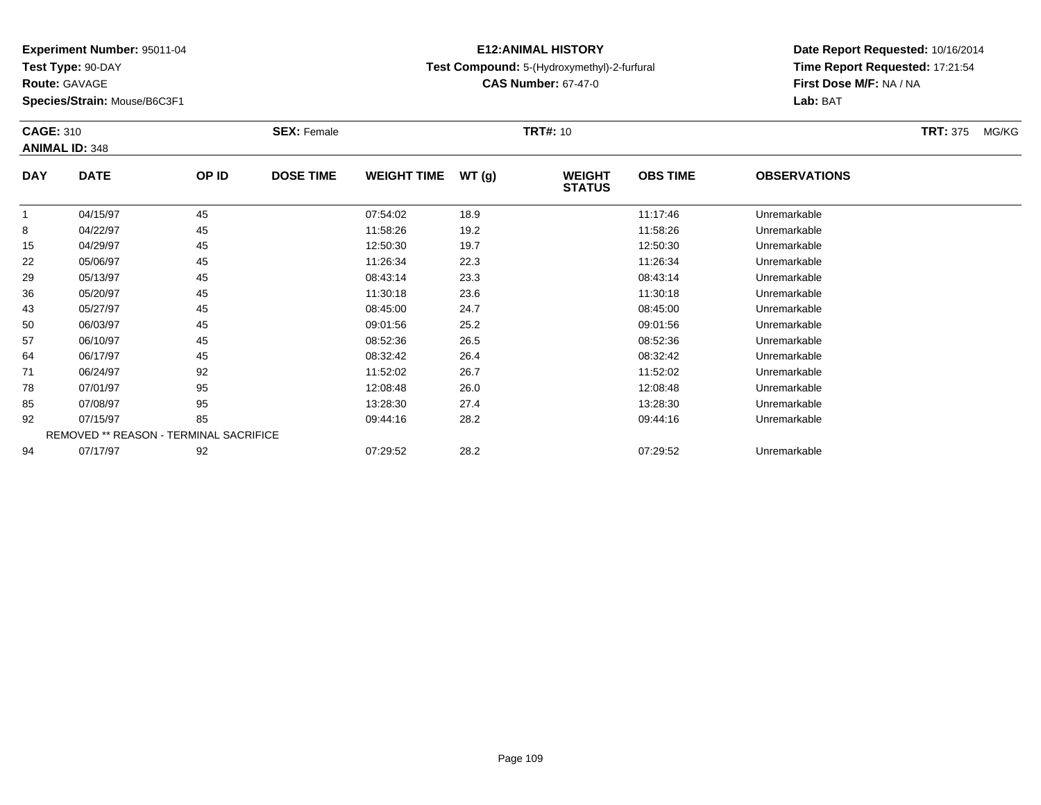**Experiment Number:** 95011-04
**Test Type:** 90-DAY
**Route:** GAVAGE
**Species/Strain:** Mouse/B6C3F1

# E12:ANIMAL HISTORY

**Test Compound:** 5-(Hydroxymethyl)-2-furfural
**CAS Number:** 67-47-0

**Date Report Requested:** 10/16/2014
**Time Report Requested:** 17:21:54
**First Dose M/F:** NA / NA
**Lab:** BAT

**CAGE:** 310 **SEX:** Female **TRT#:** 10 **TRT:** 375 MG/KG
**ANIMAL ID:** 348

| DAY | DATE | OP ID | DOSE TIME | WEIGHT TIME | WT (g) | WEIGHT STATUS | OBS TIME | OBSERVATIONS |
|---|---|---|---|---|---|---|---|---|
| 1 | 04/15/97 | 45 | | 07:54:02 | 18.9 | | 11:17:46 | Unremarkable |
| 8 | 04/22/97 | 45 | | 11:58:26 | 19.2 | | 11:58:26 | Unremarkable |
| 15 | 04/29/97 | 45 | | 12:50:30 | 19.7 | | 12:50:30 | Unremarkable |
| 22 | 05/06/97 | 45 | | 11:26:34 | 22.3 | | 11:26:34 | Unremarkable |
| 29 | 05/13/97 | 45 | | 08:43:14 | 23.3 | | 08:43:14 | Unremarkable |
| 36 | 05/20/97 | 45 | | 11:30:18 | 23.6 | | 11:30:18 | Unremarkable |
| 43 | 05/27/97 | 45 | | 08:45:00 | 24.7 | | 08:45:00 | Unremarkable |
| 50 | 06/03/97 | 45 | | 09:01:56 | 25.2 | | 09:01:56 | Unremarkable |
| 57 | 06/10/97 | 45 | | 08:52:36 | 26.5 | | 08:52:36 | Unremarkable |
| 64 | 06/17/97 | 45 | | 08:32:42 | 26.4 | | 08:32:42 | Unremarkable |
| 71 | 06/24/97 | 92 | | 11:52:02 | 26.7 | | 11:52:02 | Unremarkable |
| 78 | 07/01/97 | 95 | | 12:08:48 | 26.0 | | 12:08:48 | Unremarkable |
| 85 | 07/08/97 | 95 | | 13:28:30 | 27.4 | | 13:28:30 | Unremarkable |
| 92 | 07/15/97 | 85 | | 09:44:16 | 28.2 | | 09:44:16 | Unremarkable |
| REMOVED ** REASON - TERMINAL SACRIFICE | | | | | | | | |
| 94 | 07/17/97 | 92 | | 07:29:52 | 28.2 | | 07:29:52 | Unremarkable |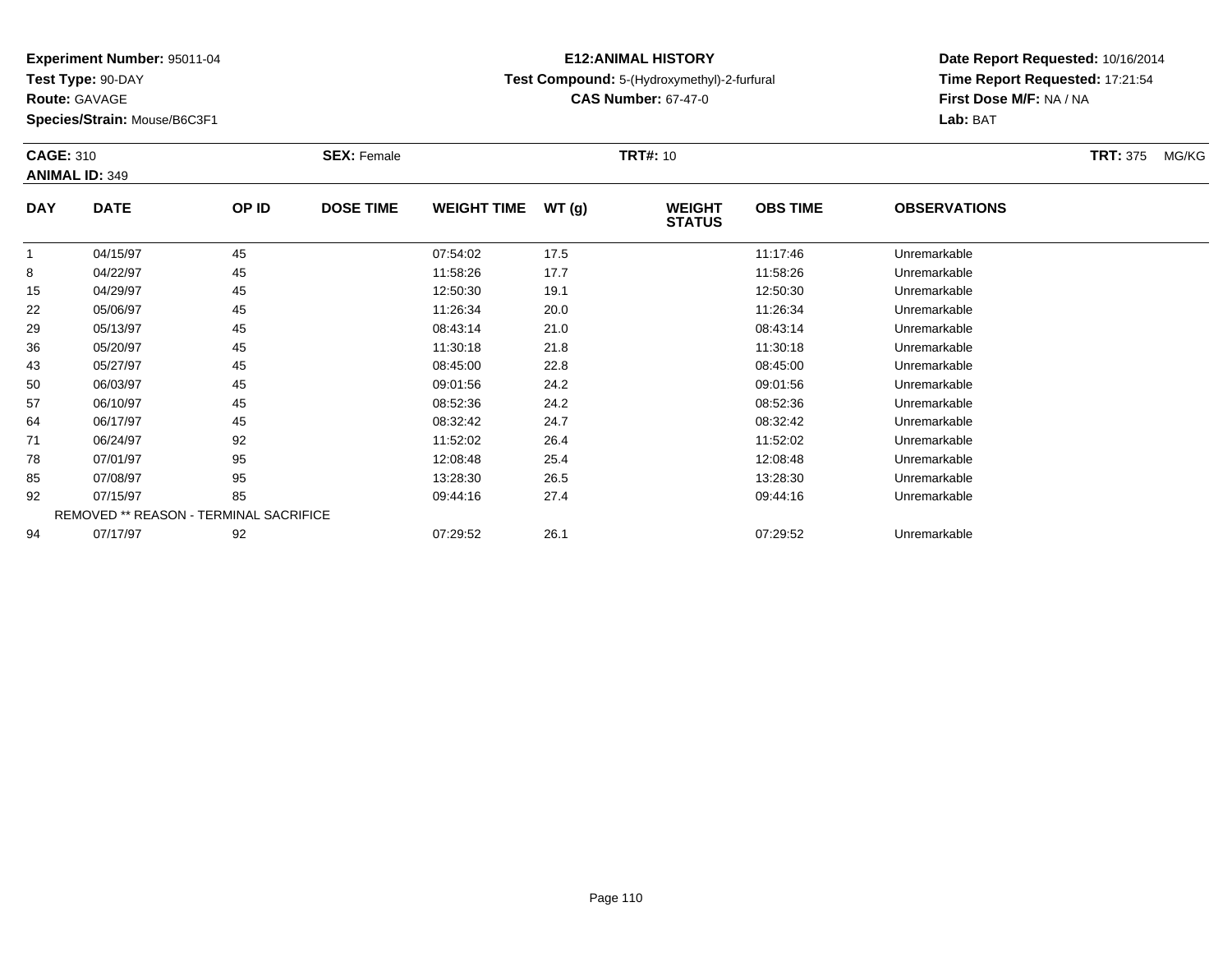**Experiment Number:** 95011-04
**Test Type:** 90-DAY
**Route:** GAVAGE
**Species/Strain:** Mouse/B6C3F1

**E12:ANIMAL HISTORY**
**Test Compound:** 5-(Hydroxymethyl)-2-furfural
**CAS Number:** 67-47-0

**Date Report Requested:** 10/16/2014
**Time Report Requested:** 17:21:54
**First Dose M/F:** NA / NA
**Lab:** BAT

**CAGE:** 310 **SEX:** Female **TRT#:** 10 **TRT:** 375 MG/KG
**ANIMAL ID:** 349

| DAY | DATE | OP ID | DOSE TIME | WEIGHT TIME | WT (g) | WEIGHT STATUS | OBS TIME | OBSERVATIONS |
|---|---|---|---|---|---|---|---|---|
| 1 | 04/15/97 | 45 | | 07:54:02 | 17.5 | | 11:17:46 | Unremarkable |
| 8 | 04/22/97 | 45 | | 11:58:26 | 17.7 | | 11:58:26 | Unremarkable |
| 15 | 04/29/97 | 45 | | 12:50:30 | 19.1 | | 12:50:30 | Unremarkable |
| 22 | 05/06/97 | 45 | | 11:26:34 | 20.0 | | 11:26:34 | Unremarkable |
| 29 | 05/13/97 | 45 | | 08:43:14 | 21.0 | | 08:43:14 | Unremarkable |
| 36 | 05/20/97 | 45 | | 11:30:18 | 21.8 | | 11:30:18 | Unremarkable |
| 43 | 05/27/97 | 45 | | 08:45:00 | 22.8 | | 08:45:00 | Unremarkable |
| 50 | 06/03/97 | 45 | | 09:01:56 | 24.2 | | 09:01:56 | Unremarkable |
| 57 | 06/10/97 | 45 | | 08:52:36 | 24.2 | | 08:52:36 | Unremarkable |
| 64 | 06/17/97 | 45 | | 08:32:42 | 24.7 | | 08:32:42 | Unremarkable |
| 71 | 06/24/97 | 92 | | 11:52:02 | 26.4 | | 11:52:02 | Unremarkable |
| 78 | 07/01/97 | 95 | | 12:08:48 | 25.4 | | 12:08:48 | Unremarkable |
| 85 | 07/08/97 | 95 | | 13:28:30 | 26.5 | | 13:28:30 | Unremarkable |
| 92 | 07/15/97 | 85 | | 09:44:16 | 27.4 | | 09:44:16 | Unremarkable |
| REMOVED ** REASON - TERMINAL SACRIFICE | | | | | | | | |
| 94 | 07/17/97 | 92 | | 07:29:52 | 26.1 | | 07:29:52 | Unremarkable |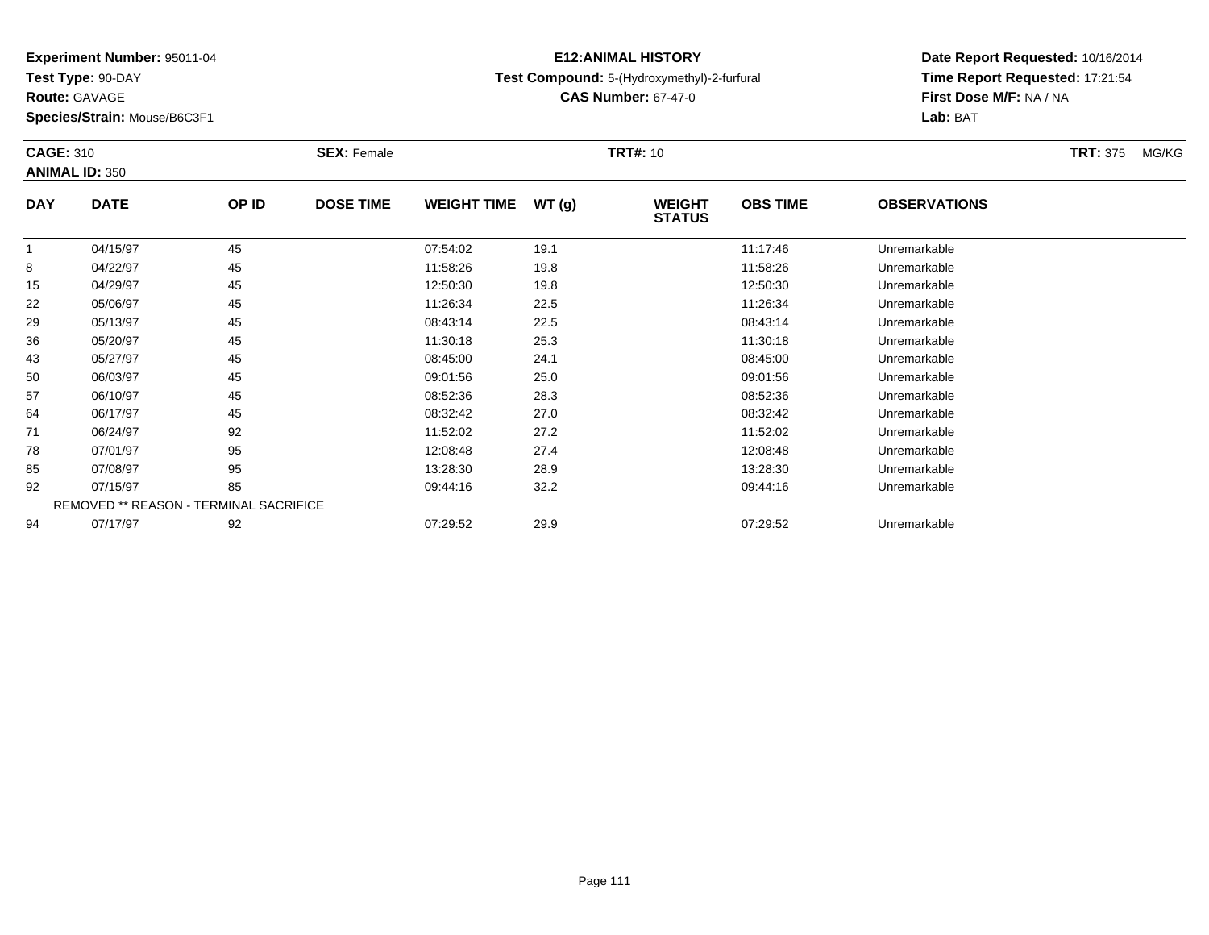**Experiment Number:** 95011-04
**Test Type:** 90-DAY
**Route:** GAVAGE
**Species/Strain:** Mouse/B6C3F1

**E12:ANIMAL HISTORY**
**Test Compound:** 5-(Hydroxymethyl)-2-furfural
**CAS Number:** 67-47-0

**Date Report Requested:** 10/16/2014
**Time Report Requested:** 17:21:54
**First Dose M/F:** NA / NA
**Lab:** BAT

**CAGE:** 310 **SEX:** Female **TRT#:** 10 **TRT:** 375 MG/KG
**ANIMAL ID:** 350

| DAY | DATE | OP ID | DOSE TIME | WEIGHT TIME | WT (g) | WEIGHT STATUS | OBS TIME | OBSERVATIONS |
|---|---|---|---|---|---|---|---|---|
| 1 | 04/15/97 | 45 | | 07:54:02 | 19.1 | | 11:17:46 | Unremarkable |
| 8 | 04/22/97 | 45 | | 11:58:26 | 19.8 | | 11:58:26 | Unremarkable |
| 15 | 04/29/97 | 45 | | 12:50:30 | 19.8 | | 12:50:30 | Unremarkable |
| 22 | 05/06/97 | 45 | | 11:26:34 | 22.5 | | 11:26:34 | Unremarkable |
| 29 | 05/13/97 | 45 | | 08:43:14 | 22.5 | | 08:43:14 | Unremarkable |
| 36 | 05/20/97 | 45 | | 11:30:18 | 25.3 | | 11:30:18 | Unremarkable |
| 43 | 05/27/97 | 45 | | 08:45:00 | 24.1 | | 08:45:00 | Unremarkable |
| 50 | 06/03/97 | 45 | | 09:01:56 | 25.0 | | 09:01:56 | Unremarkable |
| 57 | 06/10/97 | 45 | | 08:52:36 | 28.3 | | 08:52:36 | Unremarkable |
| 64 | 06/17/97 | 45 | | 08:32:42 | 27.0 | | 08:32:42 | Unremarkable |
| 71 | 06/24/97 | 92 | | 11:52:02 | 27.2 | | 11:52:02 | Unremarkable |
| 78 | 07/01/97 | 95 | | 12:08:48 | 27.4 | | 12:08:48 | Unremarkable |
| 85 | 07/08/97 | 95 | | 13:28:30 | 28.9 | | 13:28:30 | Unremarkable |
| 92 | 07/15/97 | 85 | | 09:44:16 | 32.2 | | 09:44:16 | Unremarkable |
| REMOVED ** REASON - TERMINAL SACRIFICE | | | | | | | | |
| 94 | 07/17/97 | 92 | | 07:29:52 | 29.9 | | 07:29:52 | Unremarkable |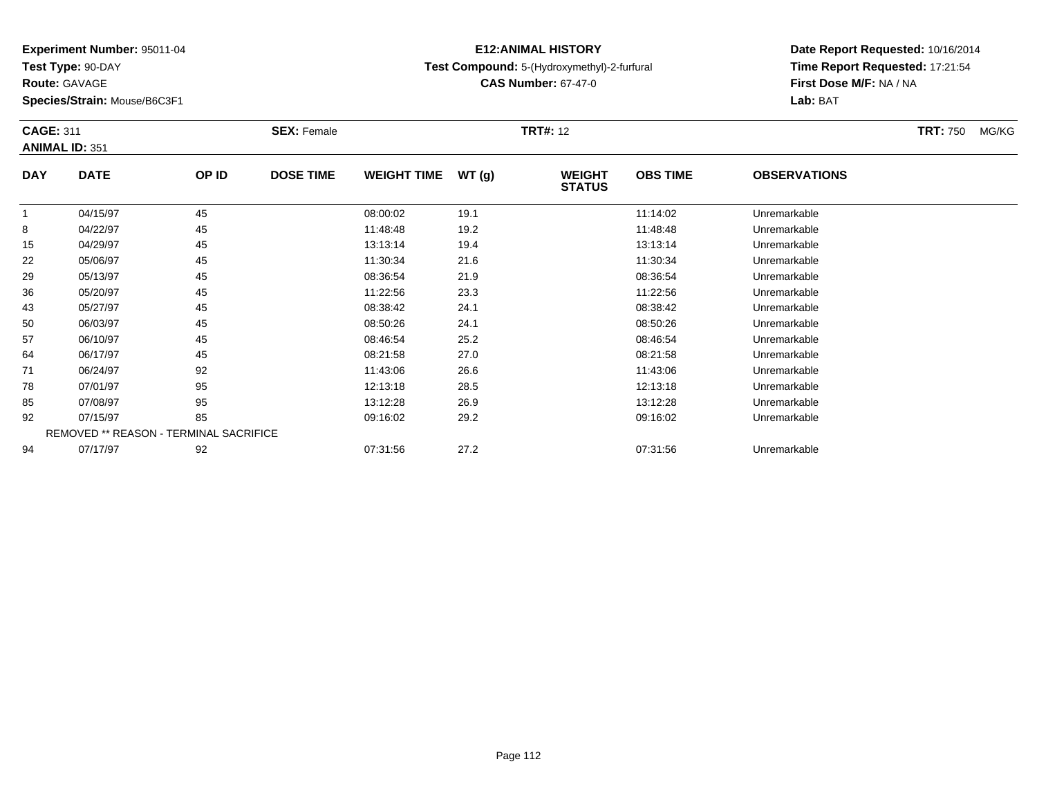**Experiment Number:** 95011-04
**Test Type:** 90-DAY
**Route:** GAVAGE
**Species/Strain:** Mouse/B6C3F1

**E12:ANIMAL HISTORY**
**Test Compound:** 5-(Hydroxymethyl)-2-furfural
**CAS Number:** 67-47-0

**Date Report Requested:** 10/16/2014
**Time Report Requested:** 17:21:54
**First Dose M/F:** NA / NA
**Lab:** BAT

**CAGE:** 311 **SEX:** Female **TRT#:** 12 **TRT:** 750 MG/KG
**ANIMAL ID:** 351

| DAY | DATE | OP ID | DOSE TIME | WEIGHT TIME | WT (g) | WEIGHT STATUS | OBS TIME | OBSERVATIONS |
|---|---|---|---|---|---|---|---|---|
| 1 | 04/15/97 | 45 | | 08:00:02 | 19.1 | | 11:14:02 | Unremarkable |
| 8 | 04/22/97 | 45 | | 11:48:48 | 19.2 | | 11:48:48 | Unremarkable |
| 15 | 04/29/97 | 45 | | 13:13:14 | 19.4 | | 13:13:14 | Unremarkable |
| 22 | 05/06/97 | 45 | | 11:30:34 | 21.6 | | 11:30:34 | Unremarkable |
| 29 | 05/13/97 | 45 | | 08:36:54 | 21.9 | | 08:36:54 | Unremarkable |
| 36 | 05/20/97 | 45 | | 11:22:56 | 23.3 | | 11:22:56 | Unremarkable |
| 43 | 05/27/97 | 45 | | 08:38:42 | 24.1 | | 08:38:42 | Unremarkable |
| 50 | 06/03/97 | 45 | | 08:50:26 | 24.1 | | 08:50:26 | Unremarkable |
| 57 | 06/10/97 | 45 | | 08:46:54 | 25.2 | | 08:46:54 | Unremarkable |
| 64 | 06/17/97 | 45 | | 08:21:58 | 27.0 | | 08:21:58 | Unremarkable |
| 71 | 06/24/97 | 92 | | 11:43:06 | 26.6 | | 11:43:06 | Unremarkable |
| 78 | 07/01/97 | 95 | | 12:13:18 | 28.5 | | 12:13:18 | Unremarkable |
| 85 | 07/08/97 | 95 | | 13:12:28 | 26.9 | | 13:12:28 | Unremarkable |
| 92 | 07/15/97 | 85 | | 09:16:02 | 29.2 | | 09:16:02 | Unremarkable |
| REMOVED ** REASON - TERMINAL SACRIFICE | | | | | | | | |
| 94 | 07/17/97 | 92 | | 07:31:56 | 27.2 | | 07:31:56 | Unremarkable |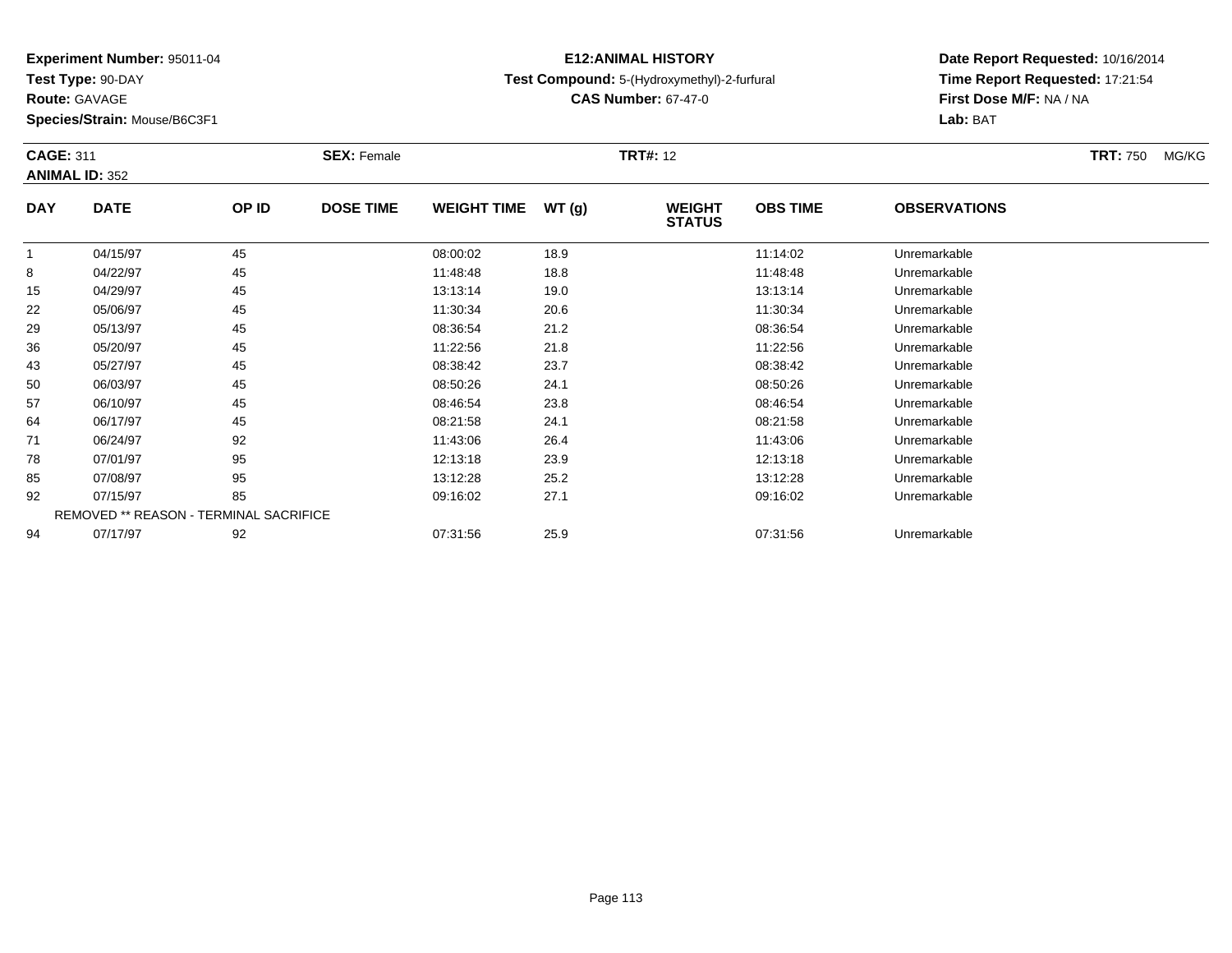**Experiment Number:** 95011-04
**Test Type:** 90-DAY
**Route:** GAVAGE
**Species/Strain:** Mouse/B6C3F1

**E12:ANIMAL HISTORY**
**Test Compound:** 5-(Hydroxymethyl)-2-furfural
**CAS Number:** 67-47-0

**Date Report Requested:** 10/16/2014
**Time Report Requested:** 17:21:54
**First Dose M/F:** NA / NA
**Lab:** BAT

**CAGE:** 311 **SEX:** Female **TRT#:** 12 **TRT:** 750 MG/KG
**ANIMAL ID:** 352

| DAY | DATE | OP ID | DOSE TIME | WEIGHT TIME | WT (g) | WEIGHT STATUS | OBS TIME | OBSERVATIONS |
|---|---|---|---|---|---|---|---|---|
| 1 | 04/15/97 | 45 | | 08:00:02 | 18.9 | | 11:14:02 | Unremarkable |
| 8 | 04/22/97 | 45 | | 11:48:48 | 18.8 | | 11:48:48 | Unremarkable |
| 15 | 04/29/97 | 45 | | 13:13:14 | 19.0 | | 13:13:14 | Unremarkable |
| 22 | 05/06/97 | 45 | | 11:30:34 | 20.6 | | 11:30:34 | Unremarkable |
| 29 | 05/13/97 | 45 | | 08:36:54 | 21.2 | | 08:36:54 | Unremarkable |
| 36 | 05/20/97 | 45 | | 11:22:56 | 21.8 | | 11:22:56 | Unremarkable |
| 43 | 05/27/97 | 45 | | 08:38:42 | 23.7 | | 08:38:42 | Unremarkable |
| 50 | 06/03/97 | 45 | | 08:50:26 | 24.1 | | 08:50:26 | Unremarkable |
| 57 | 06/10/97 | 45 | | 08:46:54 | 23.8 | | 08:46:54 | Unremarkable |
| 64 | 06/17/97 | 45 | | 08:21:58 | 24.1 | | 08:21:58 | Unremarkable |
| 71 | 06/24/97 | 92 | | 11:43:06 | 26.4 | | 11:43:06 | Unremarkable |
| 78 | 07/01/97 | 95 | | 12:13:18 | 23.9 | | 12:13:18 | Unremarkable |
| 85 | 07/08/97 | 95 | | 13:12:28 | 25.2 | | 13:12:28 | Unremarkable |
| 92 | 07/15/97 | 85 | | 09:16:02 | 27.1 | | 09:16:02 | Unremarkable |
| REMOVED ** REASON - TERMINAL SACRIFICE | | | | | | | | |
| 94 | 07/17/97 | 92 | | 07:31:56 | 25.9 | | 07:31:56 | Unremarkable |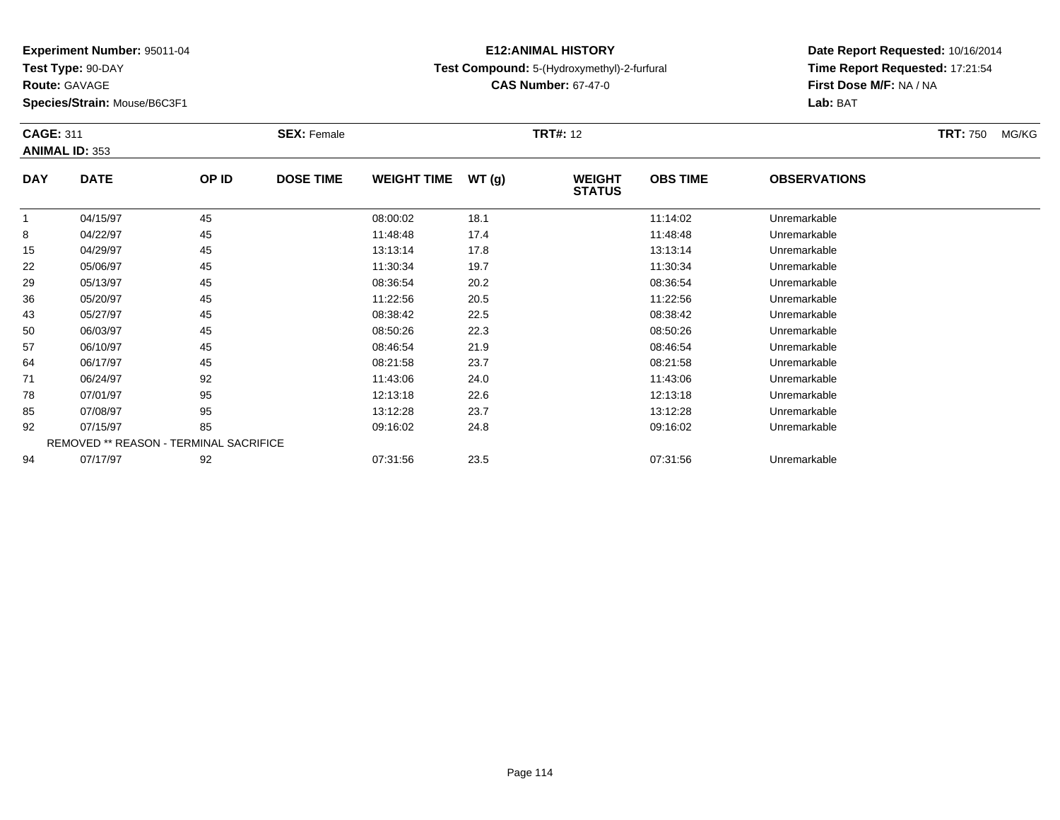**Experiment Number:** 95011-04
**Test Type:** 90-DAY
**Route:** GAVAGE
**Species/Strain:** Mouse/B6C3F1

**E12:ANIMAL HISTORY**
**Test Compound:** 5-(Hydroxymethyl)-2-furfural
**CAS Number:** 67-47-0

**Date Report Requested:** 10/16/2014
**Time Report Requested:** 17:21:54
**First Dose M/F:** NA / NA
**Lab:** BAT

**CAGE:** 311 **SEX:** Female **TRT#:** 12 **TRT:** 750 MG/KG
**ANIMAL ID:** 353

| DAY | DATE | OP ID | DOSE TIME | WEIGHT TIME | WT (g) | WEIGHT STATUS | OBS TIME | OBSERVATIONS |
|---|---|---|---|---|---|---|---|---|
| 1 | 04/15/97 | 45 | | 08:00:02 | 18.1 | | 11:14:02 | Unremarkable |
| 8 | 04/22/97 | 45 | | 11:48:48 | 17.4 | | 11:48:48 | Unremarkable |
| 15 | 04/29/97 | 45 | | 13:13:14 | 17.8 | | 13:13:14 | Unremarkable |
| 22 | 05/06/97 | 45 | | 11:30:34 | 19.7 | | 11:30:34 | Unremarkable |
| 29 | 05/13/97 | 45 | | 08:36:54 | 20.2 | | 08:36:54 | Unremarkable |
| 36 | 05/20/97 | 45 | | 11:22:56 | 20.5 | | 11:22:56 | Unremarkable |
| 43 | 05/27/97 | 45 | | 08:38:42 | 22.5 | | 08:38:42 | Unremarkable |
| 50 | 06/03/97 | 45 | | 08:50:26 | 22.3 | | 08:50:26 | Unremarkable |
| 57 | 06/10/97 | 45 | | 08:46:54 | 21.9 | | 08:46:54 | Unremarkable |
| 64 | 06/17/97 | 45 | | 08:21:58 | 23.7 | | 08:21:58 | Unremarkable |
| 71 | 06/24/97 | 92 | | 11:43:06 | 24.0 | | 11:43:06 | Unremarkable |
| 78 | 07/01/97 | 95 | | 12:13:18 | 22.6 | | 12:13:18 | Unremarkable |
| 85 | 07/08/97 | 95 | | 13:12:28 | 23.7 | | 13:12:28 | Unremarkable |
| 92 | 07/15/97 | 85 | | 09:16:02 | 24.8 | | 09:16:02 | Unremarkable |
| REMOVED ** REASON - TERMINAL SACRIFICE | | | | | | | | |
| 94 | 07/17/97 | 92 | | 07:31:56 | 23.5 | | 07:31:56 | Unremarkable |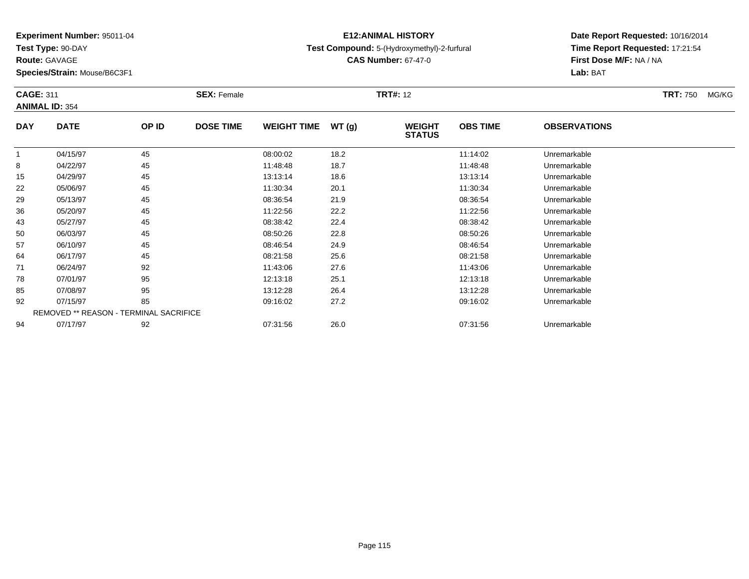**Experiment Number:** 95011-04
**Test Type:** 90-DAY
**Route:** GAVAGE
**Species/Strain:** Mouse/B6C3F1

**E12:ANIMAL HISTORY**
**Test Compound:** 5-(Hydroxymethyl)-2-furfural
**CAS Number:** 67-47-0

**Date Report Requested:** 10/16/2014
**Time Report Requested:** 17:21:54
**First Dose M/F:** NA / NA
**Lab:** BAT

**CAGE:** 311 **SEX:** Female **TRT#:** 12 **TRT:** 750 MG/KG
**ANIMAL ID:** 354

| DAY | DATE | OP ID | DOSE TIME | WEIGHT TIME | WT (g) | WEIGHT STATUS | OBS TIME | OBSERVATIONS |
|---|---|---|---|---|---|---|---|---|
| 1 | 04/15/97 | 45 | | 08:00:02 | 18.2 | | 11:14:02 | Unremarkable |
| 8 | 04/22/97 | 45 | | 11:48:48 | 18.7 | | 11:48:48 | Unremarkable |
| 15 | 04/29/97 | 45 | | 13:13:14 | 18.6 | | 13:13:14 | Unremarkable |
| 22 | 05/06/97 | 45 | | 11:30:34 | 20.1 | | 11:30:34 | Unremarkable |
| 29 | 05/13/97 | 45 | | 08:36:54 | 21.9 | | 08:36:54 | Unremarkable |
| 36 | 05/20/97 | 45 | | 11:22:56 | 22.2 | | 11:22:56 | Unremarkable |
| 43 | 05/27/97 | 45 | | 08:38:42 | 22.4 | | 08:38:42 | Unremarkable |
| 50 | 06/03/97 | 45 | | 08:50:26 | 22.8 | | 08:50:26 | Unremarkable |
| 57 | 06/10/97 | 45 | | 08:46:54 | 24.9 | | 08:46:54 | Unremarkable |
| 64 | 06/17/97 | 45 | | 08:21:58 | 25.6 | | 08:21:58 | Unremarkable |
| 71 | 06/24/97 | 92 | | 11:43:06 | 27.6 | | 11:43:06 | Unremarkable |
| 78 | 07/01/97 | 95 | | 12:13:18 | 25.1 | | 12:13:18 | Unremarkable |
| 85 | 07/08/97 | 95 | | 13:12:28 | 26.4 | | 13:12:28 | Unremarkable |
| 92 | 07/15/97 | 85 | | 09:16:02 | 27.2 | | 09:16:02 | Unremarkable |
| REMOVED ** REASON - TERMINAL SACRIFICE | | | | | | | | |
| 94 | 07/17/97 | 92 | | 07:31:56 | 26.0 | | 07:31:56 | Unremarkable |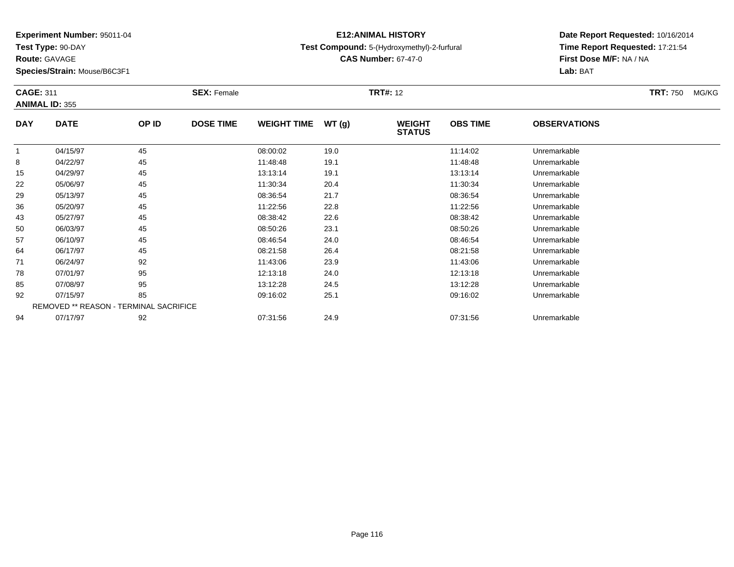**Experiment Number:** 95011-04
**Test Type:** 90-DAY
**Route:** GAVAGE
**Species/Strain:** Mouse/B6C3F1

**E12:ANIMAL HISTORY**
**Test Compound:** 5-(Hydroxymethyl)-2-furfural
**CAS Number:** 67-47-0

**Date Report Requested:** 10/16/2014
**Time Report Requested:** 17:21:54
**First Dose M/F:** NA / NA
**Lab:** BAT

**CAGE:** 311 **SEX:** Female **TRT#:** 12 **TRT:** 750 MG/KG
**ANIMAL ID:** 355

| DAY | DATE | OP ID | DOSE TIME | WEIGHT TIME | WT (g) | WEIGHT STATUS | OBS TIME | OBSERVATIONS |
|---|---|---|---|---|---|---|---|---|
| 1 | 04/15/97 | 45 | | 08:00:02 | 19.0 | | 11:14:02 | Unremarkable |
| 8 | 04/22/97 | 45 | | 11:48:48 | 19.1 | | 11:48:48 | Unremarkable |
| 15 | 04/29/97 | 45 | | 13:13:14 | 19.1 | | 13:13:14 | Unremarkable |
| 22 | 05/06/97 | 45 | | 11:30:34 | 20.4 | | 11:30:34 | Unremarkable |
| 29 | 05/13/97 | 45 | | 08:36:54 | 21.7 | | 08:36:54 | Unremarkable |
| 36 | 05/20/97 | 45 | | 11:22:56 | 22.8 | | 11:22:56 | Unremarkable |
| 43 | 05/27/97 | 45 | | 08:38:42 | 22.6 | | 08:38:42 | Unremarkable |
| 50 | 06/03/97 | 45 | | 08:50:26 | 23.1 | | 08:50:26 | Unremarkable |
| 57 | 06/10/97 | 45 | | 08:46:54 | 24.0 | | 08:46:54 | Unremarkable |
| 64 | 06/17/97 | 45 | | 08:21:58 | 26.4 | | 08:21:58 | Unremarkable |
| 71 | 06/24/97 | 92 | | 11:43:06 | 23.9 | | 11:43:06 | Unremarkable |
| 78 | 07/01/97 | 95 | | 12:13:18 | 24.0 | | 12:13:18 | Unremarkable |
| 85 | 07/08/97 | 95 | | 13:12:28 | 24.5 | | 13:12:28 | Unremarkable |
| 92 | 07/15/97 | 85 | | 09:16:02 | 25.1 | | 09:16:02 | Unremarkable |
| REMOVED ** REASON - TERMINAL SACRIFICE | | | | | | | | |
| 94 | 07/17/97 | 92 | | 07:31:56 | 24.9 | | 07:31:56 | Unremarkable |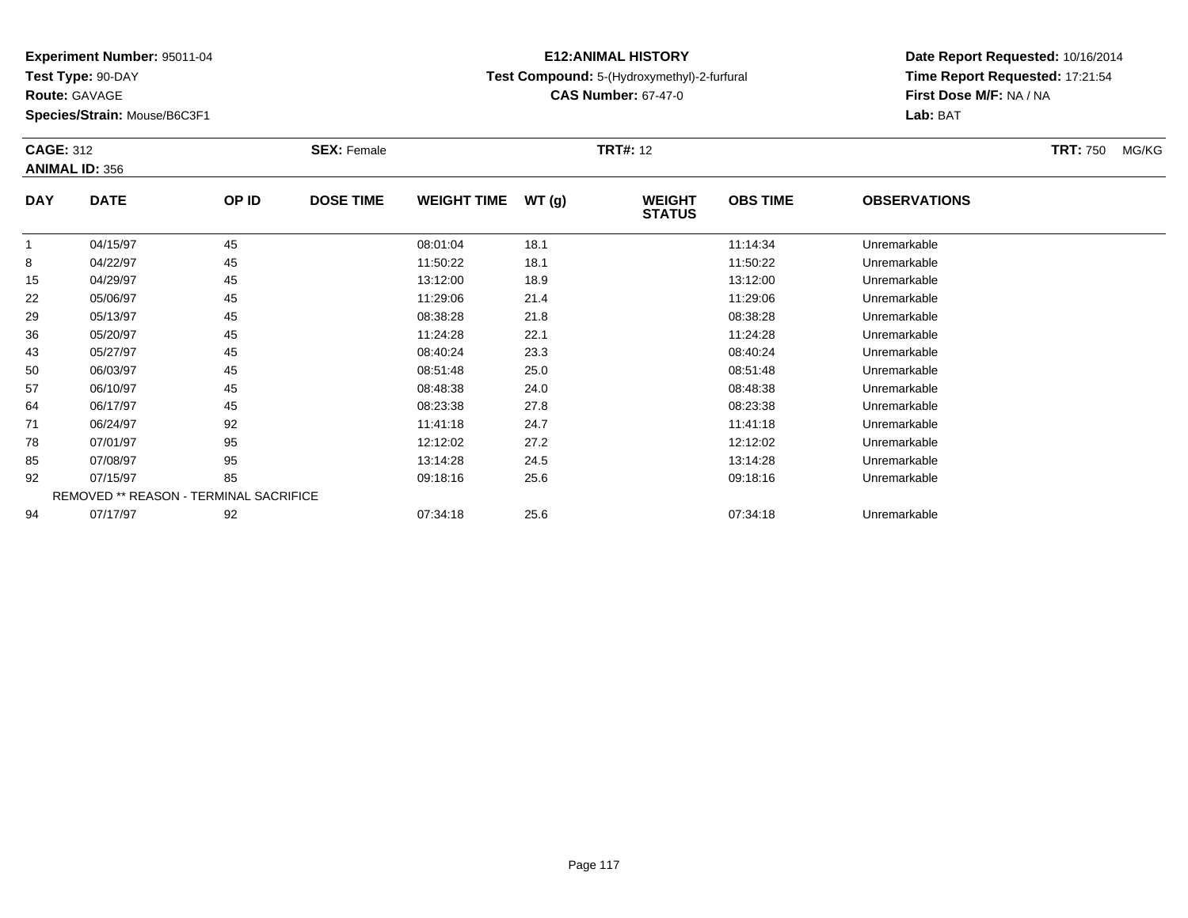**Experiment Number:** 95011-04
**Test Type:** 90-DAY
**Route:** GAVAGE
**Species/Strain:** Mouse/B6C3F1

# E12:ANIMAL HISTORY

**Test Compound:** 5-(Hydroxymethyl)-2-furfural
**CAS Number:** 67-47-0

**Date Report Requested:** 10/16/2014
**Time Report Requested:** 17:21:54
**First Dose M/F:** NA / NA
**Lab:** BAT

**CAGE:** 312 **SEX:** Female **TRT#:** 12 **TRT:** 750 MG/KG
**ANIMAL ID:** 356

| DAY | DATE | OP ID | DOSE TIME | WEIGHT TIME | WT (g) | WEIGHT STATUS | OBS TIME | OBSERVATIONS |
|---|---|---|---|---|---|---|---|---|
| 1 | 04/15/97 | 45 | | 08:01:04 | 18.1 | | 11:14:34 | Unremarkable |
| 8 | 04/22/97 | 45 | | 11:50:22 | 18.1 | | 11:50:22 | Unremarkable |
| 15 | 04/29/97 | 45 | | 13:12:00 | 18.9 | | 13:12:00 | Unremarkable |
| 22 | 05/06/97 | 45 | | 11:29:06 | 21.4 | | 11:29:06 | Unremarkable |
| 29 | 05/13/97 | 45 | | 08:38:28 | 21.8 | | 08:38:28 | Unremarkable |
| 36 | 05/20/97 | 45 | | 11:24:28 | 22.1 | | 11:24:28 | Unremarkable |
| 43 | 05/27/97 | 45 | | 08:40:24 | 23.3 | | 08:40:24 | Unremarkable |
| 50 | 06/03/97 | 45 | | 08:51:48 | 25.0 | | 08:51:48 | Unremarkable |
| 57 | 06/10/97 | 45 | | 08:48:38 | 24.0 | | 08:48:38 | Unremarkable |
| 64 | 06/17/97 | 45 | | 08:23:38 | 27.8 | | 08:23:38 | Unremarkable |
| 71 | 06/24/97 | 92 | | 11:41:18 | 24.7 | | 11:41:18 | Unremarkable |
| 78 | 07/01/97 | 95 | | 12:12:02 | 27.2 | | 12:12:02 | Unremarkable |
| 85 | 07/08/97 | 95 | | 13:14:28 | 24.5 | | 13:14:28 | Unremarkable |
| 92 | 07/15/97 | 85 | | 09:18:16 | 25.6 | | 09:18:16 | Unremarkable |
| REMOVED ** REASON - TERMINAL SACRIFICE | | | | | | | | |
| 94 | 07/17/97 | 92 | | 07:34:18 | 25.6 | | 07:34:18 | Unremarkable |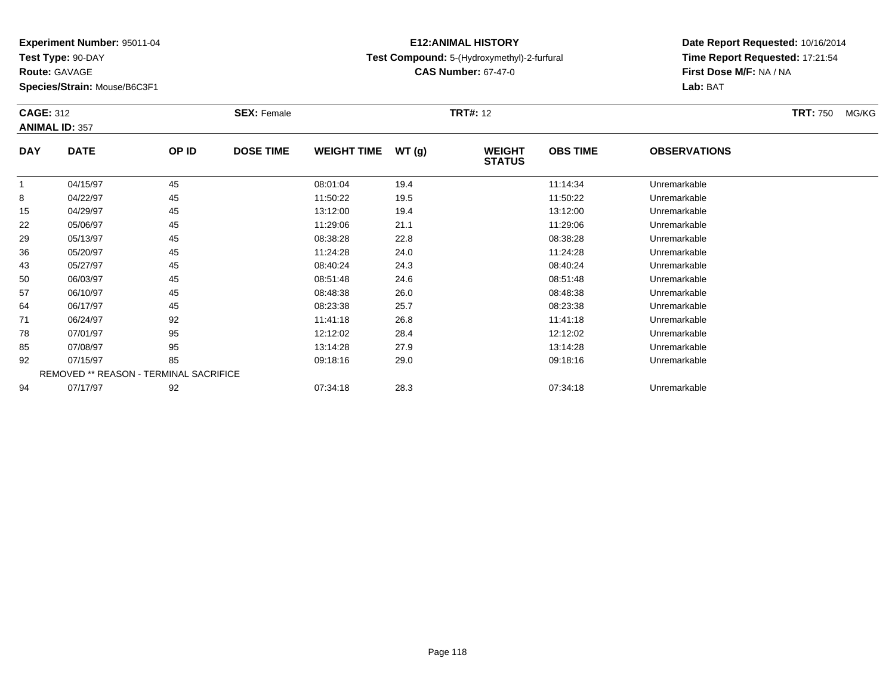**Experiment Number:** 95011-04
**Test Type:** 90-DAY
**Route:** GAVAGE
**Species/Strain:** Mouse/B6C3F1

**E12:ANIMAL HISTORY**
**Test Compound:** 5-(Hydroxymethyl)-2-furfural
**CAS Number:** 67-47-0

**Date Report Requested:** 10/16/2014
**Time Report Requested:** 17:21:54
**First Dose M/F:** NA / NA
**Lab:** BAT

**CAGE:** 312 **SEX:** Female **TRT#:** 12 **TRT:** 750 MG/KG
**ANIMAL ID:** 357

| DAY | DATE | OP ID | DOSE TIME | WEIGHT TIME | WT (g) | WEIGHT STATUS | OBS TIME | OBSERVATIONS |
|---|---|---|---|---|---|---|---|---|
| 1 | 04/15/97 | 45 | | 08:01:04 | 19.4 | | 11:14:34 | Unremarkable |
| 8 | 04/22/97 | 45 | | 11:50:22 | 19.5 | | 11:50:22 | Unremarkable |
| 15 | 04/29/97 | 45 | | 13:12:00 | 19.4 | | 13:12:00 | Unremarkable |
| 22 | 05/06/97 | 45 | | 11:29:06 | 21.1 | | 11:29:06 | Unremarkable |
| 29 | 05/13/97 | 45 | | 08:38:28 | 22.8 | | 08:38:28 | Unremarkable |
| 36 | 05/20/97 | 45 | | 11:24:28 | 24.0 | | 11:24:28 | Unremarkable |
| 43 | 05/27/97 | 45 | | 08:40:24 | 24.3 | | 08:40:24 | Unremarkable |
| 50 | 06/03/97 | 45 | | 08:51:48 | 24.6 | | 08:51:48 | Unremarkable |
| 57 | 06/10/97 | 45 | | 08:48:38 | 26.0 | | 08:48:38 | Unremarkable |
| 64 | 06/17/97 | 45 | | 08:23:38 | 25.7 | | 08:23:38 | Unremarkable |
| 71 | 06/24/97 | 92 | | 11:41:18 | 26.8 | | 11:41:18 | Unremarkable |
| 78 | 07/01/97 | 95 | | 12:12:02 | 28.4 | | 12:12:02 | Unremarkable |
| 85 | 07/08/97 | 95 | | 13:14:28 | 27.9 | | 13:14:28 | Unremarkable |
| 92 | 07/15/97 | 85 | | 09:18:16 | 29.0 | | 09:18:16 | Unremarkable |
| REMOVED ** REASON - TERMINAL SACRIFICE | | | | | | | | |
| 94 | 07/17/97 | 92 | | 07:34:18 | 28.3 | | 07:34:18 | Unremarkable |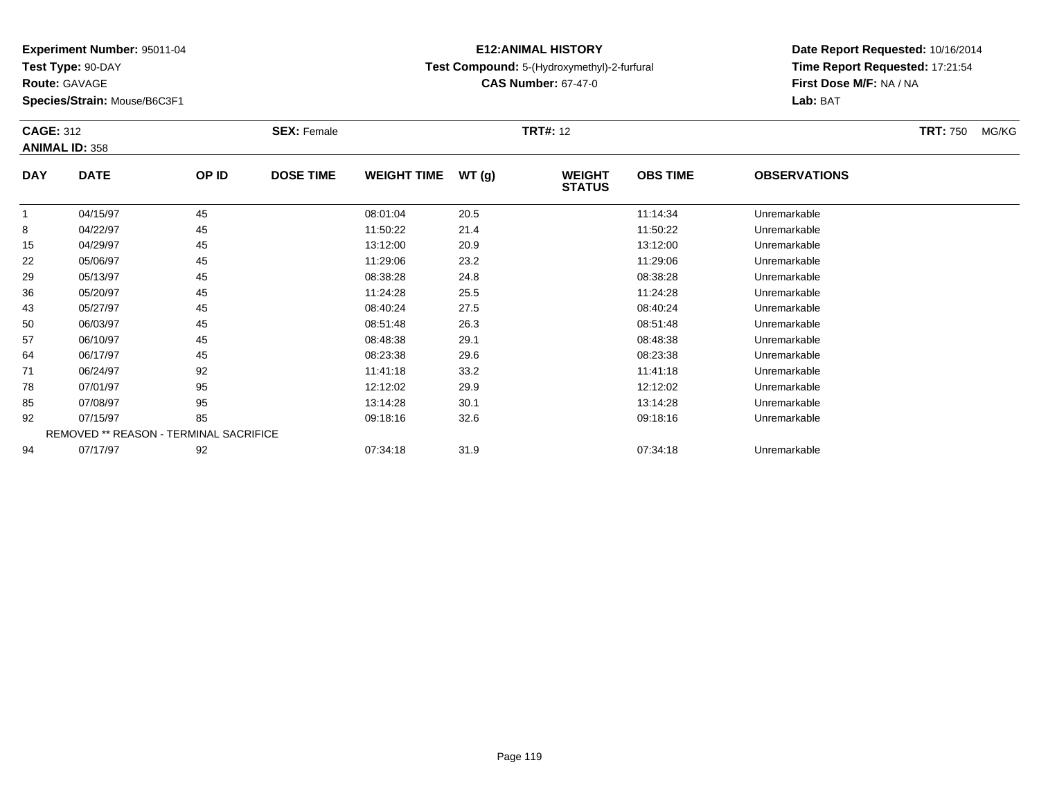**Experiment Number:** 95011-04
**Test Type:** 90-DAY
**Route:** GAVAGE
**Species/Strain:** Mouse/B6C3F1

# E12:ANIMAL HISTORY

**Test Compound:** 5-(Hydroxymethyl)-2-furfural
**CAS Number:** 67-47-0

**Date Report Requested:** 10/16/2014
**Time Report Requested:** 17:21:54
**First Dose M/F:** NA / NA
**Lab:** BAT

**CAGE:** 312 **SEX:** Female **TRT#:** 12 **TRT:** 750 MG/KG
**ANIMAL ID:** 358

| DAY | DATE | OP ID | DOSE TIME | WEIGHT TIME | WT (g) | WEIGHT STATUS | OBS TIME | OBSERVATIONS |
|---|---|---|---|---|---|---|---|---|
| 1 | 04/15/97 | 45 | | 08:01:04 | 20.5 | | 11:14:34 | Unremarkable |
| 8 | 04/22/97 | 45 | | 11:50:22 | 21.4 | | 11:50:22 | Unremarkable |
| 15 | 04/29/97 | 45 | | 13:12:00 | 20.9 | | 13:12:00 | Unremarkable |
| 22 | 05/06/97 | 45 | | 11:29:06 | 23.2 | | 11:29:06 | Unremarkable |
| 29 | 05/13/97 | 45 | | 08:38:28 | 24.8 | | 08:38:28 | Unremarkable |
| 36 | 05/20/97 | 45 | | 11:24:28 | 25.5 | | 11:24:28 | Unremarkable |
| 43 | 05/27/97 | 45 | | 08:40:24 | 27.5 | | 08:40:24 | Unremarkable |
| 50 | 06/03/97 | 45 | | 08:51:48 | 26.3 | | 08:51:48 | Unremarkable |
| 57 | 06/10/97 | 45 | | 08:48:38 | 29.1 | | 08:48:38 | Unremarkable |
| 64 | 06/17/97 | 45 | | 08:23:38 | 29.6 | | 08:23:38 | Unremarkable |
| 71 | 06/24/97 | 92 | | 11:41:18 | 33.2 | | 11:41:18 | Unremarkable |
| 78 | 07/01/97 | 95 | | 12:12:02 | 29.9 | | 12:12:02 | Unremarkable |
| 85 | 07/08/97 | 95 | | 13:14:28 | 30.1 | | 13:14:28 | Unremarkable |
| 92 | 07/15/97 | 85 | | 09:18:16 | 32.6 | | 09:18:16 | Unremarkable |
| REMOVED ** REASON - TERMINAL SACRIFICE | | | | | | | | |
| 94 | 07/17/97 | 92 | | 07:34:18 | 31.9 | | 07:34:18 | Unremarkable |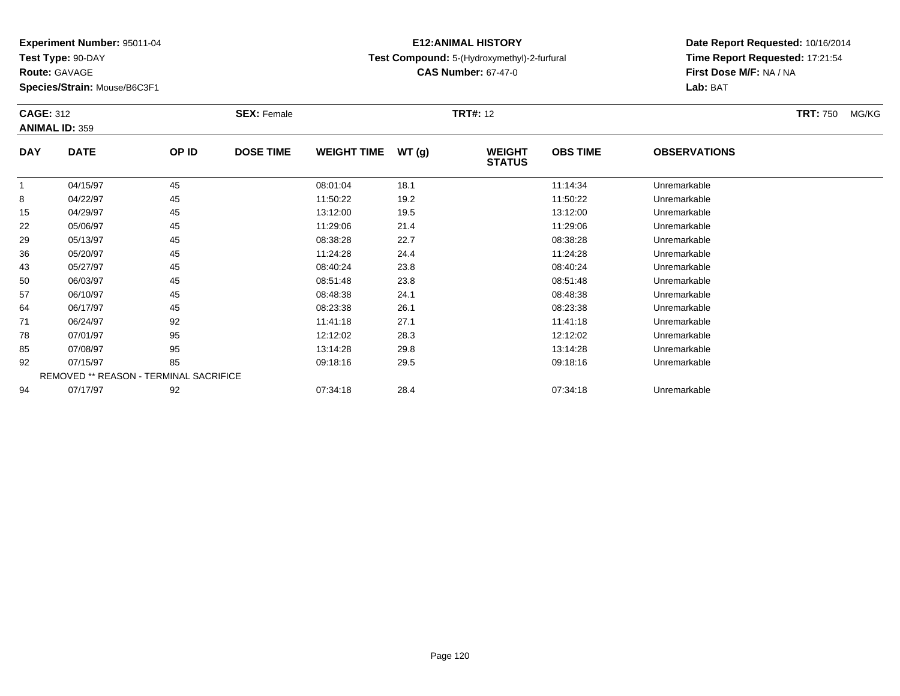**Experiment Number:** 95011-04
**Test Type:** 90-DAY
**Route:** GAVAGE
**Species/Strain:** Mouse/B6C3F1

**E12:ANIMAL HISTORY**
**Test Compound:** 5-(Hydroxymethyl)-2-furfural
**CAS Number:** 67-47-0

**Date Report Requested:** 10/16/2014
**Time Report Requested:** 17:21:54
**First Dose M/F:** NA / NA
**Lab:** BAT

**CAGE:** 312 **SEX:** Female **TRT#:** 12 **TRT:** 750 MG/KG
**ANIMAL ID:** 359

| DAY | DATE | OP ID | DOSE TIME | WEIGHT TIME | WT (g) | WEIGHT STATUS | OBS TIME | OBSERVATIONS |
|---|---|---|---|---|---|---|---|---|
| 1 | 04/15/97 | 45 | | 08:01:04 | 18.1 | | 11:14:34 | Unremarkable |
| 8 | 04/22/97 | 45 | | 11:50:22 | 19.2 | | 11:50:22 | Unremarkable |
| 15 | 04/29/97 | 45 | | 13:12:00 | 19.5 | | 13:12:00 | Unremarkable |
| 22 | 05/06/97 | 45 | | 11:29:06 | 21.4 | | 11:29:06 | Unremarkable |
| 29 | 05/13/97 | 45 | | 08:38:28 | 22.7 | | 08:38:28 | Unremarkable |
| 36 | 05/20/97 | 45 | | 11:24:28 | 24.4 | | 11:24:28 | Unremarkable |
| 43 | 05/27/97 | 45 | | 08:40:24 | 23.8 | | 08:40:24 | Unremarkable |
| 50 | 06/03/97 | 45 | | 08:51:48 | 23.8 | | 08:51:48 | Unremarkable |
| 57 | 06/10/97 | 45 | | 08:48:38 | 24.1 | | 08:48:38 | Unremarkable |
| 64 | 06/17/97 | 45 | | 08:23:38 | 26.1 | | 08:23:38 | Unremarkable |
| 71 | 06/24/97 | 92 | | 11:41:18 | 27.1 | | 11:41:18 | Unremarkable |
| 78 | 07/01/97 | 95 | | 12:12:02 | 28.3 | | 12:12:02 | Unremarkable |
| 85 | 07/08/97 | 95 | | 13:14:28 | 29.8 | | 13:14:28 | Unremarkable |
| 92 | 07/15/97 | 85 | | 09:18:16 | 29.5 | | 09:18:16 | Unremarkable |
| REMOVED ** REASON - TERMINAL SACRIFICE | | | | | | | | |
| 94 | 07/17/97 | 92 | | 07:34:18 | 28.4 | | 07:34:18 | Unremarkable |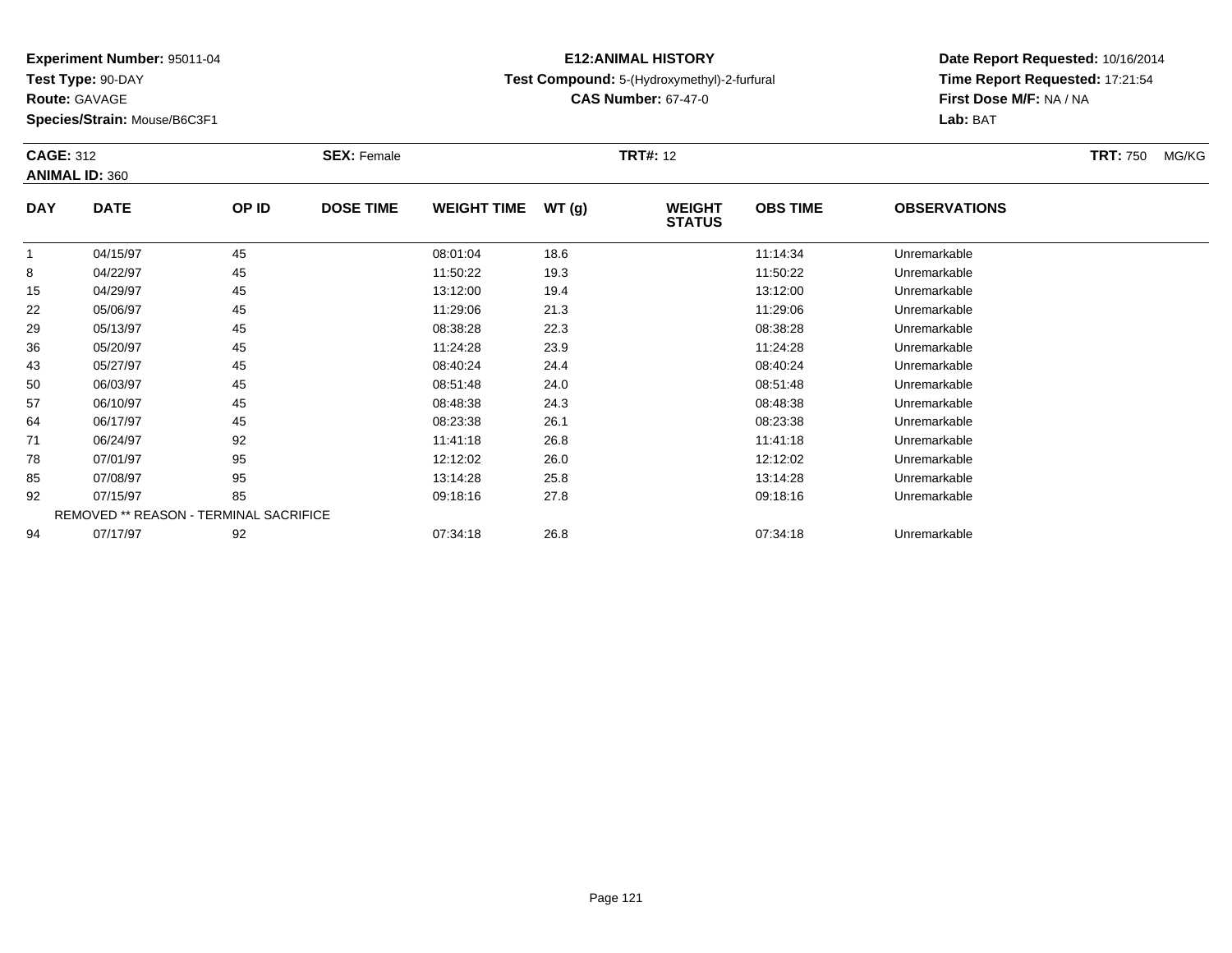**Experiment Number:** 95011-04
**Test Type:** 90-DAY
**Route:** GAVAGE
**Species/Strain:** Mouse/B6C3F1

**E12:ANIMAL HISTORY**
**Test Compound:** 5-(Hydroxymethyl)-2-furfural
**CAS Number:** 67-47-0

**Date Report Requested:** 10/16/2014
**Time Report Requested:** 17:21:54
**First Dose M/F:** NA / NA
**Lab:** BAT

**CAGE:** 312 **SEX:** Female **TRT#:** 12 **TRT:** 750 MG/KG
**ANIMAL ID:** 360

| DAY | DATE | OP ID | DOSE TIME | WEIGHT TIME | WT (g) | WEIGHT STATUS | OBS TIME | OBSERVATIONS |
|---|---|---|---|---|---|---|---|---|
| 1 | 04/15/97 | 45 | | 08:01:04 | 18.6 | | 11:14:34 | Unremarkable |
| 8 | 04/22/97 | 45 | | 11:50:22 | 19.3 | | 11:50:22 | Unremarkable |
| 15 | 04/29/97 | 45 | | 13:12:00 | 19.4 | | 13:12:00 | Unremarkable |
| 22 | 05/06/97 | 45 | | 11:29:06 | 21.3 | | 11:29:06 | Unremarkable |
| 29 | 05/13/97 | 45 | | 08:38:28 | 22.3 | | 08:38:28 | Unremarkable |
| 36 | 05/20/97 | 45 | | 11:24:28 | 23.9 | | 11:24:28 | Unremarkable |
| 43 | 05/27/97 | 45 | | 08:40:24 | 24.4 | | 08:40:24 | Unremarkable |
| 50 | 06/03/97 | 45 | | 08:51:48 | 24.0 | | 08:51:48 | Unremarkable |
| 57 | 06/10/97 | 45 | | 08:48:38 | 24.3 | | 08:48:38 | Unremarkable |
| 64 | 06/17/97 | 45 | | 08:23:38 | 26.1 | | 08:23:38 | Unremarkable |
| 71 | 06/24/97 | 92 | | 11:41:18 | 26.8 | | 11:41:18 | Unremarkable |
| 78 | 07/01/97 | 95 | | 12:12:02 | 26.0 | | 12:12:02 | Unremarkable |
| 85 | 07/08/97 | 95 | | 13:14:28 | 25.8 | | 13:14:28 | Unremarkable |
| 92 | 07/15/97 | 85 | | 09:18:16 | 27.8 | | 09:18:16 | Unremarkable |
| REMOVED ** REASON - TERMINAL SACRIFICE | | | | | | | | |
| 94 | 07/17/97 | 92 | | 07:34:18 | 26.8 | | 07:34:18 | Unremarkable |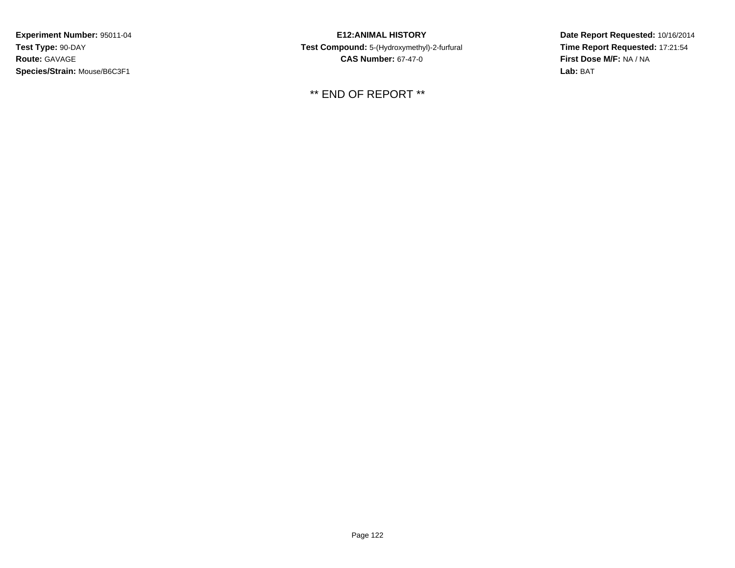**Experiment Number:** 95011-04
**Test Type:** 90-DAY
**Route:** GAVAGE
**Species/Strain:** Mouse/B6C3F1

**E12:ANIMAL HISTORY**
**Test Compound:** 5-(Hydroxymethyl)-2-furfural
**CAS Number:** 67-47-0

**Date Report Requested:** 10/16/2014
**Time Report Requested:** 17:21:54
**First Dose M/F:** NA / NA
**Lab:** BAT

** END OF REPORT **